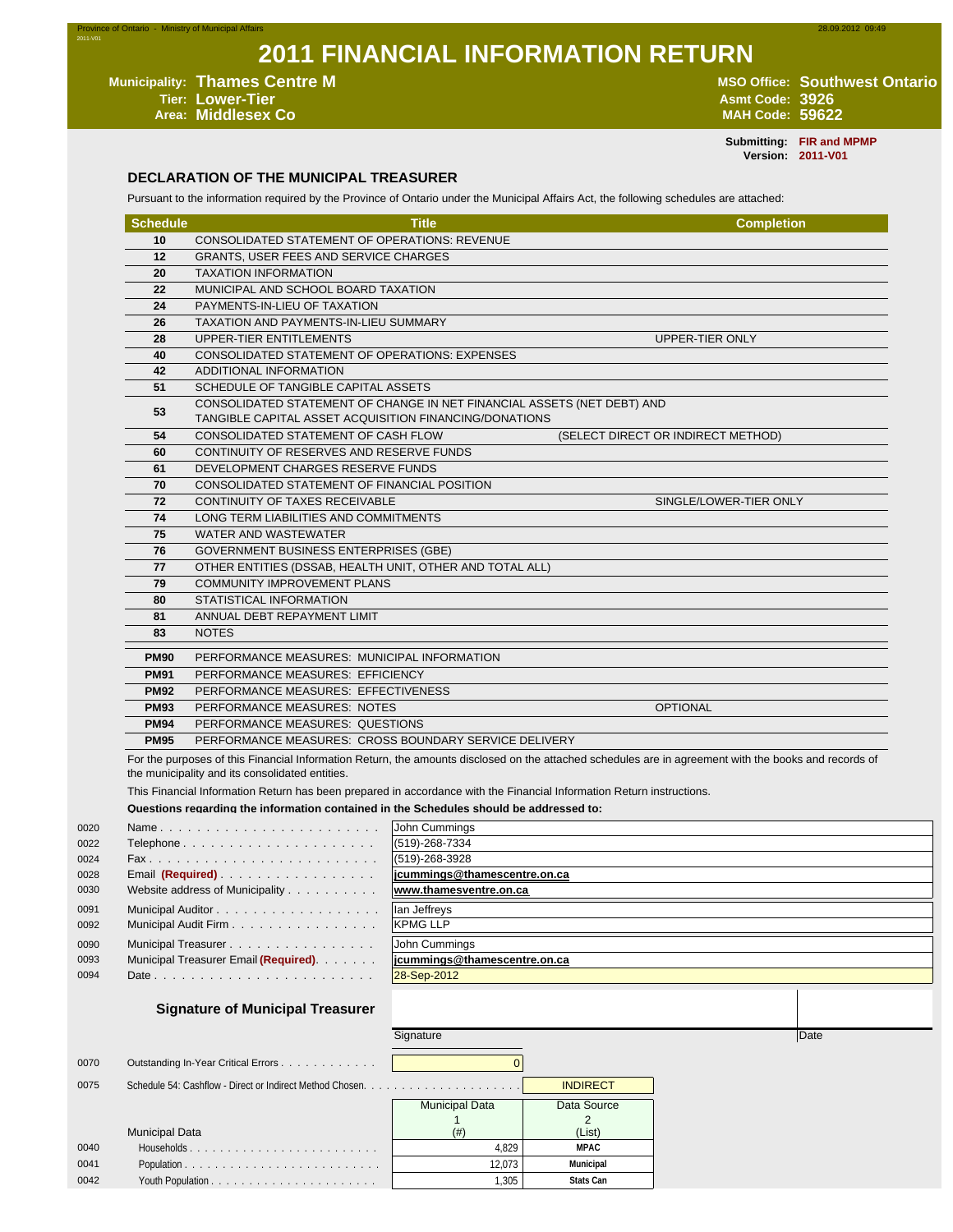Province of Ontario - Ministry of Municipal Affairs

2011-V01

# 2011 FINANCIAL INFORMATION RETURN

**Municipality:** **Thames Centre M**
**Tier:** **Lower-Tier**
**Area:** **Middlesex Co**

**MSO Office:** **Southwest Ontario**
**Asmt Code:** **3926**
**MAH Code:** **59622**

**Submitting:** **FIR and MPMP**
**Version:** **2011-V01**

## DECLARATION OF THE MUNICIPAL TREASURER

Pursuant to the information required by the Province of Ontario under the Municipal Affairs Act, the following schedules are attached:

| Schedule | Title | Completion |
|---|---|---|
| 10 | CONSOLIDATED STATEMENT OF OPERATIONS: REVENUE | |
| 12 | GRANTS, USER FEES AND SERVICE CHARGES | |
| 20 | TAXATION INFORMATION | |
| 22 | MUNICIPAL AND SCHOOL BOARD TAXATION | |
| 24 | PAYMENTS-IN-LIEU OF TAXATION | |
| 26 | TAXATION AND PAYMENTS-IN-LIEU SUMMARY | |
| 28 | UPPER-TIER ENTITLEMENTS | UPPER-TIER ONLY |
| 40 | CONSOLIDATED STATEMENT OF OPERATIONS: EXPENSES | |
| 42 | ADDITIONAL INFORMATION | |
| 51 | SCHEDULE OF TANGIBLE CAPITAL ASSETS | |
| 53 | CONSOLIDATED STATEMENT OF CHANGE IN NET FINANCIAL ASSETS (NET DEBT) AND TANGIBLE CAPITAL ASSET ACQUISITION FINANCING/DONATIONS | |
| 54 | CONSOLIDATED STATEMENT OF CASH FLOW | (SELECT DIRECT OR INDIRECT METHOD) |
| 60 | CONTINUITY OF RESERVES AND RESERVE FUNDS | |
| 61 | DEVELOPMENT CHARGES RESERVE FUNDS | |
| 70 | CONSOLIDATED STATEMENT OF FINANCIAL POSITION | |
| 72 | CONTINUITY OF TAXES RECEIVABLE | SINGLE/LOWER-TIER ONLY |
| 74 | LONG TERM LIABILITIES AND COMMITMENTS | |
| 75 | WATER AND WASTEWATER | |
| 76 | GOVERNMENT BUSINESS ENTERPRISES (GBE) | |
| 77 | OTHER ENTITIES (DSSAB, HEALTH UNIT, OTHER AND TOTAL ALL) | |
| 79 | COMMUNITY IMPROVEMENT PLANS | |
| 80 | STATISTICAL INFORMATION | |
| 81 | ANNUAL DEBT REPAYMENT LIMIT | |
| 83 | NOTES | |
| PM90 | PERFORMANCE MEASURES: MUNICIPAL INFORMATION | |
| PM91 | PERFORMANCE MEASURES: EFFICIENCY | |
| PM92 | PERFORMANCE MEASURES: EFFECTIVENESS | |
| PM93 | PERFORMANCE MEASURES: NOTES | OPTIONAL |
| PM94 | PERFORMANCE MEASURES: QUESTIONS | |
| PM95 | PERFORMANCE MEASURES: CROSS BOUNDARY SERVICE DELIVERY | |

For the purposes of this Financial Information Return, the amounts disclosed on the attached schedules are in agreement with the books and records of the municipality and its consolidated entities.

This Financial Information Return has been prepared in accordance with the Financial Information Return instructions.

**Questions regarding the information contained in the Schedules should be addressed to:**

| Line | Field | Value |
|---|---|---|
| 0020 | Name | John Cummings |
| 0022 | Telephone | (519)-268-7334 |
| 0024 | Fax | (519)-268-3928 |
| 0028 | Email **(Required)** | **jcummings@thamescentre.on.ca** |
| 0030 | Website address of Municipality | **www.thamesventre.on.ca** |
| 0091 | Municipal Auditor | Ian Jeffreys |
| 0092 | Municipal Audit Firm | KPMG LLP |
| 0090 | Municipal Treasurer | John Cummings |
| 0093 | Municipal Treasurer Email **(Required)** | **jcummings@thamescentre.on.ca** |
| 0094 | Date | 28-Sep-2012 |

### Signature of Municipal Treasurer

Signature | Date

| Line | Item | Value |
|---|---|---|
| 0070 | Outstanding In-Year Critical Errors | 0 |
| 0075 | Schedule 54: Cashflow - Direct or Indirect Method Chosen. | INDIRECT |

| Line | Municipal Data | Municipal Data 1 (#) | Data Source 2 (List) |
|---|---|---|---|
| 0040 | Households | 4,829 | MPAC |
| 0041 | Population | 12,073 | Municipal |
| 0042 | Youth Population | 1,305 | Stats Can |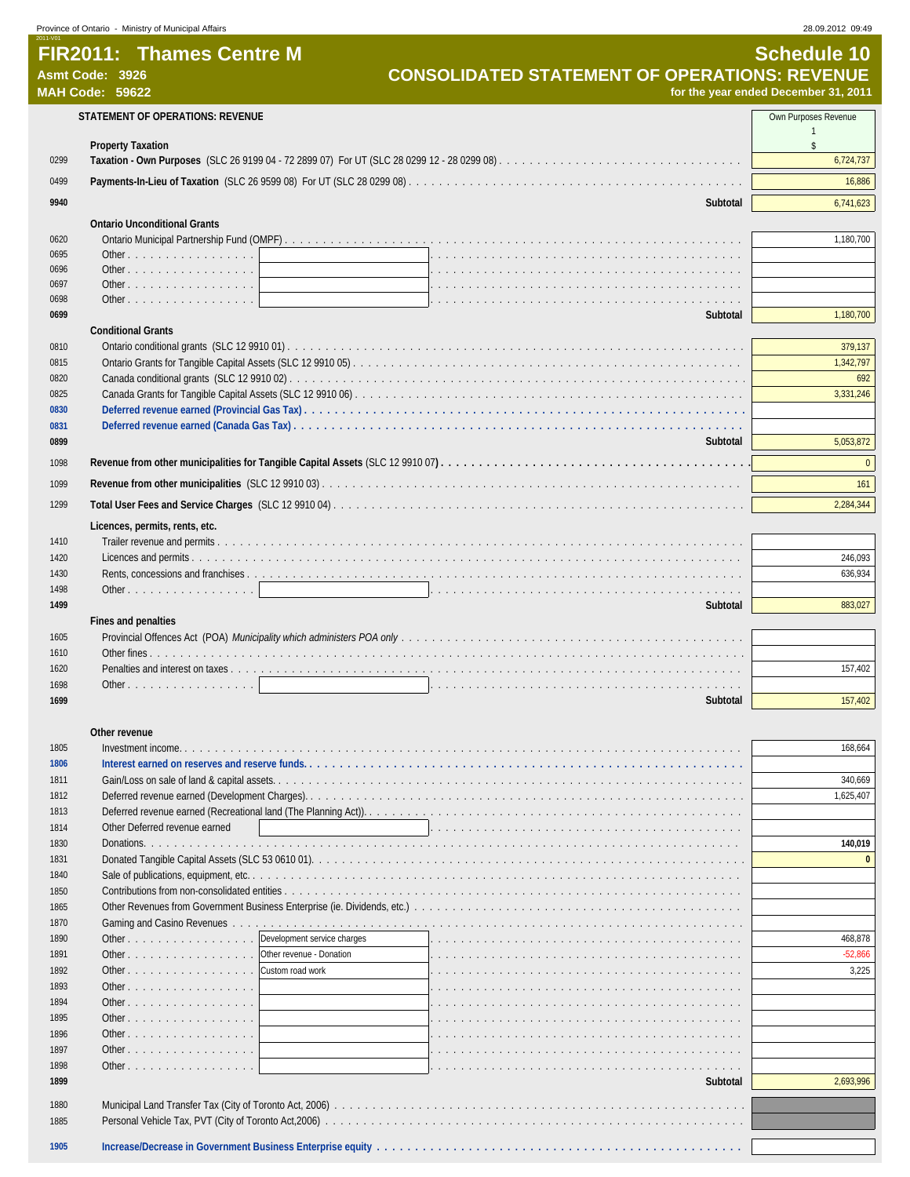# FIR2011: Thames Centre M

**Asmt Code: 3926**
**MAH Code: 59622**

## Schedule 10
## CONSOLIDATED STATEMENT OF OPERATIONS: REVENUE
**for the year ended December 31, 2011**

| Line | STATEMENT OF OPERATIONS: REVENUE | | Own Purposes Revenue 1 $ |
|---|---|---|---|
| | **Property Taxation** | | |
| 0299 | **Taxation - Own Purposes** (SLC 26 9199 04 - 72 2899 07) For UT (SLC 28 0299 12 - 28 0299 08) | | 6,724,737 |
| 0499 | **Payments-In-Lieu of Taxation** (SLC 26 9599 08) For UT (SLC 28 0299 08) | | 16,886 |
| 9940 | | Subtotal | 6,741,623 |
| | **Ontario Unconditional Grants** | | |
| 0620 | Ontario Municipal Partnership Fund (OMPF) | | 1,180,700 |
| 0695 | Other | | |
| 0696 | Other | | |
| 0697 | Other | | |
| 0698 | Other | | |
| 0699 | | Subtotal | 1,180,700 |
| | **Conditional Grants** | | |
| 0810 | Ontario conditional grants (SLC 12 9910 01) | | 379,137 |
| 0815 | Ontario Grants for Tangible Capital Assets (SLC 12 9910 05) | | 1,342,797 |
| 0820 | Canada conditional grants (SLC 12 9910 02) | | 692 |
| 0825 | Canada Grants for Tangible Capital Assets (SLC 12 9910 06) | | 3,331,246 |
| 0830 | **Deferred revenue earned (Provincial Gas Tax)** | | |
| 0831 | **Deferred revenue earned (Canada Gas Tax)** | | |
| 0899 | | Subtotal | 5,053,872 |
| 1098 | **Revenue from other municipalities for Tangible Capital Assets** (SLC 12 9910 07) | | 0 |
| 1099 | **Revenue from other municipalities** (SLC 12 9910 03) | | 161 |
| 1299 | **Total User Fees and Service Charges** (SLC 12 9910 04) | | 2,284,344 |
| | **Licences, permits, rents, etc.** | | |
| 1410 | Trailer revenue and permits | | |
| 1420 | Licences and permits | | 246,093 |
| 1430 | Rents, concessions and franchises | | 636,934 |
| 1498 | Other | | |
| 1499 | | Subtotal | 883,027 |
| | **Fines and penalties** | | |
| 1605 | Provincial Offences Act (POA) *Municipality which administers POA only* | | |
| 1610 | Other fines | | |
| 1620 | Penalties and interest on taxes | | 157,402 |
| 1698 | Other | | |
| 1699 | | Subtotal | 157,402 |
| | **Other revenue** | | |
| 1805 | Investment income | | 168,664 |
| 1806 | **Interest earned on reserves and reserve funds** | | |
| 1811 | Gain/Loss on sale of land & capital assets | | 340,669 |
| 1812 | Deferred revenue earned (Development Charges) | | 1,625,407 |
| 1813 | Deferred revenue earned (Recreational land (The Planning Act)) | | |
| 1814 | Other Deferred revenue earned | | |
| 1830 | Donations | | **140,019** |
| 1831 | Donated Tangible Capital Assets (SLC 53 0610 01) | | **0** |
| 1840 | Sale of publications, equipment, etc. | | |
| 1850 | Contributions from non-consolidated entities | | |
| 1865 | Other Revenues from Government Business Enterprise (ie. Dividends, etc.) | | |
| 1870 | Gaming and Casino Revenues | | |
| 1890 | Other | Development service charges | 468,878 |
| 1891 | Other | Other revenue - Donation | -52,866 |
| 1892 | Other | Custom road work | 3,225 |
| 1893 | Other | | |
| 1894 | Other | | |
| 1895 | Other | | |
| 1896 | Other | | |
| 1897 | Other | | |
| 1898 | Other | | |
| 1899 | | Subtotal | 2,693,996 |
| 1880 | Municipal Land Transfer Tax (City of Toronto Act, 2006) | | |
| 1885 | Personal Vehicle Tax, PVT (City of Toronto Act,2006) | | |
| 1905 | **Increase/Decrease in Government Business Enterprise equity** | | |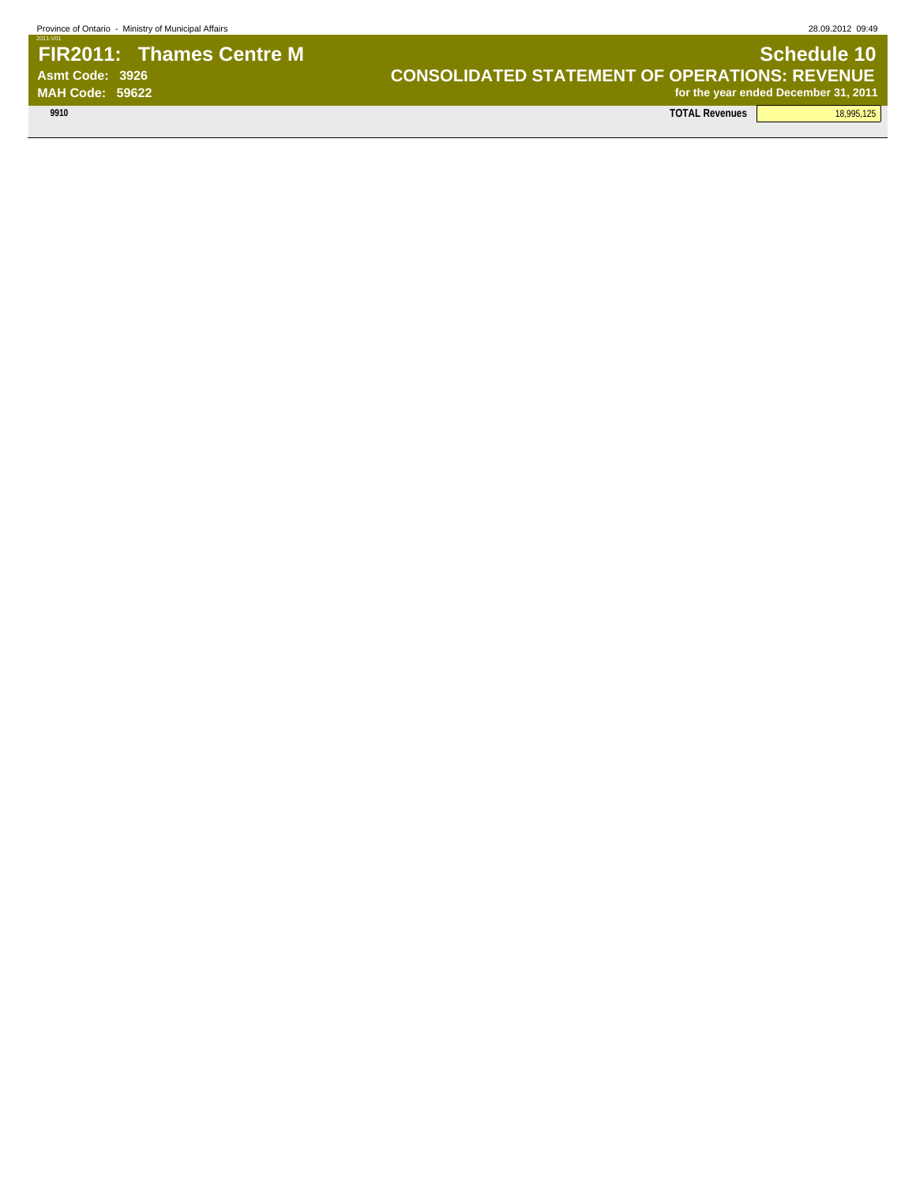# FIR2011: Thames Centre M

**Asmt Code: 3926**
**MAH Code: 59622**

## Schedule 10
## CONSOLIDATED STATEMENT OF OPERATIONS: REVENUE
**for the year ended December 31, 2011**

| | | |
|---|---|---|
| 9910 | TOTAL Revenues | 18,995,125 |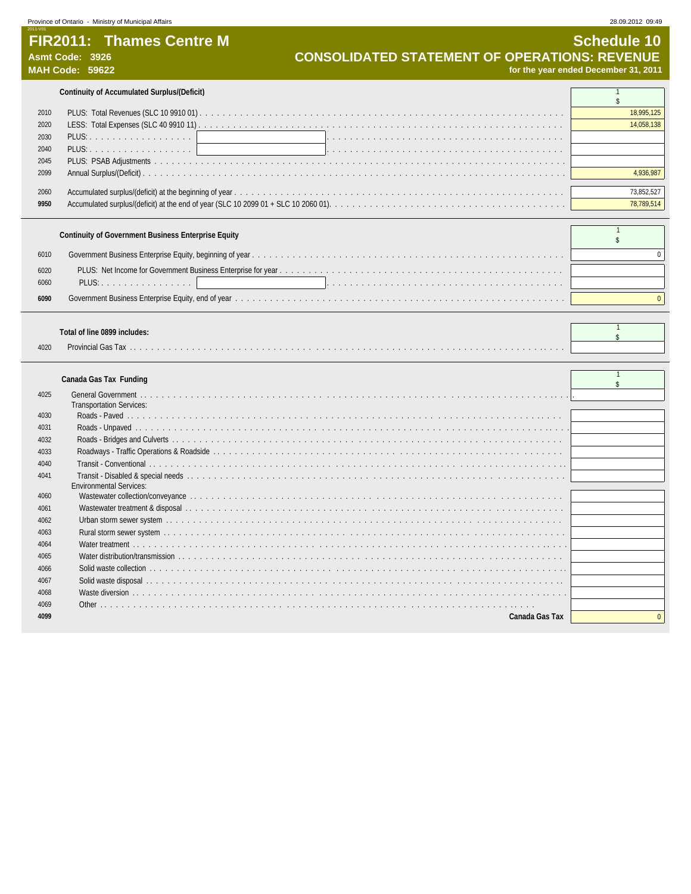# FIR2011: Thames Centre M

**Asmt Code: 3926**
**MAH Code: 59622**

## Schedule 10
## CONSOLIDATED STATEMENT OF OPERATIONS: REVENUE
**for the year ended December 31, 2011**

### Continuity of Accumulated Surplus/(Deficit)

| Line | Description | 1 $ |
|---|---|---|
| 2010 | PLUS: Total Revenues (SLC 10 9910 01) | 18,995,125 |
| 2020 | LESS: Total Expenses (SLC 40 9910 11) | 14,058,138 |
| 2030 | PLUS: | |
| 2040 | PLUS: | |
| 2045 | PLUS: PSAB Adjustments | |
| 2099 | Annual Surplus/(Deficit) | 4,936,987 |
| 2060 | Accumulated surplus/(deficit) at the beginning of year | 73,852,527 |
| **9950** | Accumulated surplus/(deficit) at the end of year (SLC 10 2099 01 + SLC 10 2060 01) | 78,789,514 |

### Continuity of Government Business Enterprise Equity

| Line | Description | 1 $ |
|---|---|---|
| 6010 | Government Business Enterprise Equity, beginning of year | 0 |
| 6020 | PLUS: Net Income for Government Business Enterprise for year | |
| 6060 | PLUS: | |
| **6090** | Government Business Enterprise Equity, end of year | 0 |

### Total of line 0899 includes:

| Line | Description | 1 $ |
|---|---|---|
| 4020 | Provincial Gas Tax | |

### Canada Gas Tax Funding

| Line | Description | 1 $ |
|---|---|---|
| 4025 | General Government | |
| | Transportation Services: | |
| 4030 | Roads - Paved | |
| 4031 | Roads - Unpaved | |
| 4032 | Roads - Bridges and Culverts | |
| 4033 | Roadways - Traffic Operations & Roadside | |
| 4040 | Transit - Conventional | |
| 4041 | Transit - Disabled & special needs | |
| | Environmental Services: | |
| 4060 | Wastewater collection/conveyance | |
| 4061 | Wastewater treatment & disposal | |
| 4062 | Urban storm sewer system | |
| 4063 | Rural storm sewer system | |
| 4064 | Water treatment | |
| 4065 | Water distribution/transmission | |
| 4066 | Solid waste collection | |
| 4067 | Solid waste disposal | |
| 4068 | Waste diversion | |
| 4069 | Other | |
| **4099** | **Canada Gas Tax** | 0 |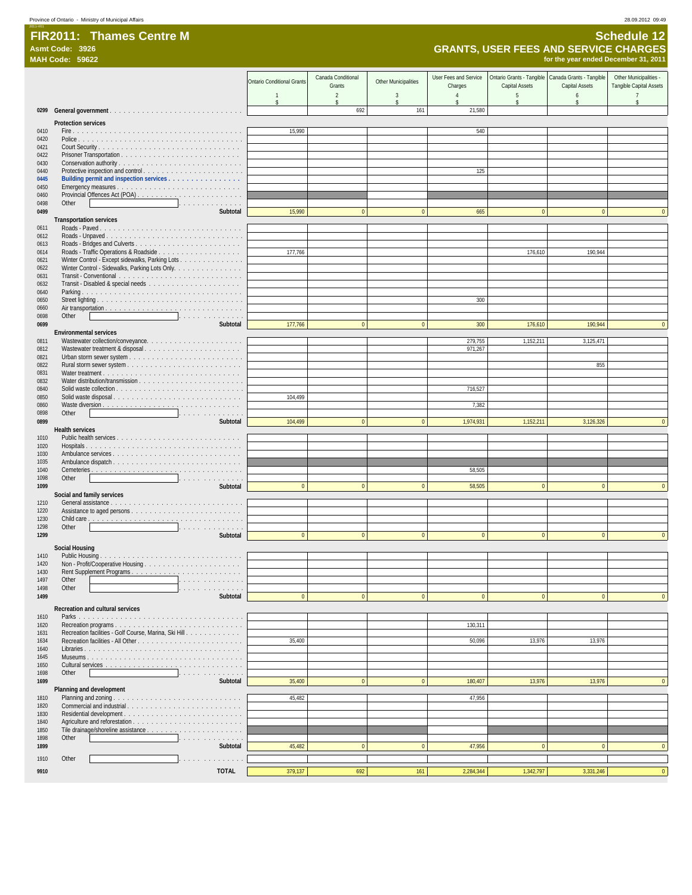Province of Ontario - Ministry of Municipal Affairs

# FIR2011: Thames Centre M

**Asmt Code: 3926**
**MAH Code: 59622**

## Schedule 12
## GRANTS, USER FEES AND SERVICE CHARGES
**for the year ended December 31, 2011**

| | | Ontario Conditional Grants | Canada Conditional Grants | Other Municipalities | User Fees and Service Charges | Ontario Grants - Tangible Capital Assets | Canada Grants - Tangible Capital Assets | Other Municipalities - Tangible Capital Assets |
|---|---|---|---|---|---|---|---|---|
| | | 1 | 2 | 3 | 4 | 5 | 6 | 7 |
| | | $ | $ | $ | $ | $ | $ | $ |
| 0299 | **General government** | | 692 | 161 | 21,580 | | | |
| | **Protection services** | | | | | | | |
| 0410 | Fire | 15,990 | | | 540 | | | |
| 0420 | Police | | | | | | | |
| 0421 | Court Security | | | | | | | |
| 0422 | Prisoner Transportation | | | | | | | |
| 0430 | Conservation authority | | | | | | | |
| 0440 | Protective inspection and control | | | | 125 | | | |
| 0445 | **Building permit and inspection services** | | | | | | | |
| 0450 | Emergency measures | | | | | | | |
| 0460 | Provincial Offences Act (POA) | | | | | | | |
| 0498 | Other | | | | | | | |
| 0499 | **Subtotal** | 15,990 | 0 | 0 | 665 | 0 | 0 | 0 |
| | **Transportation services** | | | | | | | |
| 0611 | Roads - Paved | | | | | | | |
| 0612 | Roads - Unpaved | | | | | | | |
| 0613 | Roads - Bridges and Culverts | | | | | | | |
| 0614 | Roads - Traffic Operations & Roadside | 177,766 | | | | 176,610 | 190,944 | |
| 0621 | Winter Control - Except sidewalks, Parking Lots | | | | | | | |
| 0622 | Winter Control - Sidewalks, Parking Lots Only | | | | | | | |
| 0631 | Transit - Conventional | | | | | | | |
| 0632 | Transit - Disabled & special needs | | | | | | | |
| 0640 | Parking | | | | | | | |
| 0650 | Street lighting | | | | 300 | | | |
| 0660 | Air transportation | | | | | | | |
| 0698 | Other | | | | | | | |
| 0699 | **Subtotal** | 177,766 | 0 | 0 | 300 | 176,610 | 190,944 | 0 |
| | **Environmental services** | | | | | | | |
| 0811 | Wastewater collection/conveyance | | | | 279,755 | 1,152,211 | 3,125,471 | |
| 0812 | Wastewater treatment & disposal | | | | 971,267 | | | |
| 0821 | Urban storm sewer system | | | | | | | |
| 0822 | Rural storm sewer system | | | | | | 855 | |
| 0831 | Water treatment | | | | | | | |
| 0832 | Water distribution/transmission | | | | | | | |
| 0840 | Solid waste collection | | | | 716,527 | | | |
| 0850 | Solid waste disposal | 104,499 | | | | | | |
| 0860 | Waste diversion | | | | 7,382 | | | |
| 0898 | Other | | | | | | | |
| 0899 | **Subtotal** | 104,499 | 0 | 0 | 1,974,931 | 1,152,211 | 3,126,326 | 0 |
| | **Health services** | | | | | | | |
| 1010 | Public health services | | | | | | | |
| 1020 | Hospitals | | | | | | | |
| 1030 | Ambulance services | | | | | | | |
| 1035 | Ambulance dispatch | | | | | | | |
| 1040 | Cemeteries | | | | 58,505 | | | |
| 1098 | Other | | | | | | | |
| 1099 | **Subtotal** | 0 | 0 | 0 | 58,505 | 0 | 0 | 0 |
| | **Social and family services** | | | | | | | |
| 1210 | General assistance | | | | | | | |
| 1220 | Assistance to aged persons | | | | | | | |
| 1230 | Child care | | | | | | | |
| 1298 | Other | | | | | | | |
| 1299 | **Subtotal** | 0 | 0 | 0 | 0 | 0 | 0 | 0 |
| | **Social Housing** | | | | | | | |
| 1410 | Public Housing | | | | | | | |
| 1420 | Non - Profit/Cooperative Housing | | | | | | | |
| 1430 | Rent Supplement Programs | | | | | | | |
| 1497 | Other | | | | | | | |
| 1498 | Other | | | | | | | |
| 1499 | **Subtotal** | 0 | 0 | 0 | 0 | 0 | 0 | 0 |
| | **Recreation and cultural services** | | | | | | | |
| 1610 | Parks | | | | | | | |
| 1620 | Recreation programs | | | | 130,311 | | | |
| 1631 | Recreation facilities - Golf Course, Marina, Ski Hill | | | | | | | |
| 1634 | Recreation facilities - All Other | 35,400 | | | 50,096 | 13,976 | 13,976 | |
| 1640 | Libraries | | | | | | | |
| 1645 | Museums | | | | | | | |
| 1650 | Cultural services | | | | | | | |
| 1698 | Other | | | | | | | |
| 1699 | **Subtotal** | 35,400 | 0 | 0 | 180,407 | 13,976 | 13,976 | 0 |
| | **Planning and development** | | | | | | | |
| 1810 | Planning and zoning | 45,482 | | | 47,956 | | | |
| 1820 | Commercial and industrial | | | | | | | |
| 1830 | Residential development | | | | | | | |
| 1840 | Agriculture and reforestation | | | | | | | |
| 1850 | Tile drainage/shoreline assistance | | | | | | | |
| 1898 | Other | | | | | | | |
| 1899 | **Subtotal** | 45,482 | 0 | 0 | 47,956 | 0 | 0 | 0 |
| 1910 | Other | | | | | | | |
| 9910 | **TOTAL** | 379,137 | 692 | 161 | 2,284,344 | 1,342,797 | 3,331,246 | 0 |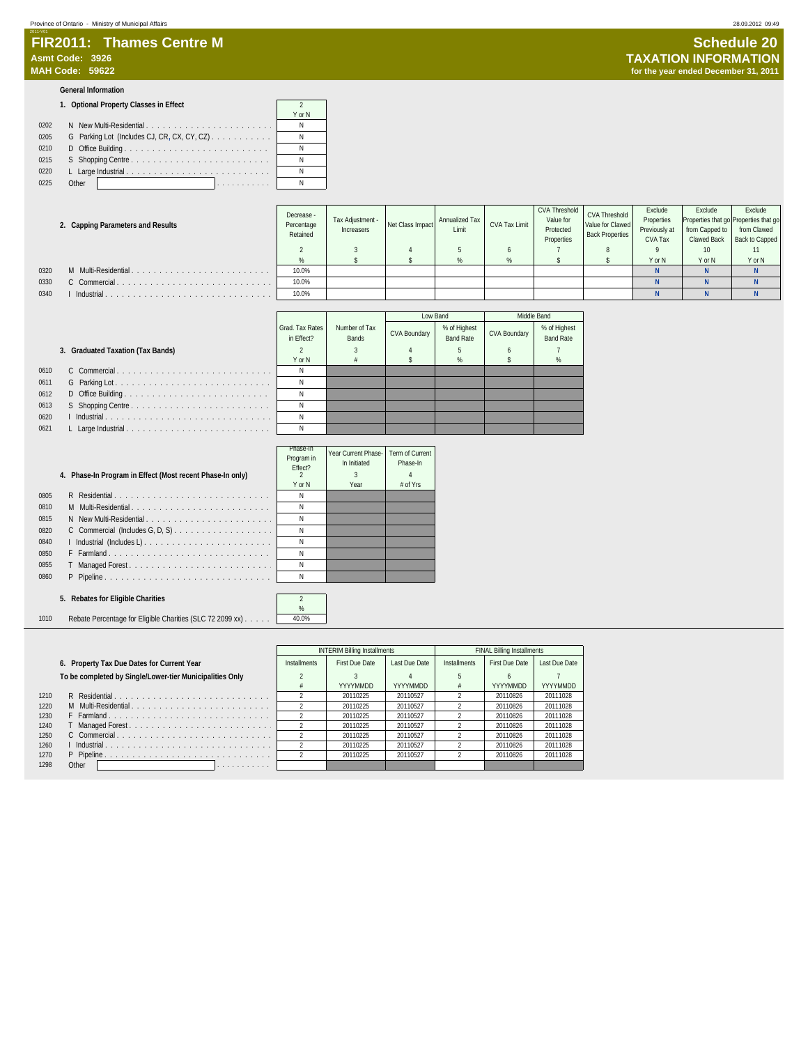Province of Ontario - Ministry of Municipal Affairs

# FIR2011: Thames Centre M

**Asmt Code: 3926**
**MAH Code: 59622**

# Schedule 20
## TAXATION INFORMATION
**for the year ended December 31, 2011**

### General Information

**1. Optional Property Classes in Effect**

| | | 2 |
|---|---|---|
| | | Y or N |
| 0202 | N New Multi-Residential | N |
| 0205 | G Parking Lot (Includes CJ, CR, CX, CY, CZ) | N |
| 0210 | D Office Building | N |
| 0215 | S Shopping Centre | N |
| 0220 | L Large Industrial | N |
| 0225 | Other | N |

**2. Capping Parameters and Results**

| | | Decrease - Percentage Retained | Tax Adjustment - Increasers | Net Class Impact | Annualized Tax Limit | CVA Tax Limit | CVA Threshold Value for Protected Properties | CVA Threshold Value for Clawed Back Properties | Exclude Properties Previously at CVA Tax | Exclude Properties that go from Capped to Clawed Back | Exclude Properties that go from Clawed Back to Capped |
|---|---|---|---|---|---|---|---|---|---|---|---|
| | | 2 | 3 | 4 | 5 | 6 | 7 | 8 | 9 | 10 | 11 |
| | | % | $ | $ | % | % | $ | $ | Y or N | Y or N | Y or N |
| 0320 | M Multi-Residential | 10.0% | | | | | | | N | N | N |
| 0330 | C Commercial | 10.0% | | | | | | | N | N | N |
| 0340 | I Industrial | 10.0% | | | | | | | N | N | N |

**3. Graduated Taxation (Tax Bands)**

| | | Grad. Tax Rates in Effect? | Number of Tax Bands | Low Band CVA Boundary | Low Band % of Highest Band Rate | Middle Band CVA Boundary | Middle Band % of Highest Band Rate |
|---|---|---|---|---|---|---|---|
| | | 2 | 3 | 4 | 5 | 6 | 7 |
| | | Y or N | # | $ | % | $ | % |
| 0610 | C Commercial | N | | | | | |
| 0611 | G Parking Lot | N | | | | | |
| 0612 | D Office Building | N | | | | | |
| 0613 | S Shopping Centre | N | | | | | |
| 0620 | I Industrial | N | | | | | |
| 0621 | L Large Industrial | N | | | | | |

**4. Phase-In Program in Effect (Most recent Phase-In only)**

| | | Phase-In Program in Effect? | Year Current Phase-In Initiated | Term of Current Phase-In |
|---|---|---|---|---|
| | | 2 | 3 | 4 |
| | | Y or N | Year | # of Yrs |
| 0805 | R Residential | N | | |
| 0810 | M Multi-Residential | N | | |
| 0815 | N New Multi-Residential | N | | |
| 0820 | C Commercial (Includes G, D, S) | N | | |
| 0840 | I Industrial (Includes L) | N | | |
| 0850 | F Farmland | N | | |
| 0855 | T Managed Forest | N | | |
| 0860 | P Pipeline | N | | |

**5. Rebates for Eligible Charities**

| | | 2 |
|---|---|---|
| | | % |
| 1010 | Rebate Percentage for Eligible Charities (SLC 72 2099 xx) | 40.0% |

**6. Property Tax Due Dates for Current Year**
**To be completed by Single/Lower-tier Municipalities Only**

| | | INTERIM Installments | INTERIM First Due Date | INTERIM Last Due Date | FINAL Installments | FINAL First Due Date | FINAL Last Due Date |
|---|---|---|---|---|---|---|---|
| | | 2 | 3 | 4 | 5 | 6 | 7 |
| | | # | YYYYMMDD | YYYYMMDD | # | YYYYMMDD | YYYYMMDD |
| 1210 | R Residential | 2 | 20110225 | 20110527 | 2 | 20110826 | 20111028 |
| 1220 | M Multi-Residential | 2 | 20110225 | 20110527 | 2 | 20110826 | 20111028 |
| 1230 | F Farmland | 2 | 20110225 | 20110527 | 2 | 20110826 | 20111028 |
| 1240 | T Managed Forest | 2 | 20110225 | 20110527 | 2 | 20110826 | 20111028 |
| 1250 | C Commercial | 2 | 20110225 | 20110527 | 2 | 20110826 | 20111028 |
| 1260 | I Industrial | 2 | 20110225 | 20110527 | 2 | 20110826 | 20111028 |
| 1270 | P Pipeline | 2 | 20110225 | 20110527 | 2 | 20110826 | 20111028 |
| 1298 | Other | | | | | | |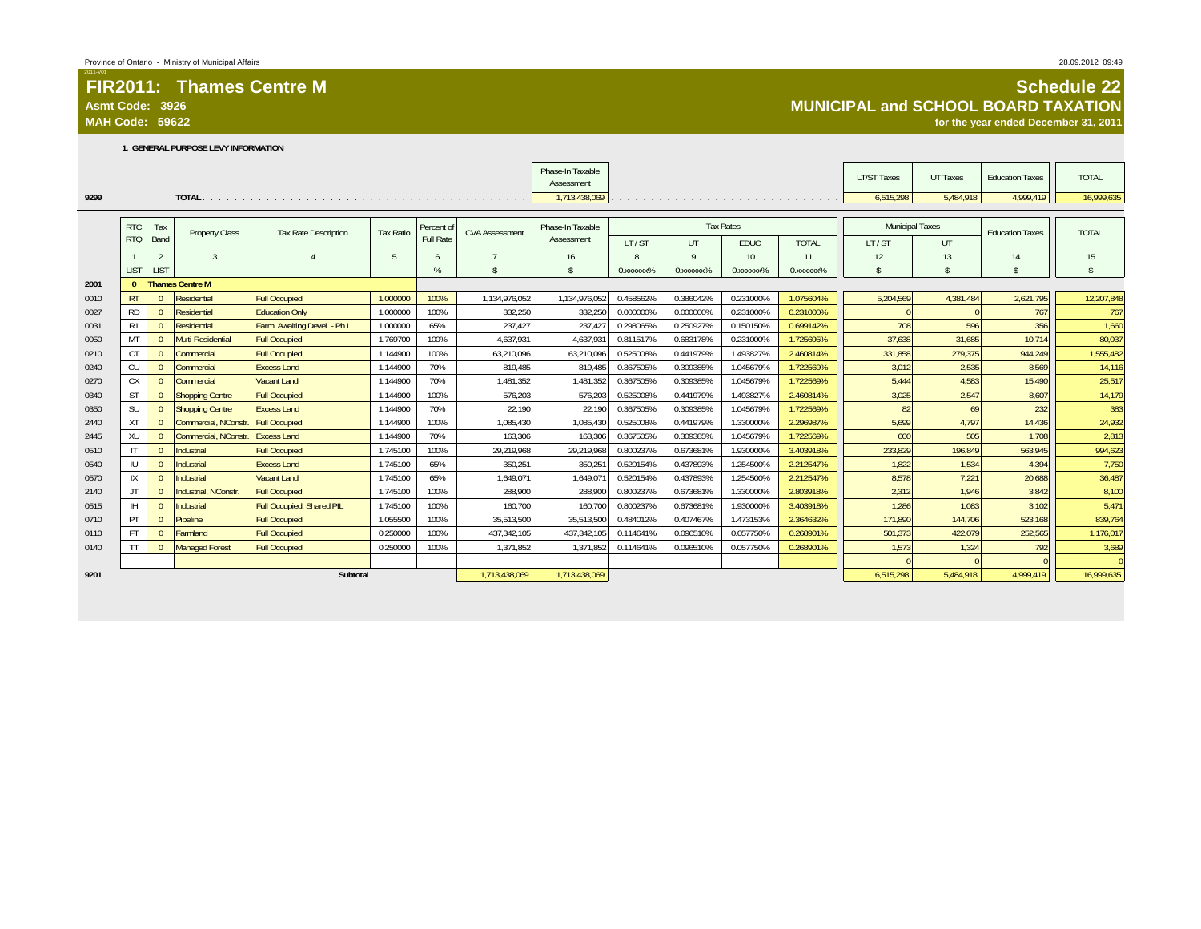Province of Ontario - Ministry of Municipal Affairs

# FIR2011: Thames Centre M

**Asmt Code: 3926**
**MAH Code: 59622**

## Schedule 22
## MUNICIPAL and SCHOOL BOARD TAXATION
**for the year ended December 31, 2011**

### 1. GENERAL PURPOSE LEVY INFORMATION

| | | Phase-In Taxable Assessment | | LT/ST Taxes | UT Taxes | Education Taxes | TOTAL |
|---|---|---|---|---|---|---|---|
| 9299 | TOTAL | 1,713,438,069 | | 6,515,298 | 5,484,918 | 4,999,419 | 16,999,635 |

| | RTC RTQ | Tax Band | Property Class | Tax Rate Description | Tax Ratio | Percent of Full Rate | CVA Assessment | Phase-In Taxable Assessment | Tax Rates LT/ST | Tax Rates UT | Tax Rates EDUC | Tax Rates TOTAL | Municipal Taxes LT/ST | Municipal Taxes UT | Education Taxes | TOTAL |
|---|---|---|---|---|---|---|---|---|---|---|---|---|---|---|---|---|
| | 1 | 2 | 3 | 4 | 5 | 6 | 7 | 16 | 8 | 9 | 10 | 11 | 12 | 13 | 14 | 15 |
| | LIST | LIST | | | | % | $ | $ | 0.xxxxxx% | 0.xxxxxx% | 0.xxxxxx% | 0.xxxxxx% | $ | $ | $ | $ |
| 2001 | 0 | Thames Centre M | | | | | | | | | | | | | | |
| 0010 | RT | 0 | Residential | Full Occupied | 1.000000 | 100% | 1,134,976,052 | 1,134,976,052 | 0.458562% | 0.386042% | 0.231000% | 1.075604% | 5,204,569 | 4,381,484 | 2,621,795 | 12,207,848 |
| 0027 | RD | 0 | Residential | Education Only | 1.000000 | 100% | 332,250 | 332,250 | 0.000000% | 0.000000% | 0.231000% | 0.231000% | 0 | 0 | 767 | 767 |
| 0031 | R1 | 0 | Residential | Farm. Awaiting Devel. - Ph I | 1.000000 | 65% | 237,427 | 237,427 | 0.298065% | 0.250927% | 0.150150% | 0.699142% | 708 | 596 | 356 | 1,660 |
| 0050 | MT | 0 | Multi-Residential | Full Occupied | 1.769700 | 100% | 4,637,931 | 4,637,931 | 0.811517% | 0.683178% | 0.231000% | 1.725695% | 37,638 | 31,685 | 10,714 | 80,037 |
| 0210 | CT | 0 | Commercial | Full Occupied | 1.144900 | 100% | 63,210,096 | 63,210,096 | 0.525008% | 0.441979% | 1.493827% | 2.460814% | 331,858 | 279,375 | 944,249 | 1,555,482 |
| 0240 | CU | 0 | Commercial | Excess Land | 1.144900 | 70% | 819,485 | 819,485 | 0.367505% | 0.309385% | 1.045679% | 1.722569% | 3,012 | 2,535 | 8,569 | 14,116 |
| 0270 | CX | 0 | Commercial | Vacant Land | 1.144900 | 70% | 1,481,352 | 1,481,352 | 0.367505% | 0.309385% | 1.045679% | 1.722569% | 5,444 | 4,583 | 15,490 | 25,517 |
| 0340 | ST | 0 | Shopping Centre | Full Occupied | 1.144900 | 100% | 576,203 | 576,203 | 0.525008% | 0.441979% | 1.493827% | 2.460814% | 3,025 | 2,547 | 8,607 | 14,179 |
| 0350 | SU | 0 | Shopping Centre | Excess Land | 1.144900 | 70% | 22,190 | 22,190 | 0.367505% | 0.309385% | 1.045679% | 1.722569% | 82 | 69 | 232 | 383 |
| 2440 | XT | 0 | Commercial, NConstr. | Full Occupied | 1.144900 | 100% | 1,085,430 | 1,085,430 | 0.525008% | 0.441979% | 1.330000% | 2.296987% | 5,699 | 4,797 | 14,436 | 24,932 |
| 2445 | XU | 0 | Commercial, NConstr. | Excess Land | 1.144900 | 70% | 163,306 | 163,306 | 0.367505% | 0.309385% | 1.045679% | 1.722569% | 600 | 505 | 1,708 | 2,813 |
| 0510 | IT | 0 | Industrial | Full Occupied | 1.745100 | 100% | 29,219,968 | 29,219,968 | 0.800237% | 0.673681% | 1.930000% | 3.403918% | 233,829 | 196,849 | 563,945 | 994,623 |
| 0540 | IU | 0 | Industrial | Excess Land | 1.745100 | 65% | 350,251 | 350,251 | 0.520154% | 0.437893% | 1.254500% | 2.212547% | 1,822 | 1,534 | 4,394 | 7,750 |
| 0570 | IX | 0 | Industrial | Vacant Land | 1.745100 | 65% | 1,649,071 | 1,649,071 | 0.520154% | 0.437893% | 1.254500% | 2.212547% | 8,578 | 7,221 | 20,688 | 36,487 |
| 2140 | JT | 0 | Industrial, NConstr. | Full Occupied | 1.745100 | 100% | 288,900 | 288,900 | 0.800237% | 0.673681% | 1.330000% | 2.803918% | 2,312 | 1,946 | 3,842 | 8,100 |
| 0515 | IH | 0 | Industrial | Full Occupied, Shared PIL | 1.745100 | 100% | 160,700 | 160,700 | 0.800237% | 0.673681% | 1.930000% | 3.403918% | 1,286 | 1,083 | 3,102 | 5,471 |
| 0710 | PT | 0 | Pipeline | Full Occupied | 1.055500 | 100% | 35,513,500 | 35,513,500 | 0.484012% | 0.407467% | 1.473153% | 2.364632% | 171,890 | 144,706 | 523,168 | 839,764 |
| 0110 | FT | 0 | Farmland | Full Occupied | 0.250000 | 100% | 437,342,105 | 437,342,105 | 0.114641% | 0.096510% | 0.057750% | 0.268901% | 501,373 | 422,079 | 252,565 | 1,176,017 |
| 0140 | TT | 0 | Managed Forest | Full Occupied | 0.250000 | 100% | 1,371,852 | 1,371,852 | 0.114641% | 0.096510% | 0.057750% | 0.268901% | 1,573 | 1,324 | 792 | 3,689 |
| | | | | | | | | | | | | | 0 | 0 | 0 | 0 |
| 9201 | | | | Subtotal | | | 1,713,438,069 | 1,713,438,069 | | | | | 6,515,298 | 5,484,918 | 4,999,419 | 16,999,635 |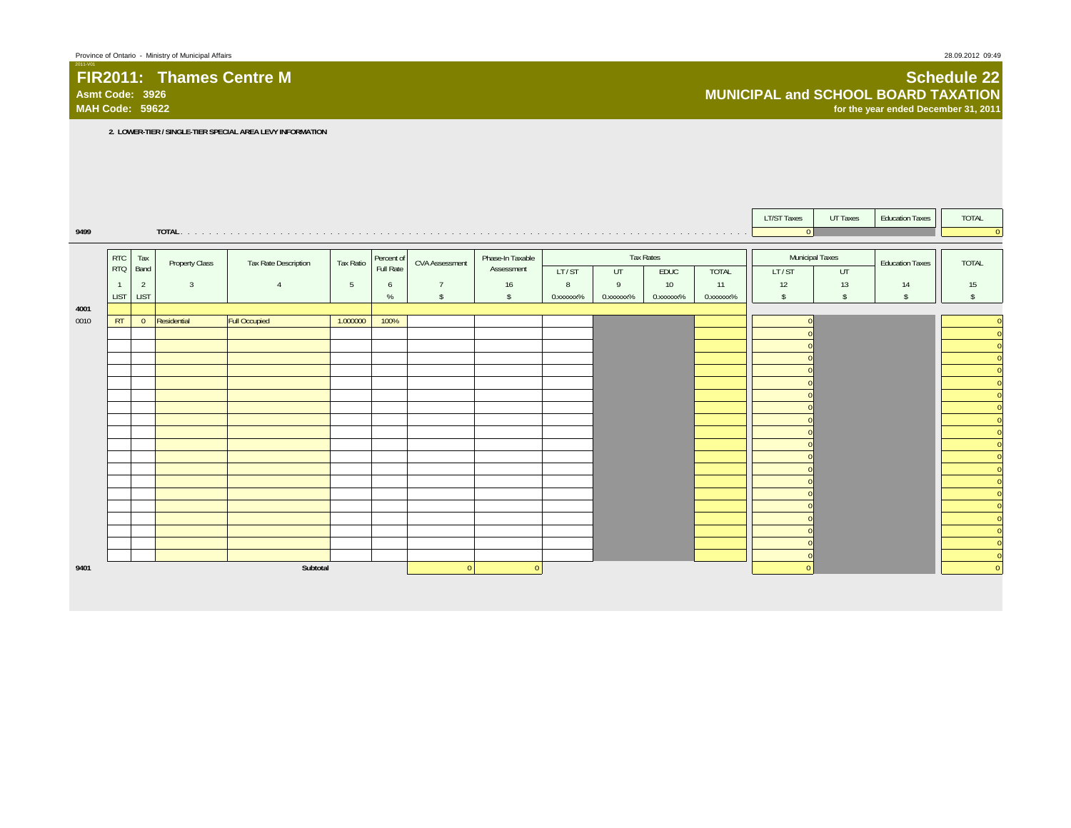# FIR2011: Thames Centre M

**Asmt Code: 3926**
**MAH Code: 59622**

## Schedule 22
## MUNICIPAL and SCHOOL BOARD TAXATION
**for the year ended December 31, 2011**

**2. LOWER-TIER / SINGLE-TIER SPECIAL AREA LEVY INFORMATION**

| | | LT/ST Taxes | UT Taxes | Education Taxes | TOTAL |
|---|---|---|---|---|---|
| 9499 | TOTAL | 0 | | | 0 |

| | RTC RTQ | Tax Band | Property Class | Tax Rate Description | Tax Ratio | Percent of Full Rate | CVA Assessment | Phase-In Taxable Assessment | Tax Rates | | | | Municipal Taxes | | Education Taxes | TOTAL |
|---|---|---|---|---|---|---|---|---|---|---|---|---|---|---|---|---|
| | | | | | | | | | LT / ST | UT | EDUC | TOTAL | LT / ST | UT | | |
| | 1 | 2 | 3 | 4 | 5 | 6 | 7 | 16 | 8 | 9 | 10 | 11 | 12 | 13 | 14 | 15 |
| | LIST | LIST | | | | % | $ | $ | 0.xxxxxx% | 0.xxxxxx% | 0.xxxxxx% | 0.xxxxxx% | $ | $ | $ | $ |
| 4001 | | | | | | | | | | | | | | | | |
| 0010 | RT | 0 | Residential | Full Occupied | 1.000000 | 100% | | | | | | | 0 | | | 0 |
| | | | | | | | | | | | | | 0 | | | 0 |
| | | | | | | | | | | | | | 0 | | | 0 |
| | | | | | | | | | | | | | 0 | | | 0 |
| | | | | | | | | | | | | | 0 | | | 0 |
| | | | | | | | | | | | | | 0 | | | 0 |
| | | | | | | | | | | | | | 0 | | | 0 |
| | | | | | | | | | | | | | 0 | | | 0 |
| | | | | | | | | | | | | | 0 | | | 0 |
| | | | | | | | | | | | | | 0 | | | 0 |
| | | | | | | | | | | | | | 0 | | | 0 |
| | | | | | | | | | | | | | 0 | | | 0 |
| | | | | | | | | | | | | | 0 | | | 0 |
| | | | | | | | | | | | | | 0 | | | 0 |
| | | | | | | | | | | | | | 0 | | | 0 |
| | | | | | | | | | | | | | 0 | | | 0 |
| | | | | | | | | | | | | | 0 | | | 0 |
| | | | | | | | | | | | | | 0 | | | 0 |
| | | | | | | | | | | | | | 0 | | | 0 |
| | | | | | | | | | | | | | 0 | | | 0 |
| 9401 | | | | Subtotal | | | 0 | 0 | | | | | 0 | | | 0 |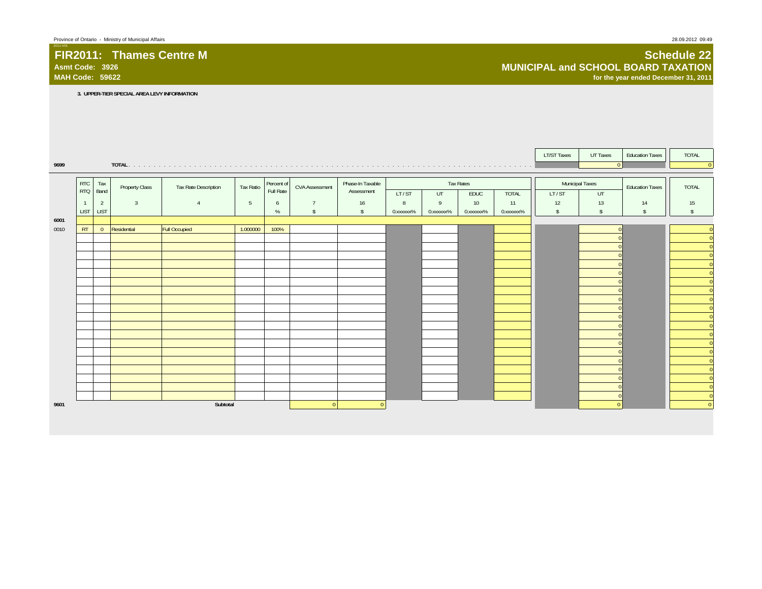Province of Ontario - Ministry of Municipal Affairs

# FIR2011: Thames Centre M

**Asmt Code: 3926**

**MAH Code: 59622**

## Schedule 22
## MUNICIPAL and SCHOOL BOARD TAXATION
**for the year ended December 31, 2011**

**3. UPPER-TIER SPECIAL AREA LEVY INFORMATION**

| | | LT/ST Taxes | UT Taxes | Education Taxes | TOTAL |
|---|---|---|---|---|---|
| 9699 | TOTAL | | 0 | | 0 |

| | RTC RTQ | Tax Band | Property Class | Tax Rate Description | Tax Ratio | Percent of Full Rate | CVA Assessment | Phase-In Taxable Assessment | Tax Rates LT/ST | Tax Rates UT | Tax Rates EDUC | Tax Rates TOTAL | Municipal Taxes LT/ST | Municipal Taxes UT | Education Taxes | TOTAL |
|---|---|---|---|---|---|---|---|---|---|---|---|---|---|---|---|---|
| | 1 | 2 | 3 | 4 | 5 | 6 | 7 | 16 | 8 | 9 | 10 | 11 | 12 | 13 | 14 | 15 |
| | LIST | LIST | | | | % | $ | $ | 0.xxxxxx% | 0.xxxxxx% | 0.xxxxxx% | 0.xxxxxx% | $ | $ | $ | $ |
| 6001 | | | | | | | | | | | | | | | | |
| 0010 | RT | 0 | Residential | Full Occupied | 1.000000 | 100% | | | | | | | | 0 | | 0 |
| | | | | | | | | | | | | | | 0 | | 0 |
| | | | | | | | | | | | | | | 0 | | 0 |
| | | | | | | | | | | | | | | 0 | | 0 |
| | | | | | | | | | | | | | | 0 | | 0 |
| | | | | | | | | | | | | | | 0 | | 0 |
| | | | | | | | | | | | | | | 0 | | 0 |
| | | | | | | | | | | | | | | 0 | | 0 |
| | | | | | | | | | | | | | | 0 | | 0 |
| | | | | | | | | | | | | | | 0 | | 0 |
| | | | | | | | | | | | | | | 0 | | 0 |
| | | | | | | | | | | | | | | 0 | | 0 |
| | | | | | | | | | | | | | | 0 | | 0 |
| | | | | | | | | | | | | | | 0 | | 0 |
| | | | | | | | | | | | | | | 0 | | 0 |
| | | | | | | | | | | | | | | 0 | | 0 |
| | | | | | | | | | | | | | | 0 | | 0 |
| | | | | | | | | | | | | | | 0 | | 0 |
| | | | | | | | | | | | | | | 0 | | 0 |
| | | | | | | | | | | | | | | 0 | | 0 |
| 9601 | | | | Subtotal | | | 0 | 0 | | | | | | 0 | | 0 |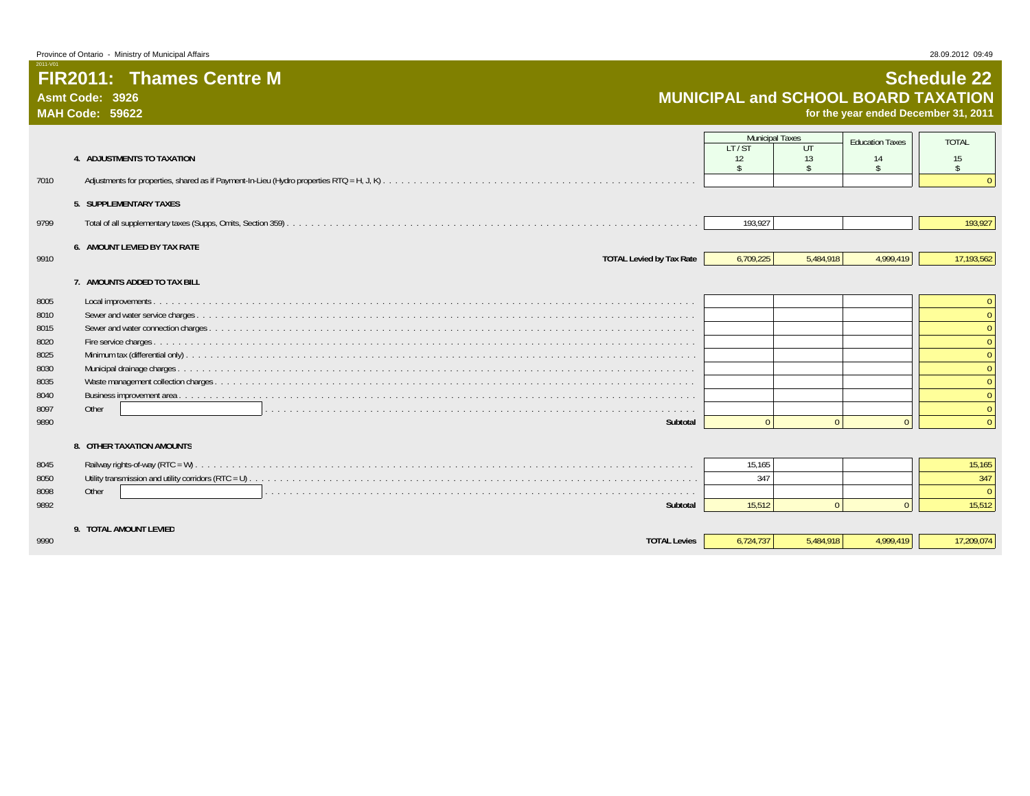# FIR2011: Thames Centre M

**Asmt Code: 3926**
**MAH Code: 59622**

## Schedule 22
## MUNICIPAL and SCHOOL BOARD TAXATION
**for the year ended December 31, 2011**

| | | Municipal Taxes | | Education Taxes | TOTAL |
|---|---|---|---|---|---|
| | | LT / ST | UT | | |
| | | 12 | 13 | 14 | 15 |
| | | $ | $ | $ | $ |
| | **4. ADJUSTMENTS TO TAXATION** | | | | |
| 7010 | Adjustments for properties, shared as if Payment-In-Lieu (Hydro properties RTQ = H, J, K) | | | | 0 |
| | **5. SUPPLEMENTARY TAXES** | | | | |
| 9799 | Total of all supplementary taxes (Supps, Omits, Section 359) | 193,927 | | | 193,927 |
| | **6. AMOUNT LEVIED BY TAX RATE** | | | | |
| 9910 | **TOTAL Levied by Tax Rate** | 6,709,225 | 5,484,918 | 4,999,419 | 17,193,562 |
| | **7. AMOUNTS ADDED TO TAX BILL** | | | | |
| 8005 | Local improvements | | | | 0 |
| 8010 | Sewer and water service charges | | | | 0 |
| 8015 | Sewer and water connection charges | | | | 0 |
| 8020 | Fire service charges | | | | 0 |
| 8025 | Minimum tax (differential only) | | | | 0 |
| 8030 | Municipal drainage charges | | | | 0 |
| 8035 | Waste management collection charges | | | | 0 |
| 8040 | Business improvement area | | | | 0 |
| 8097 | Other | | | | 0 |
| 9890 | **Subtotal** | 0 | 0 | 0 | 0 |
| | **8. OTHER TAXATION AMOUNTS** | | | | |
| 8045 | Railway rights-of-way (RTC = W) | 15,165 | | | 15,165 |
| 8050 | Utility transmission and utility corridors (RTC = U) | 347 | | | 347 |
| 8098 | Other | | | | 0 |
| 9892 | **Subtotal** | 15,512 | 0 | 0 | 15,512 |
| | **9. TOTAL AMOUNT LEVIED** | | | | |
| 9990 | **TOTAL Levies** | 6,724,737 | 5,484,918 | 4,999,419 | 17,209,074 |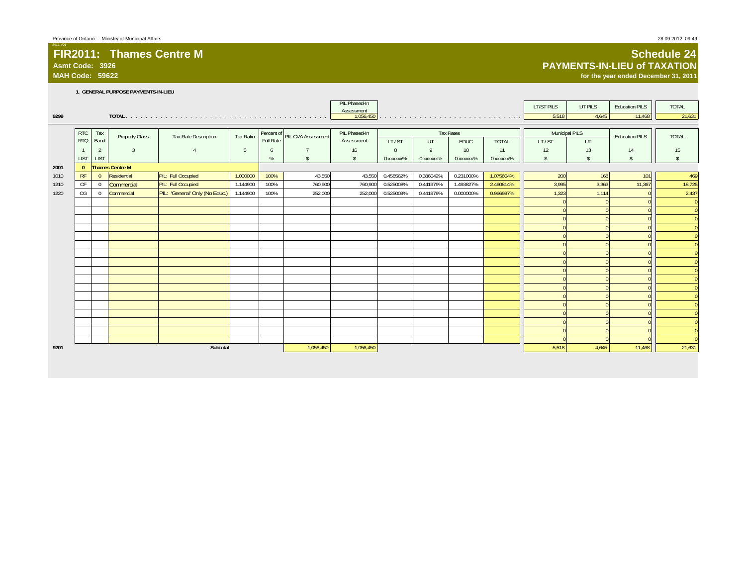Province of Ontario - Ministry of Municipal Affairs

2011-V01

# FIR2011: Thames Centre M

**Asmt Code: 3926**
**MAH Code: 59622**

# Schedule 24
## PAYMENTS-IN-LIEU of TAXATION
**for the year ended December 31, 2011**

### 1. GENERAL PURPOSE PAYMENTS-IN-LIEU

| | | PIL Phased-In Assessment | LT/ST PILS | UT PILS | Education PILS | TOTAL |
|---|---|---|---|---|---|---|
| 9299 | TOTAL | 1,056,450 | 5,518 | 4,645 | 11,468 | 21,631 |

| | RTC RTQ | Tax Band | Property Class | Tax Rate Description | Tax Ratio | Percent of Full Rate | PIL CVA Assessment | PIL Phased-In Assessment | Tax Rates | | | | Municipal PILS | | Education PILS | TOTAL |
|---|---|---|---|---|---|---|---|---|---|---|---|---|---|---|---|---|
| | | | | | | | | | LT / ST | UT | EDUC | TOTAL | LT / ST | UT | | |
| | 1 | 2 | 3 | 4 | 5 | 6 | 7 | 16 | 8 | 9 | 10 | 11 | 12 | 13 | 14 | 15 |
| | LIST | LIST | | | | % | $ | $ | 0.xxxxxx% | 0.xxxxxx% | 0.xxxxxx% | 0.xxxxxx% | $ | $ | $ | $ |
| 2001 | 0 | Thames Centre M | | | | | | | | | | | | | | |
| 1010 | RF | 0 | Residential | PIL: Full Occupied | 1.000000 | 100% | 43,550 | 43,550 | 0.458562% | 0.386042% | 0.231000% | 1.075604% | 200 | 168 | 101 | 469 |
| 1210 | CF | 0 | Commercial | PIL: Full Occupied | 1.144900 | 100% | 760,900 | 760,900 | 0.525008% | 0.441979% | 1.493827% | 2.460814% | 3,995 | 3,363 | 11,367 | 18,725 |
| 1220 | CG | 0 | Commercial | PIL: 'General' Only (No Educ.) | 1.144900 | 100% | 252,000 | 252,000 | 0.525008% | 0.441979% | 0.000000% | 0.966987% | 1,323 | 1,114 | 0 | 2,437 |
| | | | | | | | | | | | | | 0 | 0 | 0 | 0 |
| | | | | | | | | | | | | | 0 | 0 | 0 | 0 |
| | | | | | | | | | | | | | 0 | 0 | 0 | 0 |
| | | | | | | | | | | | | | 0 | 0 | 0 | 0 |
| | | | | | | | | | | | | | 0 | 0 | 0 | 0 |
| | | | | | | | | | | | | | 0 | 0 | 0 | 0 |
| | | | | | | | | | | | | | 0 | 0 | 0 | 0 |
| | | | | | | | | | | | | | 0 | 0 | 0 | 0 |
| | | | | | | | | | | | | | 0 | 0 | 0 | 0 |
| | | | | | | | | | | | | | 0 | 0 | 0 | 0 |
| | | | | | | | | | | | | | 0 | 0 | 0 | 0 |
| | | | | | | | | | | | | | 0 | 0 | 0 | 0 |
| | | | | | | | | | | | | | 0 | 0 | 0 | 0 |
| | | | | | | | | | | | | | 0 | 0 | 0 | 0 |
| | | | | | | | | | | | | | 0 | 0 | 0 | 0 |
| | | | | | | | | | | | | | 0 | 0 | 0 | 0 |
| | | | | | | | | | | | | | 0 | 0 | 0 | 0 |
| 9201 | | | | Subtotal | | | 1,056,450 | 1,056,450 | | | | | 5,518 | 4,645 | 11,468 | 21,631 |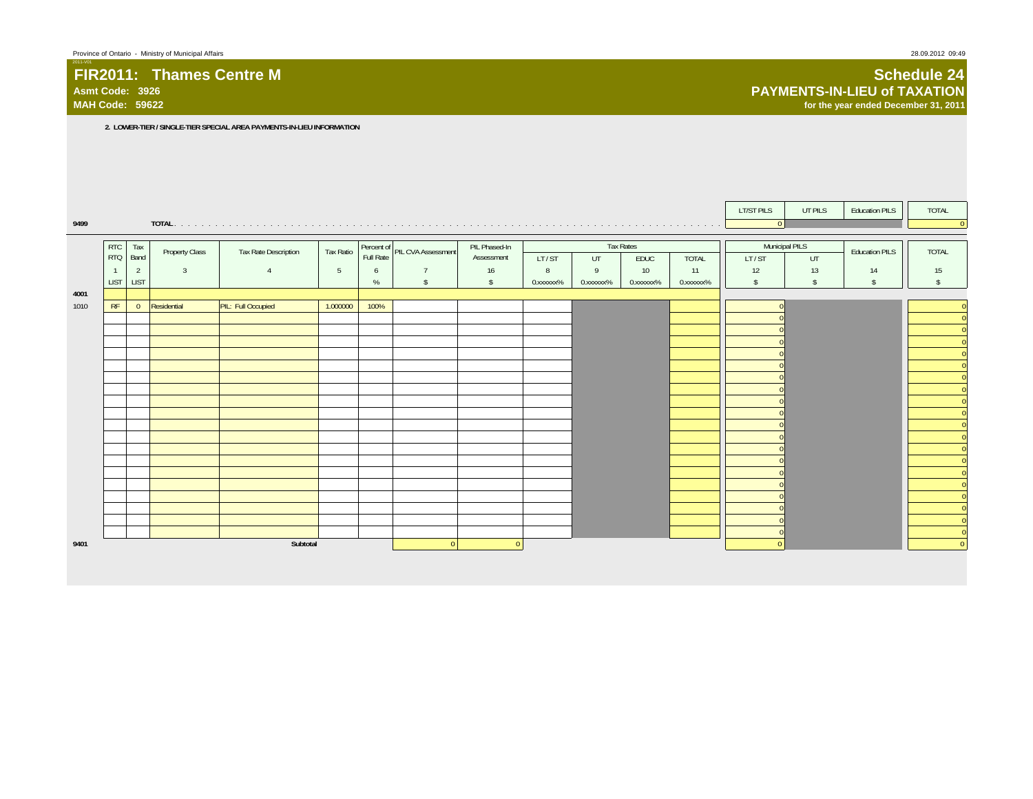Province of Ontario - Ministry of Municipal Affairs

# FIR2011: Thames Centre M

**Asmt Code: 3926**
**MAH Code: 59622**

## Schedule 24
## PAYMENTS-IN-LIEU of TAXATION
**for the year ended December 31, 2011**

**2. LOWER-TIER / SINGLE-TIER SPECIAL AREA PAYMENTS-IN-LIEU INFORMATION**

| | | LT/ST PILS | UT PILS | Education PILS | TOTAL |
|---|---|---|---|---|---|
| 9499 | TOTAL | 0 | | | 0 |

| | RTC RTQ | Tax Band | Property Class | Tax Rate Description | Tax Ratio | Percent of Full Rate | PIL CVA Assessment | PIL Phased-In Assessment | Tax Rates | | | | Municipal PILS | | Education PILS | TOTAL |
|---|---|---|---|---|---|---|---|---|---|---|---|---|---|---|---|---|
| | | | | | | | | | LT / ST | UT | EDUC | TOTAL | LT / ST | UT | | |
| | 1 | 2 | 3 | 4 | 5 | 6 | 7 | 16 | 8 | 9 | 10 | 11 | 12 | 13 | 14 | 15 |
| | LIST | LIST | | | | % | $ | $ | 0.xxxxxx% | 0.xxxxxx% | 0.xxxxxx% | 0.xxxxxx% | $ | $ | $ | $ |
| 4001 | | | | | | | | | | | | | | | | |
| 1010 | RF | 0 | Residential | PIL: Full Occupied | 1.000000 | 100% | | | | | | | 0 | | | 0 |
| | | | | | | | | | | | | | 0 | | | 0 |
| | | | | | | | | | | | | | 0 | | | 0 |
| | | | | | | | | | | | | | 0 | | | 0 |
| | | | | | | | | | | | | | 0 | | | 0 |
| | | | | | | | | | | | | | 0 | | | 0 |
| | | | | | | | | | | | | | 0 | | | 0 |
| | | | | | | | | | | | | | 0 | | | 0 |
| | | | | | | | | | | | | | 0 | | | 0 |
| | | | | | | | | | | | | | 0 | | | 0 |
| | | | | | | | | | | | | | 0 | | | 0 |
| | | | | | | | | | | | | | 0 | | | 0 |
| | | | | | | | | | | | | | 0 | | | 0 |
| | | | | | | | | | | | | | 0 | | | 0 |
| | | | | | | | | | | | | | 0 | | | 0 |
| | | | | | | | | | | | | | 0 | | | 0 |
| | | | | | | | | | | | | | 0 | | | 0 |
| | | | | | | | | | | | | | 0 | | | 0 |
| | | | | | | | | | | | | | 0 | | | 0 |
| | | | | | | | | | | | | | 0 | | | 0 |
| 9401 | | | | Subtotal | | | 0 | 0 | | | | | 0 | | | 0 |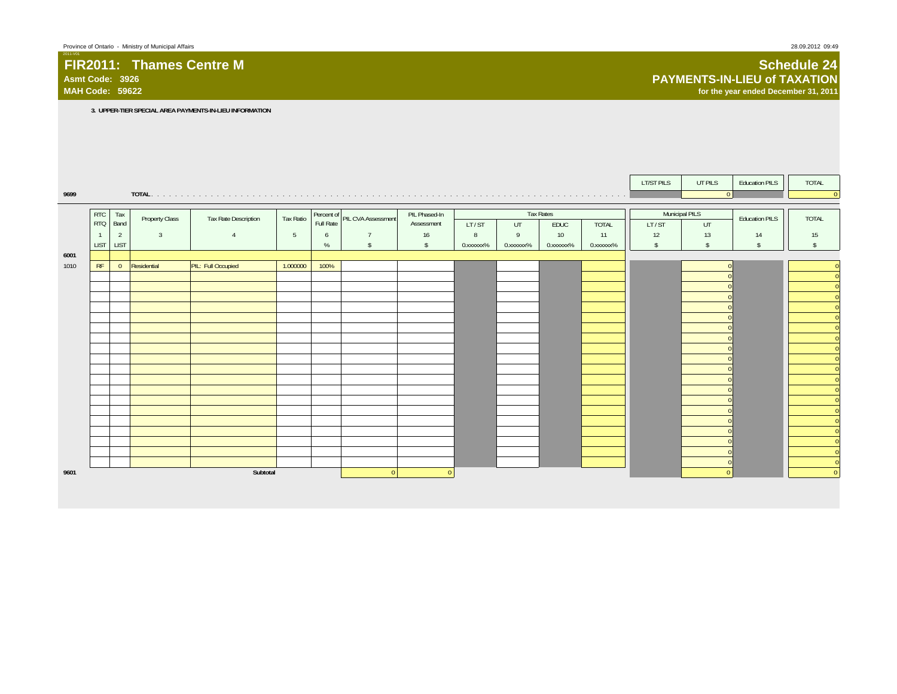Province of Ontario - Ministry of Municipal Affairs

# FIR2011: Thames Centre M

**Asmt Code: 3926**
**MAH Code: 59622**

## Schedule 24
## PAYMENTS-IN-LIEU of TAXATION
**for the year ended December 31, 2011**

**3. UPPER-TIER SPECIAL AREA PAYMENTS-IN-LIEU INFORMATION**

| | | LT/ST PILS | UT PILS | Education PILS | TOTAL |
|---|---|---|---|---|---|
| 9699 | TOTAL | | 0 | | 0 |

| | RTC RTQ | Tax Band | Property Class | Tax Rate Description | Tax Ratio | Percent of Full Rate | PIL CVA Assessment | PIL Phased-In Assessment | Tax Rates | | | | Municipal PILS | | Education PILS | TOTAL |
|---|---|---|---|---|---|---|---|---|---|---|---|---|---|---|---|---|
| | | | | | | | | | LT / ST | UT | EDUC | TOTAL | LT / ST | UT | | |
| | 1 | 2 | 3 | 4 | 5 | 6 | 7 | 16 | 8 | 9 | 10 | 11 | 12 | 13 | 14 | 15 |
| | LIST | LIST | | | | % | $ | $ | 0.xxxxxx% | 0.xxxxxx% | 0.xxxxxx% | 0.xxxxxx% | $ | $ | $ | $ |
| 6001 | | | | | | | | | | | | | | | | |
| 1010 | RF | 0 | Residential | PIL: Full Occupied | 1.000000 | 100% | | | | | | | | 0 | | 0 |
| | | | | | | | | | | | | | | 0 | | 0 |
| | | | | | | | | | | | | | | 0 | | 0 |
| | | | | | | | | | | | | | | 0 | | 0 |
| | | | | | | | | | | | | | | 0 | | 0 |
| | | | | | | | | | | | | | | 0 | | 0 |
| | | | | | | | | | | | | | | 0 | | 0 |
| | | | | | | | | | | | | | | 0 | | 0 |
| | | | | | | | | | | | | | | 0 | | 0 |
| | | | | | | | | | | | | | | 0 | | 0 |
| | | | | | | | | | | | | | | 0 | | 0 |
| | | | | | | | | | | | | | | 0 | | 0 |
| | | | | | | | | | | | | | | 0 | | 0 |
| | | | | | | | | | | | | | | 0 | | 0 |
| | | | | | | | | | | | | | | 0 | | 0 |
| | | | | | | | | | | | | | | 0 | | 0 |
| | | | | | | | | | | | | | | 0 | | 0 |
| | | | | | | | | | | | | | | 0 | | 0 |
| | | | | | | | | | | | | | | 0 | | 0 |
| | | | | | | | | | | | | | | 0 | | 0 |
| 9601 | | | | Subtotal | | | 0 | 0 | | | | | | 0 | | 0 |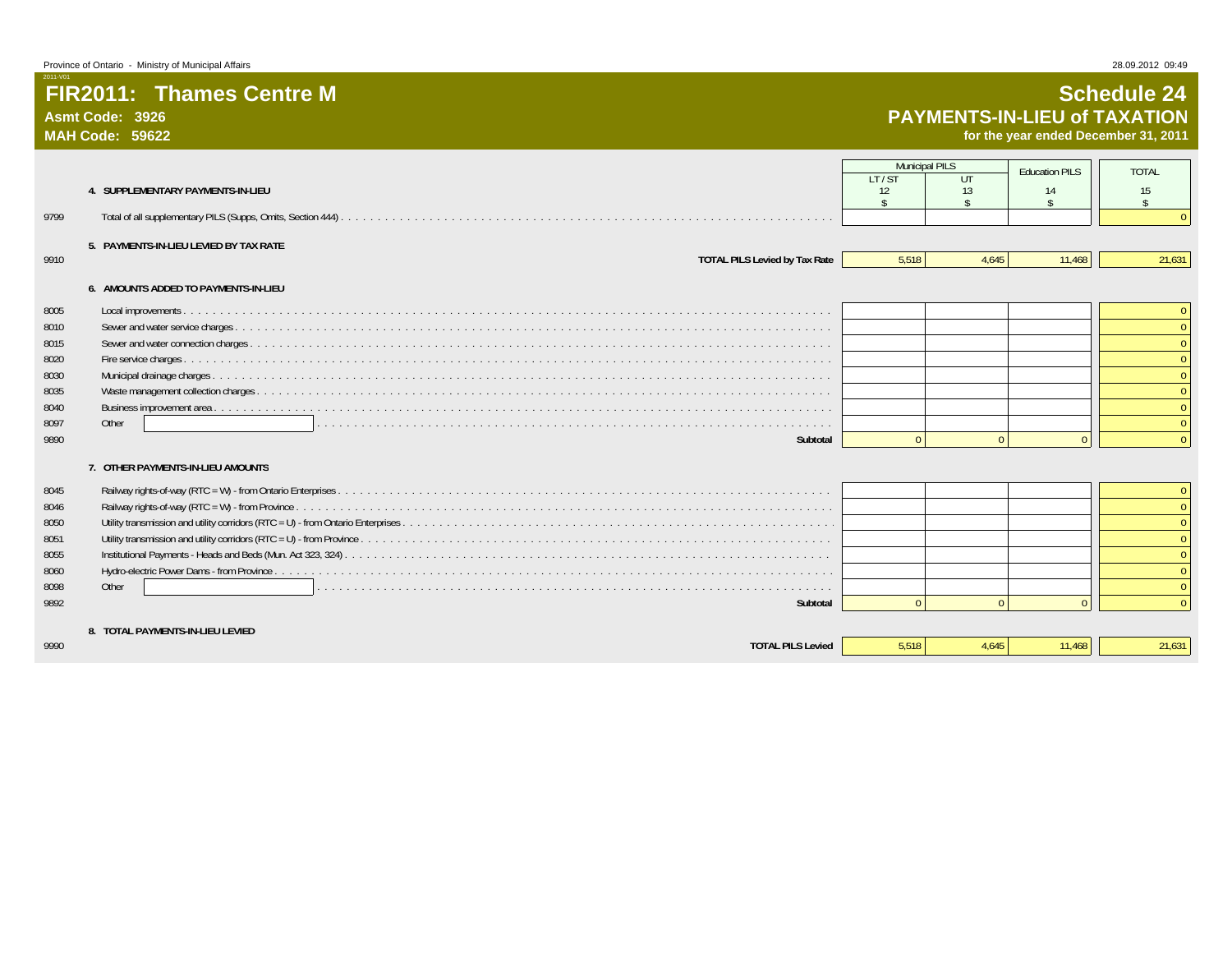Province of Ontario - Ministry of Municipal Affairs

28.09.2012 09:49

2011-V01

# FIR2011: Thames Centre M

**Asmt Code: 3926**

**MAH Code: 59622**

## Schedule 24
## PAYMENTS-IN-LIEU of TAXATION
**for the year ended December 31, 2011**

| | | Municipal PILS | | Education PILS | TOTAL |
|---|---|---|---|---|---|
| | | LT / ST | UT | | |
| | | 12 | 13 | 14 | 15 |
| | | $ | $ | $ | $ |
| | **4. SUPPLEMENTARY PAYMENTS-IN-LIEU** | | | | |
| 9799 | Total of all supplementary PILS (Supps, Omits, Section 444) | | | | 0 |
| | **5. PAYMENTS-IN-LIEU LEVIED BY TAX RATE** | | | | |
| 9910 | **TOTAL PILS Levied by Tax Rate** | 5,518 | 4,645 | 11,468 | 21,631 |
| | **6. AMOUNTS ADDED TO PAYMENTS-IN-LIEU** | | | | |
| 8005 | Local improvements | | | | 0 |
| 8010 | Sewer and water service charges | | | | 0 |
| 8015 | Sewer and water connection charges | | | | 0 |
| 8020 | Fire service charges | | | | 0 |
| 8030 | Municipal drainage charges | | | | 0 |
| 8035 | Waste management collection charges | | | | 0 |
| 8040 | Business improvement area | | | | 0 |
| 8097 | Other | | | | 0 |
| 9890 | **Subtotal** | 0 | 0 | 0 | 0 |
| | **7. OTHER PAYMENTS-IN-LIEU AMOUNTS** | | | | |
| 8045 | Railway rights-of-way (RTC = W) - from Ontario Enterprises | | | | 0 |
| 8046 | Railway rights-of-way (RTC = W) - from Province | | | | 0 |
| 8050 | Utility transmission and utility corridors (RTC = U) - from Ontario Enterprises | | | | 0 |
| 8051 | Utility transmission and utility corridors (RTC = U) - from Province | | | | 0 |
| 8055 | Institutional Payments - Heads and Beds (Mun. Act 323, 324) | | | | 0 |
| 8060 | Hydro-electric Power Dams - from Province | | | | 0 |
| 8098 | Other | | | | 0 |
| 9892 | **Subtotal** | 0 | 0 | 0 | 0 |
| | **8. TOTAL PAYMENTS-IN-LIEU LEVIED** | | | | |
| 9990 | **TOTAL PILS Levied** | 5,518 | 4,645 | 11,468 | 21,631 |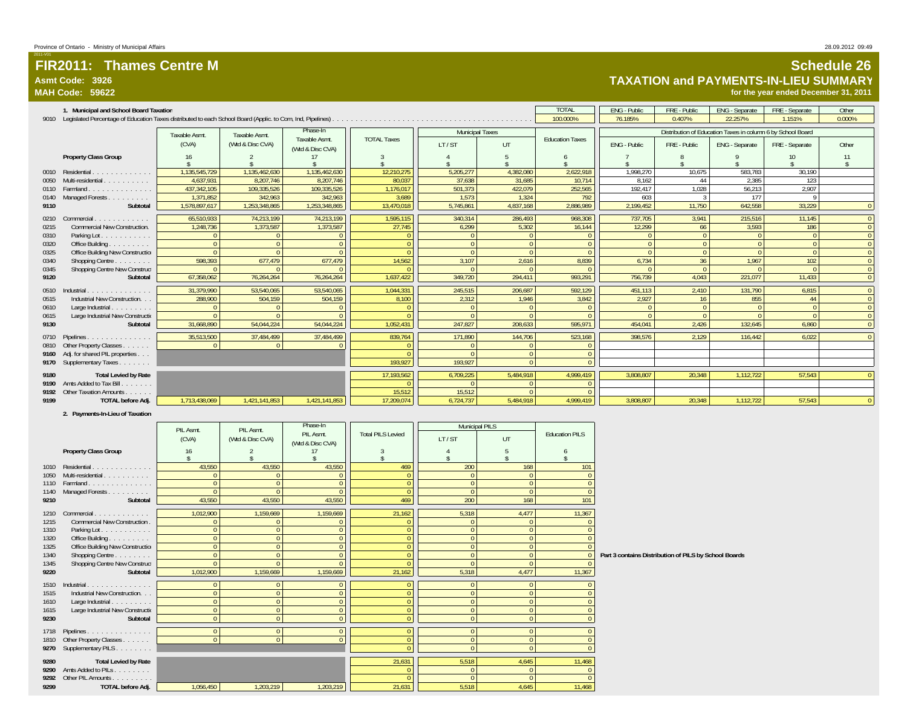Province of Ontario - Ministry of Municipal Affairs

2011-V01

# FIR2011: Thames Centre M

**Asmt Code: 3926**

**MAH Code: 59622**

## Schedule 26

## TAXATION and PAYMENTS-IN-LIEU SUMMARY

**for the year ended December 31, 2011**

### 1. Municipal and School Board Taxation

| | | TOTAL | ENG - Public | FRE - Public | ENG - Separate | FRE - Separate | Other |
|---|---|---|---|---|---|---|---|
| 9010 | Legislated Percentage of Education Taxes distributed to each School Board (Applic. to Com, Ind, Pipelines) | 100.000% | 76.185% | 0.407% | 22.257% | 1.151% | 0.000% |

| | Property Class Group | Taxable Asmt. (CVA) | Taxable Asmt. (Wtd & Disc CVA) | Phase-In Taxable Asmt. (Wtd & Disc CVA) | TOTAL Taxes | Municipal Taxes LT / ST | Municipal Taxes UT | Education Taxes | ENG - Public | FRE - Public | ENG - Separate | FRE - Separate | Other |
|---|---|---|---|---|---|---|---|---|---|---|---|---|---|
| | | 16 | 2 | 17 | 3 | 4 | 5 | 6 | 7 | 8 | 9 | 10 | 11 |
| | | $ | $ | $ | $ | $ | $ | $ | $ | $ | $ | $ | $ |
| 0010 | Residential | 1,135,545,729 | 1,135,462,630 | 1,135,462,630 | 12,210,275 | 5,205,277 | 4,382,080 | 2,622,918 | 1,998,270 | 10,675 | 583,783 | 30,190 | |
| 0050 | Multi-residential | 4,637,931 | 8,207,746 | 8,207,746 | 80,037 | 37,638 | 31,685 | 10,714 | 8,162 | 44 | 2,385 | 123 | |
| 0110 | Farmland | 437,342,105 | 109,335,526 | 109,335,526 | 1,176,017 | 501,373 | 422,079 | 252,565 | 192,417 | 1,028 | 56,213 | 2,907 | |
| 0140 | Managed Forests | 1,371,852 | 342,963 | 342,963 | 3,689 | 1,573 | 1,324 | 792 | 603 | 3 | 177 | 9 | |
| 9110 | Subtotal | 1,578,897,617 | 1,253,348,865 | 1,253,348,865 | 13,470,018 | 5,745,861 | 4,837,168 | 2,886,989 | 2,199,452 | 11,750 | 642,558 | 33,229 | 0 |
| 0210 | Commercial | 65,510,933 | 74,213,199 | 74,213,199 | 1,595,115 | 340,314 | 286,493 | 968,308 | 737,705 | 3,941 | 215,516 | 11,145 | 0 |
| 0215 | Commercial New Construction | 1,248,736 | 1,373,587 | 1,373,587 | 27,745 | 6,299 | 5,302 | 16,144 | 12,299 | 66 | 3,593 | 186 | 0 |
| 0310 | Parking Lot | 0 | 0 | 0 | 0 | 0 | 0 | 0 | 0 | 0 | 0 | 0 | 0 |
| 0320 | Office Building | 0 | 0 | 0 | 0 | 0 | 0 | 0 | 0 | 0 | 0 | 0 | 0 |
| 0325 | Office Building New Construction | 0 | 0 | 0 | 0 | 0 | 0 | 0 | 0 | 0 | 0 | 0 | 0 |
| 0340 | Shopping Centre | 598,393 | 677,479 | 677,479 | 14,562 | 3,107 | 2,616 | 8,839 | 6,734 | 36 | 1,967 | 102 | 0 |
| 0345 | Shopping Centre New Construction | 0 | 0 | 0 | 0 | 0 | 0 | 0 | 0 | 0 | 0 | 0 | 0 |
| 9120 | Subtotal | 67,358,062 | 76,264,264 | 76,264,264 | 1,637,422 | 349,720 | 294,411 | 993,291 | 756,739 | 4,043 | 221,077 | 11,433 | 0 |
| 0510 | Industrial | 31,379,990 | 53,540,065 | 53,540,065 | 1,044,331 | 245,515 | 206,687 | 592,129 | 451,113 | 2,410 | 131,790 | 6,815 | 0 |
| 0515 | Industrial New Construction | 288,900 | 504,159 | 504,159 | 8,100 | 2,312 | 1,946 | 3,842 | 2,927 | 16 | 855 | 44 | 0 |
| 0610 | Large Industrial | 0 | 0 | 0 | 0 | 0 | 0 | 0 | 0 | 0 | 0 | 0 | 0 |
| 0615 | Large Industrial New Construction | 0 | 0 | 0 | 0 | 0 | 0 | 0 | 0 | 0 | 0 | 0 | 0 |
| 9130 | Subtotal | 31,668,890 | 54,044,224 | 54,044,224 | 1,052,431 | 247,827 | 208,633 | 595,971 | 454,041 | 2,426 | 132,645 | 6,860 | 0 |
| 0710 | Pipelines | 35,513,500 | 37,484,499 | 37,484,499 | 839,764 | 171,890 | 144,706 | 523,168 | 398,576 | 2,129 | 116,442 | 6,022 | 0 |
| 0810 | Other Property Classes | 0 | 0 | 0 | 0 | 0 | 0 | 0 | | | | | |
| 9160 | Adj. for shared PIL properties | | | | 0 | 0 | 0 | 0 | | | | | |
| 9170 | Supplementary Taxes | | | | 193,927 | 193,927 | 0 | 0 | | | | | |
| 9180 | Total Levied by Rate | | | | 17,193,562 | 6,709,225 | 5,484,918 | 4,999,419 | 3,808,807 | 20,348 | 1,112,722 | 57,543 | 0 |
| 9190 | Amts Added to Tax Bill | | | | 0 | 0 | 0 | 0 | | | | | |
| 9192 | Other Taxation Amounts | | | | 15,512 | 15,512 | 0 | 0 | | | | | |
| 9199 | TOTAL before Adj. | 1,713,438,069 | 1,421,141,853 | 1,421,141,853 | 17,209,074 | 6,724,737 | 5,484,918 | 4,999,419 | 3,808,807 | 20,348 | 1,112,722 | 57,543 | 0 |

Columns 7–11: Distribution of Education Taxes in column 6 by School Board

### 2. Payments-In-Lieu of Taxation

| | Property Class Group | PIL Asmt. (CVA) | PIL Asmt. (Wtd & Disc CVA) | Phase-In PIL Asmt. (Wtd & Disc CVA) | Total PILS Levied | Municipal PILS LT / ST | Municipal PILS UT | Education PILS |
|---|---|---|---|---|---|---|---|---|
| | | 16 | 2 | 17 | 3 | 4 | 5 | 6 |
| | | $ | $ | $ | $ | $ | $ | $ |
| 1010 | Residential | 43,550 | 43,550 | 43,550 | 469 | 200 | 168 | 101 |
| 1050 | Multi-residential | 0 | 0 | 0 | 0 | 0 | 0 | 0 |
| 1110 | Farmland | 0 | 0 | 0 | 0 | 0 | 0 | 0 |
| 1140 | Managed Forests | 0 | 0 | 0 | 0 | 0 | 0 | 0 |
| 9210 | Subtotal | 43,550 | 43,550 | 43,550 | 469 | 200 | 168 | 101 |
| 1210 | Commercial | 1,012,900 | 1,159,669 | 1,159,669 | 21,162 | 5,318 | 4,477 | 11,367 |
| 1215 | Commercial New Construction | 0 | 0 | 0 | 0 | 0 | 0 | 0 |
| 1310 | Parking Lot | 0 | 0 | 0 | 0 | 0 | 0 | 0 |
| 1320 | Office Building | 0 | 0 | 0 | 0 | 0 | 0 | 0 |
| 1325 | Office Building New Construction | 0 | 0 | 0 | 0 | 0 | 0 | 0 |
| 1340 | Shopping Centre | 0 | 0 | 0 | 0 | 0 | 0 | 0 |
| 1345 | Shopping Centre New Construction | 0 | 0 | 0 | 0 | 0 | 0 | 0 |
| 9220 | Subtotal | 1,012,900 | 1,159,669 | 1,159,669 | 21,162 | 5,318 | 4,477 | 11,367 |
| 1510 | Industrial | 0 | 0 | 0 | 0 | 0 | 0 | 0 |
| 1515 | Industrial New Construction | 0 | 0 | 0 | 0 | 0 | 0 | 0 |
| 1610 | Large Industrial | 0 | 0 | 0 | 0 | 0 | 0 | 0 |
| 1615 | Large Industrial New Construction | 0 | 0 | 0 | 0 | 0 | 0 | 0 |
| 9230 | Subtotal | 0 | 0 | 0 | 0 | 0 | 0 | 0 |
| 1718 | Pipelines | 0 | 0 | 0 | 0 | 0 | 0 | 0 |
| 1810 | Other Property Classes | 0 | 0 | 0 | 0 | 0 | 0 | 0 |
| 9270 | Supplementary PILS | | | | 0 | 0 | 0 | 0 |
| 9280 | Total Levied by Rate | | | | 21,631 | 5,518 | 4,645 | 11,468 |
| 9290 | Amts Added to PILs | | | | 0 | 0 | 0 | 0 |
| 9292 | Other PIL Amounts | | | | 0 | 0 | 0 | 0 |
| 9299 | TOTAL before Adj. | 1,056,450 | 1,203,219 | 1,203,219 | 21,631 | 5,518 | 4,645 | 11,468 |

**Part 3 contains Distribution of PILS by School Boards**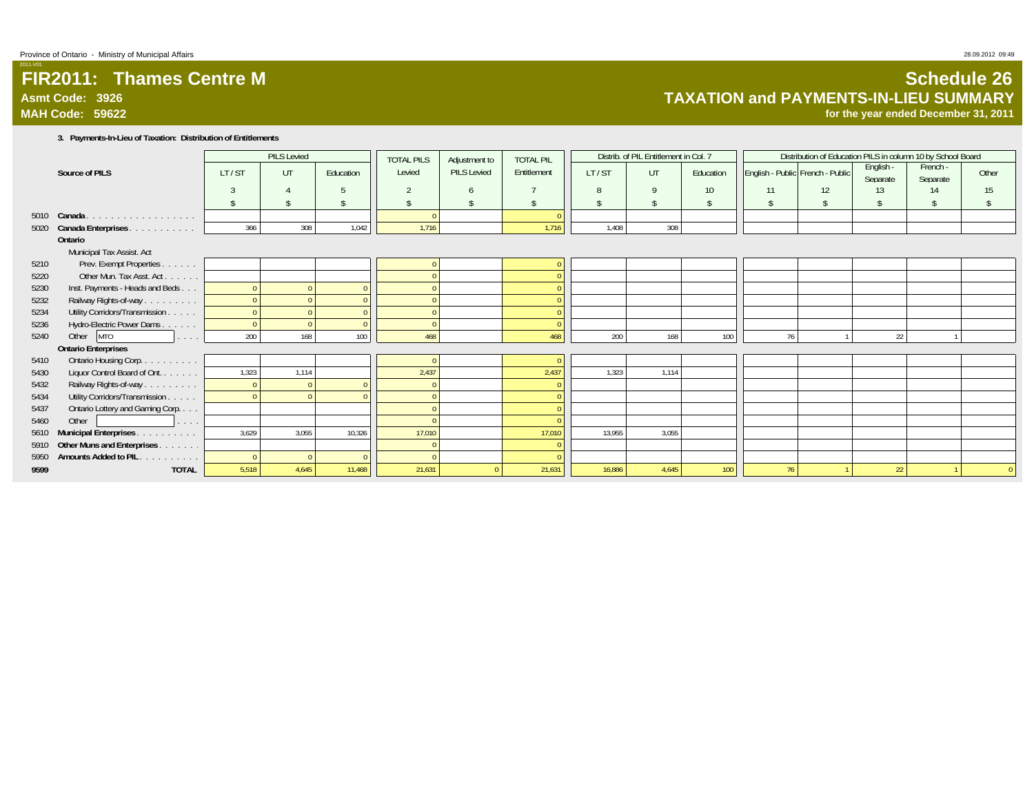Province of Ontario - Ministry of Municipal Affairs

2011-V01

# FIR2011: Thames Centre M

**Asmt Code: 3926**

**MAH Code: 59622**

# Schedule 26

## TAXATION and PAYMENTS-IN-LIEU SUMMARY

**for the year ended December 31, 2011**

### 3. Payments-In-Lieu of Taxation: Distribution of Entitlements

| | Source of PILS | PILS Levied | | | TOTAL PILS | Adjustment to | TOTAL PIL | Distrib. of PIL Entitlement in Col. 7 | | | Distribution of Education PILS in column 10 by School Board | | | | |
|---|---|---|---|---|---|---|---|---|---|---|---|---|---|---|---|
| | | LT / ST | UT | Education | Levied | PILS Levied | Entitlement | LT / ST | UT | Education | English - Public | French - Public | English - Separate | French - Separate | Other |
| | | 3 | 4 | 5 | 2 | 6 | 7 | 8 | 9 | 10 | 11 | 12 | 13 | 14 | 15 |
| | | $ | $ | $ | $ | $ | $ | $ | $ | $ | $ | $ | $ | $ | $ |
| 5010 | **Canada** | | | | 0 | | 0 | | | | | | | | |
| 5020 | **Canada Enterprises** | 366 | 308 | 1,042 | 1,716 | | 1,716 | 1,408 | 308 | | | | | | |
| | **Ontario** | | | | | | | | | | | | | | |
| | Municipal Tax Assist. Act | | | | | | | | | | | | | | |
| 5210 | Prev. Exempt Properties | | | | 0 | | 0 | | | | | | | | |
| 5220 | Other Mun. Tax Asst. Act | | | | 0 | | 0 | | | | | | | | |
| 5230 | Inst. Payments - Heads and Beds | 0 | 0 | 0 | 0 | | 0 | | | | | | | | |
| 5232 | Railway Rights-of-way | 0 | 0 | 0 | 0 | | 0 | | | | | | | | |
| 5234 | Utility Corridors/Transmission | 0 | 0 | 0 | 0 | | 0 | | | | | | | | |
| 5236 | Hydro-Electric Power Dams | 0 | 0 | 0 | 0 | | 0 | | | | | | | | |
| 5240 | Other MTO | 200 | 168 | 100 | 468 | | 468 | 200 | 168 | 100 | 76 | 1 | 22 | 1 | |
| | **Ontario Enterprises** | | | | | | | | | | | | | | |
| 5410 | Ontario Housing Corp. | | | | 0 | | 0 | | | | | | | | |
| 5430 | Liquor Control Board of Ont. | 1,323 | 1,114 | | 2,437 | | 2,437 | 1,323 | 1,114 | | | | | | |
| 5432 | Railway Rights-of-way | 0 | 0 | 0 | 0 | | 0 | | | | | | | | |
| 5434 | Utility Corridors/Transmission | 0 | 0 | 0 | 0 | | 0 | | | | | | | | |
| 5437 | Ontario Lottery and Gaming Corp. | | | | 0 | | 0 | | | | | | | | |
| 5460 | Other | | | | 0 | | 0 | | | | | | | | |
| 5610 | **Municipal Enterprises** | 3,629 | 3,055 | 10,326 | 17,010 | | 17,010 | 13,955 | 3,055 | | | | | | |
| 5910 | **Other Muns and Enterprises** | | | | 0 | | 0 | | | | | | | | |
| 5950 | **Amounts Added to PIL** | 0 | 0 | 0 | 0 | | 0 | | | | | | | | |
| 9599 | **TOTAL** | 5,518 | 4,645 | 11,468 | 21,631 | 0 | 21,631 | 16,886 | 4,645 | 100 | 76 | 1 | 22 | 1 | 0 |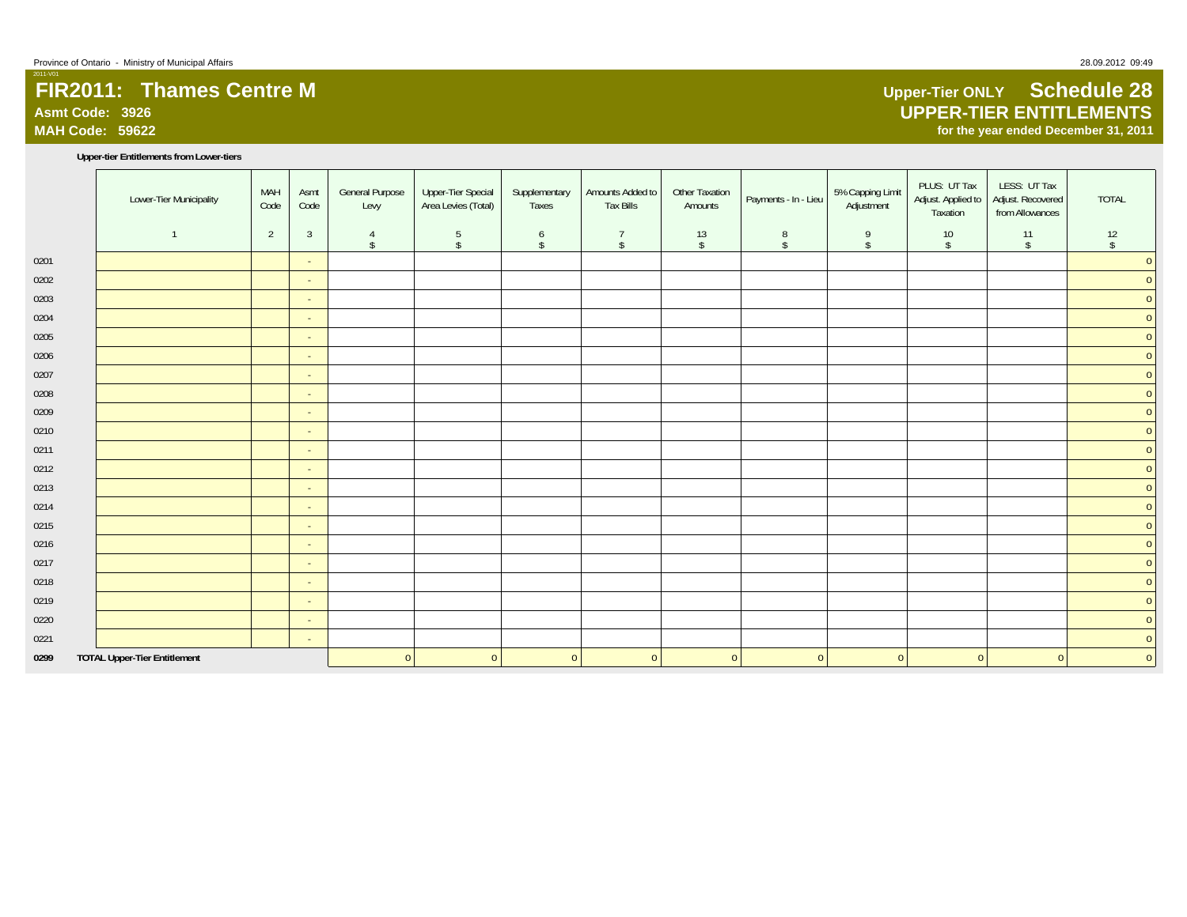# FIR2011: Thames Centre M

**Asmt Code: 3926**
**MAH Code: 59622**

## Upper-Tier ONLY Schedule 28
## UPPER-TIER ENTITLEMENTS
**for the year ended December 31, 2011**

**Upper-tier Entitlements from Lower-tiers**

| | Lower-Tier Municipality | MAH Code | Asmt Code | General Purpose Levy | Upper-Tier Special Area Levies (Total) | Supplementary Taxes | Amounts Added to Tax Bills | Other Taxation Amounts | Payments - In - Lieu | 5% Capping Limit Adjustment | PLUS: UT Tax Adjust. Applied to Taxation | LESS: UT Tax Adjust. Recovered from Allowances | TOTAL |
|---|---|---|---|---|---|---|---|---|---|---|---|---|---|
| | 1 | 2 | 3 | 4 $ | 5 $ | 6 $ | 7 $ | 13 $ | 8 $ | 9 $ | 10 $ | 11 $ | 12 $ |
| 0201 | | | - | | | | | | | | | | 0 |
| 0202 | | | - | | | | | | | | | | 0 |
| 0203 | | | - | | | | | | | | | | 0 |
| 0204 | | | - | | | | | | | | | | 0 |
| 0205 | | | - | | | | | | | | | | 0 |
| 0206 | | | - | | | | | | | | | | 0 |
| 0207 | | | - | | | | | | | | | | 0 |
| 0208 | | | - | | | | | | | | | | 0 |
| 0209 | | | - | | | | | | | | | | 0 |
| 0210 | | | - | | | | | | | | | | 0 |
| 0211 | | | - | | | | | | | | | | 0 |
| 0212 | | | - | | | | | | | | | | 0 |
| 0213 | | | - | | | | | | | | | | 0 |
| 0214 | | | - | | | | | | | | | | 0 |
| 0215 | | | - | | | | | | | | | | 0 |
| 0216 | | | - | | | | | | | | | | 0 |
| 0217 | | | - | | | | | | | | | | 0 |
| 0218 | | | - | | | | | | | | | | 0 |
| 0219 | | | - | | | | | | | | | | 0 |
| 0220 | | | - | | | | | | | | | | 0 |
| 0221 | | | - | | | | | | | | | | 0 |
| **0299** | **TOTAL Upper-Tier Entitlement** | | | 0 | 0 | 0 | 0 | 0 | 0 | 0 | 0 | 0 | 0 |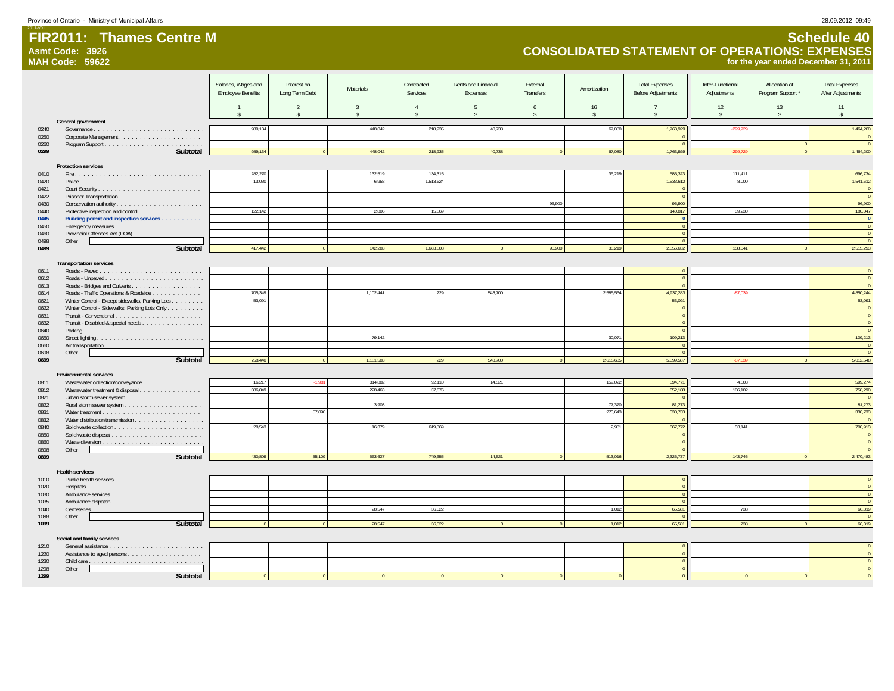# FIR2011: Thames Centre M

**Asmt Code: 3926**
**MAH Code: 59622**

## Schedule 40
## CONSOLIDATED STATEMENT OF OPERATIONS: EXPENSES
**for the year ended December 31, 2011**

| | | Salaries, Wages and Employee Benefits | Interest on Long Term Debt | Materials | Contracted Services | Rents and Financial Expenses | External Transfers | Amortization | Total Expenses Before Adjustments | Inter-Functional Adjustments | Allocation of Program Support * | Total Expenses After Adjustments |
|---|---|---|---|---|---|---|---|---|---|---|---|---|
| | | 1 | 2 | 3 | 4 | 5 | 6 | 16 | 7 | 12 | 13 | 11 |
| | | $ | $ | $ | $ | $ | $ | $ | $ | $ | $ | $ |
| | **General government** | | | | | | | | | | | |
| 0240 | Governance | 989,134 | | 448,042 | 218,935 | 40,738 | | 67,080 | 1,763,929 | -299,729 | | 1,464,200 |
| 0250 | Corporate Management | | | | | | | | 0 | | | 0 |
| 0260 | Program Support | | | | | | | | 0 | | 0 | 0 |
| 0299 | **Subtotal** | 989,134 | 0 | 448,042 | 218,935 | 40,738 | 0 | 67,080 | 1,763,929 | -299,729 | 0 | 1,464,200 |
| | **Protection services** | | | | | | | | | | | |
| 0410 | Fire | 282,270 | | 132,519 | 134,315 | | | 36,219 | 585,323 | 111,411 | | 696,734 |
| 0420 | Police | 13,030 | | 6,958 | 1,513,624 | | | | 1,533,612 | 8,000 | | 1,541,612 |
| 0421 | Court Security | | | | | | | | 0 | | | 0 |
| 0422 | Prisoner Transportation | | | | | | | | 0 | | | 0 |
| 0430 | Conservation authority | | | | | | 96,900 | | 96,900 | | | 96,900 |
| 0440 | Protective inspection and control | 122,142 | | 2,806 | 15,869 | | | | 140,817 | 39,230 | | 180,047 |
| 0445 | **Building permit and inspection services** | | | | | | | | 0 | | | 0 |
| 0450 | Emergency measures | | | | | | | | 0 | | | 0 |
| 0460 | Provincial Offences Act (POA) | | | | | | | | 0 | | | 0 |
| 0498 | Other | | | | | | | | 0 | | | 0 |
| 0499 | **Subtotal** | 417,442 | 0 | 142,283 | 1,663,808 | 0 | 96,900 | 36,219 | 2,356,652 | 158,641 | 0 | 2,515,293 |
| | **Transportation services** | | | | | | | | | | | |
| 0611 | Roads - Paved | | | | | | | | 0 | | | 0 |
| 0612 | Roads - Unpaved | | | | | | | | 0 | | | 0 |
| 0613 | Roads - Bridges and Culverts | | | | | | | | 0 | | | 0 |
| 0614 | Roads - Traffic Operations & Roadside | 705,349 | | 1,102,441 | 229 | 543,700 | | 2,585,564 | 4,937,283 | -87,039 | | 4,850,244 |
| 0621 | Winter Control - Except sidewalks, Parking Lots | 53,091 | | | | | | | 53,091 | | | 53,091 |
| 0622 | Winter Control - Sidewalks, Parking Lots Only | | | | | | | | 0 | | | 0 |
| 0631 | Transit - Conventional | | | | | | | | 0 | | | 0 |
| 0632 | Transit - Disabled & special needs | | | | | | | | 0 | | | 0 |
| 0640 | Parking | | | | | | | | 0 | | | 0 |
| 0650 | Street lighting | | | 79,142 | | | | 30,071 | 109,213 | | | 109,213 |
| 0660 | Air transportation | | | | | | | | 0 | | | 0 |
| 0698 | Other | | | | | | | | 0 | | | 0 |
| 0699 | **Subtotal** | 758,440 | 0 | 1,181,583 | 229 | 543,700 | 0 | 2,615,635 | 5,099,587 | -87,039 | 0 | 5,012,548 |
| | **Environmental services** | | | | | | | | | | | |
| 0811 | Wastewater collection/conveyance | 16,217 | -1,981 | 314,882 | 92,110 | 14,521 | | 159,022 | 594,771 | 4,503 | | 599,274 |
| 0812 | Wastewater treatment & disposal | 386,049 | | 228,463 | 37,676 | | | | 652,188 | 106,102 | | 758,290 |
| 0821 | Urban storm sewer system | | | | | | | | 0 | | | 0 |
| 0822 | Rural storm sewer system | | | 3,903 | | | | 77,370 | 81,273 | | | 81,273 |
| 0831 | Water treatment | | 57,090 | | | | | 273,643 | 330,733 | | | 330,733 |
| 0832 | Water distribution/transmission | | | | | | | | 0 | | | 0 |
| 0840 | Solid waste collection | 28,543 | | 16,379 | 619,869 | | | 2,981 | 667,772 | 33,141 | | 700,913 |
| 0850 | Solid waste disposal | | | | | | | | 0 | | | 0 |
| 0860 | Waste diversion | | | | | | | | 0 | | | 0 |
| 0898 | Other | | | | | | | | 0 | | | 0 |
| 0899 | **Subtotal** | 430,809 | 55,109 | 563,627 | 749,655 | 14,521 | 0 | 513,016 | 2,326,737 | 143,746 | 0 | 2,470,483 |
| | **Health services** | | | | | | | | | | | |
| 1010 | Public health services | | | | | | | | 0 | | | 0 |
| 1020 | Hospitals | | | | | | | | 0 | | | 0 |
| 1030 | Ambulance services | | | | | | | | 0 | | | 0 |
| 1035 | Ambulance dispatch | | | | | | | | 0 | | | 0 |
| 1040 | Cemeteries | | | 28,547 | 36,022 | | | 1,012 | 65,581 | 738 | | 66,319 |
| 1098 | Other | | | | | | | | 0 | | | 0 |
| 1099 | **Subtotal** | 0 | 0 | 28,547 | 36,022 | 0 | 0 | 1,012 | 65,581 | 738 | 0 | 66,319 |
| | **Social and family services** | | | | | | | | | | | |
| 1210 | General assistance | | | | | | | | 0 | | | 0 |
| 1220 | Assistance to aged persons | | | | | | | | 0 | | | 0 |
| 1230 | Child care | | | | | | | | 0 | | | 0 |
| 1298 | Other | | | | | | | | 0 | | | 0 |
| 1299 | **Subtotal** | 0 | 0 | 0 | 0 | 0 | 0 | 0 | 0 | 0 | 0 | 0 |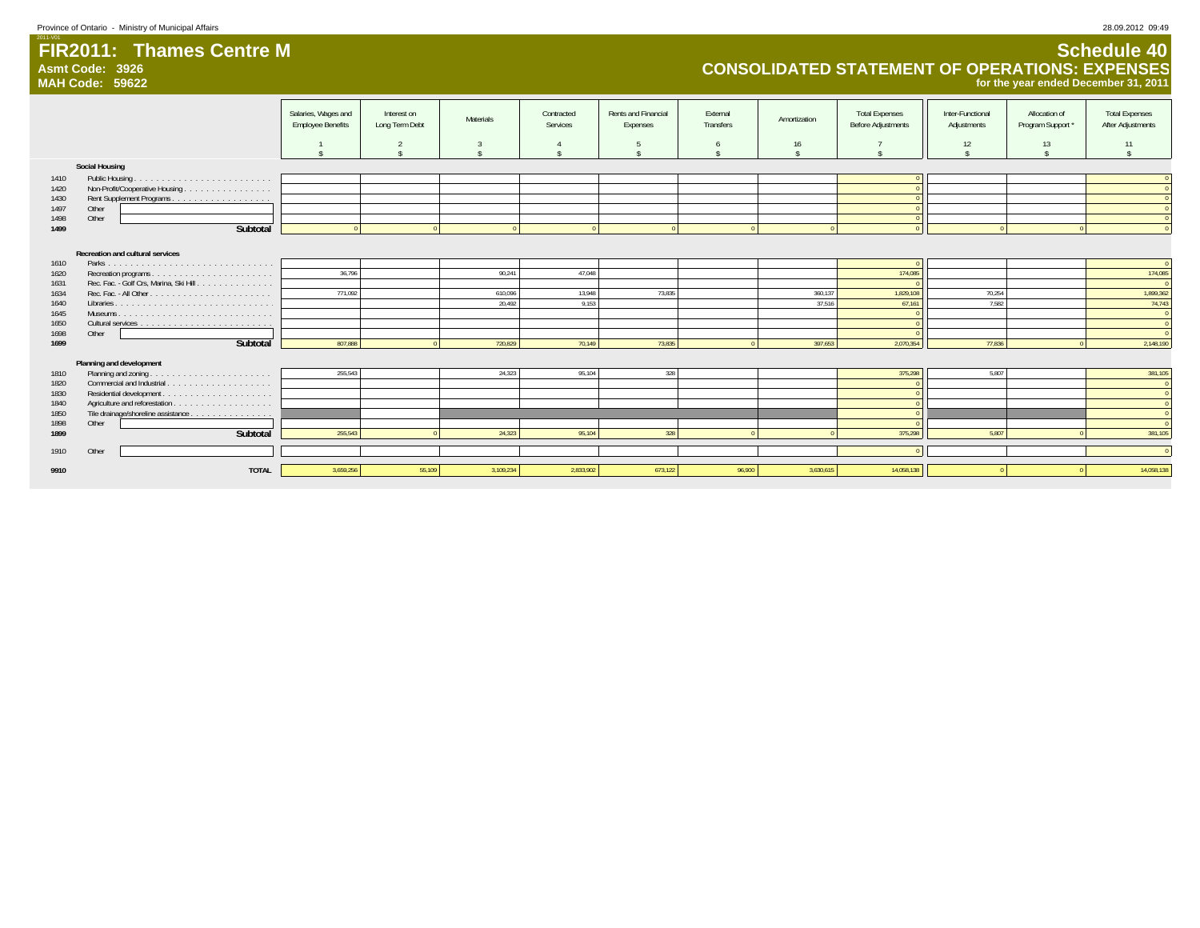# FIR2011: Thames Centre M

**Asmt Code: 3926**
**MAH Code: 59622**

## Schedule 40
## CONSOLIDATED STATEMENT OF OPERATIONS: EXPENSES
**for the year ended December 31, 2011**

| | | Salaries, Wages and Employee Benefits | Interest on Long Term Debt | Materials | Contracted Services | Rents and Financial Expenses | External Transfers | Amortization | Total Expenses Before Adjustments | Inter-Functional Adjustments | Allocation of Program Support * | Total Expenses After Adjustments |
|---|---|---|---|---|---|---|---|---|---|---|---|---|
| | | 1 | 2 | 3 | 4 | 5 | 6 | 16 | 7 | 12 | 13 | 11 |
| | | $ | $ | $ | $ | $ | $ | $ | $ | $ | $ | $ |
| | **Social Housing** | | | | | | | | | | | |
| 1410 | Public Housing | | | | | | | | 0 | | | 0 |
| 1420 | Non-Profit/Cooperative Housing | | | | | | | | 0 | | | 0 |
| 1430 | Rent Supplement Programs | | | | | | | | 0 | | | 0 |
| 1497 | Other | | | | | | | | 0 | | | 0 |
| 1498 | Other | | | | | | | | 0 | | | 0 |
| **1499** | **Subtotal** | 0 | 0 | 0 | 0 | 0 | 0 | 0 | 0 | 0 | 0 | 0 |
| | **Recreation and cultural services** | | | | | | | | | | | |
| 1610 | Parks | | | | | | | | 0 | | | 0 |
| 1620 | Recreation programs | 36,796 | | 90,241 | 47,048 | | | | 174,085 | | | 174,085 |
| 1631 | Rec. Fac. - Golf Crs, Marina, Ski Hill | | | | | | | | 0 | | | 0 |
| 1634 | Rec. Fac. - All Other | 771,092 | | 610,096 | 13,948 | 73,835 | | 360,137 | 1,829,108 | 70,254 | | 1,899,362 |
| 1640 | Libraries | | | 20,492 | 9,153 | | | 37,516 | 67,161 | 7,582 | | 74,743 |
| 1645 | Museums | | | | | | | | 0 | | | 0 |
| 1650 | Cultural services | | | | | | | | 0 | | | 0 |
| 1698 | Other | | | | | | | | 0 | | | 0 |
| **1699** | **Subtotal** | 807,888 | 0 | 720,829 | 70,149 | 73,835 | 0 | 397,653 | 2,070,354 | 77,836 | 0 | 2,148,190 |
| | **Planning and development** | | | | | | | | | | | |
| 1810 | Planning and zoning | 255,543 | | 24,323 | 95,104 | 328 | | | 375,298 | 5,807 | | 381,105 |
| 1820 | Commercial and Industrial | | | | | | | | 0 | | | 0 |
| 1830 | Residential development | | | | | | | | 0 | | | 0 |
| 1840 | Agriculture and reforestation | | | | | | | | 0 | | | 0 |
| 1850 | Tile drainage/shoreline assistance | | | | | | | | 0 | | | 0 |
| 1898 | Other | | | | | | | | 0 | | | 0 |
| **1899** | **Subtotal** | 255,543 | 0 | 24,323 | 95,104 | 328 | 0 | 0 | 375,298 | 5,807 | 0 | 381,105 |
| 1910 | Other | | | | | | | | 0 | | | 0 |
| **9910** | **TOTAL** | 3,659,256 | 55,109 | 3,109,234 | 2,833,902 | 673,122 | 96,900 | 3,630,615 | 14,058,138 | 0 | 0 | 14,058,138 |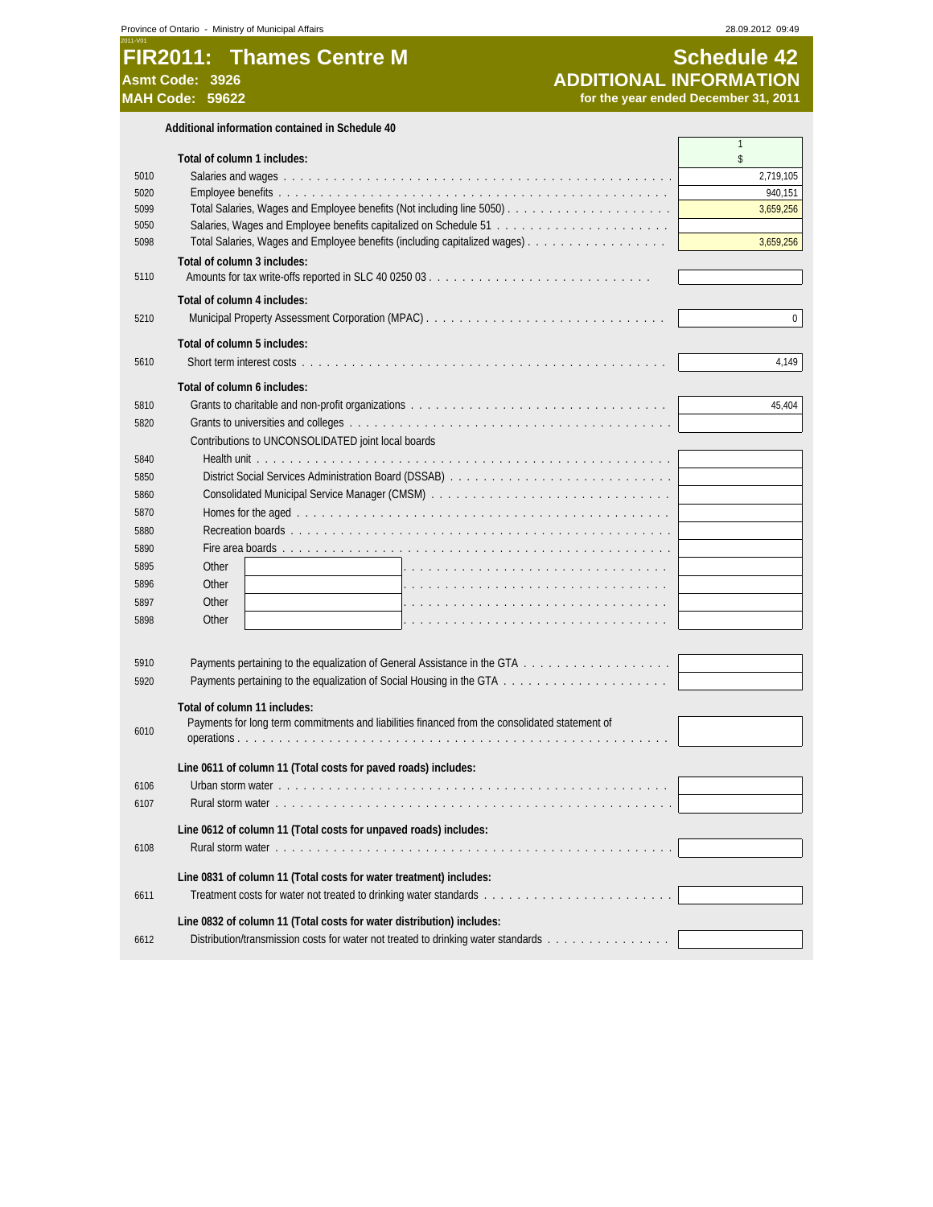# FIR2011: Thames Centre M

**Asmt Code: 3926**
**MAH Code: 59622**

## Schedule 42
## ADDITIONAL INFORMATION
**for the year ended December 31, 2011**

**Additional information contained in Schedule 40**

| Line | Description | 1 $ |
|---|---|---|
| | **Total of column 1 includes:** | |
| 5010 | Salaries and wages | 2,719,105 |
| 5020 | Employee benefits | 940,151 |
| 5099 | Total Salaries, Wages and Employee benefits (Not including line 5050) | 3,659,256 |
| 5050 | Salaries, Wages and Employee benefits capitalized on Schedule 51 | |
| 5098 | Total Salaries, Wages and Employee benefits (including capitalized wages) | 3,659,256 |
| | **Total of column 3 includes:** | |
| 5110 | Amounts for tax write-offs reported in SLC 40 0250 03 | |
| | **Total of column 4 includes:** | |
| 5210 | Municipal Property Assessment Corporation (MPAC) | 0 |
| | **Total of column 5 includes:** | |
| 5610 | Short term interest costs | 4,149 |
| | **Total of column 6 includes:** | |
| 5810 | Grants to charitable and non-profit organizations | 45,404 |
| 5820 | Grants to universities and colleges | |
| | Contributions to UNCONSOLIDATED joint local boards | |
| 5840 | Health unit | |
| 5850 | District Social Services Administration Board (DSSAB) | |
| 5860 | Consolidated Municipal Service Manager (CMSM) | |
| 5870 | Homes for the aged | |
| 5880 | Recreation boards | |
| 5890 | Fire area boards | |
| 5895 | Other | |
| 5896 | Other | |
| 5897 | Other | |
| 5898 | Other | |
| 5910 | Payments pertaining to the equalization of General Assistance in the GTA | |
| 5920 | Payments pertaining to the equalization of Social Housing in the GTA | |
| | **Total of column 11 includes:** | |
| 6010 | Payments for long term commitments and liabilities financed from the consolidated statement of operations | |
| | **Line 0611 of column 11 (Total costs for paved roads) includes:** | |
| 6106 | Urban storm water | |
| 6107 | Rural storm water | |
| | **Line 0612 of column 11 (Total costs for unpaved roads) includes:** | |
| 6108 | Rural storm water | |
| | **Line 0831 of column 11 (Total costs for water treatment) includes:** | |
| 6611 | Treatment costs for water not treated to drinking water standards | |
| | **Line 0832 of column 11 (Total costs for water distribution) includes:** | |
| 6612 | Distribution/transmission costs for water not treated to drinking water standards | |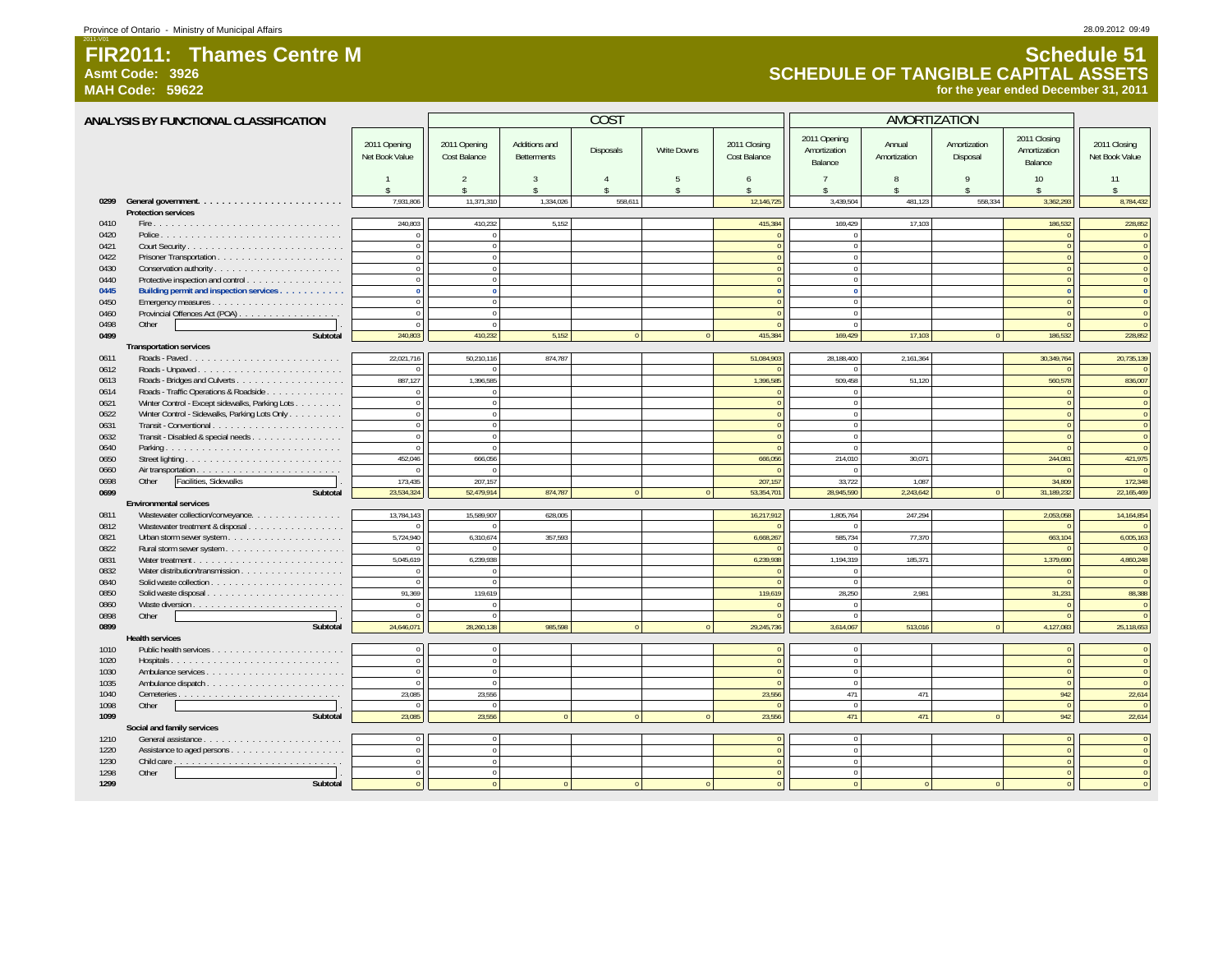Province of Ontario - Ministry of Municipal Affairs

# FIR2011: Thames Centre M

**Asmt Code: 3926**
**MAH Code: 59622**

## Schedule 51
## SCHEDULE OF TANGIBLE CAPITAL ASSETS
**for the year ended December 31, 2011**

### ANALYSIS BY FUNCTIONAL CLASSIFICATION

| | | | COST | | | | | | AMORTIZATION | | | |
|---|---|---|---|---|---|---|---|---|---|---|---|---|
| | | 2011 Opening Net Book Value | 2011 Opening Cost Balance | Additions and Betterments | Disposals | Write Downs | 2011 Closing Cost Balance | 2011 Opening Amortization Balance | Annual Amortization | Amortization Disposal | 2011 Closing Amortization Balance | 2011 Closing Net Book Value |
| | | 1 | 2 | 3 | 4 | 5 | 6 | 7 | 8 | 9 | 10 | 11 |
| | | $ | $ | $ | $ | $ | $ | $ | $ | $ | $ | $ |
| 0299 | General government | 7,931,806 | 11,371,310 | 1,334,026 | 558,611 | | 12,146,725 | 3,439,504 | 481,123 | 558,334 | 3,362,293 | 8,784,432 |
| | **Protection services** | | | | | | | | | | | |
| 0410 | Fire | 240,803 | 410,232 | 5,152 | | | 415,384 | 169,429 | 17,103 | | 186,532 | 228,852 |
| 0420 | Police | 0 | 0 | | | | 0 | 0 | | | 0 | 0 |
| 0421 | Court Security | 0 | 0 | | | | 0 | 0 | | | 0 | 0 |
| 0422 | Prisoner Transportation | 0 | 0 | | | | 0 | 0 | | | 0 | 0 |
| 0430 | Conservation authority | 0 | 0 | | | | 0 | 0 | | | 0 | 0 |
| 0440 | Protective inspection and control | 0 | 0 | | | | 0 | 0 | | | 0 | 0 |
| 0445 | Building permit and inspection services | 0 | 0 | | | | 0 | 0 | | | 0 | 0 |
| 0450 | Emergency measures | 0 | 0 | | | | 0 | 0 | | | 0 | 0 |
| 0460 | Provincial Offences Act (POA) | 0 | 0 | | | | 0 | 0 | | | 0 | 0 |
| 0498 | Other | 0 | 0 | | | | 0 | 0 | | | 0 | 0 |
| 0499 | **Subtotal** | 240,803 | 410,232 | 5,152 | 0 | 0 | 415,384 | 169,429 | 17,103 | 0 | 186,532 | 228,852 |
| | **Transportation services** | | | | | | | | | | | |
| 0611 | Roads - Paved | 22,021,716 | 50,210,116 | 874,787 | | | 51,084,903 | 28,188,400 | 2,161,364 | | 30,349,764 | 20,735,139 |
| 0612 | Roads - Unpaved | 0 | 0 | | | | 0 | 0 | | | 0 | 0 |
| 0613 | Roads - Bridges and Culverts | 887,127 | 1,396,585 | | | | 1,396,585 | 509,458 | 51,120 | | 560,578 | 836,007 |
| 0614 | Roads - Traffic Operations & Roadside | 0 | 0 | | | | 0 | 0 | | | 0 | 0 |
| 0621 | Winter Control - Except sidewalks, Parking Lots | 0 | 0 | | | | 0 | 0 | | | 0 | 0 |
| 0622 | Winter Control - Sidewalks, Parking Lots Only | 0 | 0 | | | | 0 | 0 | | | 0 | 0 |
| 0631 | Transit - Conventional | 0 | 0 | | | | 0 | 0 | | | 0 | 0 |
| 0632 | Transit - Disabled & special needs | 0 | 0 | | | | 0 | 0 | | | 0 | 0 |
| 0640 | Parking | 0 | 0 | | | | 0 | 0 | | | 0 | 0 |
| 0650 | Street lighting | 452,046 | 666,056 | | | | 666,056 | 214,010 | 30,071 | | 244,081 | 421,975 |
| 0660 | Air transportation | 0 | 0 | | | | 0 | 0 | | | 0 | 0 |
| 0698 | Other: Facilities, Sidewalks | 173,435 | 207,157 | | | | 207,157 | 33,722 | 1,087 | | 34,809 | 172,348 |
| 0699 | **Subtotal** | 23,534,324 | 52,479,914 | 874,787 | 0 | 0 | 53,354,701 | 28,945,590 | 2,243,642 | 0 | 31,189,232 | 22,165,469 |
| | **Environmental services** | | | | | | | | | | | |
| 0811 | Wastewater collection/conveyance | 13,784,143 | 15,589,907 | 628,005 | | | 16,217,912 | 1,805,764 | 247,294 | | 2,053,058 | 14,164,854 |
| 0812 | Wastewater treatment & disposal | 0 | 0 | | | | 0 | 0 | | | 0 | 0 |
| 0821 | Urban storm sewer system | 5,724,940 | 6,310,674 | 357,593 | | | 6,668,267 | 585,734 | 77,370 | | 663,104 | 6,005,163 |
| 0822 | Rural storm sewer system | 0 | 0 | | | | 0 | 0 | | | 0 | 0 |
| 0831 | Water treatment | 5,045,619 | 6,239,938 | | | | 6,239,938 | 1,194,319 | 185,371 | | 1,379,690 | 4,860,248 |
| 0832 | Water distribution/transmission | 0 | 0 | | | | 0 | 0 | | | 0 | 0 |
| 0840 | Solid waste collection | 0 | 0 | | | | 0 | 0 | | | 0 | 0 |
| 0850 | Solid waste disposal | 91,369 | 119,619 | | | | 119,619 | 28,250 | 2,981 | | 31,231 | 88,388 |
| 0860 | Waste diversion | 0 | 0 | | | | 0 | 0 | | | 0 | 0 |
| 0898 | Other | 0 | 0 | | | | 0 | 0 | | | 0 | 0 |
| 0899 | **Subtotal** | 24,646,071 | 28,260,138 | 985,598 | 0 | 0 | 29,245,736 | 3,614,067 | 513,016 | 0 | 4,127,083 | 25,118,653 |
| | **Health services** | | | | | | | | | | | |
| 1010 | Public health services | 0 | 0 | | | | 0 | 0 | | | 0 | 0 |
| 1020 | Hospitals | 0 | 0 | | | | 0 | 0 | | | 0 | 0 |
| 1030 | Ambulance services | 0 | 0 | | | | 0 | 0 | | | 0 | 0 |
| 1035 | Ambulance dispatch | 0 | 0 | | | | 0 | 0 | | | 0 | 0 |
| 1040 | Cemeteries | 23,085 | 23,556 | | | | 23,556 | 471 | 471 | | 942 | 22,614 |
| 1098 | Other | 0 | 0 | | | | 0 | 0 | | | 0 | 0 |
| 1099 | **Subtotal** | 23,085 | 23,556 | 0 | 0 | 0 | 23,556 | 471 | 471 | 0 | 942 | 22,614 |
| | **Social and family services** | | | | | | | | | | | |
| 1210 | General assistance | 0 | 0 | | | | 0 | 0 | | | 0 | 0 |
| 1220 | Assistance to aged persons | 0 | 0 | | | | 0 | 0 | | | 0 | 0 |
| 1230 | Child care | 0 | 0 | | | | 0 | 0 | | | 0 | 0 |
| 1298 | Other | 0 | 0 | | | | 0 | 0 | | | 0 | 0 |
| 1299 | **Subtotal** | 0 | 0 | 0 | 0 | 0 | 0 | 0 | 0 | 0 | 0 | 0 |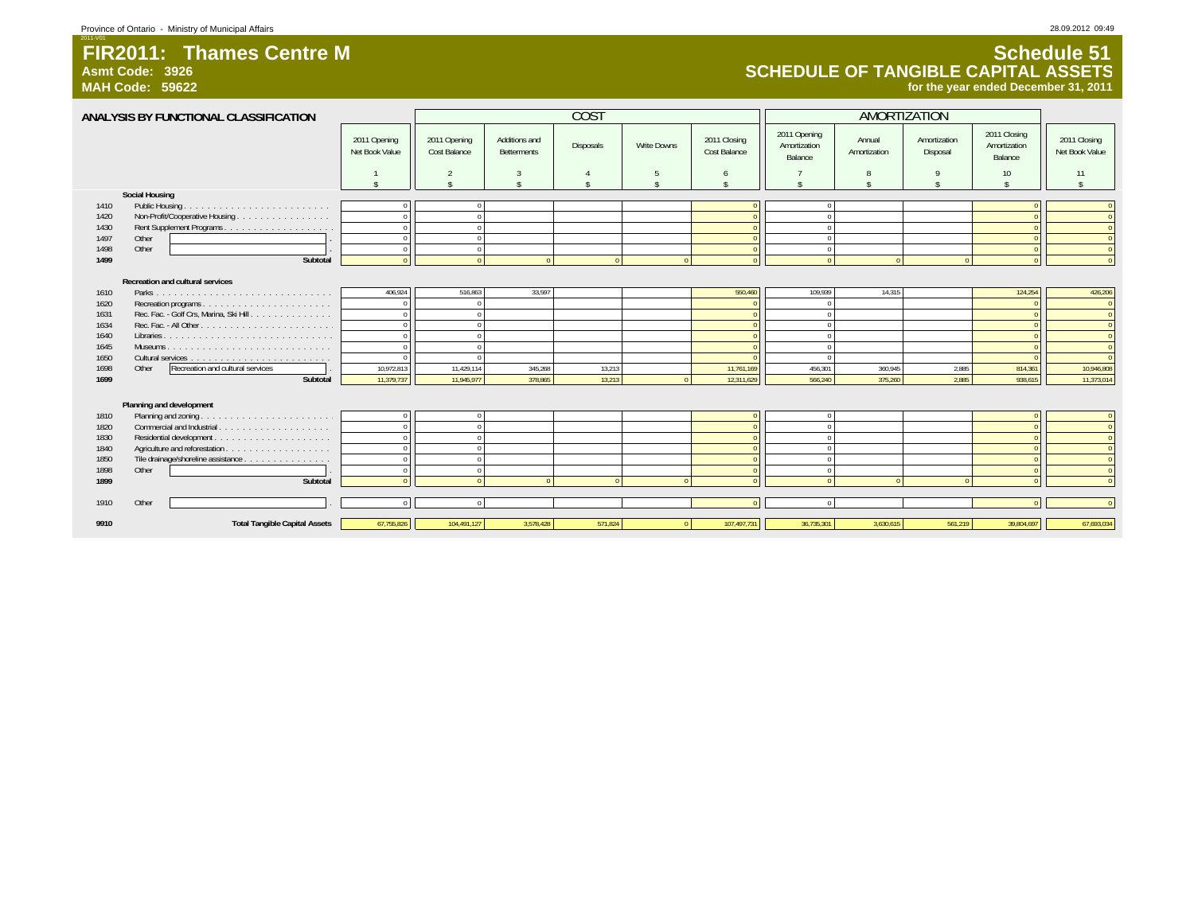# FIR2011: Thames Centre M

**Asmt Code: 3926**
**MAH Code: 59622**

## Schedule 51
## SCHEDULE OF TANGIBLE CAPITAL ASSETS
**for the year ended December 31, 2011**

### ANALYSIS BY FUNCTIONAL CLASSIFICATION

| | | | COST | | | | | | AMORTIZATION | | | | |
|---|---|---|---|---|---|---|---|---|---|---|---|---|---|
| | | 2011 Opening Net Book Value | 2011 Opening Cost Balance | Additions and Betterments | Disposals | Write Downs | 2011 Closing Cost Balance | 2011 Opening Amortization Balance | Annual Amortization | Amortization Disposal | 2011 Closing Amortization Balance | 2011 Closing Net Book Value |
| | | 1 | 2 | 3 | 4 | 5 | 6 | 7 | 8 | 9 | 10 | 11 |
| | | $ | $ | $ | $ | $ | $ | $ | $ | $ | $ | $ |
| | **Social Housing** | | | | | | | | | | | |
| 1410 | Public Housing | 0 | 0 | | | | 0 | 0 | | | 0 | 0 |
| 1420 | Non-Profit/Cooperative Housing | 0 | 0 | | | | 0 | 0 | | | 0 | 0 |
| 1430 | Rent Supplement Programs | 0 | 0 | | | | 0 | 0 | | | 0 | 0 |
| 1497 | Other | 0 | 0 | | | | 0 | 0 | | | 0 | 0 |
| 1498 | Other | 0 | 0 | | | | 0 | 0 | | | 0 | 0 |
| 1499 | **Subtotal** | 0 | 0 | 0 | 0 | 0 | 0 | 0 | 0 | 0 | 0 | 0 |
| | **Recreation and cultural services** | | | | | | | | | | | |
| 1610 | Parks | 406,924 | 516,863 | 33,597 | | | 550,460 | 109,939 | 14,315 | | 124,254 | 426,206 |
| 1620 | Recreation programs | 0 | 0 | | | | 0 | 0 | | | 0 | 0 |
| 1631 | Rec. Fac. - Golf Crs, Marina, Ski Hill | 0 | 0 | | | | 0 | 0 | | | 0 | 0 |
| 1634 | Rec. Fac. - All Other | 0 | 0 | | | | 0 | 0 | | | 0 | 0 |
| 1640 | Libraries | 0 | 0 | | | | 0 | 0 | | | 0 | 0 |
| 1645 | Museums | 0 | 0 | | | | 0 | 0 | | | 0 | 0 |
| 1650 | Cultural services | 0 | 0 | | | | 0 | 0 | | | 0 | 0 |
| 1698 | Other Recreation and cultural services | 10,972,813 | 11,429,114 | 345,268 | 13,213 | | 11,761,169 | 456,301 | 360,945 | 2,885 | 814,361 | 10,946,808 |
| 1699 | **Subtotal** | 11,379,737 | 11,945,977 | 378,865 | 13,213 | 0 | 12,311,629 | 566,240 | 375,260 | 2,885 | 938,615 | 11,373,014 |
| | **Planning and development** | | | | | | | | | | | |
| 1810 | Planning and zoning | 0 | 0 | | | | 0 | 0 | | | 0 | 0 |
| 1820 | Commercial and Industrial | 0 | 0 | | | | 0 | 0 | | | 0 | 0 |
| 1830 | Residential development | 0 | 0 | | | | 0 | 0 | | | 0 | 0 |
| 1840 | Agriculture and reforestation | 0 | 0 | | | | 0 | 0 | | | 0 | 0 |
| 1850 | Tile drainage/shoreline assistance | 0 | 0 | | | | 0 | 0 | | | 0 | 0 |
| 1898 | Other | 0 | 0 | | | | 0 | 0 | | | 0 | 0 |
| 1899 | **Subtotal** | 0 | 0 | 0 | 0 | 0 | 0 | 0 | 0 | 0 | 0 | 0 |
| 1910 | Other | 0 | 0 | | | | 0 | 0 | | | 0 | 0 |
| 9910 | **Total Tangible Capital Assets** | 67,755,826 | 104,491,127 | 3,578,428 | 571,824 | 0 | 107,497,731 | 36,735,301 | 3,630,615 | 561,219 | 39,804,697 | 67,693,034 |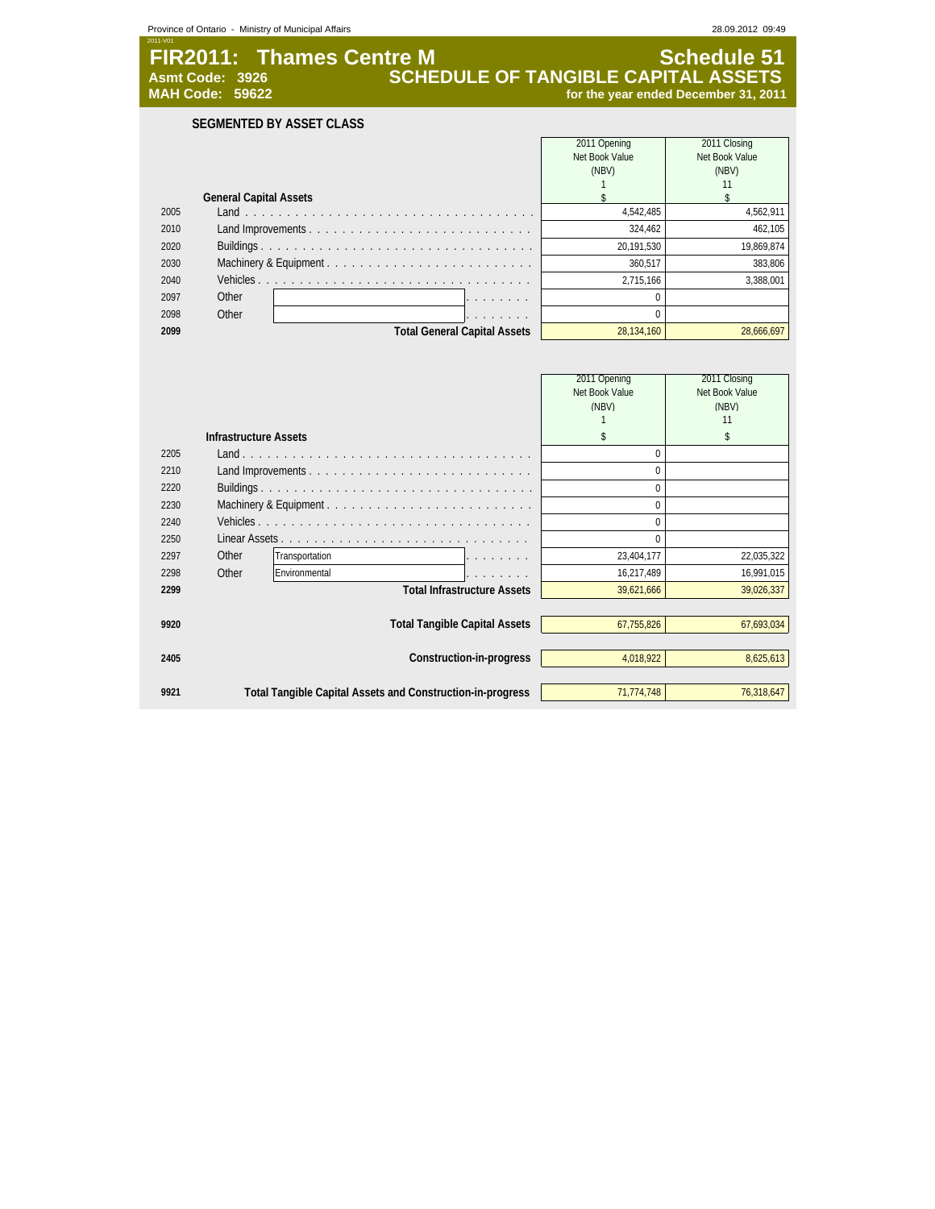# FIR2011: Thames Centre M

**Asmt Code: 3926**
**MAH Code: 59622**

## Schedule 51
## SCHEDULE OF TANGIBLE CAPITAL ASSETS
**for the year ended December 31, 2011**

### SEGMENTED BY ASSET CLASS

| | General Capital Assets | 2011 Opening Net Book Value (NBV) 1 $ | 2011 Closing Net Book Value (NBV) 11 $ |
|---|---|---|---|
| 2005 | Land | 4,542,485 | 4,562,911 |
| 2010 | Land Improvements | 324,462 | 462,105 |
| 2020 | Buildings | 20,191,530 | 19,869,874 |
| 2030 | Machinery & Equipment | 360,517 | 383,806 |
| 2040 | Vehicles | 2,715,166 | 3,388,001 |
| 2097 | Other | 0 | |
| 2098 | Other | 0 | |
| **2099** | **Total General Capital Assets** | 28,134,160 | 28,666,697 |

| | Infrastructure Assets | 2011 Opening Net Book Value (NBV) 1 $ | 2011 Closing Net Book Value (NBV) 11 $ |
|---|---|---|---|
| 2205 | Land | 0 | |
| 2210 | Land Improvements | 0 | |
| 2220 | Buildings | 0 | |
| 2230 | Machinery & Equipment | 0 | |
| 2240 | Vehicles | 0 | |
| 2250 | Linear Assets | 0 | |
| 2297 | Other Transportation | 23,404,177 | 22,035,322 |
| 2298 | Other Environmental | 16,217,489 | 16,991,015 |
| **2299** | **Total Infrastructure Assets** | 39,621,666 | 39,026,337 |
| **9920** | **Total Tangible Capital Assets** | 67,755,826 | 67,693,034 |
| **2405** | **Construction-in-progress** | 4,018,922 | 8,625,613 |
| **9921** | **Total Tangible Capital Assets and Construction-in-progress** | 71,774,748 | 76,318,647 |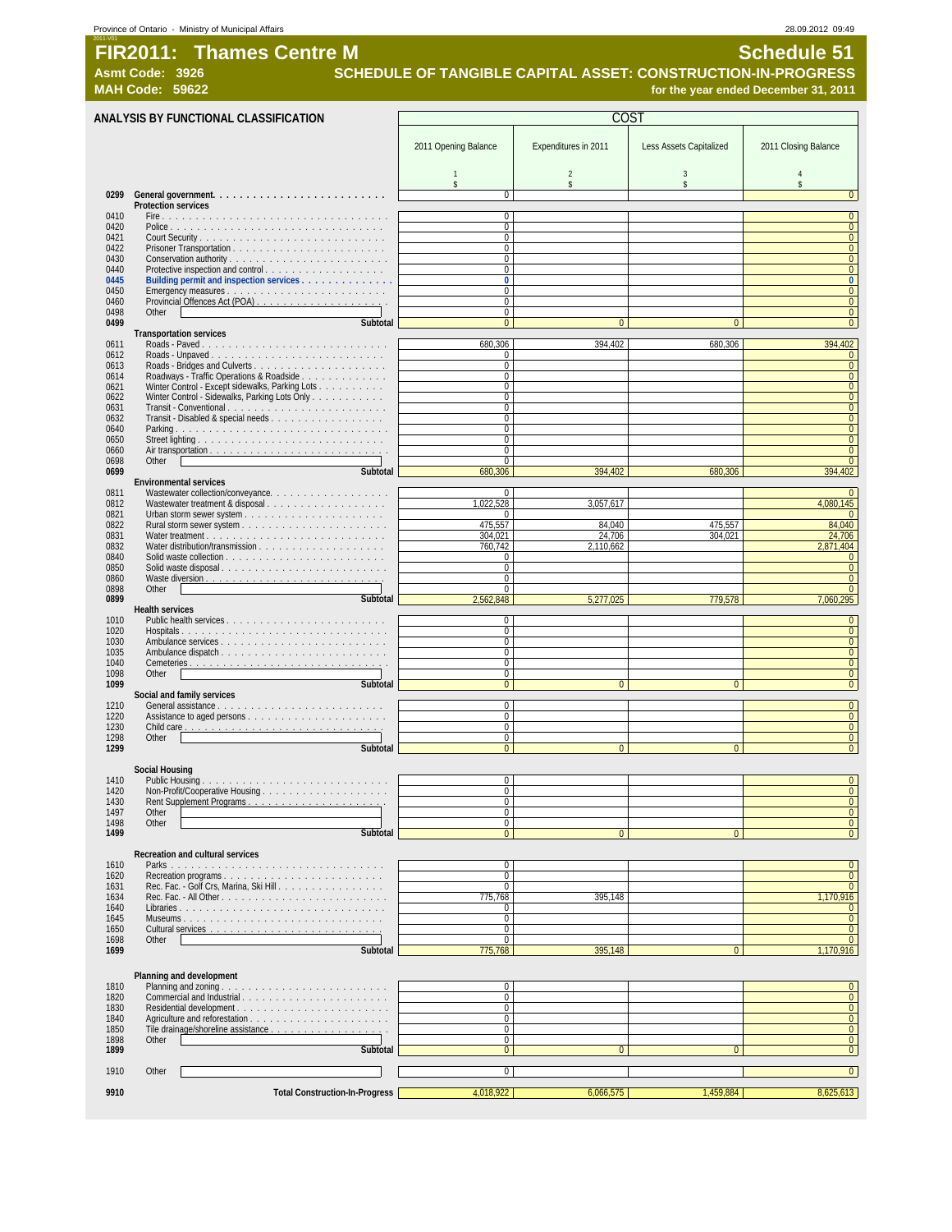# FIR2011: Thames Centre M

**Schedule 51**

**Asmt Code: 3926**

**MAH Code: 59622**

**SCHEDULE OF TANGIBLE CAPITAL ASSET: CONSTRUCTION-IN-PROGRESS**

**for the year ended December 31, 2011**

## ANALYSIS BY FUNCTIONAL CLASSIFICATION

| | | COST | | | |
|---|---|---|---|---|---|
| | | 2011 Opening Balance | Expenditures in 2011 | Less Assets Capitalized | 2011 Closing Balance |
| | | 1 | 2 | 3 | 4 |
| | | $ | $ | $ | $ |
| 0299 | **General government** | 0 | | | 0 |
| | **Protection services** | | | | |
| 0410 | Fire | 0 | | | 0 |
| 0420 | Police | 0 | | | 0 |
| 0421 | Court Security | 0 | | | 0 |
| 0422 | Prisoner Transportation | 0 | | | 0 |
| 0430 | Conservation authority | 0 | | | 0 |
| 0440 | Protective inspection and control | 0 | | | 0 |
| 0445 | Building permit and inspection services | 0 | | | 0 |
| 0450 | Emergency measures | 0 | | | 0 |
| 0460 | Provincial Offences Act (POA) | 0 | | | 0 |
| 0498 | Other | 0 | | | 0 |
| 0499 | **Subtotal** | 0 | 0 | 0 | 0 |
| | **Transportation services** | | | | |
| 0611 | Roads - Paved | 680,306 | 394,402 | 680,306 | 394,402 |
| 0612 | Roads - Unpaved | 0 | | | 0 |
| 0613 | Roads - Bridges and Culverts | 0 | | | 0 |
| 0614 | Roadways - Traffic Operations & Roadside | 0 | | | 0 |
| 0621 | Winter Control - Except sidewalks, Parking Lots | 0 | | | 0 |
| 0622 | Winter Control - Sidewalks, Parking Lots Only | 0 | | | 0 |
| 0631 | Transit - Conventional | 0 | | | 0 |
| 0632 | Transit - Disabled & special needs | 0 | | | 0 |
| 0640 | Parking | 0 | | | 0 |
| 0650 | Street lighting | 0 | | | 0 |
| 0660 | Air transportation | 0 | | | 0 |
| 0698 | Other | 0 | | | 0 |
| 0699 | **Subtotal** | 680,306 | 394,402 | 680,306 | 394,402 |
| | **Environmental services** | | | | |
| 0811 | Wastewater collection/conveyance | 0 | | | 0 |
| 0812 | Wastewater treatment & disposal | 1,022,528 | 3,057,617 | | 4,080,145 |
| 0821 | Urban storm sewer system | 0 | | | 0 |
| 0822 | Rural storm sewer system | 475,557 | 84,040 | 475,557 | 84,040 |
| 0831 | Water treatment | 304,021 | 24,706 | 304,021 | 24,706 |
| 0832 | Water distribution/transmission | 760,742 | 2,110,662 | | 2,871,404 |
| 0840 | Solid waste collection | 0 | | | 0 |
| 0850 | Solid waste disposal | 0 | | | 0 |
| 0860 | Waste diversion | 0 | | | 0 |
| 0898 | Other | 0 | | | 0 |
| 0899 | **Subtotal** | 2,562,848 | 5,277,025 | 779,578 | 7,060,295 |
| | **Health services** | | | | |
| 1010 | Public health services | 0 | | | 0 |
| 1020 | Hospitals | 0 | | | 0 |
| 1030 | Ambulance services | 0 | | | 0 |
| 1035 | Ambulance dispatch | 0 | | | 0 |
| 1040 | Cemeteries | 0 | | | 0 |
| 1098 | Other | 0 | | | 0 |
| 1099 | **Subtotal** | 0 | 0 | 0 | 0 |
| | **Social and family services** | | | | |
| 1210 | General assistance | 0 | | | 0 |
| 1220 | Assistance to aged persons | 0 | | | 0 |
| 1230 | Child care | 0 | | | 0 |
| 1298 | Other | 0 | | | 0 |
| 1299 | **Subtotal** | 0 | 0 | 0 | 0 |
| | **Social Housing** | | | | |
| 1410 | Public Housing | 0 | | | 0 |
| 1420 | Non-Profit/Cooperative Housing | 0 | | | 0 |
| 1430 | Rent Supplement Programs | 0 | | | 0 |
| 1497 | Other | 0 | | | 0 |
| 1498 | Other | 0 | | | 0 |
| 1499 | **Subtotal** | 0 | 0 | 0 | 0 |
| | **Recreation and cultural services** | | | | |
| 1610 | Parks | 0 | | | 0 |
| 1620 | Recreation programs | 0 | | | 0 |
| 1631 | Rec. Fac. - Golf Crs, Marina, Ski Hill | 0 | | | 0 |
| 1634 | Rec. Fac. - All Other | 775,768 | 395,148 | | 1,170,916 |
| 1640 | Libraries | 0 | | | 0 |
| 1645 | Museums | 0 | | | 0 |
| 1650 | Cultural services | 0 | | | 0 |
| 1698 | Other | 0 | | | 0 |
| 1699 | **Subtotal** | 775,768 | 395,148 | 0 | 1,170,916 |
| | **Planning and development** | | | | |
| 1810 | Planning and zoning | 0 | | | 0 |
| 1820 | Commercial and Industrial | 0 | | | 0 |
| 1830 | Residential development | 0 | | | 0 |
| 1840 | Agriculture and reforestation | 0 | | | 0 |
| 1850 | Tile drainage/shoreline assistance | 0 | | | 0 |
| 1898 | Other | 0 | | | 0 |
| 1899 | **Subtotal** | 0 | 0 | 0 | 0 |
| 1910 | Other | 0 | | | 0 |
| 9910 | **Total Construction-In-Progress** | 4,018,922 | 6,066,575 | 1,459,884 | 8,625,613 |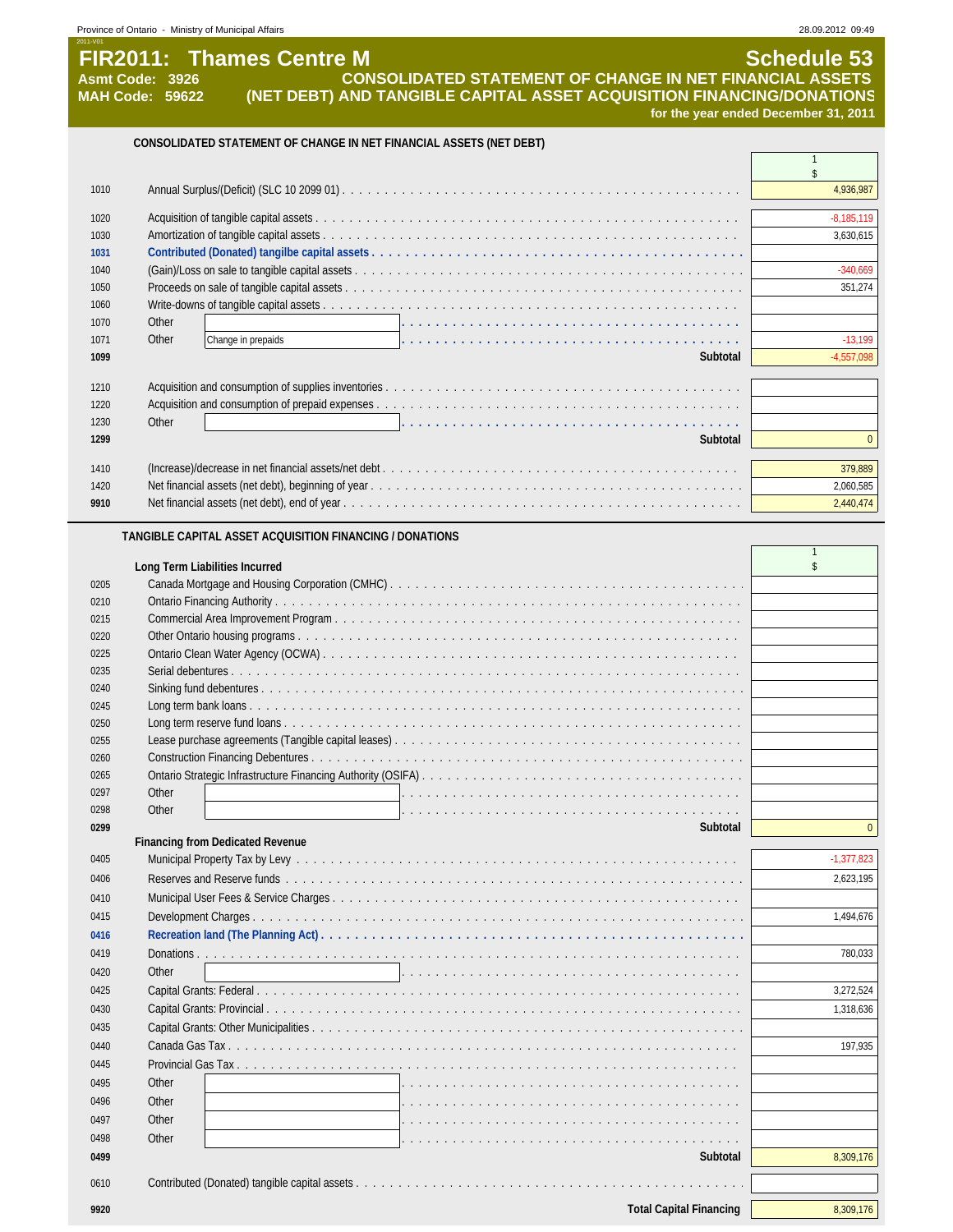# FIR2011: Thames Centre M — Schedule 53

**Asmt Code: 3926**
**MAH Code: 59622**

## CONSOLIDATED STATEMENT OF CHANGE IN NET FINANCIAL ASSETS (NET DEBT) AND TANGIBLE CAPITAL ASSET ACQUISITION FINANCING/DONATIONS

**for the year ended December 31, 2011**

### CONSOLIDATED STATEMENT OF CHANGE IN NET FINANCIAL ASSETS (NET DEBT)

| | | 1 $ |
|---|---|---|
| 1010 | Annual Surplus/(Deficit) (SLC 10 2099 01) | 4,936,987 |
| 1020 | Acquisition of tangible capital assets | -8,185,119 |
| 1030 | Amortization of tangible capital assets | 3,630,615 |
| 1031 | **Contributed (Donated) tangilbe capital assets** | |
| 1040 | (Gain)/Loss on sale to tangible capital assets | -340,669 |
| 1050 | Proceeds on sale of tangible capital assets | 351,274 |
| 1060 | Write-downs of tangible capital assets | |
| 1070 | Other | |
| 1071 | Other — Change in prepaids | -13,199 |
| **1099** | **Subtotal** | -4,557,098 |
| 1210 | Acquisition and consumption of supplies inventories | |
| 1220 | Acquisition and consumption of prepaid expenses | |
| 1230 | Other | |
| **1299** | **Subtotal** | 0 |
| 1410 | (Increase)/decrease in net financial assets/net debt | 379,889 |
| 1420 | Net financial assets (net debt), beginning of year | 2,060,585 |
| **9910** | Net financial assets (net debt), end of year | 2,440,474 |

### TANGIBLE CAPITAL ASSET ACQUISITION FINANCING / DONATIONS

| | | 1 $ |
|---|---|---|
| | **Long Term Liabilities Incurred** | |
| 0205 | Canada Mortgage and Housing Corporation (CMHC) | |
| 0210 | Ontario Financing Authority | |
| 0215 | Commercial Area Improvement Program | |
| 0220 | Other Ontario housing programs | |
| 0225 | Ontario Clean Water Agency (OCWA) | |
| 0235 | Serial debentures | |
| 0240 | Sinking fund debentures | |
| 0245 | Long term bank loans | |
| 0250 | Long term reserve fund loans | |
| 0255 | Lease purchase agreements (Tangible capital leases) | |
| 0260 | Construction Financing Debentures | |
| 0265 | Ontario Strategic Infrastructure Financing Authority (OSIFA) | |
| 0297 | Other | |
| 0298 | Other | |
| **0299** | **Subtotal** | 0 |
| | **Financing from Dedicated Revenue** | |
| 0405 | Municipal Property Tax by Levy | -1,377,823 |
| 0406 | Reserves and Reserve funds | 2,623,195 |
| 0410 | Municipal User Fees & Service Charges | |
| 0415 | Development Charges | 1,494,676 |
| 0416 | **Recreation land (The Planning Act)** | |
| 0419 | Donations | 780,033 |
| 0420 | Other | |
| 0425 | Capital Grants: Federal | 3,272,524 |
| 0430 | Capital Grants: Provincial | 1,318,636 |
| 0435 | Capital Grants: Other Municipalities | |
| 0440 | Canada Gas Tax | 197,935 |
| 0445 | Provincial Gas Tax | |
| 0495 | Other | |
| 0496 | Other | |
| 0497 | Other | |
| 0498 | Other | |
| **0499** | **Subtotal** | 8,309,176 |
| 0610 | Contributed (Donated) tangible capital assets | |
| **9920** | **Total Capital Financing** | 8,309,176 |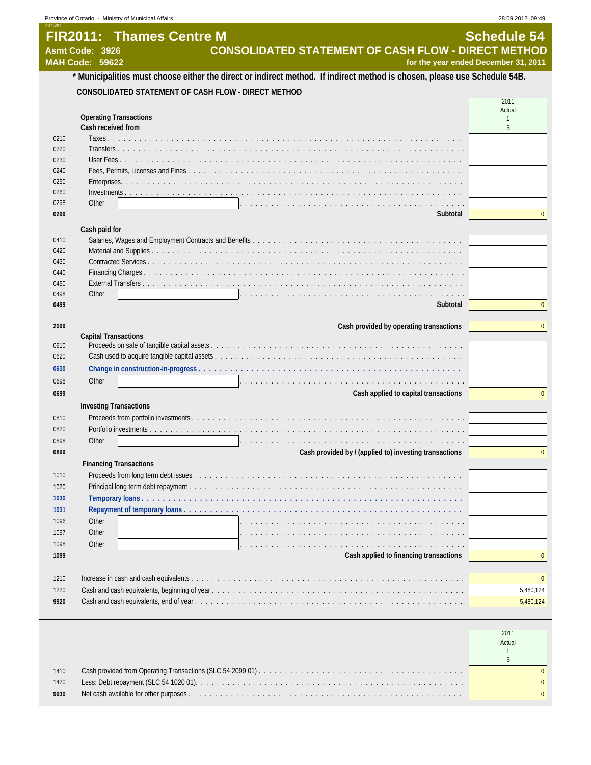# FIR2011: Thames Centre M

**Asmt Code: 3926**
**MAH Code: 59622**

## Schedule 54

## CONSOLIDATED STATEMENT OF CASH FLOW - DIRECT METHOD

**for the year ended December 31, 2011**

**\* Municipalities must choose either the direct or indirect method. If indirect method is chosen, please use Schedule 54B.**

### CONSOLIDATED STATEMENT OF CASH FLOW - DIRECT METHOD

| Line | Description | 2011 Actual 1 $ |
|---|---|---|
| | **Operating Transactions** | |
| | **Cash received from** | |
| 0210 | Taxes | |
| 0220 | Transfers | |
| 0230 | User Fees | |
| 0240 | Fees, Permits, Licenses and Fines | |
| 0250 | Enterprises | |
| 0260 | Investments | |
| 0298 | Other | |
| **0299** | **Subtotal** | 0 |
| | **Cash paid for** | |
| 0410 | Salaries, Wages and Employment Contracts and Benefits | |
| 0420 | Material and Supplies | |
| 0430 | Contracted Services | |
| 0440 | Financing Charges | |
| 0450 | External Transfers | |
| 0498 | Other | |
| **0499** | **Subtotal** | 0 |
| **2099** | **Cash provided by operating transactions** | 0 |
| | **Capital Transactions** | |
| 0610 | Proceeds on sale of tangible capital assets | |
| 0620 | Cash used to acquire tangible capital assets | |
| 0630 | Change in construction-in-progress | |
| 0698 | Other | |
| **0699** | **Cash applied to capital transactions** | 0 |
| | **Investing Transactions** | |
| 0810 | Proceeds from portfolio investments | |
| 0820 | Portfolio investments | |
| 0898 | Other | |
| **0899** | **Cash provided by / (applied to) investing transactions** | 0 |
| | **Financing Transactions** | |
| 1010 | Proceeds from long term debt issues | |
| 1020 | Principal long term debt repayment | |
| 1030 | Temporary loans | |
| 1031 | Repayment of temporary loans | |
| 1096 | Other | |
| 1097 | Other | |
| 1098 | Other | |
| **1099** | **Cash applied to financing transactions** | 0 |
| 1210 | Increase in cash and cash equivalents | 0 |
| 1220 | Cash and cash equivalents, beginning of year | 5,480,124 |
| **9920** | Cash and cash equivalents, end of year | 5,480,124 |

| Line | Description | 2011 Actual 1 $ |
|---|---|---|
| 1410 | Cash provided from Operating Transactions (SLC 54 2099 01) | 0 |
| 1420 | Less: Debt repayment (SLC 54 1020 01) | 0 |
| **9930** | Net cash available for other purposes | 0 |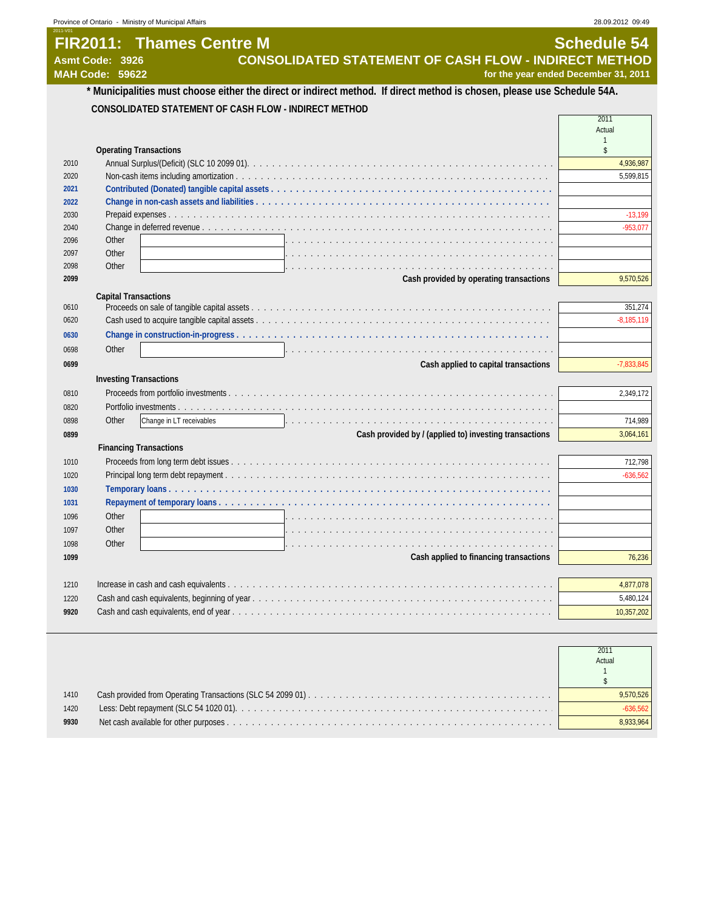# FIR2011: Thames Centre M

**Schedule 54**

**Asmt Code: 3926**

**MAH Code: 59622**

## CONSOLIDATED STATEMENT OF CASH FLOW - INDIRECT METHOD

**for the year ended December 31, 2011**

**\* Municipalities must choose either the direct or indirect method. If direct method is chosen, please use Schedule 54A.**

### CONSOLIDATED STATEMENT OF CASH FLOW - INDIRECT METHOD

| Line | Description | 2011 Actual 1 $ |
|---|---|---|
| | **Operating Transactions** | |
| 2010 | Annual Surplus/(Deficit) (SLC 10 2099 01) | 4,936,987 |
| 2020 | Non-cash items including amortization | 5,599,815 |
| 2021 | Contributed (Donated) tangible capital assets | |
| 2022 | Change in non-cash assets and liabilities | |
| 2030 | Prepaid expenses | -13,199 |
| 2040 | Change in deferred revenue | -953,077 |
| 2096 | Other | |
| 2097 | Other | |
| 2098 | Other | |
| 2099 | **Cash provided by operating transactions** | 9,570,526 |
| | **Capital Transactions** | |
| 0610 | Proceeds on sale of tangible capital assets | 351,274 |
| 0620 | Cash used to acquire tangible capital assets | -8,185,119 |
| 0630 | Change in construction-in-progress | |
| 0698 | Other | |
| 0699 | **Cash applied to capital transactions** | -7,833,845 |
| | **Investing Transactions** | |
| 0810 | Proceeds from portfolio investments | 2,349,172 |
| 0820 | Portfolio investments | |
| 0898 | Other: Change in LT receivables | 714,989 |
| 0899 | **Cash provided by / (applied to) investing transactions** | 3,064,161 |
| | **Financing Transactions** | |
| 1010 | Proceeds from long term debt issues | 712,798 |
| 1020 | Principal long term debt repayment | -636,562 |
| 1030 | Temporary loans | |
| 1031 | Repayment of temporary loans | |
| 1096 | Other | |
| 1097 | Other | |
| 1098 | Other | |
| 1099 | **Cash applied to financing transactions** | 76,236 |
| 1210 | Increase in cash and cash equivalents | 4,877,078 |
| 1220 | Cash and cash equivalents, beginning of year | 5,480,124 |
| 9920 | Cash and cash equivalents, end of year | 10,357,202 |

| Line | Description | 2011 Actual 1 $ |
|---|---|---|
| 1410 | Cash provided from Operating Transactions (SLC 54 2099 01) | 9,570,526 |
| 1420 | Less: Debt repayment (SLC 54 1020 01) | -636,562 |
| 9930 | Net cash available for other purposes | 8,933,964 |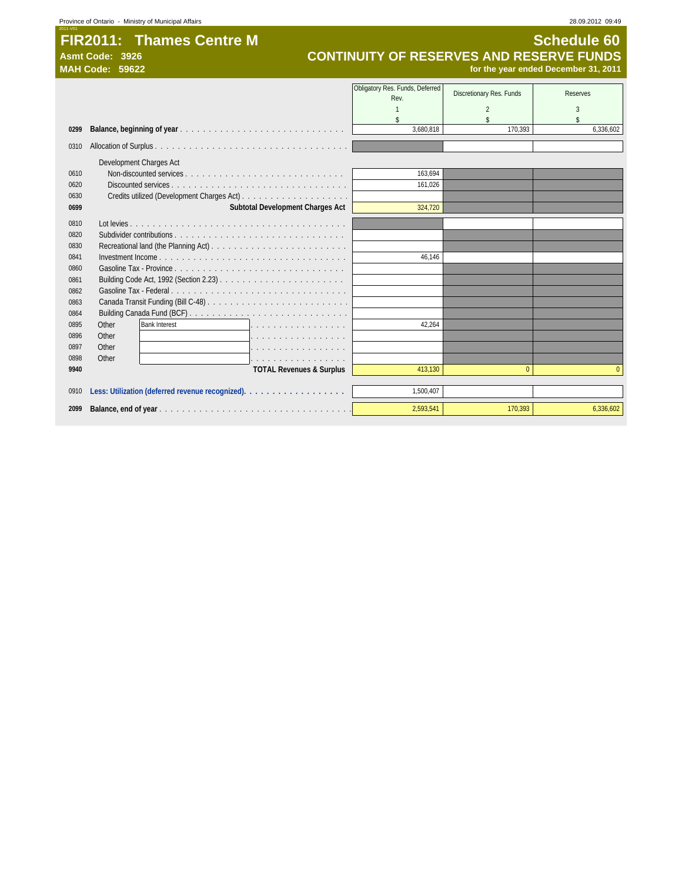# FIR2011: Thames Centre M

**Asmt Code: 3926**
**MAH Code: 59622**

## Schedule 60
## CONTINUITY OF RESERVES AND RESERVE FUNDS
**for the year ended December 31, 2011**

| Line | Description | Obligatory Res. Funds, Deferred Rev. 1 $ | Discretionary Res. Funds 2 $ | Reserves 3 $ |
|---|---|---|---|---|
| **0299** | **Balance, beginning of year** | 3,680,818 | 170,393 | 6,336,602 |
| 0310 | Allocation of Surplus | | | |
| | Development Charges Act | | | |
| 0610 | Non-discounted services | 163,694 | | |
| 0620 | Discounted services | 161,026 | | |
| 0630 | Credits utilized (Development Charges Act) | | | |
| **0699** | **Subtotal Development Charges Act** | 324,720 | | |
| 0810 | Lot levies | | | |
| 0820 | Subdivider contributions | | | |
| 0830 | Recreational land (the Planning Act) | | | |
| 0841 | Investment Income | 46,146 | | |
| 0860 | Gasoline Tax - Province | | | |
| 0861 | Building Code Act, 1992 (Section 2.23) | | | |
| 0862 | Gasoline Tax - Federal | | | |
| 0863 | Canada Transit Funding (Bill C-48) | | | |
| 0864 | Building Canada Fund (BCF) | | | |
| 0895 | Other: Bank Interest | 42,264 | | |
| 0896 | Other | | | |
| 0897 | Other | | | |
| 0898 | Other | | | |
| **9940** | **TOTAL Revenues & Surplus** | 413,130 | 0 | 0 |
| 0910 | **Less: Utilization (deferred revenue recognized).** | 1,500,407 | | |
| **2099** | **Balance, end of year** | 2,593,541 | 170,393 | 6,336,602 |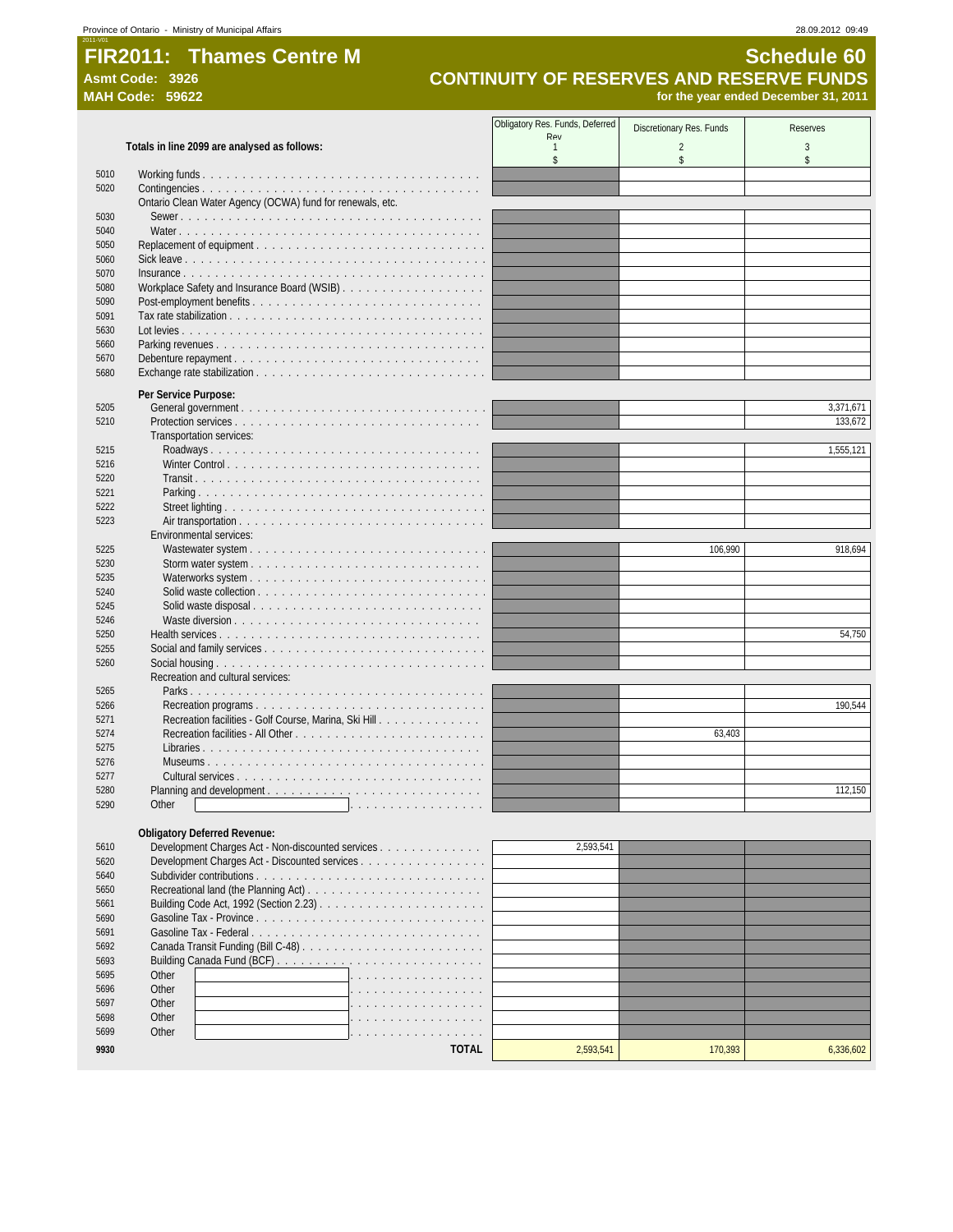# FIR2011: Thames Centre M

**Asmt Code: 3926**
**MAH Code: 59622**

## Schedule 60
## CONTINUITY OF RESERVES AND RESERVE FUNDS
**for the year ended December 31, 2011**

| | Totals in line 2099 are analysed as follows: | Obligatory Res. Funds, Deferred Rev 1 $ | Discretionary Res. Funds 2 $ | Reserves 3 $ |
|---|---|---|---|---|
| 5010 | Working funds | | | |
| 5020 | Contingencies | | | |
| | Ontario Clean Water Agency (OCWA) fund for renewals, etc. | | | |
| 5030 | Sewer | | | |
| 5040 | Water | | | |
| 5050 | Replacement of equipment | | | |
| 5060 | Sick leave | | | |
| 5070 | Insurance | | | |
| 5080 | Workplace Safety and Insurance Board (WSIB) | | | |
| 5090 | Post-employment benefits | | | |
| 5091 | Tax rate stabilization | | | |
| 5630 | Lot levies | | | |
| 5660 | Parking revenues | | | |
| 5670 | Debenture repayment | | | |
| 5680 | Exchange rate stabilization | | | |
| | **Per Service Purpose:** | | | |
| 5205 | General government | | | 3,371,671 |
| 5210 | Protection services | | | 133,672 |
| | Transportation services: | | | |
| 5215 | Roadways | | | 1,555,121 |
| 5216 | Winter Control | | | |
| 5220 | Transit | | | |
| 5221 | Parking | | | |
| 5222 | Street lighting | | | |
| 5223 | Air transportation | | | |
| | Environmental services: | | | |
| 5225 | Wastewater system | | 106,990 | 918,694 |
| 5230 | Storm water system | | | |
| 5235 | Waterworks system | | | |
| 5240 | Solid waste collection | | | |
| 5245 | Solid waste disposal | | | |
| 5246 | Waste diversion | | | |
| 5250 | Health services | | | 54,750 |
| 5255 | Social and family services | | | |
| 5260 | Social housing | | | |
| | Recreation and cultural services: | | | |
| 5265 | Parks | | | |
| 5266 | Recreation programs | | | 190,544 |
| 5271 | Recreation facilities - Golf Course, Marina, Ski Hill | | | |
| 5274 | Recreation facilities - All Other | | 63,403 | |
| 5275 | Libraries | | | |
| 5276 | Museums | | | |
| 5277 | Cultural services | | | |
| 5280 | Planning and development | | | 112,150 |
| 5290 | Other | | | |
| | **Obligatory Deferred Revenue:** | | | |
| 5610 | Development Charges Act - Non-discounted services | 2,593,541 | | |
| 5620 | Development Charges Act - Discounted services | | | |
| 5640 | Subdivider contributions | | | |
| 5650 | Recreational land (the Planning Act) | | | |
| 5661 | Building Code Act, 1992 (Section 2.23) | | | |
| 5690 | Gasoline Tax - Province | | | |
| 5691 | Gasoline Tax - Federal | | | |
| 5692 | Canada Transit Funding (Bill C-48) | | | |
| 5693 | Building Canada Fund (BCF) | | | |
| 5695 | Other | | | |
| 5696 | Other | | | |
| 5697 | Other | | | |
| 5698 | Other | | | |
| 5699 | Other | | | |
| 9930 | **TOTAL** | 2,593,541 | 170,393 | 6,336,602 |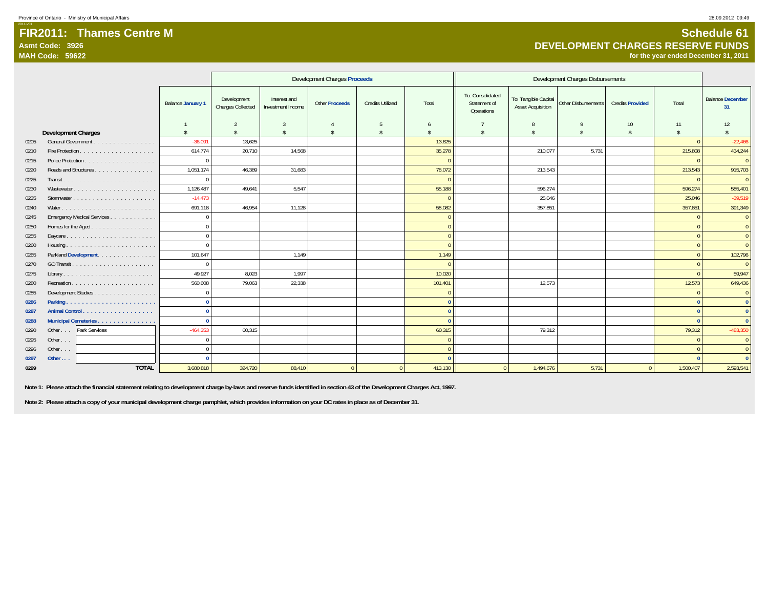# FIR2011: Thames Centre M

**Asmt Code: 3926**
**MAH Code: 59622**

## Schedule 61
## DEVELOPMENT CHARGES RESERVE FUNDS
**for the year ended December 31, 2011**

| | Development Charges | Balance January 1 | Development Charges Proceeds | | | | | Development Charges Disbursements | | | | | Balance December 31 |
|---|---|---|---|---|---|---|---|---|---|---|---|---|---|
| | | | Development Charges Collected | Interest and Investment Income | Other Proceeds | Credits Utilized | Total | To: Consolidated Statement of Operations | To: Tangible Capital Asset Acquisition | Other Disbursements | Credits Provided | Total | |
| | | 1 | 2 | 3 | 4 | 5 | 6 | 7 | 8 | 9 | 10 | 11 | 12 |
| | | $ | $ | $ | $ | $ | $ | $ | $ | $ | $ | $ | $ |
| 0205 | General Government | -36,091 | 13,625 | | | | 13,625 | | | | | 0 | -22,466 |
| 0210 | Fire Protection | 614,774 | 20,710 | 14,568 | | | 35,278 | | 210,077 | 5,731 | | 215,808 | 434,244 |
| 0215 | Police Protection | 0 | | | | | 0 | | | | | 0 | 0 |
| 0220 | Roads and Structures | 1,051,174 | 46,389 | 31,683 | | | 78,072 | | 213,543 | | | 213,543 | 915,703 |
| 0225 | Transit | 0 | | | | | 0 | | | | | 0 | 0 |
| 0230 | Wastewater | 1,126,487 | 49,641 | 5,547 | | | 55,188 | | 596,274 | | | 596,274 | 585,401 |
| 0235 | Stormwater | -14,473 | | | | | 0 | | 25,046 | | | 25,046 | -39,519 |
| 0240 | Water | 691,118 | 46,954 | 11,128 | | | 58,082 | | 357,851 | | | 357,851 | 391,349 |
| 0245 | Emergency Medical Services | 0 | | | | | 0 | | | | | 0 | 0 |
| 0250 | Homes for the Aged | 0 | | | | | 0 | | | | | 0 | 0 |
| 0255 | Daycare | 0 | | | | | 0 | | | | | 0 | 0 |
| 0260 | Housing | 0 | | | | | 0 | | | | | 0 | 0 |
| 0265 | Parkland Development | 101,647 | | 1,149 | | | 1,149 | | | | | 0 | 102,796 |
| 0270 | GO Transit | 0 | | | | | 0 | | | | | 0 | 0 |
| 0275 | Library | 49,927 | 8,023 | 1,997 | | | 10,020 | | | | | 0 | 59,947 |
| 0280 | Recreation | 560,608 | 79,063 | 22,338 | | | 101,401 | | 12,573 | | | 12,573 | 649,436 |
| 0285 | Development Studies | 0 | | | | | 0 | | | | | 0 | 0 |
| 0286 | Parking | 0 | | | | | 0 | | | | | 0 | 0 |
| 0287 | Animal Control | 0 | | | | | 0 | | | | | 0 | 0 |
| 0288 | Municipal Cemeteries | 0 | | | | | 0 | | | | | 0 | 0 |
| 0290 | Other . . . Park Services | -464,353 | 60,315 | | | | 60,315 | | 79,312 | | | 79,312 | -483,350 |
| 0295 | Other . . . | 0 | | | | | 0 | | | | | 0 | 0 |
| 0296 | Other . . . | 0 | | | | | 0 | | | | | 0 | 0 |
| 0297 | Other . . . | 0 | | | | | 0 | | | | | 0 | 0 |
| 0299 | TOTAL | 3,680,818 | 324,720 | 88,410 | 0 | 0 | 413,130 | 0 | 1,494,676 | 5,731 | 0 | 1,500,407 | 2,593,541 |

**Note 1: Please attach the financial statement relating to development charge by-laws and reserve funds identified in section 43 of the Development Charges Act, 1997.**

**Note 2: Please attach a copy of your municipal development charge pamphlet, which provides information on your DC rates in place as of December 31.**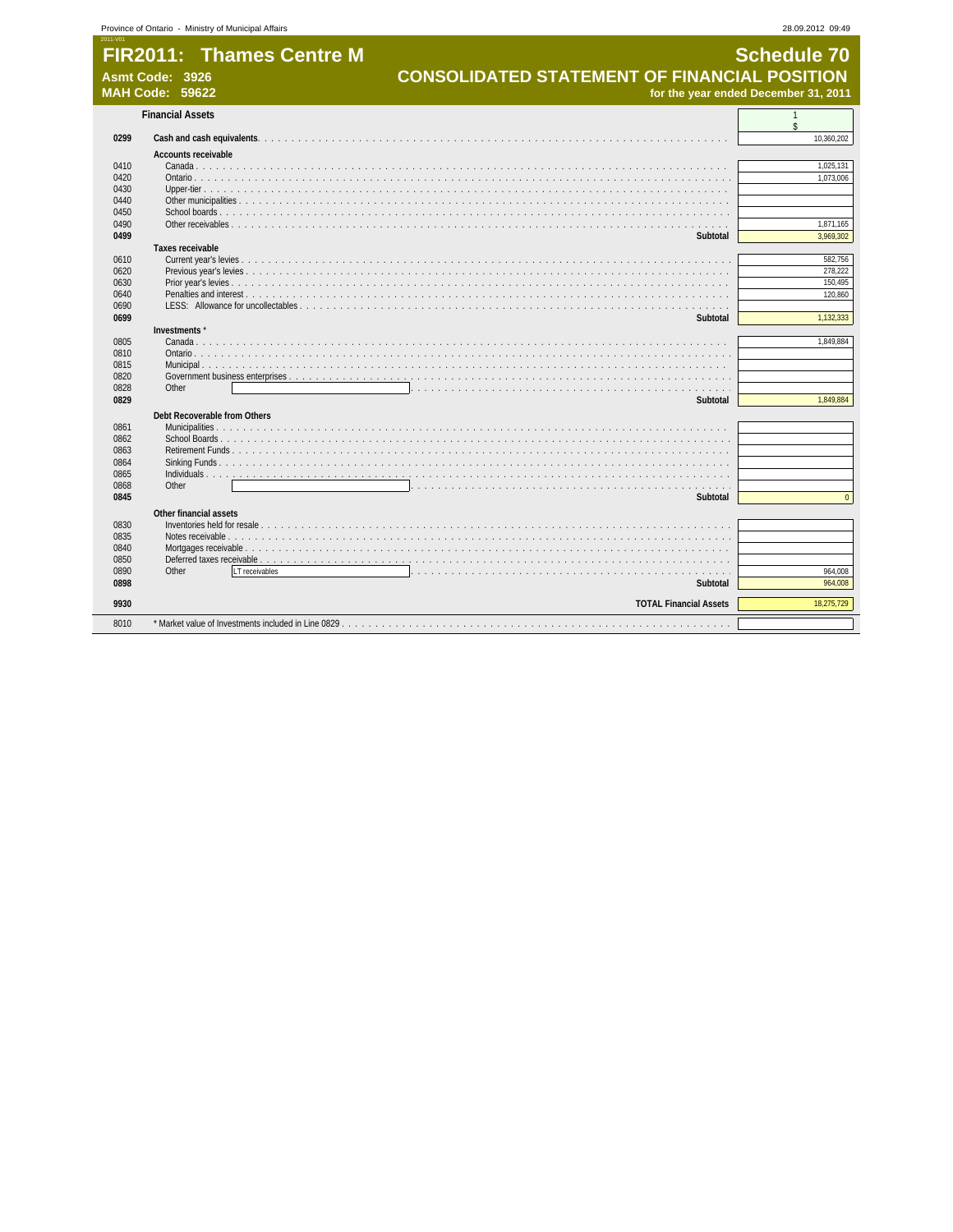# FIR2011: Thames Centre M

**Asmt Code: 3926**
**MAH Code: 59622**

## Schedule 70
## CONSOLIDATED STATEMENT OF FINANCIAL POSITION
**for the year ended December 31, 2011**

| | Financial Assets | 1 $ |
|---|---|---|
| **0299** | **Cash and cash equivalents** | 10,360,202 |
| | **Accounts receivable** | |
| 0410 | Canada | 1,025,131 |
| 0420 | Ontario | 1,073,006 |
| 0430 | Upper-tier | |
| 0440 | Other municipalities | |
| 0450 | School boards | |
| 0490 | Other receivables | 1,871,165 |
| **0499** | **Subtotal** | 3,969,302 |
| | **Taxes receivable** | |
| 0610 | Current year's levies | 582,756 |
| 0620 | Previous year's levies | 278,222 |
| 0630 | Prior year's levies | 150,495 |
| 0640 | Penalties and interest | 120,860 |
| 0690 | LESS: Allowance for uncollectables | |
| **0699** | **Subtotal** | 1,132,333 |
| | **Investments** * | |
| 0805 | Canada | 1,849,884 |
| 0810 | Ontario | |
| 0815 | Municipal | |
| 0820 | Government business enterprises | |
| 0828 | Other | |
| **0829** | **Subtotal** | 1,849,884 |
| | **Debt Recoverable from Others** | |
| 0861 | Municipalities | |
| 0862 | School Boards | |
| 0863 | Retirement Funds | |
| 0864 | Sinking Funds | |
| 0865 | Individuals | |
| 0868 | Other | |
| **0845** | **Subtotal** | 0 |
| | **Other financial assets** | |
| 0830 | Inventories held for resale | |
| 0835 | Notes receivable | |
| 0840 | Mortgages receivable | |
| 0850 | Deferred taxes receivable | |
| 0890 | Other LT receivables | 964,008 |
| **0898** | **Subtotal** | 964,008 |
| **9930** | **TOTAL Financial Assets** | 18,275,729 |
| 8010 | * Market value of Investments included in Line 0829 | |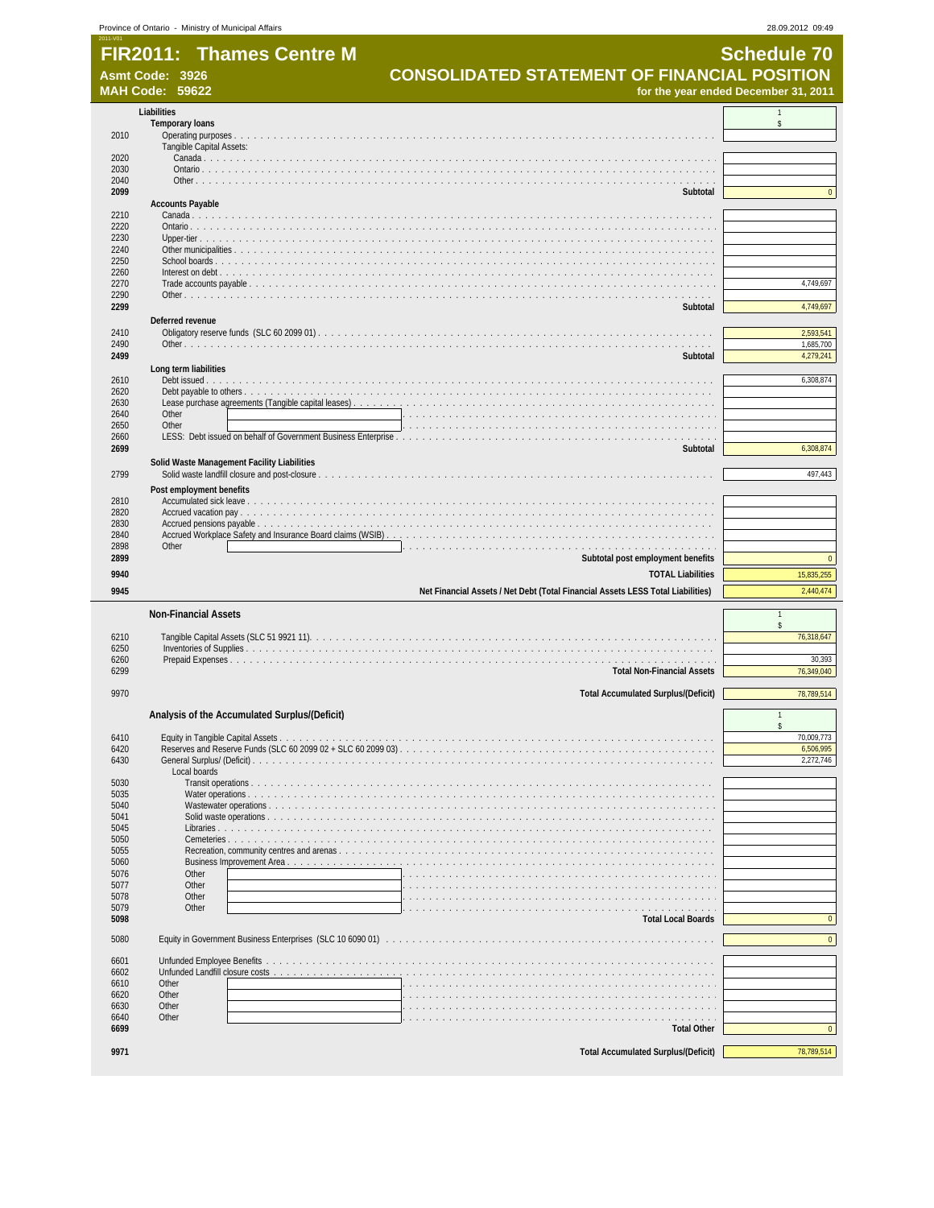Province of Ontario - Ministry of Municipal Affairs

# FIR2011: Thames Centre M

**Asmt Code: 3926**
**MAH Code: 59622**

## Schedule 70
## CONSOLIDATED STATEMENT OF FINANCIAL POSITION
**for the year ended December 31, 2011**

| Line | Liabilities | 1 $ |
|---|---|---|
| | **Temporary loans** | |
| 2010 | Operating purposes | |
| | Tangible Capital Assets: | |
| 2020 | Canada | |
| 2030 | Ontario | |
| 2040 | Other | |
| **2099** | **Subtotal** | 0 |
| | **Accounts Payable** | |
| 2210 | Canada | |
| 2220 | Ontario | |
| 2230 | Upper-tier | |
| 2240 | Other municipalities | |
| 2250 | School boards | |
| 2260 | Interest on debt | |
| 2270 | Trade accounts payable | 4,749,697 |
| 2290 | Other | |
| **2299** | **Subtotal** | 4,749,697 |
| | **Deferred revenue** | |
| 2410 | Obligatory reserve funds (SLC 60 2099 01) | 2,593,541 |
| 2490 | Other | 1,685,700 |
| **2499** | **Subtotal** | 4,279,241 |
| | **Long term liabilities** | |
| 2610 | Debt issued | 6,308,874 |
| 2620 | Debt payable to others | |
| 2630 | Lease purchase agreements (Tangible capital leases) | |
| 2640 | Other | |
| 2650 | Other | |
| 2660 | LESS: Debt issued on behalf of Government Business Enterprise | |
| **2699** | **Subtotal** | 6,308,874 |
| | **Solid Waste Management Facility Liabilities** | |
| 2799 | Solid waste landfill closure and post-closure | 497,443 |
| | **Post employment benefits** | |
| 2810 | Accumulated sick leave | |
| 2820 | Accrued vacation pay | |
| 2830 | Accrued pensions payable | |
| 2840 | Accrued Workplace Safety and Insurance Board claims (WSIB) | |
| 2898 | Other | |
| **2899** | **Subtotal post employment benefits** | 0 |
| **9940** | **TOTAL Liabilities** | 15,835,255 |
| **9945** | **Net Financial Assets / Net Debt (Total Financial Assets LESS Total Liabilities)** | 2,440,474 |

| Line | Non-Financial Assets | 1 $ |
|---|---|---|
| 6210 | Tangible Capital Assets (SLC 51 9921 11) | 76,318,647 |
| 6250 | Inventories of Supplies | |
| 6260 | Prepaid Expenses | 30,393 |
| 6299 | **Total Non-Financial Assets** | 76,349,040 |
| 9970 | **Total Accumulated Surplus/(Deficit)** | 78,789,514 |

| Line | Analysis of the Accumulated Surplus/(Deficit) | 1 $ |
|---|---|---|
| 6410 | Equity in Tangible Capital Assets | 70,009,773 |
| 6420 | Reserves and Reserve Funds (SLC 60 2099 02 + SLC 60 2099 03) | 6,506,995 |
| 6430 | General Surplus/ (Deficit) | 2,272,746 |
| | Local boards | |
| 5030 | Transit operations | |
| 5035 | Water operations | |
| 5040 | Wastewater operations | |
| 5041 | Solid waste operations | |
| 5045 | Libraries | |
| 5050 | Cemeteries | |
| 5055 | Recreation, community centres and arenas | |
| 5060 | Business Improvement Area | |
| 5076 | Other | |
| 5077 | Other | |
| 5078 | Other | |
| 5079 | Other | |
| **5098** | **Total Local Boards** | 0 |
| 5080 | Equity in Government Business Enterprises (SLC 10 6090 01) | 0 |
| 6601 | Unfunded Employee Benefits | |
| 6602 | Unfunded Landfill closure costs | |
| 6610 | Other | |
| 6620 | Other | |
| 6630 | Other | |
| 6640 | Other | |
| **6699** | **Total Other** | 0 |
| **9971** | **Total Accumulated Surplus/(Deficit)** | 78,789,514 |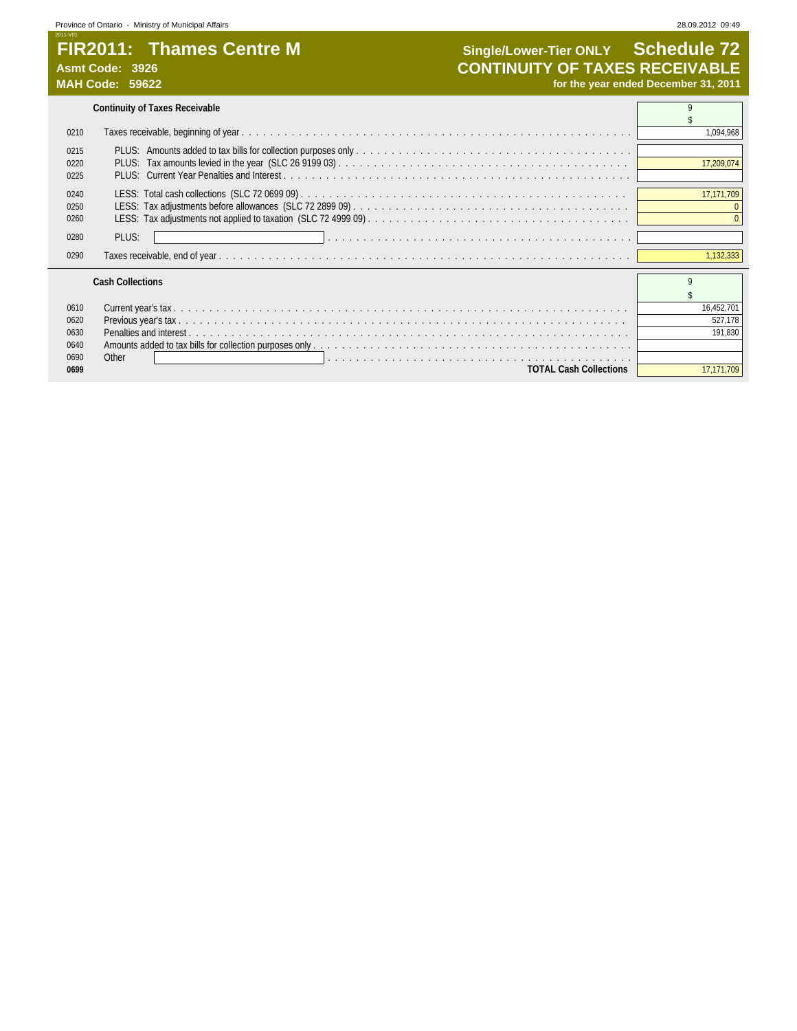# FIR2011: Thames Centre M

**Asmt Code: 3926**
**MAH Code: 59622**

## Single/Lower-Tier ONLY Schedule 72

## CONTINUITY OF TAXES RECEIVABLE

**for the year ended December 31, 2011**

### Continuity of Taxes Receivable

| | | 9 |
|---|---|---|
| | | $ |
| 0210 | Taxes receivable, beginning of year | 1,094,968 |
| 0215 | PLUS: Amounts added to tax bills for collection purposes only | |
| 0220 | PLUS: Tax amounts levied in the year (SLC 26 9199 03) | 17,209,074 |
| 0225 | PLUS: Current Year Penalties and Interest | |
| 0240 | LESS: Total cash collections (SLC 72 0699 09) | 17,171,709 |
| 0250 | LESS: Tax adjustments before allowances (SLC 72 2899 09) | 0 |
| 0260 | LESS: Tax adjustments not applied to taxation (SLC 72 4999 09) | 0 |
| 0280 | PLUS: | |
| 0290 | Taxes receivable, end of year | 1,132,333 |

### Cash Collections

| | | 9 |
|---|---|---|
| | | $ |
| 0610 | Current year's tax | 16,452,701 |
| 0620 | Previous year's tax | 527,178 |
| 0630 | Penalties and interest | 191,830 |
| 0640 | Amounts added to tax bills for collection purposes only | |
| 0690 | Other | |
| **0699** | **TOTAL Cash Collections** | 17,171,709 |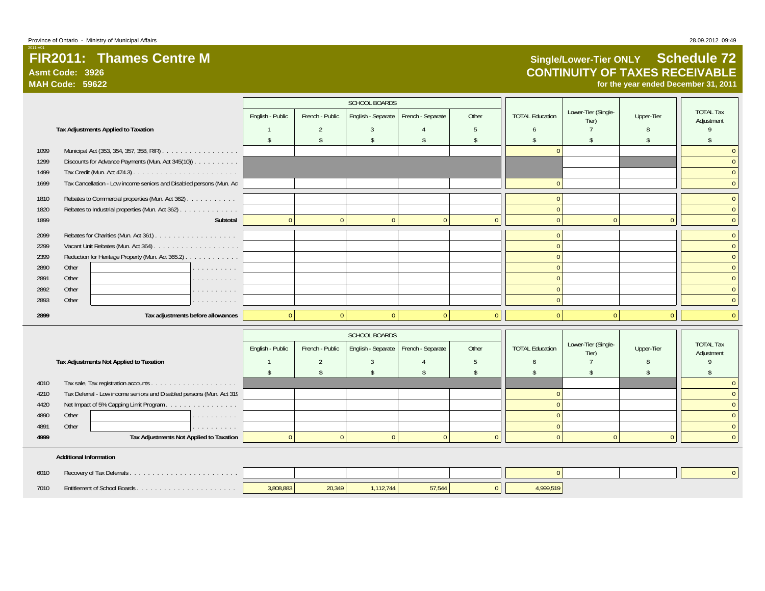# FIR2011: Thames Centre M

**Asmt Code: 3926**
**MAH Code: 59622**

## Single/Lower-Tier ONLY Schedule 72
## CONTINUITY OF TAXES RECEIVABLE
**for the year ended December 31, 2011**

| | Tax Adjustments Applied to Taxation | SCHOOL BOARDS English - Public 1 $ | French - Public 2 $ | English - Separate 3 $ | French - Separate 4 $ | Other 5 $ | TOTAL Education 6 $ | Lower-Tier (Single-Tier) 7 $ | Upper-Tier 8 $ | TOTAL Tax Adjustment 9 $ |
|---|---|---|---|---|---|---|---|---|---|---|
| 1099 | Municipal Act (353, 354, 357, 358, RfR) | | | | | | 0 | | | 0 |
| 1299 | Discounts for Advance Payments (Mun. Act 345(10)) | | | | | | | | | 0 |
| 1499 | Tax Credit (Mun. Act 474.3) | | | | | | | | | 0 |
| 1699 | Tax Cancellation - Low income seniors and Disabled persons (Mun. Ac | | | | | | 0 | | | 0 |
| 1810 | Rebates to Commercial properties (Mun. Act 362) | | | | | | 0 | | | 0 |
| 1820 | Rebates to Industrial properties (Mun. Act 362) | | | | | | 0 | | | 0 |
| 1899 | Subtotal | 0 | 0 | 0 | 0 | 0 | 0 | 0 | 0 | 0 |
| 2099 | Rebates for Charities (Mun. Act 361) | | | | | | 0 | | | 0 |
| 2299 | Vacant Unit Rebates (Mun. Act 364) | | | | | | 0 | | | 0 |
| 2399 | Reduction for Heritage Property (Mun. Act 365.2) | | | | | | 0 | | | 0 |
| 2890 | Other | | | | | | 0 | | | 0 |
| 2891 | Other | | | | | | 0 | | | 0 |
| 2892 | Other | | | | | | 0 | | | 0 |
| 2893 | Other | | | | | | 0 | | | 0 |
| **2899** | **Tax adjustments before allowances** | 0 | 0 | 0 | 0 | 0 | 0 | 0 | 0 | 0 |

| | Tax Adjustments Not Applied to Taxation | SCHOOL BOARDS English - Public 1 $ | French - Public 2 $ | English - Separate 3 $ | French - Separate 4 $ | Other 5 $ | TOTAL Education 6 $ | Lower-Tier (Single-Tier) 7 $ | Upper-Tier 8 $ | TOTAL Tax Adjustment 9 $ |
|---|---|---|---|---|---|---|---|---|---|---|
| 4010 | Tax sale, Tax registration accounts | | | | | | | | | 0 |
| 4210 | Tax Deferral - Low income seniors and Disabled persons (Mun. Act 319 | | | | | | 0 | | | 0 |
| 4420 | Net Impact of 5% Capping Limit Program | | | | | | 0 | | | 0 |
| 4890 | Other | | | | | | 0 | | | 0 |
| 4891 | Other | | | | | | 0 | | | 0 |
| **4999** | **Tax Adjustments Not Applied to Taxation** | 0 | 0 | 0 | 0 | 0 | 0 | 0 | 0 | 0 |

**Additional Information**

| | | English - Public | French - Public | English - Separate | French - Separate | Other | TOTAL Education | Lower-Tier (Single-Tier) | Upper-Tier | TOTAL Tax Adjustment |
|---|---|---|---|---|---|---|---|---|---|---|
| 6010 | Recovery of Tax Deferrals | | | | | | 0 | | | 0 |
| 7010 | Entitlement of School Boards | 3,808,883 | 20,349 | 1,112,744 | 57,544 | 0 | 4,999,519 | | | |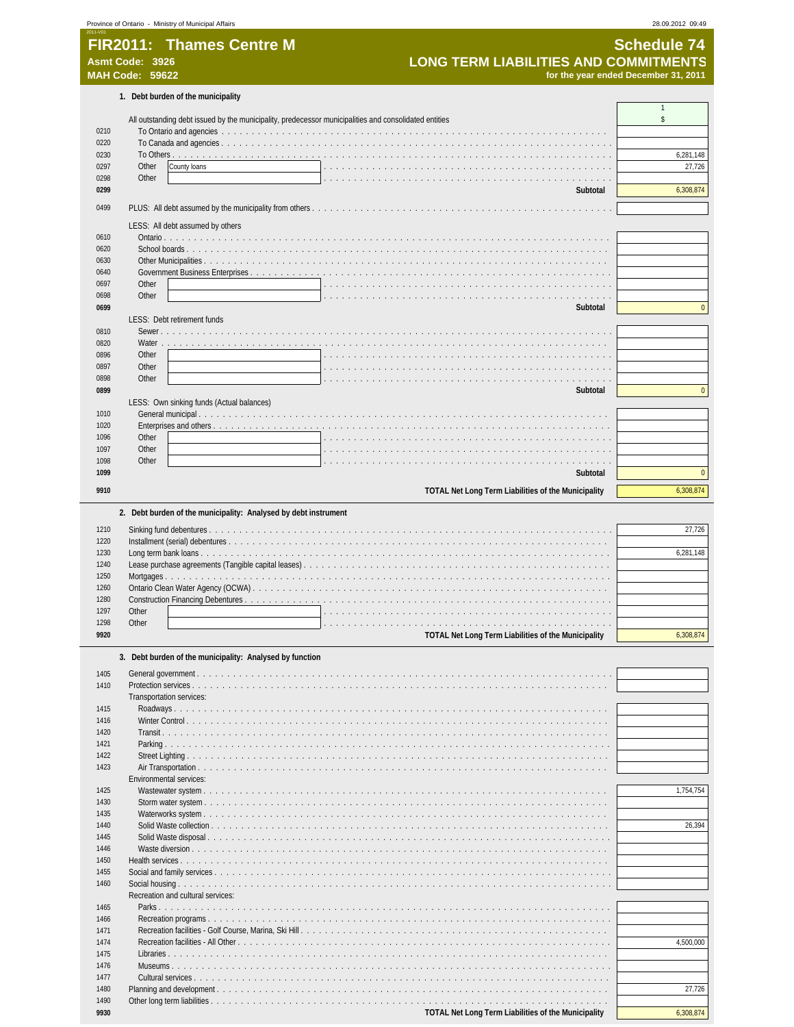Province of Ontario - Ministry of Municipal Affairs

# FIR2011: Thames Centre M

**Asmt Code: 3926**
**MAH Code: 59622**

# Schedule 74

## LONG TERM LIABILITIES AND COMMITMENTS

**for the year ended December 31, 2011**

### 1. Debt burden of the municipality

| Line | Description | 1<br>$ |
|---|---|---|
| | All outstanding debt issued by the municipality, predecessor municipalities and consolidated entities | |
| 0210 | To Ontario and agencies | |
| 0220 | To Canada and agencies | |
| 0230 | To Others | 6,281,148 |
| 0297 | Other: County loans | 27,726 |
| 0298 | Other | |
| **0299** | **Subtotal** | 6,308,874 |
| 0499 | PLUS: All debt assumed by the municipality from others | |
| | LESS: All debt assumed by others | |
| 0610 | Ontario | |
| 0620 | School boards | |
| 0630 | Other Municipalities | |
| 0640 | Government Business Enterprises | |
| 0697 | Other | |
| 0698 | Other | |
| **0699** | **Subtotal** | 0 |
| | LESS: Debt retirement funds | |
| 0810 | Sewer | |
| 0820 | Water | |
| 0896 | Other | |
| 0897 | Other | |
| 0898 | Other | |
| **0899** | **Subtotal** | 0 |
| | LESS: Own sinking funds (Actual balances) | |
| 1010 | General municipal | |
| 1020 | Enterprises and others | |
| 1096 | Other | |
| 1097 | Other | |
| 1098 | Other | |
| **1099** | **Subtotal** | 0 |
| **9910** | **TOTAL Net Long Term Liabilities of the Municipality** | 6,308,874 |

### 2. Debt burden of the municipality: Analysed by debt instrument

| Line | Description | $ |
|---|---|---|
| 1210 | Sinking fund debentures | 27,726 |
| 1220 | Installment (serial) debentures | |
| 1230 | Long term bank loans | 6,281,148 |
| 1240 | Lease purchase agreements (Tangible capital leases) | |
| 1250 | Mortgages | |
| 1260 | Ontario Clean Water Agency (OCWA) | |
| 1280 | Construction Financing Debentures | |
| 1297 | Other | |
| 1298 | Other | |
| **9920** | **TOTAL Net Long Term Liabilities of the Municipality** | 6,308,874 |

### 3. Debt burden of the municipality: Analysed by function

| Line | Description | $ |
|---|---|---|
| 1405 | General government | |
| 1410 | Protection services | |
| | Transportation services: | |
| 1415 | Roadways | |
| 1416 | Winter Control | |
| 1420 | Transit | |
| 1421 | Parking | |
| 1422 | Street Lighting | |
| 1423 | Air Transportation | |
| | Environmental services: | |
| 1425 | Wastewater system | 1,754,754 |
| 1430 | Storm water system | |
| 1435 | Waterworks system | |
| 1440 | Solid Waste collection | 26,394 |
| 1445 | Solid Waste disposal | |
| 1446 | Waste diversion | |
| 1450 | Health services | |
| 1455 | Social and family services | |
| 1460 | Social housing | |
| | Recreation and cultural services: | |
| 1465 | Parks | |
| 1466 | Recreation programs | |
| 1471 | Recreation facilities - Golf Course, Marina, Ski Hill | |
| 1474 | Recreation facilities - All Other | 4,500,000 |
| 1475 | Libraries | |
| 1476 | Museums | |
| 1477 | Cultural services | |
| 1480 | Planning and development | 27,726 |
| 1490 | Other long term liabilities | |
| **9930** | **TOTAL Net Long Term Liabilities of the Municipality** | 6,308,874 |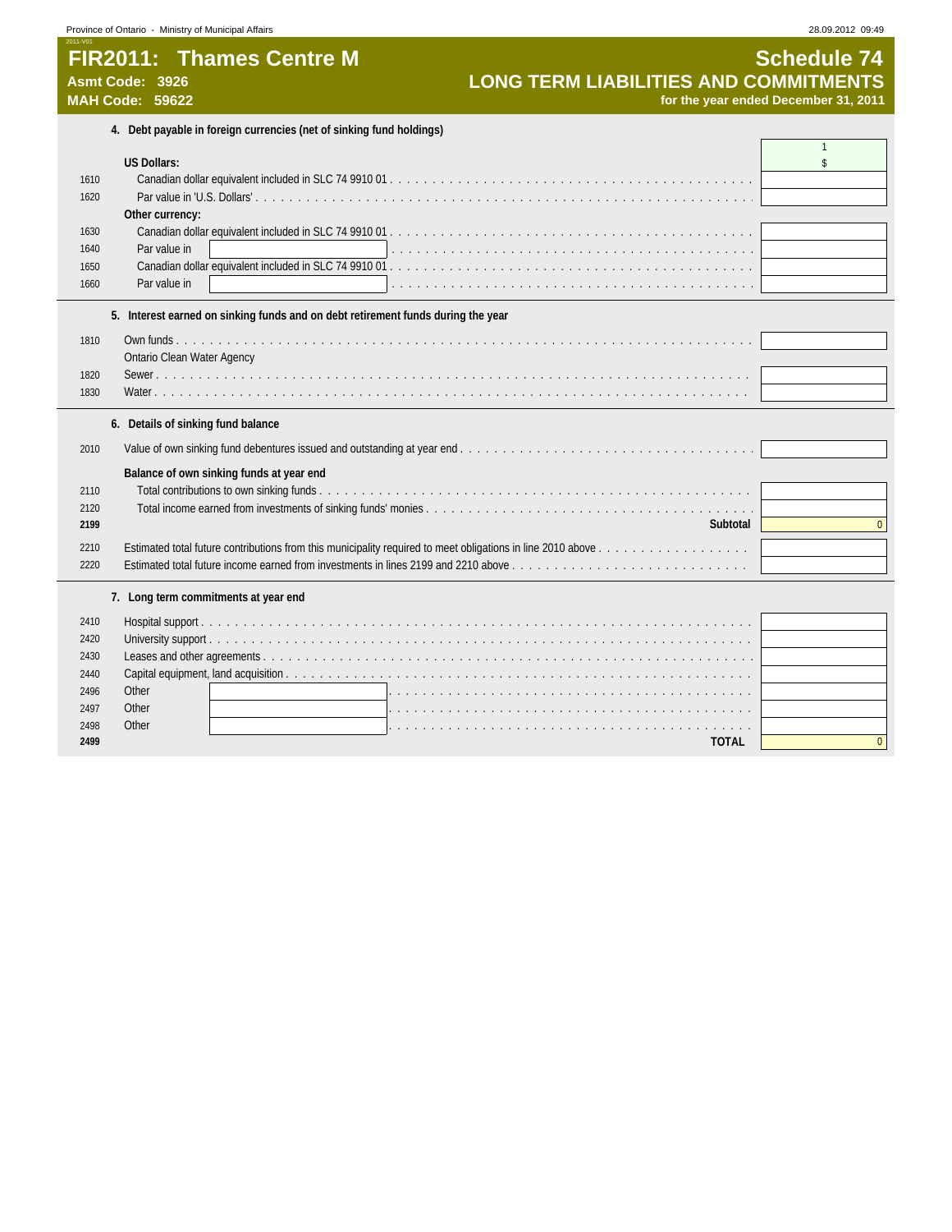# FIR2011: Thames Centre M

**Asmt Code: 3926**
**MAH Code: 59622**

# Schedule 74
## LONG TERM LIABILITIES AND COMMITMENTS
**for the year ended December 31, 2011**

### 4. Debt payable in foreign currencies (net of sinking fund holdings)

| Line | Description | 1 $ |
|---|---|---|
| | **US Dollars:** | |
| 1610 | Canadian dollar equivalent included in SLC 74 9910 01 | |
| 1620 | Par value in 'U.S. Dollars' | |
| | **Other currency:** | |
| 1630 | Canadian dollar equivalent included in SLC 74 9910 01 | |
| 1640 | Par value in | |
| 1650 | Canadian dollar equivalent included in SLC 74 9910 01 | |
| 1660 | Par value in | |

### 5. Interest earned on sinking funds and on debt retirement funds during the year

| Line | Description | 1 $ |
|---|---|---|
| 1810 | Own funds | |
| | Ontario Clean Water Agency | |
| 1820 | Sewer | |
| 1830 | Water | |

### 6. Details of sinking fund balance

| Line | Description | 1 $ |
|---|---|---|
| 2010 | Value of own sinking fund debentures issued and outstanding at year end | |
| | **Balance of own sinking funds at year end** | |
| 2110 | Total contributions to own sinking funds | |
| 2120 | Total income earned from investments of sinking funds' monies | |
| **2199** | **Subtotal** | 0 |
| 2210 | Estimated total future contributions from this municipality required to meet obligations in line 2010 above | |
| 2220 | Estimated total future income earned from investments in lines 2199 and 2210 above | |

### 7. Long term commitments at year end

| Line | Description | 1 $ |
|---|---|---|
| 2410 | Hospital support | |
| 2420 | University support | |
| 2430 | Leases and other agreements | |
| 2440 | Capital equipment, land acquisition | |
| 2496 | Other | |
| 2497 | Other | |
| 2498 | Other | |
| **2499** | **TOTAL** | 0 |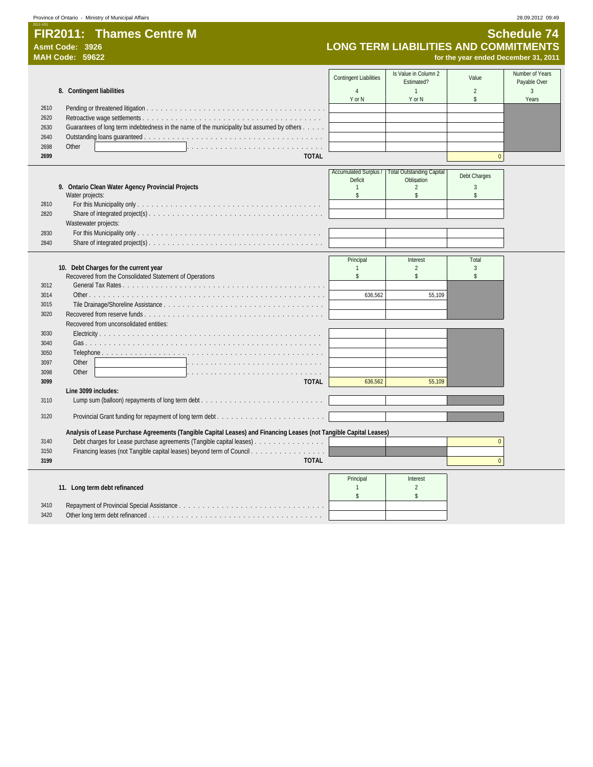# FIR2011: Thames Centre M

**Asmt Code: 3926**
**MAH Code: 59622**

## Schedule 74
## LONG TERM LIABILITIES AND COMMITMENTS
**for the year ended December 31, 2011**

### 8. Contingent liabilities

| | | Contingent Liabilities<br>4<br>Y or N | Is Value in Column 2 Estimated?<br>1<br>Y or N | Value<br>2<br>$ | Number of Years Payable Over<br>3<br>Years |
|---|---|---|---|---|---|
| 2610 | Pending or threatened litigation | | | | |
| 2620 | Retroactive wage settlements | | | | |
| 2630 | Guarantees of long term indebtedness in the name of the municipality but assumed by others | | | | |
| 2640 | Outstanding loans guaranteed | | | | |
| 2698 | Other | | | | |
| **2699** | **TOTAL** | | | 0 | |

### 9. Ontario Clean Water Agency Provincial Projects

| | | Accumulated Surplus / Deficit<br>1<br>$ | Total Outstanding Capital Obligation<br>2<br>$ | Debt Charges<br>3<br>$ |
|---|---|---|---|---|
| | Water projects: | | | |
| 2810 | For this Municipality only | | | |
| 2820 | Share of integrated project(s) | | | |
| | Wastewater projects: | | | |
| 2830 | For this Municipality only | | | |
| 2840 | Share of integrated project(s) | | | |

### 10. Debt Charges for the current year

| | | Principal<br>1<br>$ | Interest<br>2<br>$ | Total<br>3<br>$ |
|---|---|---|---|---|
| | Recovered from the Consolidated Statement of Operations | | | |
| 3012 | General Tax Rates | | | |
| 3014 | Other | 636,562 | 55,109 | |
| 3015 | Tile Drainage/Shoreline Assistance | | | |
| 3020 | Recovered from reserve funds | | | |
| | Recovered from unconsolidated entities: | | | |
| 3030 | Electricity | | | |
| 3040 | Gas | | | |
| 3050 | Telephone | | | |
| 3097 | Other | | | |
| 3098 | Other | | | |
| **3099** | **TOTAL** | 636,562 | 55,109 | |
| | **Line 3099 includes:** | | | |
| 3110 | Lump sum (balloon) repayments of long term debt | | | |
| 3120 | Provincial Grant funding for repayment of long term debt | | | |
| | **Analysis of Lease Purchase Agreements (Tangible Capital Leases) and Financing Leases (not Tangible Capital Leases)** | | | |
| 3140 | Debt charges for Lease purchase agreements (Tangible capital leases) | | | 0 |
| 3150 | Financing leases (not Tangible capital leases) beyond term of Council | | | |
| **3199** | **TOTAL** | | | 0 |

### 11. Long term debt refinanced

| | | Principal<br>1<br>$ | Interest<br>2<br>$ |
|---|---|---|---|
| 3410 | Repayment of Provincial Special Assistance | | |
| 3420 | Other long term debt refinanced | | |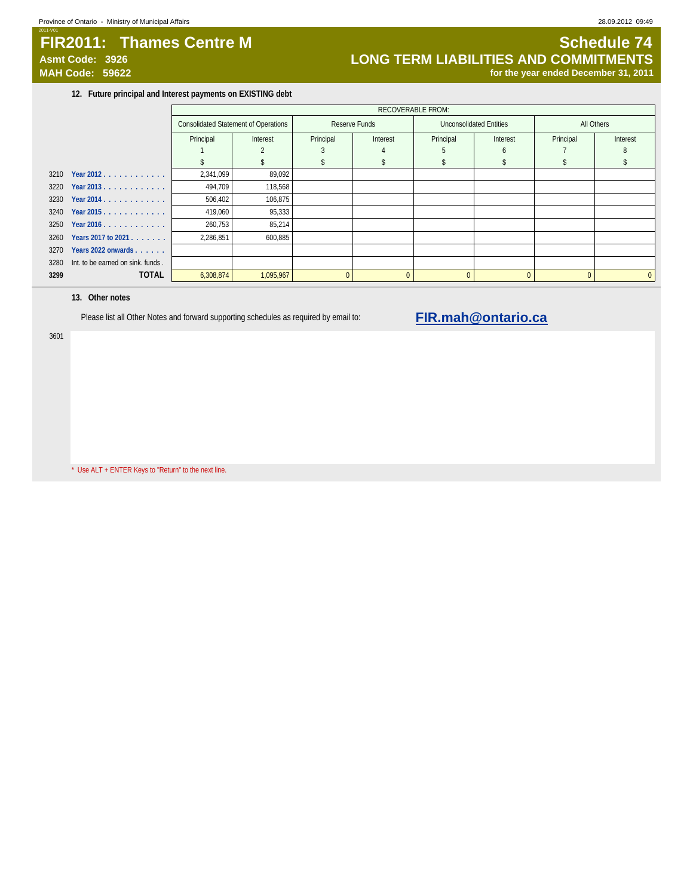# FIR2011: Thames Centre M

**Asmt Code: 3926**
**MAH Code: 59622**

## Schedule 74
## LONG TERM LIABILITIES AND COMMITMENTS
**for the year ended December 31, 2011**

### 12. Future principal and Interest payments on EXISTING debt

| | | RECOVERABLE FROM: | | | | | | | |
|---|---|---|---|---|---|---|---|---|---|
| | | Consolidated Statement of Operations | | Reserve Funds | | Unconsolidated Entities | | All Others | |
| | | Principal | Interest | Principal | Interest | Principal | Interest | Principal | Interest |
| | | 1 | 2 | 3 | 4 | 5 | 6 | 7 | 8 |
| | | $ | $ | $ | $ | $ | $ | $ | $ |
| 3210 | Year 2012 | 2,341,099 | 89,092 | | | | | | |
| 3220 | Year 2013 | 494,709 | 118,568 | | | | | | |
| 3230 | Year 2014 | 506,402 | 106,875 | | | | | | |
| 3240 | Year 2015 | 419,060 | 95,333 | | | | | | |
| 3250 | Year 2016 | 260,753 | 85,214 | | | | | | |
| 3260 | Years 2017 to 2021 | 2,286,851 | 600,885 | | | | | | |
| 3270 | Years 2022 onwards | | | | | | | | |
| 3280 | Int. to be earned on sink. funds | | | | | | | | |
| **3299** | **TOTAL** | 6,308,874 | 1,095,967 | 0 | 0 | 0 | 0 | 0 | 0 |

### 13. Other notes

Please list all Other Notes and forward supporting schedules as required by email to: **FIR.mah@ontario.ca**

3601

* Use ALT + ENTER Keys to "Return" to the next line.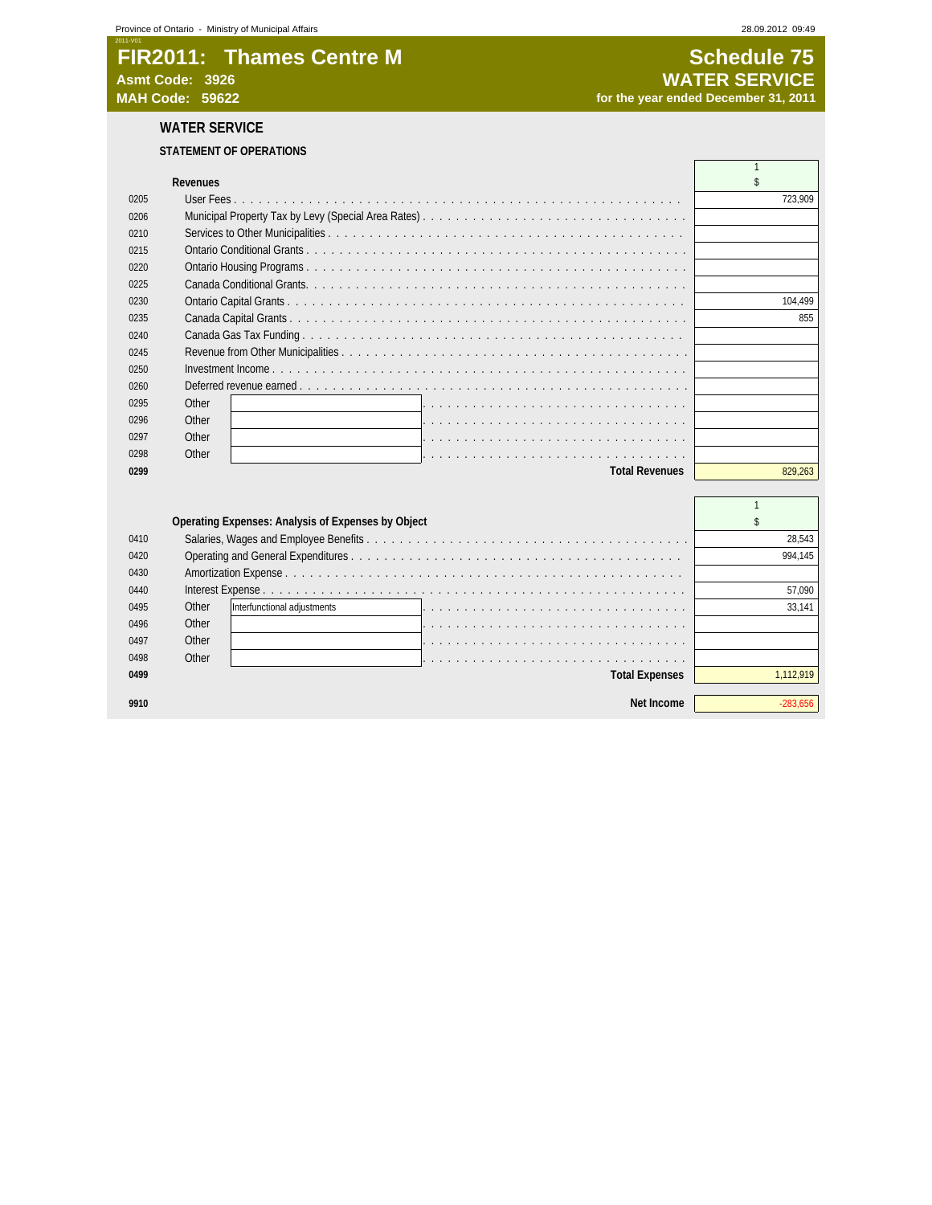# FIR2011: Thames Centre M

**Asmt Code: 3926**
**MAH Code: 59622**

## Schedule 75
## WATER SERVICE
**for the year ended December 31, 2011**

### WATER SERVICE

**STATEMENT OF OPERATIONS**

| | **Revenues** | 1<br>$ |
|---|---|---|
| 0205 | User Fees | 723,909 |
| 0206 | Municipal Property Tax by Levy (Special Area Rates) | |
| 0210 | Services to Other Municipalities | |
| 0215 | Ontario Conditional Grants | |
| 0220 | Ontario Housing Programs | |
| 0225 | Canada Conditional Grants | |
| 0230 | Ontario Capital Grants | 104,499 |
| 0235 | Canada Capital Grants | 855 |
| 0240 | Canada Gas Tax Funding | |
| 0245 | Revenue from Other Municipalities | |
| 0250 | Investment Income | |
| 0260 | Deferred revenue earned | |
| 0295 | Other | |
| 0296 | Other | |
| 0297 | Other | |
| 0298 | Other | |
| **0299** | **Total Revenues** | 829,263 |

| | **Operating Expenses: Analysis of Expenses by Object** | 1<br>$ |
|---|---|---|
| 0410 | Salaries, Wages and Employee Benefits | 28,543 |
| 0420 | Operating and General Expenditures | 994,145 |
| 0430 | Amortization Expense | |
| 0440 | Interest Expense | 57,090 |
| 0495 | Other: Interfunctional adjustments | 33,141 |
| 0496 | Other | |
| 0497 | Other | |
| 0498 | Other | |
| **0499** | **Total Expenses** | 1,112,919 |
| **9910** | **Net Income** | -283,656 |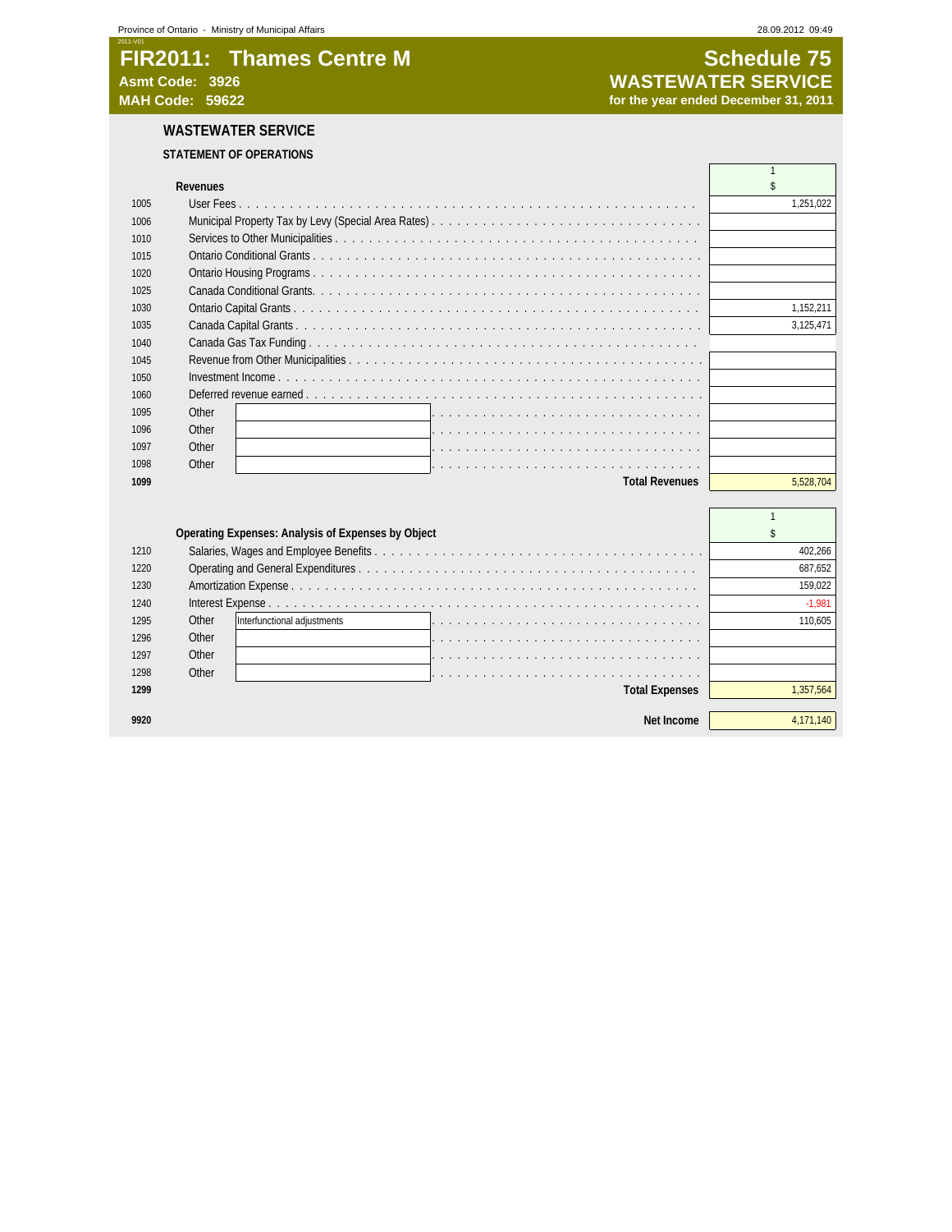# FIR2011: Thames Centre M

**Asmt Code: 3926**
**MAH Code: 59622**

# Schedule 75
## WASTEWATER SERVICE
**for the year ended December 31, 2011**

## WASTEWATER SERVICE

### STATEMENT OF OPERATIONS

| | Revenues | 1<br>$ |
|---|---|---|
| 1005 | User Fees | 1,251,022 |
| 1006 | Municipal Property Tax by Levy (Special Area Rates) | |
| 1010 | Services to Other Municipalities | |
| 1015 | Ontario Conditional Grants | |
| 1020 | Ontario Housing Programs | |
| 1025 | Canada Conditional Grants. | |
| 1030 | Ontario Capital Grants | 1,152,211 |
| 1035 | Canada Capital Grants | 3,125,471 |
| 1040 | Canada Gas Tax Funding | |
| 1045 | Revenue from Other Municipalities | |
| 1050 | Investment Income | |
| 1060 | Deferred revenue earned | |
| 1095 | Other | |
| 1096 | Other | |
| 1097 | Other | |
| 1098 | Other | |
| **1099** | **Total Revenues** | 5,528,704 |

| | Operating Expenses: Analysis of Expenses by Object | 1<br>$ |
|---|---|---|
| 1210 | Salaries, Wages and Employee Benefits | 402,266 |
| 1220 | Operating and General Expenditures | 687,652 |
| 1230 | Amortization Expense | 159,022 |
| 1240 | Interest Expense | -1,981 |
| 1295 | Other: Interfunctional adjustments | 110,605 |
| 1296 | Other | |
| 1297 | Other | |
| 1298 | Other | |
| **1299** | **Total Expenses** | 1,357,564 |
| **9920** | **Net Income** | 4,171,140 |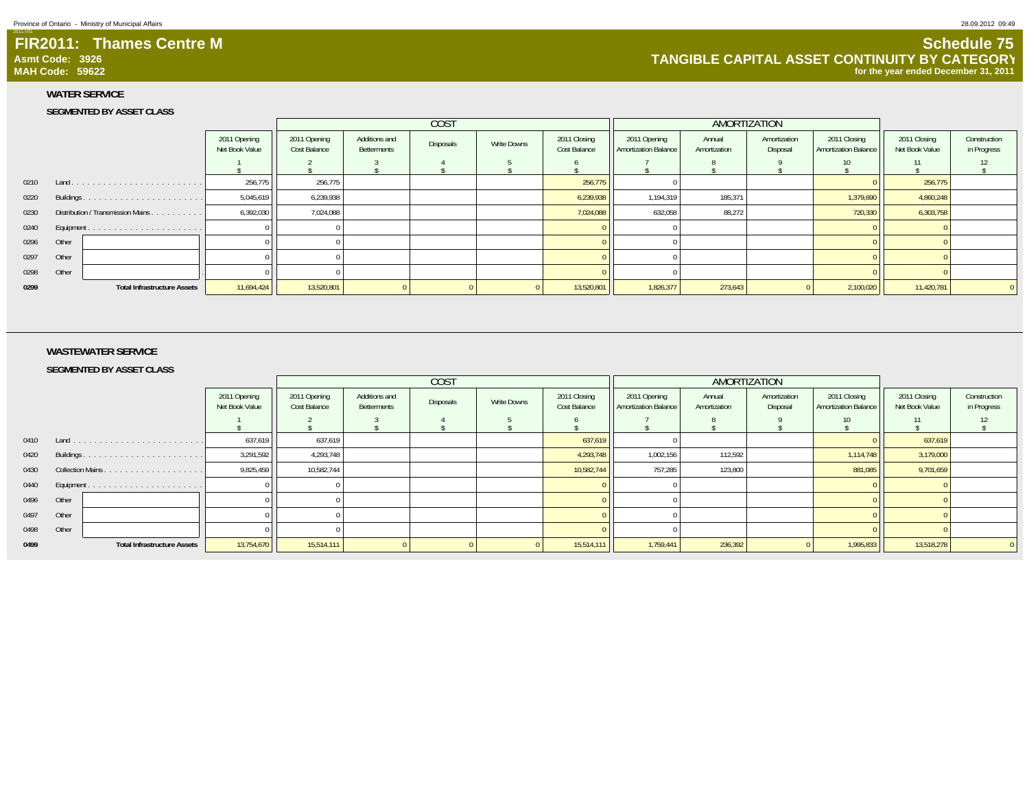# FIR2011: Thames Centre M

**Asmt Code: 3926**
**MAH Code: 59622**

## Schedule 75
## TANGIBLE CAPITAL ASSET CONTINUITY BY CATEGORY
**for the year ended December 31, 2011**

### WATER SERVICE

**SEGMENTED BY ASSET CLASS**

| | | | COST | | | | | AMORTIZATION | | | | | |
|---|---|---|---|---|---|---|---|---|---|---|---|---|---|
| | | 2011 Opening Net Book Value | 2011 Opening Cost Balance | Additions and Betterments | Disposals | Write Downs | 2011 Closing Cost Balance | 2011 Opening Amortization Balance | Annual Amortization | Amortization Disposal | 2011 Closing Amortization Balance | 2011 Closing Net Book Value | Construction in Progress |
| | | 1 $ | 2 $ | 3 $ | 4 $ | 5 $ | 6 $ | 7 $ | 8 $ | 9 $ | 10 $ | 11 $ | 12 $ |
| 0210 | Land | 256,775 | 256,775 | | | | 256,775 | 0 | | | 0 | 256,775 | |
| 0220 | Buildings | 5,045,619 | 6,239,938 | | | | 6,239,938 | 1,194,319 | 185,371 | | 1,379,690 | 4,860,248 | |
| 0230 | Distribution / Transmission Mains | 6,392,030 | 7,024,088 | | | | 7,024,088 | 632,058 | 88,272 | | 720,330 | 6,303,758 | |
| 0240 | Equipment | 0 | 0 | | | | 0 | 0 | | | 0 | 0 | |
| 0296 | Other | 0 | 0 | | | | 0 | 0 | | | 0 | 0 | |
| 0297 | Other | 0 | 0 | | | | 0 | 0 | | | 0 | 0 | |
| 0298 | Other | 0 | 0 | | | | 0 | 0 | | | 0 | 0 | |
| **0299** | **Total Infrastructure Assets** | 11,694,424 | 13,520,801 | 0 | 0 | 0 | 13,520,801 | 1,826,377 | 273,643 | 0 | 2,100,020 | 11,420,781 | 0 |

### WASTEWATER SERVICE

**SEGMENTED BY ASSET CLASS**

| | | | COST | | | | | AMORTIZATION | | | | | |
|---|---|---|---|---|---|---|---|---|---|---|---|---|---|
| | | 2011 Opening Net Book Value | 2011 Opening Cost Balance | Additions and Betterments | Disposals | Write Downs | 2011 Closing Cost Balance | 2011 Opening Amortization Balance | Annual Amortization | Amortization Disposal | 2011 Closing Amortization Balance | 2011 Closing Net Book Value | Construction in Progress |
| | | 1 $ | 2 $ | 3 $ | 4 $ | 5 $ | 6 $ | 7 $ | 8 $ | 9 $ | 10 $ | 11 $ | 12 $ |
| 0410 | Land | 637,619 | 637,619 | | | | 637,619 | 0 | | | 0 | 637,619 | |
| 0420 | Buildings | 3,291,592 | 4,293,748 | | | | 4,293,748 | 1,002,156 | 112,592 | | 1,114,748 | 3,179,000 | |
| 0430 | Collection Mains | 9,825,459 | 10,582,744 | | | | 10,582,744 | 757,285 | 123,800 | | 881,085 | 9,701,659 | |
| 0440 | Equipment | 0 | 0 | | | | 0 | 0 | | | 0 | 0 | |
| 0496 | Other | 0 | 0 | | | | 0 | 0 | | | 0 | 0 | |
| 0497 | Other | 0 | 0 | | | | 0 | 0 | | | 0 | 0 | |
| 0498 | Other | 0 | 0 | | | | 0 | 0 | | | 0 | 0 | |
| **0499** | **Total Infrastructure Assets** | 13,754,670 | 15,514,111 | 0 | 0 | 0 | 15,514,111 | 1,759,441 | 236,392 | 0 | 1,995,833 | 13,518,278 | 0 |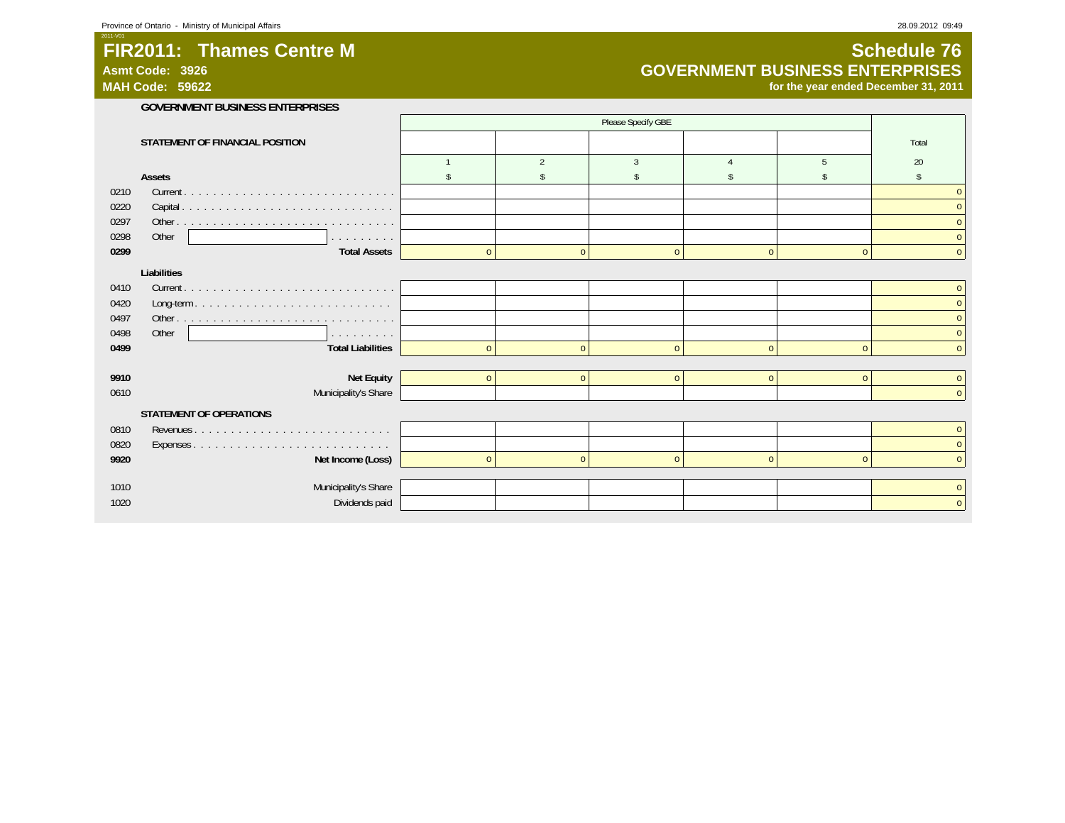Province of Ontario - Ministry of Municipal Affairs

2011-V01

# FIR2011: Thames Centre M

**Asmt Code: 3926**

**MAH Code: 59622**

# Schedule 76

## GOVERNMENT BUSINESS ENTERPRISES

**for the year ended December 31, 2011**

### GOVERNMENT BUSINESS ENTERPRISES

| | | Please Specify GBE | | | | | |
|---|---|---|---|---|---|---|---|
| | **STATEMENT OF FINANCIAL POSITION** | | | | | | Total |
| | | 1 | 2 | 3 | 4 | 5 | 20 |
| | **Assets** | $ | $ | $ | $ | $ | $ |
| 0210 | Current | | | | | | 0 |
| 0220 | Capital | | | | | | 0 |
| 0297 | Other | | | | | | 0 |
| 0298 | Other | | | | | | 0 |
| **0299** | **Total Assets** | 0 | 0 | 0 | 0 | 0 | 0 |
| | **Liabilities** | | | | | | |
| 0410 | Current | | | | | | 0 |
| 0420 | Long-term | | | | | | 0 |
| 0497 | Other | | | | | | 0 |
| 0498 | Other | | | | | | 0 |
| **0499** | **Total Liabilities** | 0 | 0 | 0 | 0 | 0 | 0 |
| **9910** | **Net Equity** | 0 | 0 | 0 | 0 | 0 | 0 |
| 0610 | Municipality's Share | | | | | | 0 |
| | **STATEMENT OF OPERATIONS** | | | | | | |
| 0810 | Revenues | | | | | | 0 |
| 0820 | Expenses | | | | | | 0 |
| **9920** | **Net Income (Loss)** | 0 | 0 | 0 | 0 | 0 | 0 |
| 1010 | Municipality's Share | | | | | | 0 |
| 1020 | Dividends paid | | | | | | 0 |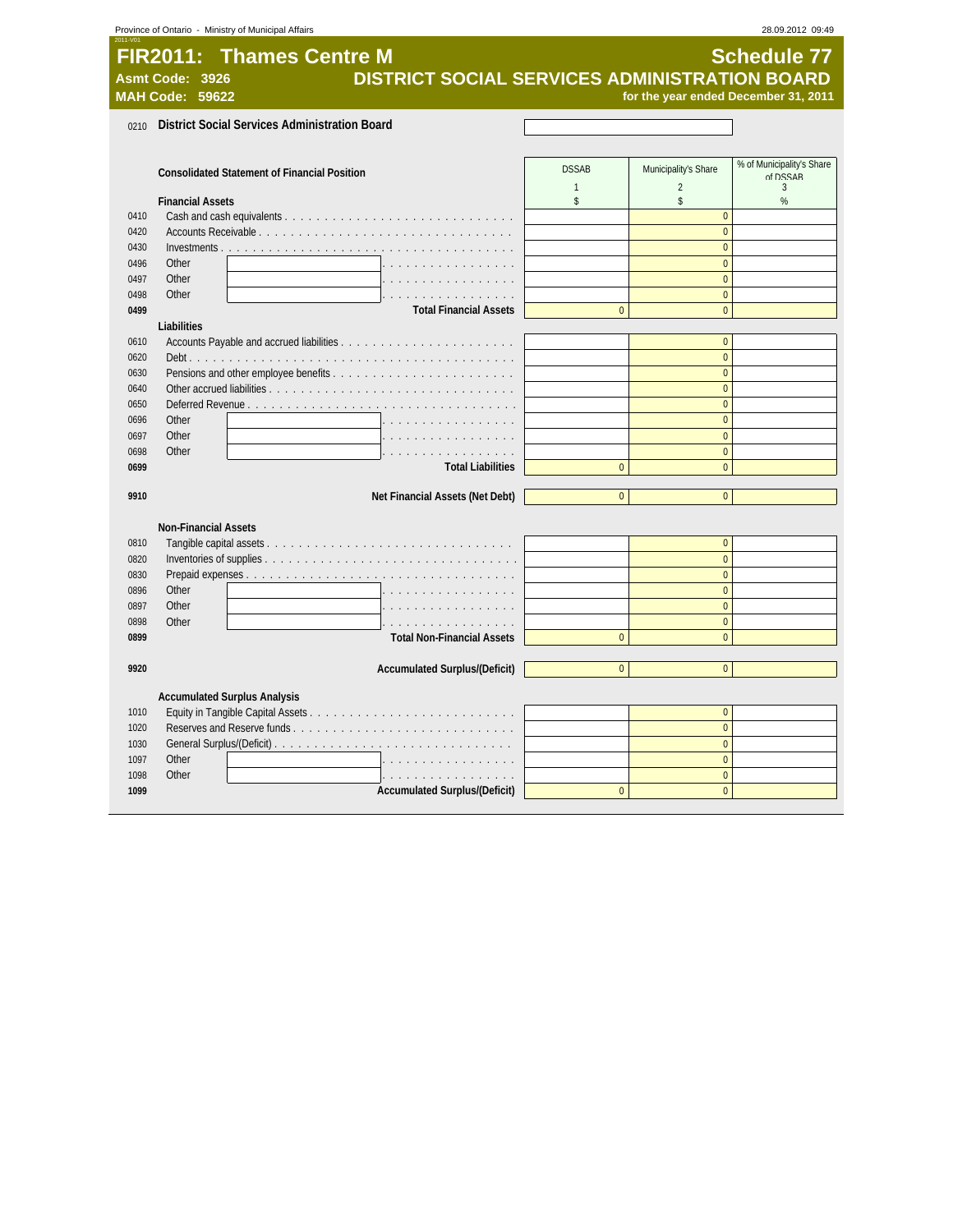Province of Ontario - Ministry of Municipal Affairs 28.09.2012 09:49

# FIR2011: Thames Centre M

**Schedule 77**

**Asmt Code: 3926**

**MAH Code: 59622**

## DISTRICT SOCIAL SERVICES ADMINISTRATION BOARD

**for the year ended December 31, 2011**

0210 **District Social Services Administration Board**

| | Consolidated Statement of Financial Position | DSSAB | Municipality's Share | % of Municipality's Share of DSSAB |
|---|---|---|---|---|
| | | 1 | 2 | 3 |
| | **Financial Assets** | $ | $ | % |
| 0410 | Cash and cash equivalents | | 0 | |
| 0420 | Accounts Receivable | | 0 | |
| 0430 | Investments | | 0 | |
| 0496 | Other | | 0 | |
| 0497 | Other | | 0 | |
| 0498 | Other | | 0 | |
| **0499** | **Total Financial Assets** | 0 | 0 | |
| | **Liabilities** | | | |
| 0610 | Accounts Payable and accrued liabilities | | 0 | |
| 0620 | Debt | | 0 | |
| 0630 | Pensions and other employee benefits | | 0 | |
| 0640 | Other accrued liabilities | | 0 | |
| 0650 | Deferred Revenue | | 0 | |
| 0696 | Other | | 0 | |
| 0697 | Other | | 0 | |
| 0698 | Other | | 0 | |
| **0699** | **Total Liabilities** | 0 | 0 | |
| **9910** | **Net Financial Assets (Net Debt)** | 0 | 0 | |
| | **Non-Financial Assets** | | | |
| 0810 | Tangible capital assets | | 0 | |
| 0820 | Inventories of supplies | | 0 | |
| 0830 | Prepaid expenses | | 0 | |
| 0896 | Other | | 0 | |
| 0897 | Other | | 0 | |
| 0898 | Other | | 0 | |
| **0899** | **Total Non-Financial Assets** | 0 | 0 | |
| **9920** | **Accumulated Surplus/(Deficit)** | 0 | 0 | |
| | **Accumulated Surplus Analysis** | | | |
| 1010 | Equity in Tangible Capital Assets | | 0 | |
| 1020 | Reserves and Reserve funds | | 0 | |
| 1030 | General Surplus/(Deficit) | | 0 | |
| 1097 | Other | | 0 | |
| 1098 | Other | | 0 | |
| **1099** | **Accumulated Surplus/(Deficit)** | 0 | 0 | |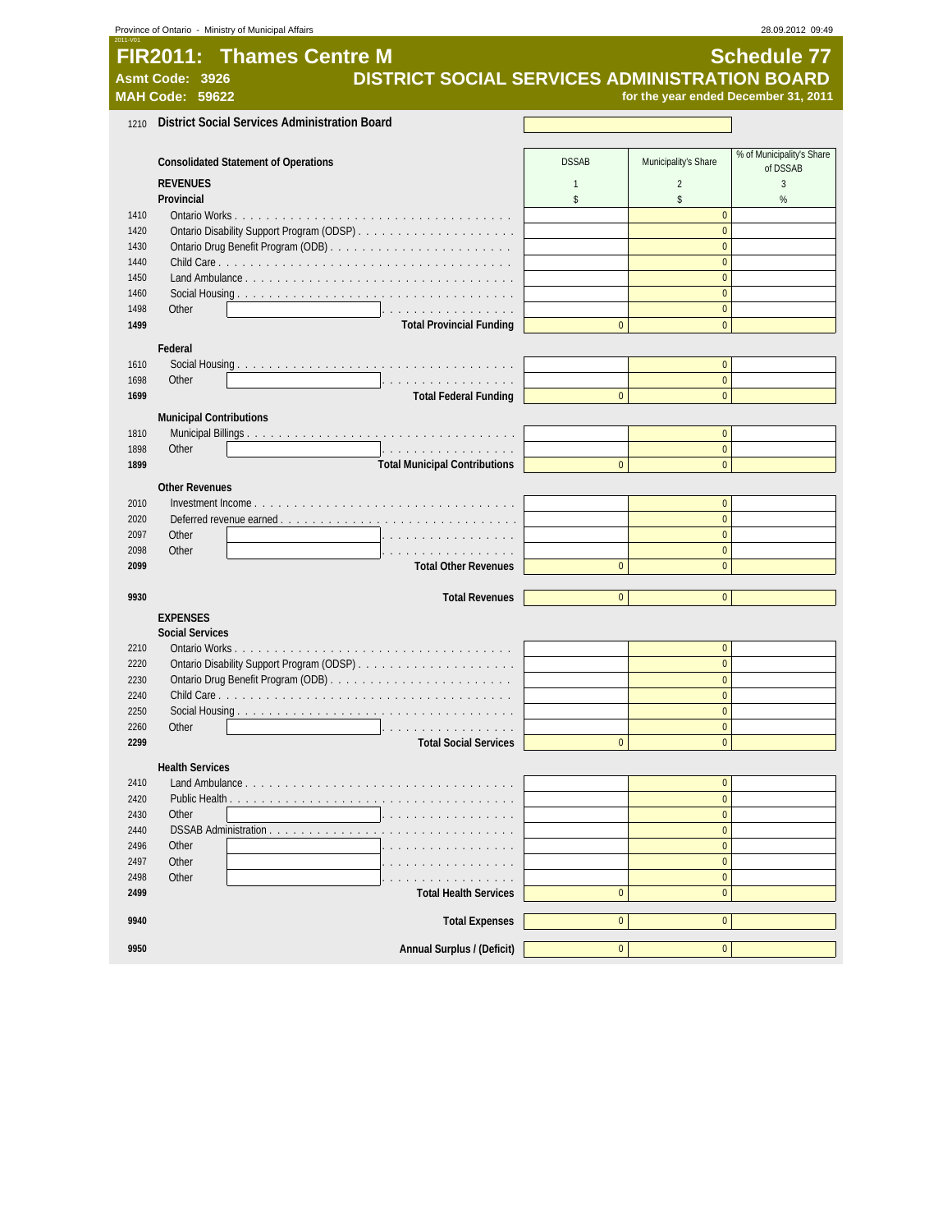# FIR2011: Thames Centre M

**Schedule 77**

**Asmt Code: 3926**
**MAH Code: 59622**

## DISTRICT SOCIAL SERVICES ADMINISTRATION BOARD

for the year ended December 31, 2011

1210 **District Social Services Administration Board**

| | Consolidated Statement of Operations | DSSAB | Municipality's Share | % of Municipality's Share of DSSAB |
|---|---|---|---|---|
| | **REVENUES** | 1 | 2 | 3 |
| | **Provincial** | $ | $ | % |
| 1410 | Ontario Works | | 0 | |
| 1420 | Ontario Disability Support Program (ODSP) | | 0 | |
| 1430 | Ontario Drug Benefit Program (ODB) | | 0 | |
| 1440 | Child Care | | 0 | |
| 1450 | Land Ambulance | | 0 | |
| 1460 | Social Housing | | 0 | |
| 1498 | Other | | 0 | |
| **1499** | **Total Provincial Funding** | 0 | 0 | |
| | **Federal** | | | |
| 1610 | Social Housing | | 0 | |
| 1698 | Other | | 0 | |
| **1699** | **Total Federal Funding** | 0 | 0 | |
| | **Municipal Contributions** | | | |
| 1810 | Municipal Billings | | 0 | |
| 1898 | Other | | 0 | |
| **1899** | **Total Municipal Contributions** | 0 | 0 | |
| | **Other Revenues** | | | |
| 2010 | Investment Income | | 0 | |
| 2020 | Deferred revenue earned | | 0 | |
| 2097 | Other | | 0 | |
| 2098 | Other | | 0 | |
| **2099** | **Total Other Revenues** | 0 | 0 | |
| **9930** | **Total Revenues** | 0 | 0 | |
| | **EXPENSES** | | | |
| | **Social Services** | | | |
| 2210 | Ontario Works | | 0 | |
| 2220 | Ontario Disability Support Program (ODSP) | | 0 | |
| 2230 | Ontario Drug Benefit Program (ODB) | | 0 | |
| 2240 | Child Care | | 0 | |
| 2250 | Social Housing | | 0 | |
| 2260 | Other | | 0 | |
| **2299** | **Total Social Services** | 0 | 0 | |
| | **Health Services** | | | |
| 2410 | Land Ambulance | | 0 | |
| 2420 | Public Health | | 0 | |
| 2430 | Other | | 0 | |
| 2440 | DSSAB Administration | | 0 | |
| 2496 | Other | | 0 | |
| 2497 | Other | | 0 | |
| 2498 | Other | | 0 | |
| **2499** | **Total Health Services** | 0 | 0 | |
| **9940** | **Total Expenses** | 0 | 0 | |
| **9950** | **Annual Surplus / (Deficit)** | 0 | 0 | |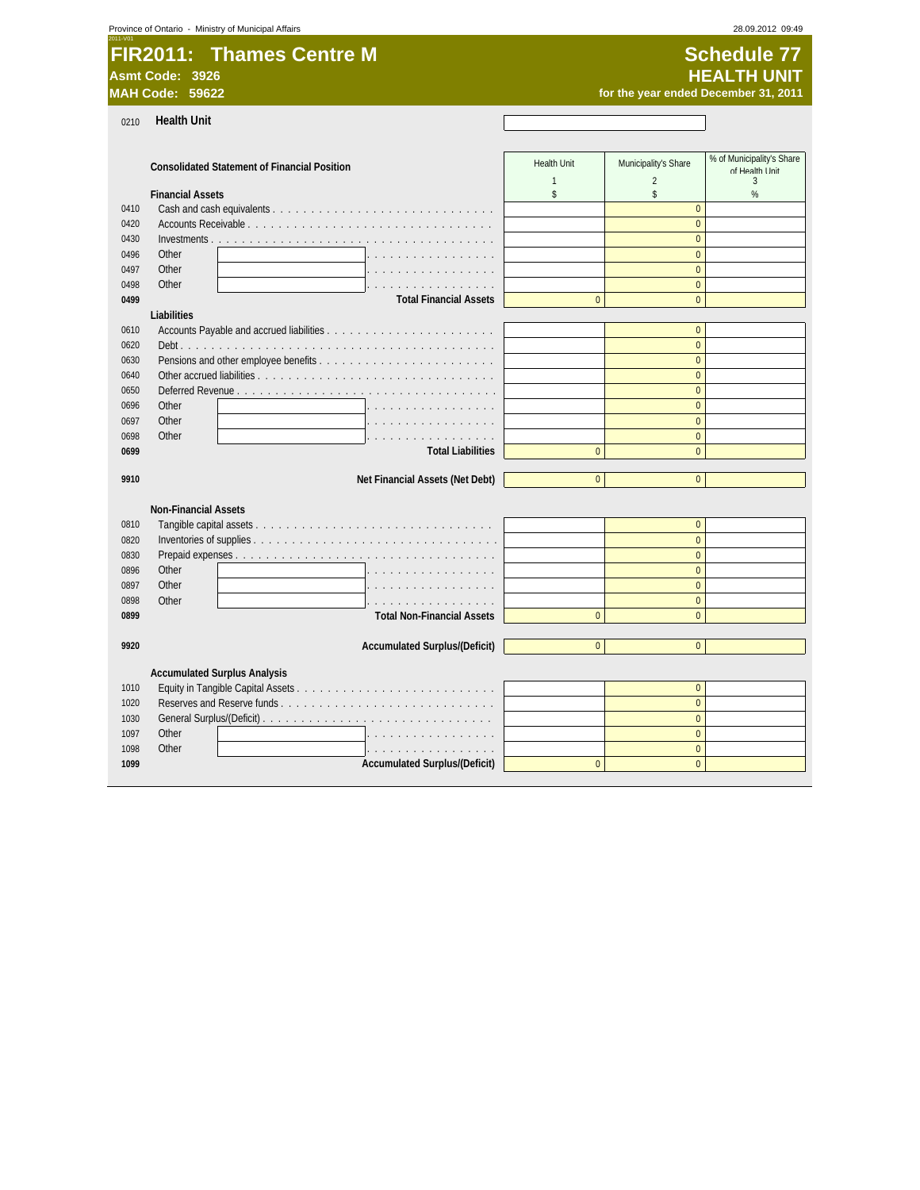2011-V01

# FIR2011: Thames Centre M

**Asmt Code: 3926**
**MAH Code: 59622**

# Schedule 77
## HEALTH UNIT
**for the year ended December 31, 2011**

0210 **Health Unit**

| | Consolidated Statement of Financial Position | Health Unit | Municipality's Share | % of Municipality's Share of Health Unit |
|---|---|---|---|---|
| | | 1 | 2 | 3 |
| | **Financial Assets** | $ | $ | % |
| 0410 | Cash and cash equivalents | | 0 | |
| 0420 | Accounts Receivable | | 0 | |
| 0430 | Investments | | 0 | |
| 0496 | Other | | 0 | |
| 0497 | Other | | 0 | |
| 0498 | Other | | 0 | |
| **0499** | **Total Financial Assets** | 0 | 0 | |
| | **Liabilities** | | | |
| 0610 | Accounts Payable and accrued liabilities | | 0 | |
| 0620 | Debt | | 0 | |
| 0630 | Pensions and other employee benefits | | 0 | |
| 0640 | Other accrued liabilities | | 0 | |
| 0650 | Deferred Revenue | | 0 | |
| 0696 | Other | | 0 | |
| 0697 | Other | | 0 | |
| 0698 | Other | | 0 | |
| **0699** | **Total Liabilities** | 0 | 0 | |
| **9910** | **Net Financial Assets (Net Debt)** | 0 | 0 | |
| | **Non-Financial Assets** | | | |
| 0810 | Tangible capital assets | | 0 | |
| 0820 | Inventories of supplies | | 0 | |
| 0830 | Prepaid expenses | | 0 | |
| 0896 | Other | | 0 | |
| 0897 | Other | | 0 | |
| 0898 | Other | | 0 | |
| **0899** | **Total Non-Financial Assets** | 0 | 0 | |
| **9920** | **Accumulated Surplus/(Deficit)** | 0 | 0 | |
| | **Accumulated Surplus Analysis** | | | |
| 1010 | Equity in Tangible Capital Assets | | 0 | |
| 1020 | Reserves and Reserve funds | | 0 | |
| 1030 | General Surplus/(Deficit) | | 0 | |
| 1097 | Other | | 0 | |
| 1098 | Other | | 0 | |
| **1099** | **Accumulated Surplus/(Deficit)** | 0 | 0 | |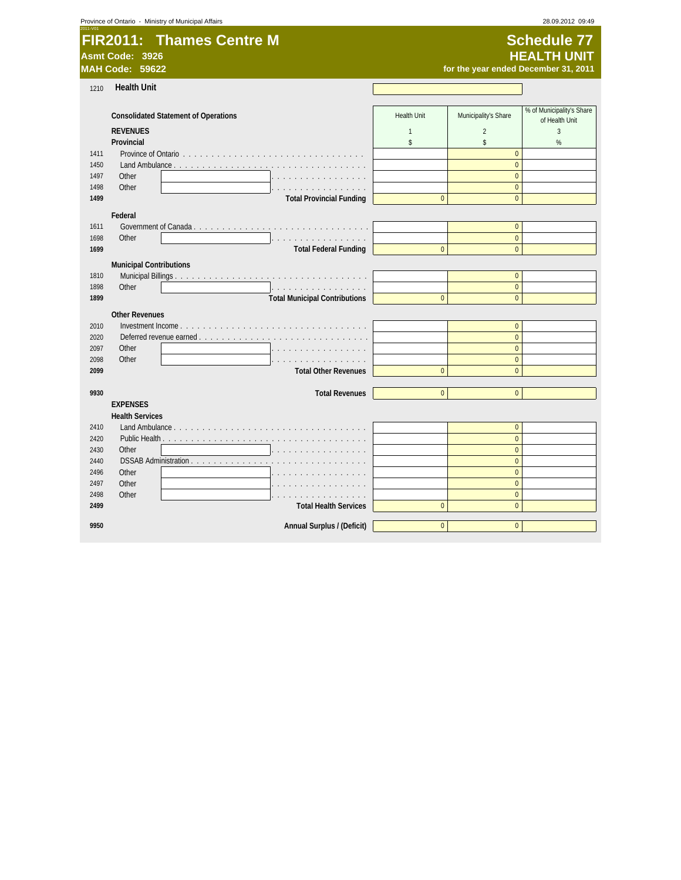Province of Ontario - Ministry of Municipal Affairs

# FIR2011: Thames Centre M

**Asmt Code: 3926**
**MAH Code: 59622**

## Schedule 77
## HEALTH UNIT
**for the year ended December 31, 2011**

1210 **Health Unit**

| | **Consolidated Statement of Operations** | Health Unit | Municipality's Share | % of Municipality's Share of Health Unit |
|---|---|---|---|---|
| | **REVENUES** | 1 | 2 | 3 |
| | **Provincial** | $ | $ | % |
| 1411 | Province of Ontario | | 0 | |
| 1450 | Land Ambulance | | 0 | |
| 1497 | Other | | 0 | |
| 1498 | Other | | 0 | |
| **1499** | **Total Provincial Funding** | 0 | 0 | |
| | **Federal** | | | |
| 1611 | Government of Canada | | 0 | |
| 1698 | Other | | 0 | |
| **1699** | **Total Federal Funding** | 0 | 0 | |
| | **Municipal Contributions** | | | |
| 1810 | Municipal Billings | | 0 | |
| 1898 | Other | | 0 | |
| **1899** | **Total Municipal Contributions** | 0 | 0 | |
| | **Other Revenues** | | | |
| 2010 | Investment Income | | 0 | |
| 2020 | Deferred revenue earned | | 0 | |
| 2097 | Other | | 0 | |
| 2098 | Other | | 0 | |
| **2099** | **Total Other Revenues** | 0 | 0 | |
| **9930** | **Total Revenues** | 0 | 0 | |
| | **EXPENSES** | | | |
| | **Health Services** | | | |
| 2410 | Land Ambulance | | 0 | |
| 2420 | Public Health | | 0 | |
| 2430 | Other | | 0 | |
| 2440 | DSSAB Administration | | 0 | |
| 2496 | Other | | 0 | |
| 2497 | Other | | 0 | |
| 2498 | Other | | 0 | |
| **2499** | **Total Health Services** | 0 | 0 | |
| **9950** | **Annual Surplus / (Deficit)** | 0 | 0 | |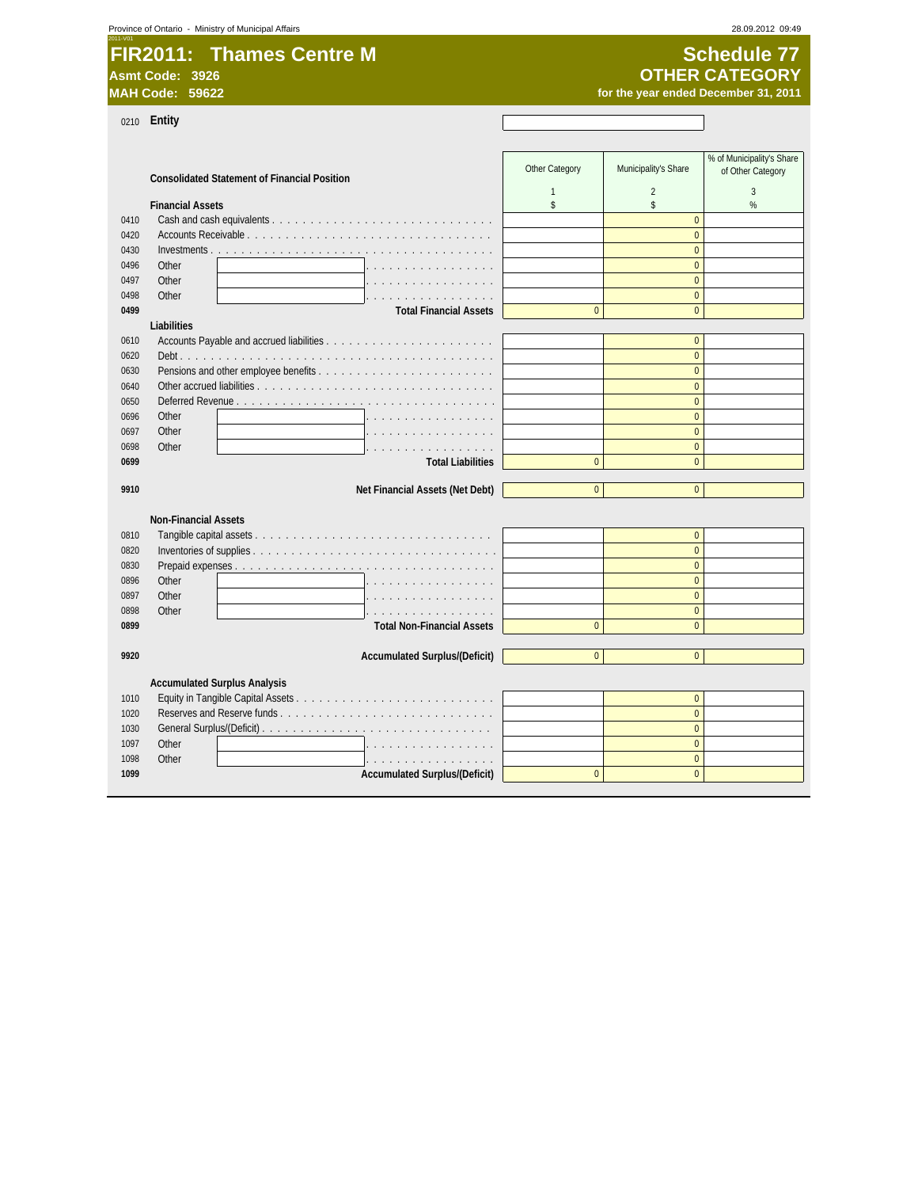Province of Ontario - Ministry of Municipal Affairs

28.09.2012 09:49

# FIR2011: Thames Centre M

**Asmt Code: 3926**
**MAH Code: 59622**

## Schedule 77
## OTHER CATEGORY
**for the year ended December 31, 2011**

0210 **Entity**

| | **Consolidated Statement of Financial Position** | Other Category | Municipality's Share | % of Municipality's Share of Other Category |
|---|---|---|---|---|
| | | 1 | 2 | 3 |
| | **Financial Assets** | $ | $ | % |
| 0410 | Cash and cash equivalents | | 0 | |
| 0420 | Accounts Receivable | | 0 | |
| 0430 | Investments | | 0 | |
| 0496 | Other | | 0 | |
| 0497 | Other | | 0 | |
| 0498 | Other | | 0 | |
| **0499** | **Total Financial Assets** | 0 | 0 | |
| | **Liabilities** | | | |
| 0610 | Accounts Payable and accrued liabilities | | 0 | |
| 0620 | Debt | | 0 | |
| 0630 | Pensions and other employee benefits | | 0 | |
| 0640 | Other accrued liabilities | | 0 | |
| 0650 | Deferred Revenue | | 0 | |
| 0696 | Other | | 0 | |
| 0697 | Other | | 0 | |
| 0698 | Other | | 0 | |
| **0699** | **Total Liabilities** | 0 | 0 | |
| **9910** | **Net Financial Assets (Net Debt)** | 0 | 0 | |
| | **Non-Financial Assets** | | | |
| 0810 | Tangible capital assets | | 0 | |
| 0820 | Inventories of supplies | | 0 | |
| 0830 | Prepaid expenses | | 0 | |
| 0896 | Other | | 0 | |
| 0897 | Other | | 0 | |
| 0898 | Other | | 0 | |
| **0899** | **Total Non-Financial Assets** | 0 | 0 | |
| **9920** | **Accumulated Surplus/(Deficit)** | 0 | 0 | |
| | **Accumulated Surplus Analysis** | | | |
| 1010 | Equity in Tangible Capital Assets | | 0 | |
| 1020 | Reserves and Reserve funds | | 0 | |
| 1030 | General Surplus/(Deficit) | | 0 | |
| 1097 | Other | | 0 | |
| 1098 | Other | | 0 | |
| **1099** | **Accumulated Surplus/(Deficit)** | 0 | 0 | |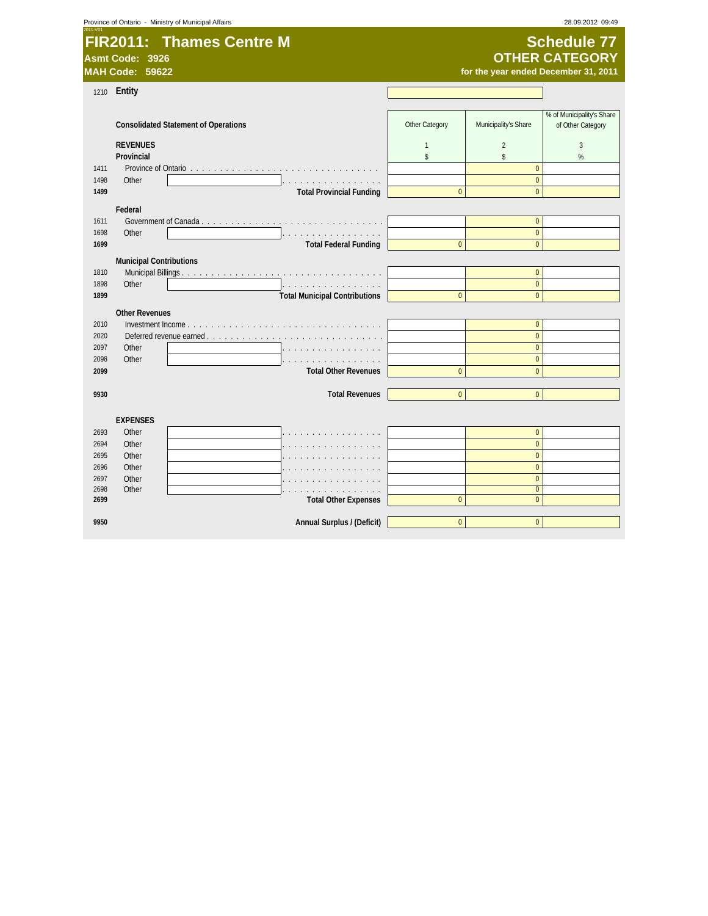Province of Ontario - Ministry of Municipal Affairs 28.09.2012 09:49

# FIR2011: Thames Centre M

**Asmt Code: 3926**
**MAH Code: 59622**

## Schedule 77
## OTHER CATEGORY
**for the year ended December 31, 2011**

1210 **Entity**

| | Consolidated Statement of Operations | Other Category | Municipality's Share | % of Municipality's Share of Other Category |
|---|---|---|---|---|
| | **REVENUES** | 1 | 2 | 3 |
| | **Provincial** | $ | $ | % |
| 1411 | Province of Ontario | | 0 | |
| 1498 | Other | | 0 | |
| **1499** | **Total Provincial Funding** | 0 | 0 | |
| | **Federal** | | | |
| 1611 | Government of Canada | | 0 | |
| 1698 | Other | | 0 | |
| **1699** | **Total Federal Funding** | 0 | 0 | |
| | **Municipal Contributions** | | | |
| 1810 | Municipal Billings | | 0 | |
| 1898 | Other | | 0 | |
| **1899** | **Total Municipal Contributions** | 0 | 0 | |
| | **Other Revenues** | | | |
| 2010 | Investment Income | | 0 | |
| 2020 | Deferred revenue earned | | 0 | |
| 2097 | Other | | 0 | |
| 2098 | Other | | 0 | |
| **2099** | **Total Other Revenues** | 0 | 0 | |
| **9930** | **Total Revenues** | 0 | 0 | |
| | **EXPENSES** | | | |
| 2693 | Other | | 0 | |
| 2694 | Other | | 0 | |
| 2695 | Other | | 0 | |
| 2696 | Other | | 0 | |
| 2697 | Other | | 0 | |
| 2698 | Other | | 0 | |
| **2699** | **Total Other Expenses** | 0 | 0 | |
| **9950** | **Annual Surplus / (Deficit)** | 0 | 0 | |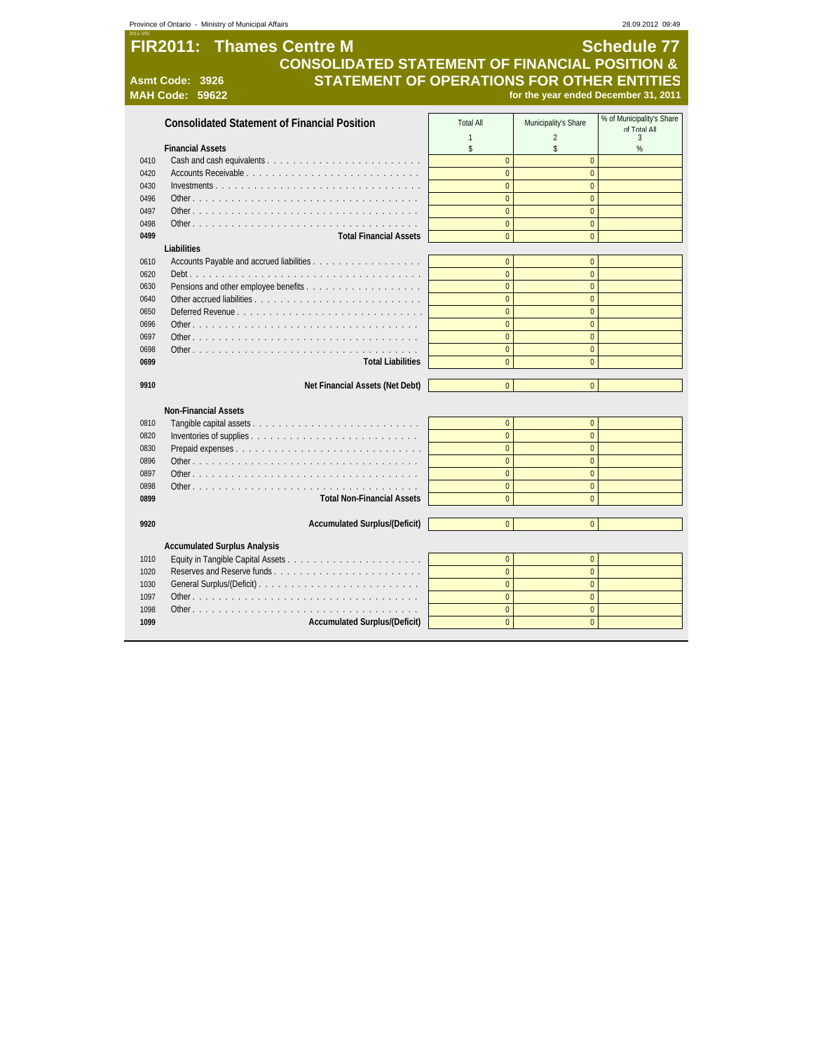# FIR2011: Thames Centre M

## Schedule 77

## CONSOLIDATED STATEMENT OF FINANCIAL POSITION & STATEMENT OF OPERATIONS FOR OTHER ENTITIES

**Asmt Code: 3926**

**MAH Code: 59622**

**for the year ended December 31, 2011**

| | Consolidated Statement of Financial Position | Total All | Municipality's Share | % of Municipality's Share of Total All |
|---|---|---|---|---|
| | | 1 | 2 | 3 |
| | **Financial Assets** | $ | $ | % |
| 0410 | Cash and cash equivalents | 0 | 0 | |
| 0420 | Accounts Receivable | 0 | 0 | |
| 0430 | Investments | 0 | 0 | |
| 0496 | Other | 0 | 0 | |
| 0497 | Other | 0 | 0 | |
| 0498 | Other | 0 | 0 | |
| **0499** | **Total Financial Assets** | 0 | 0 | |
| | **Liabilities** | | | |
| 0610 | Accounts Payable and accrued liabilities | 0 | 0 | |
| 0620 | Debt | 0 | 0 | |
| 0630 | Pensions and other employee benefits | 0 | 0 | |
| 0640 | Other accrued liabilities | 0 | 0 | |
| 0650 | Deferred Revenue | 0 | 0 | |
| 0696 | Other | 0 | 0 | |
| 0697 | Other | 0 | 0 | |
| 0698 | Other | 0 | 0 | |
| **0699** | **Total Liabilities** | 0 | 0 | |
| | | | | |
| **9910** | **Net Financial Assets (Net Debt)** | 0 | 0 | |
| | | | | |
| | **Non-Financial Assets** | | | |
| 0810 | Tangible capital assets | 0 | 0 | |
| 0820 | Inventories of supplies | 0 | 0 | |
| 0830 | Prepaid expenses | 0 | 0 | |
| 0896 | Other | 0 | 0 | |
| 0897 | Other | 0 | 0 | |
| 0898 | Other | 0 | 0 | |
| **0899** | **Total Non-Financial Assets** | 0 | 0 | |
| | | | | |
| **9920** | **Accumulated Surplus/(Deficit)** | 0 | 0 | |
| | | | | |
| | **Accumulated Surplus Analysis** | | | |
| 1010 | Equity in Tangible Capital Assets | 0 | 0 | |
| 1020 | Reserves and Reserve funds | 0 | 0 | |
| 1030 | General Surplus/(Deficit) | 0 | 0 | |
| 1097 | Other | 0 | 0 | |
| 1098 | Other | 0 | 0 | |
| **1099** | **Accumulated Surplus/(Deficit)** | 0 | 0 | |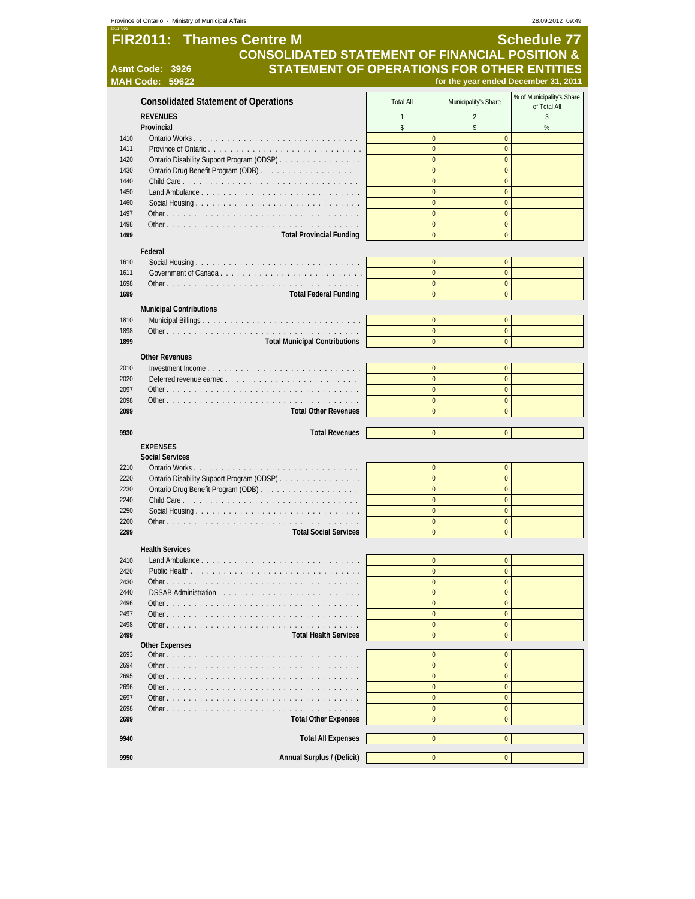# FIR2011: Thames Centre M

## Schedule 77

## CONSOLIDATED STATEMENT OF FINANCIAL POSITION & STATEMENT OF OPERATIONS FOR OTHER ENTITIES

**Asmt Code: 3926**
**MAH Code: 59622**

**for the year ended December 31, 2011**

### Consolidated Statement of Operations

| | | Total All | Municipality's Share | % of Municipality's Share of Total All |
|---|---|---|---|---|
| | **REVENUES** | 1 | 2 | 3 |
| | **Provincial** | $ | $ | % |
| 1410 | Ontario Works | 0 | 0 | |
| 1411 | Province of Ontario | 0 | 0 | |
| 1420 | Ontario Disability Support Program (ODSP) | 0 | 0 | |
| 1430 | Ontario Drug Benefit Program (ODB) | 0 | 0 | |
| 1440 | Child Care | 0 | 0 | |
| 1450 | Land Ambulance | 0 | 0 | |
| 1460 | Social Housing | 0 | 0 | |
| 1497 | Other | 0 | 0 | |
| 1498 | Other | 0 | 0 | |
| 1499 | **Total Provincial Funding** | 0 | 0 | |
| | **Federal** | | | |
| 1610 | Social Housing | 0 | 0 | |
| 1611 | Government of Canada | 0 | 0 | |
| 1698 | Other | 0 | 0 | |
| 1699 | **Total Federal Funding** | 0 | 0 | |
| | **Municipal Contributions** | | | |
| 1810 | Municipal Billings | 0 | 0 | |
| 1898 | Other | 0 | 0 | |
| 1899 | **Total Municipal Contributions** | 0 | 0 | |
| | **Other Revenues** | | | |
| 2010 | Investment Income | 0 | 0 | |
| 2020 | Deferred revenue earned | 0 | 0 | |
| 2097 | Other | 0 | 0 | |
| 2098 | Other | 0 | 0 | |
| 2099 | **Total Other Revenues** | 0 | 0 | |
| 9930 | **Total Revenues** | 0 | 0 | |
| | **EXPENSES** | | | |
| | **Social Services** | | | |
| 2210 | Ontario Works | 0 | 0 | |
| 2220 | Ontario Disability Support Program (ODSP) | 0 | 0 | |
| 2230 | Ontario Drug Benefit Program (ODB) | 0 | 0 | |
| 2240 | Child Care | 0 | 0 | |
| 2250 | Social Housing | 0 | 0 | |
| 2260 | Other | 0 | 0 | |
| 2299 | **Total Social Services** | 0 | 0 | |
| | **Health Services** | | | |
| 2410 | Land Ambulance | 0 | 0 | |
| 2420 | Public Health | 0 | 0 | |
| 2430 | Other | 0 | 0 | |
| 2440 | DSSAB Administration | 0 | 0 | |
| 2496 | Other | 0 | 0 | |
| 2497 | Other | 0 | 0 | |
| 2498 | Other | 0 | 0 | |
| 2499 | **Total Health Services** | 0 | 0 | |
| | **Other Expenses** | | | |
| 2693 | Other | 0 | 0 | |
| 2694 | Other | 0 | 0 | |
| 2695 | Other | 0 | 0 | |
| 2696 | Other | 0 | 0 | |
| 2697 | Other | 0 | 0 | |
| 2698 | Other | 0 | 0 | |
| 2699 | **Total Other Expenses** | 0 | 0 | |
| 9940 | **Total All Expenses** | 0 | 0 | |
| 9950 | **Annual Surplus / (Deficit)** | 0 | 0 | |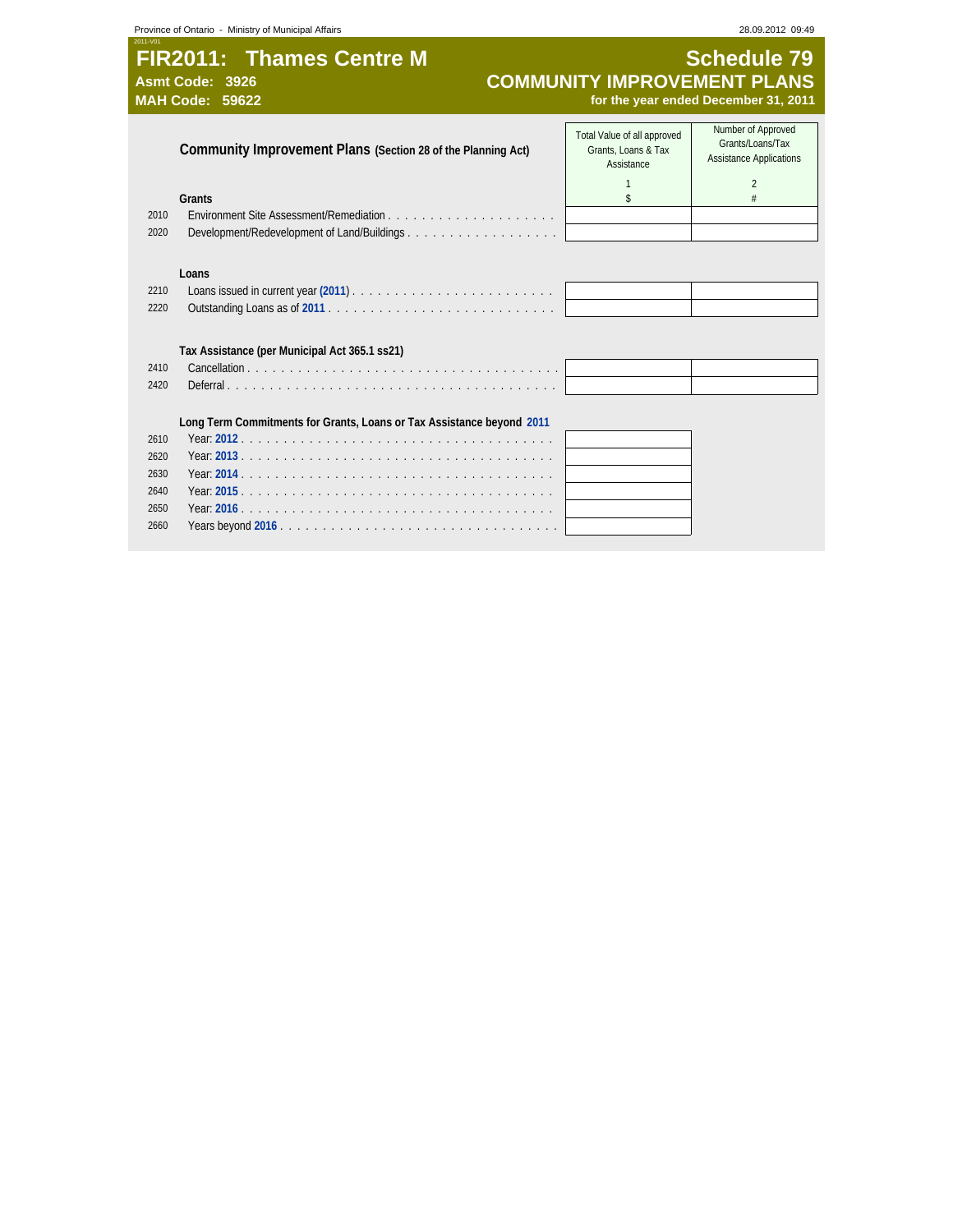# FIR2011: Thames Centre M

**Asmt Code: 3926**
**MAH Code: 59622**

## Schedule 79
## COMMUNITY IMPROVEMENT PLANS
**for the year ended December 31, 2011**

| | **Community Improvement Plans** (Section 28 of the Planning Act) | Total Value of all approved Grants, Loans & Tax Assistance | Number of Approved Grants/Loans/Tax Assistance Applications |
|---|---|---|---|
| | | 1 | 2 |
| | **Grants** | $ | # |
| 2010 | Environment Site Assessment/Remediation | | |
| 2020 | Development/Redevelopment of Land/Buildings | | |
| | **Loans** | | |
| 2210 | Loans issued in current year (2011) | | |
| 2220 | Outstanding Loans as of 2011 | | |
| | **Tax Assistance (per Municipal Act 365.1 ss21)** | | |
| 2410 | Cancellation | | |
| 2420 | Deferral | | |
| | **Long Term Commitments for Grants, Loans or Tax Assistance beyond 2011** | | |
| 2610 | Year: 2012 | | |
| 2620 | Year: 2013 | | |
| 2630 | Year: 2014 | | |
| 2640 | Year: 2015 | | |
| 2650 | Year: 2016 | | |
| 2660 | Years beyond 2016 | | |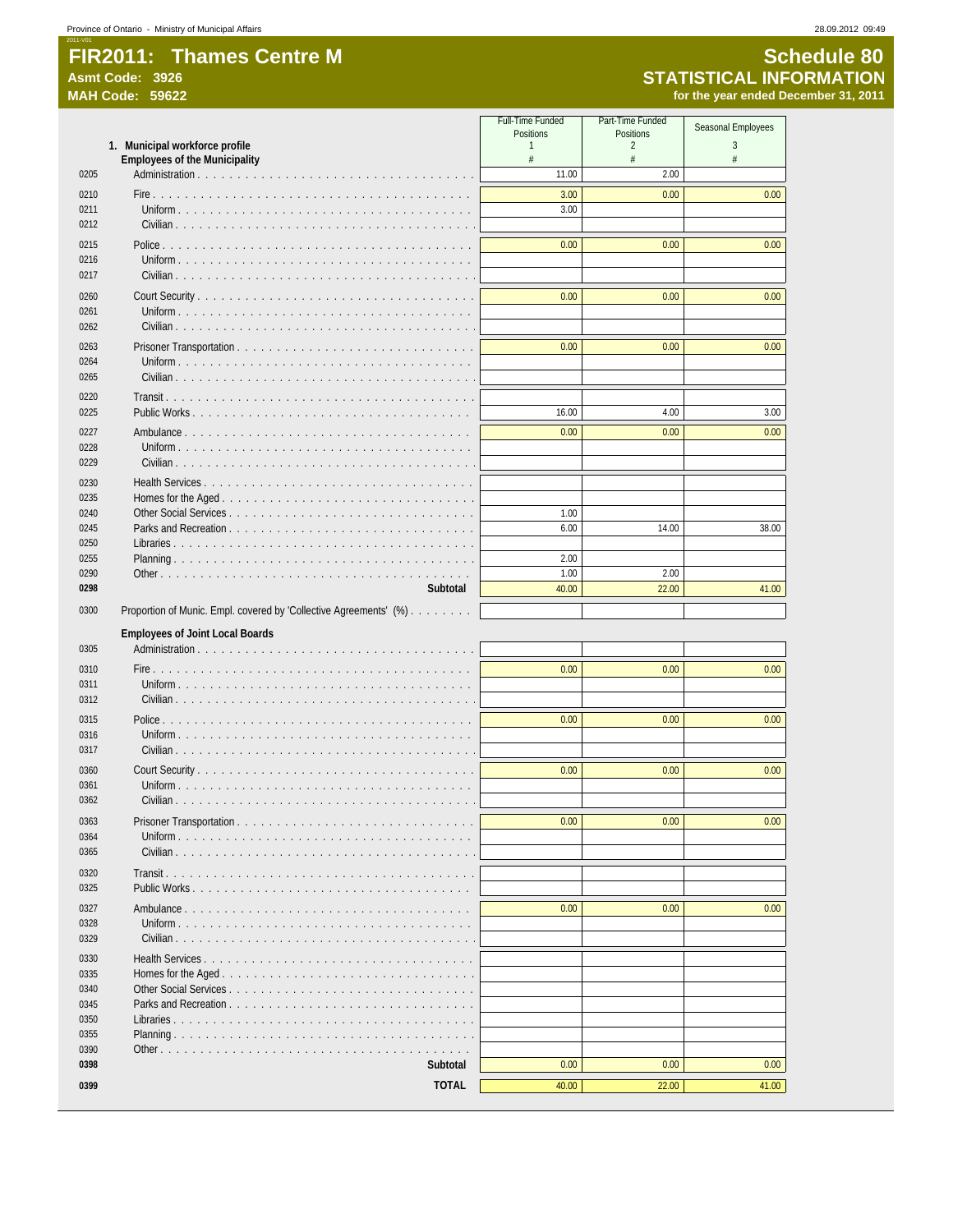# FIR2011: Thames Centre M

**Asmt Code: 3926**
**MAH Code: 59622**

## Schedule 80
## STATISTICAL INFORMATION
**for the year ended December 31, 2011**

| | 1. Municipal workforce profile | Full-Time Funded Positions | Part-Time Funded Positions | Seasonal Employees |
|---|---|---|---|---|
| | | 1 | 2 | 3 |
| | **Employees of the Municipality** | # | # | # |
| 0205 | Administration | 11.00 | 2.00 | |
| 0210 | Fire | 3.00 | 0.00 | 0.00 |
| 0211 | Uniform | 3.00 | | |
| 0212 | Civilian | | | |
| 0215 | Police | 0.00 | 0.00 | 0.00 |
| 0216 | Uniform | | | |
| 0217 | Civilian | | | |
| 0260 | Court Security | 0.00 | 0.00 | 0.00 |
| 0261 | Uniform | | | |
| 0262 | Civilian | | | |
| 0263 | Prisoner Transportation | 0.00 | 0.00 | 0.00 |
| 0264 | Uniform | | | |
| 0265 | Civilian | | | |
| 0220 | Transit | | | |
| 0225 | Public Works | 16.00 | 4.00 | 3.00 |
| 0227 | Ambulance | 0.00 | 0.00 | 0.00 |
| 0228 | Uniform | | | |
| 0229 | Civilian | | | |
| 0230 | Health Services | | | |
| 0235 | Homes for the Aged | | | |
| 0240 | Other Social Services | 1.00 | | |
| 0245 | Parks and Recreation | 6.00 | 14.00 | 38.00 |
| 0250 | Libraries | | | |
| 0255 | Planning | 2.00 | | |
| 0290 | Other | 1.00 | 2.00 | |
| **0298** | **Subtotal** | 40.00 | 22.00 | 41.00 |
| 0300 | Proportion of Munic. Empl. covered by 'Collective Agreements' (%) | | | |
| | **Employees of Joint Local Boards** | | | |
| 0305 | Administration | | | |
| 0310 | Fire | 0.00 | 0.00 | 0.00 |
| 0311 | Uniform | | | |
| 0312 | Civilian | | | |
| 0315 | Police | 0.00 | 0.00 | 0.00 |
| 0316 | Uniform | | | |
| 0317 | Civilian | | | |
| 0360 | Court Security | 0.00 | 0.00 | 0.00 |
| 0361 | Uniform | | | |
| 0362 | Civilian | | | |
| 0363 | Prisoner Transportation | 0.00 | 0.00 | 0.00 |
| 0364 | Uniform | | | |
| 0365 | Civilian | | | |
| 0320 | Transit | | | |
| 0325 | Public Works | | | |
| 0327 | Ambulance | 0.00 | 0.00 | 0.00 |
| 0328 | Uniform | | | |
| 0329 | Civilian | | | |
| 0330 | Health Services | | | |
| 0335 | Homes for the Aged | | | |
| 0340 | Other Social Services | | | |
| 0345 | Parks and Recreation | | | |
| 0350 | Libraries | | | |
| 0355 | Planning | | | |
| 0390 | Other | | | |
| **0398** | **Subtotal** | 0.00 | 0.00 | 0.00 |
| **0399** | **TOTAL** | 40.00 | 22.00 | 41.00 |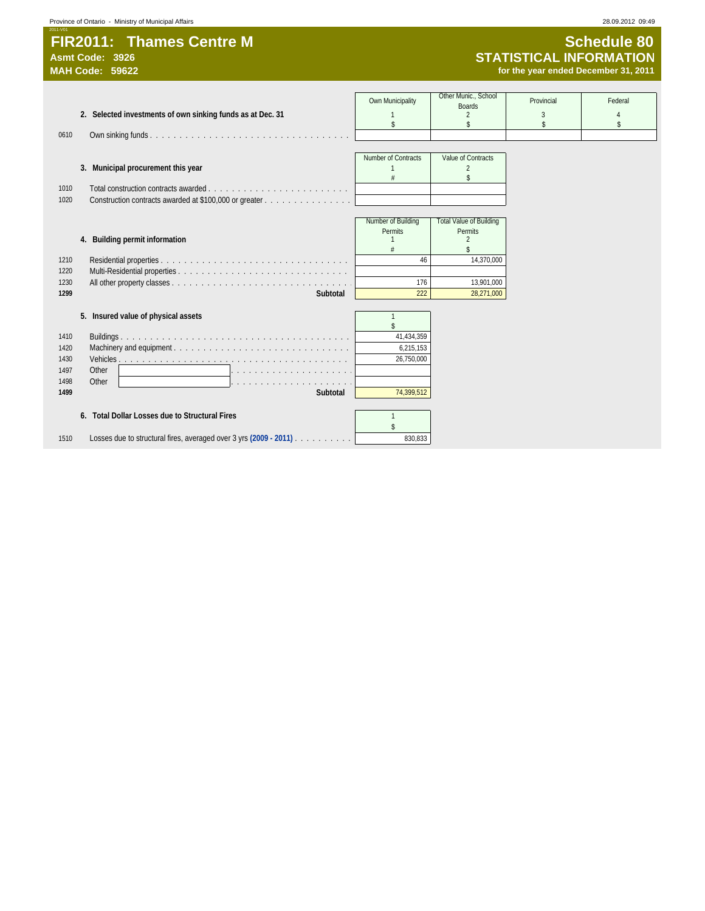# FIR2011: Thames Centre M

**Asmt Code: 3926**
**MAH Code: 59622**

## Schedule 80
## STATISTICAL INFORMATION
**for the year ended December 31, 2011**

### 2. Selected investments of own sinking funds as at Dec. 31

| | | Own Municipality | Other Munic., School Boards | Provincial | Federal |
|---|---|---|---|---|---|
| | | 1 | 2 | 3 | 4 |
| | | $ | $ | $ | $ |
| 0610 | Own sinking funds | | | | |

### 3. Municipal procurement this year

| | | Number of Contracts | Value of Contracts |
|---|---|---|---|
| | | 1 | 2 |
| | | # | $ |
| 1010 | Total construction contracts awarded | | |
| 1020 | Construction contracts awarded at $100,000 or greater | | |

### 4. Building permit information

| | | Number of Building Permits | Total Value of Building Permits |
|---|---|---|---|
| | | 1 | 2 |
| | | # | $ |
| 1210 | Residential properties | 46 | 14,370,000 |
| 1220 | Multi-Residential properties | | |
| 1230 | All other property classes | 176 | 13,901,000 |
| **1299** | **Subtotal** | 222 | 28,271,000 |

### 5. Insured value of physical assets

| | | 1 |
|---|---|---|
| | | $ |
| 1410 | Buildings | 41,434,359 |
| 1420 | Machinery and equipment | 6,215,153 |
| 1430 | Vehicles | 26,750,000 |
| 1497 | Other | |
| 1498 | Other | |
| **1499** | **Subtotal** | 74,399,512 |

### 6. Total Dollar Losses due to Structural Fires

| | | 1 |
|---|---|---|
| | | $ |
| 1510 | Losses due to structural fires, averaged over 3 yrs **(2009 - 2011)** | 830,833 |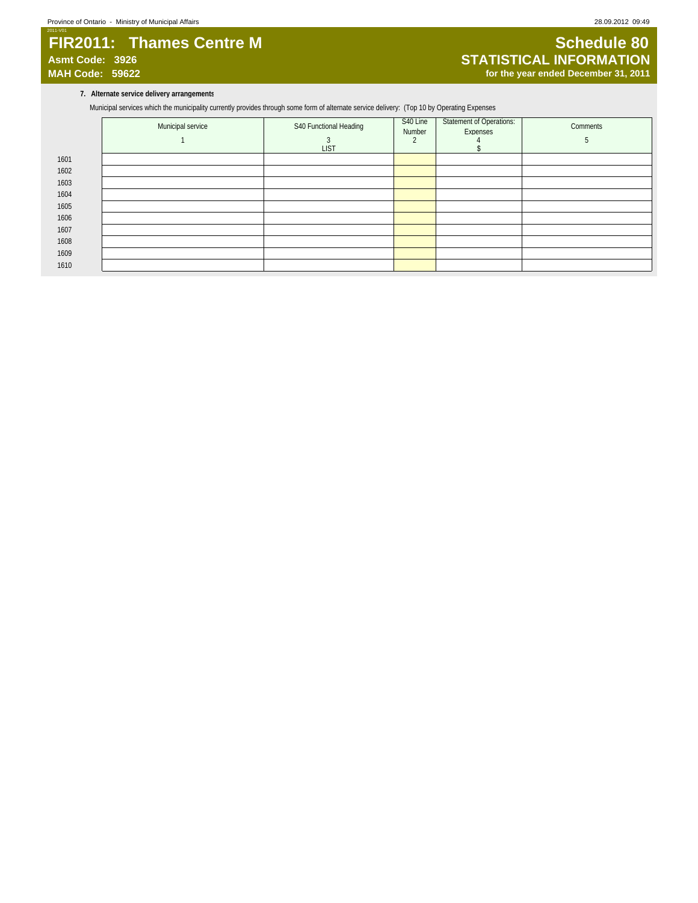# FIR2011: Thames Centre M

**Asmt Code: 3926**
**MAH Code: 59622**

## Schedule 80
## STATISTICAL INFORMATION
**for the year ended December 31, 2011**

**7. Alternate service delivery arrangements**

Municipal services which the municipality currently provides through some form of alternate service delivery: (Top 10 by Operating Expenses

| | Municipal service<br>1 | S40 Functional Heading<br>3<br>LIST | S40 Line Number<br>2 | Statement of Operations: Expenses<br>4<br>$ | Comments<br>5 |
|---|---|---|---|---|---|
| 1601 | | | | | |
| 1602 | | | | | |
| 1603 | | | | | |
| 1604 | | | | | |
| 1605 | | | | | |
| 1606 | | | | | |
| 1607 | | | | | |
| 1608 | | | | | |
| 1609 | | | | | |
| 1610 | | | | | |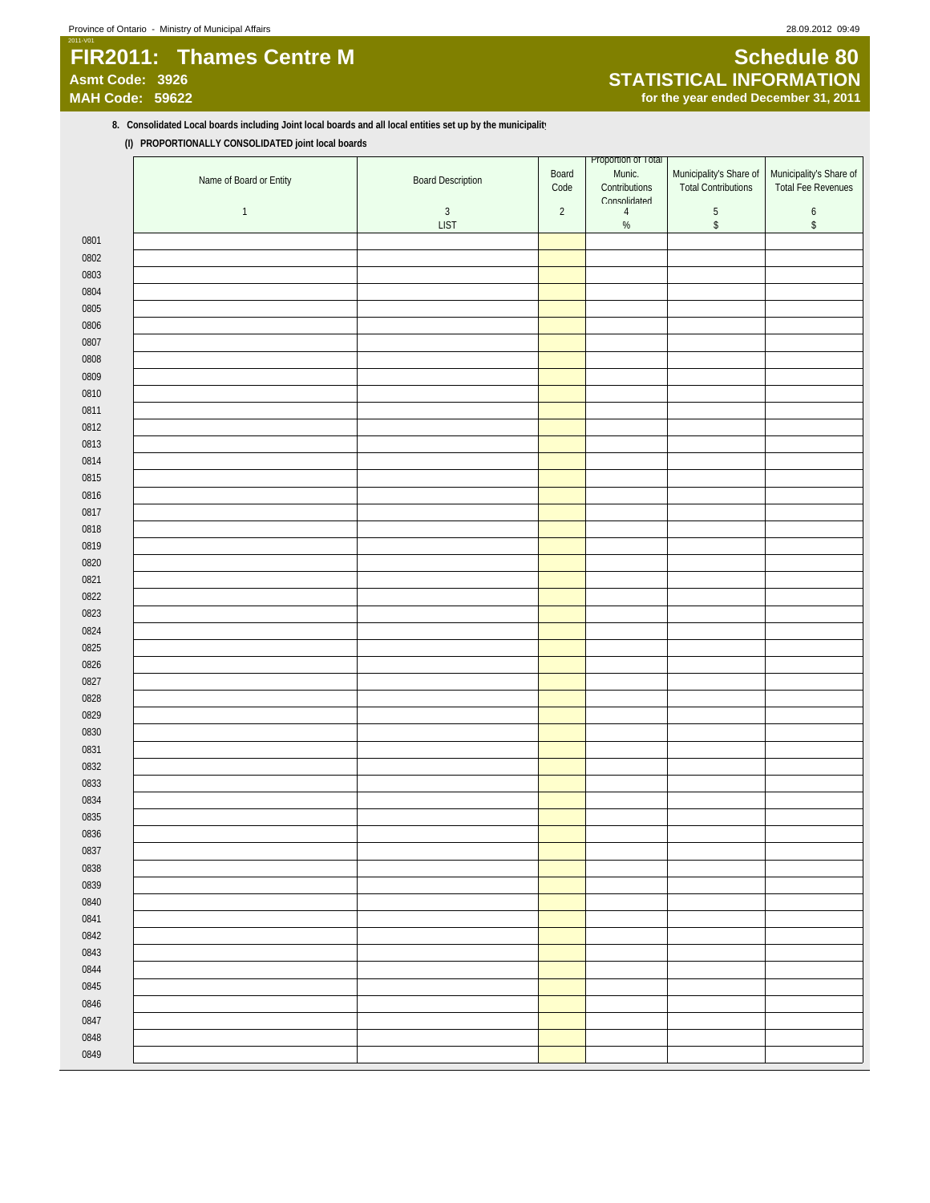# FIR2011: Thames Centre M

**Asmt Code: 3926**
**MAH Code: 59622**

## Schedule 80
## STATISTICAL INFORMATION
**for the year ended December 31, 2011**

**8. Consolidated Local boards including Joint local boards and all local entities set up by the municipality**

**(I) PROPORTIONALLY CONSOLIDATED joint local boards**

| | Name of Board or Entity | Board Description | Board Code | Proportion of Total Munic. Contributions Consolidated | Municipality's Share of Total Contributions | Municipality's Share of Total Fee Revenues |
|---|---|---|---|---|---|---|
| | 1 | 3 | 2 | 4 | 5 | 6 |
| | | LIST | | % | $ | $ |
| 0801 | | | | | | |
| 0802 | | | | | | |
| 0803 | | | | | | |
| 0804 | | | | | | |
| 0805 | | | | | | |
| 0806 | | | | | | |
| 0807 | | | | | | |
| 0808 | | | | | | |
| 0809 | | | | | | |
| 0810 | | | | | | |
| 0811 | | | | | | |
| 0812 | | | | | | |
| 0813 | | | | | | |
| 0814 | | | | | | |
| 0815 | | | | | | |
| 0816 | | | | | | |
| 0817 | | | | | | |
| 0818 | | | | | | |
| 0819 | | | | | | |
| 0820 | | | | | | |
| 0821 | | | | | | |
| 0822 | | | | | | |
| 0823 | | | | | | |
| 0824 | | | | | | |
| 0825 | | | | | | |
| 0826 | | | | | | |
| 0827 | | | | | | |
| 0828 | | | | | | |
| 0829 | | | | | | |
| 0830 | | | | | | |
| 0831 | | | | | | |
| 0832 | | | | | | |
| 0833 | | | | | | |
| 0834 | | | | | | |
| 0835 | | | | | | |
| 0836 | | | | | | |
| 0837 | | | | | | |
| 0838 | | | | | | |
| 0839 | | | | | | |
| 0840 | | | | | | |
| 0841 | | | | | | |
| 0842 | | | | | | |
| 0843 | | | | | | |
| 0844 | | | | | | |
| 0845 | | | | | | |
| 0846 | | | | | | |
| 0847 | | | | | | |
| 0848 | | | | | | |
| 0849 | | | | | | |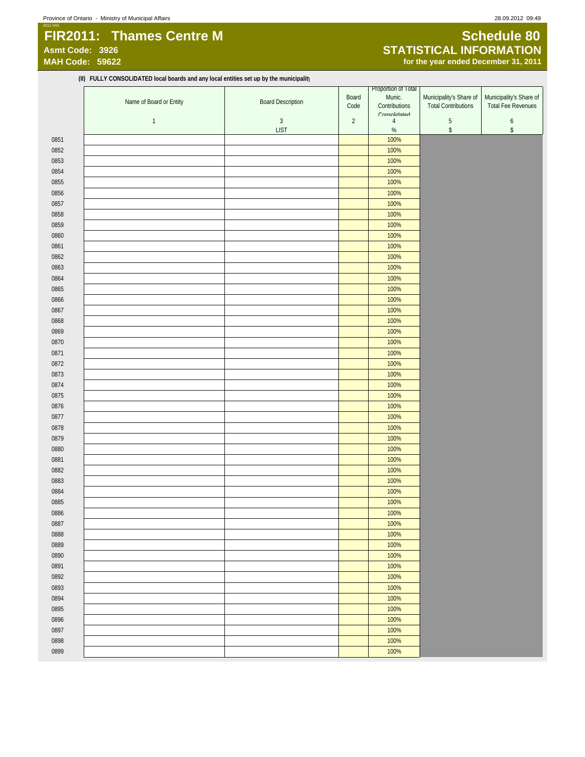2011-V01

# FIR2011: Thames Centre M

**Asmt Code: 3926**
**MAH Code: 59622**

# Schedule 80
## STATISTICAL INFORMATION
**for the year ended December 31, 2011**

**(II) FULLY CONSOLIDATED local boards and any local entities set up by the municipality**

| | Name of Board or Entity | Board Description | Board Code | Proportion of Total Munic. Contributions Consolidated | Municipality's Share of Total Contributions | Municipality's Share of Total Fee Revenues |
|---|---|---|---|---|---|---|
| | 1 | 3 | 2 | 4 | 5 | 6 |
| | | LIST | | % | $ | $ |
| 0851 | | | | 100% | | |
| 0852 | | | | 100% | | |
| 0853 | | | | 100% | | |
| 0854 | | | | 100% | | |
| 0855 | | | | 100% | | |
| 0856 | | | | 100% | | |
| 0857 | | | | 100% | | |
| 0858 | | | | 100% | | |
| 0859 | | | | 100% | | |
| 0860 | | | | 100% | | |
| 0861 | | | | 100% | | |
| 0862 | | | | 100% | | |
| 0863 | | | | 100% | | |
| 0864 | | | | 100% | | |
| 0865 | | | | 100% | | |
| 0866 | | | | 100% | | |
| 0867 | | | | 100% | | |
| 0868 | | | | 100% | | |
| 0869 | | | | 100% | | |
| 0870 | | | | 100% | | |
| 0871 | | | | 100% | | |
| 0872 | | | | 100% | | |
| 0873 | | | | 100% | | |
| 0874 | | | | 100% | | |
| 0875 | | | | 100% | | |
| 0876 | | | | 100% | | |
| 0877 | | | | 100% | | |
| 0878 | | | | 100% | | |
| 0879 | | | | 100% | | |
| 0880 | | | | 100% | | |
| 0881 | | | | 100% | | |
| 0882 | | | | 100% | | |
| 0883 | | | | 100% | | |
| 0884 | | | | 100% | | |
| 0885 | | | | 100% | | |
| 0886 | | | | 100% | | |
| 0887 | | | | 100% | | |
| 0888 | | | | 100% | | |
| 0889 | | | | 100% | | |
| 0890 | | | | 100% | | |
| 0891 | | | | 100% | | |
| 0892 | | | | 100% | | |
| 0893 | | | | 100% | | |
| 0894 | | | | 100% | | |
| 0895 | | | | 100% | | |
| 0896 | | | | 100% | | |
| 0897 | | | | 100% | | |
| 0898 | | | | 100% | | |
| 0899 | | | | 100% | | |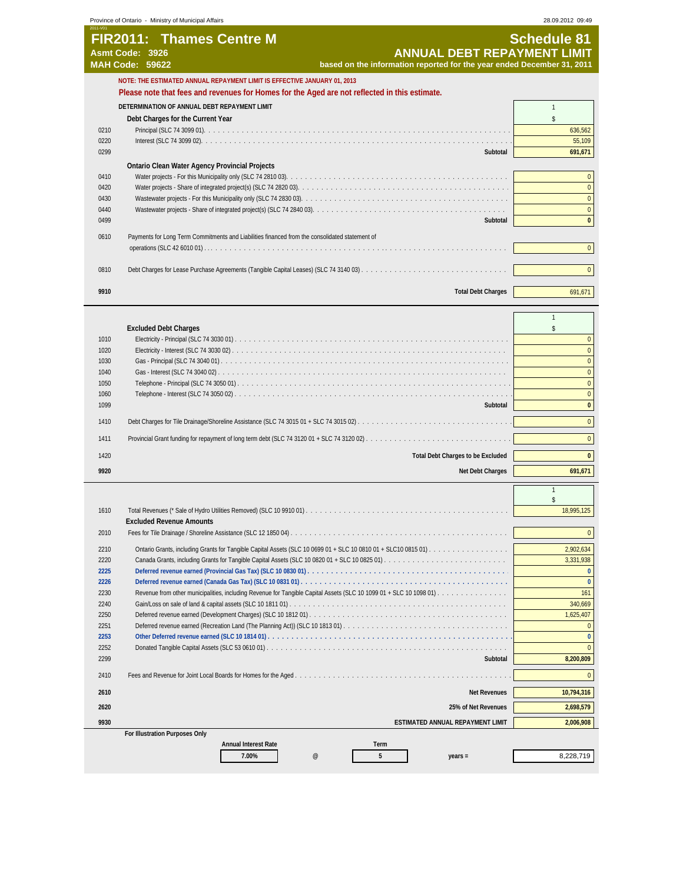Province of Ontario - Ministry of Municipal Affairs 28.09.2012 09:49

# FIR2011: Thames Centre M

**Asmt Code: 3926**
**MAH Code: 59622**

## Schedule 81
## ANNUAL DEBT REPAYMENT LIMIT

**based on the information reported for the year ended December 31, 2011**

**NOTE: THE ESTIMATED ANNUAL REPAYMENT LIMIT IS EFFECTIVE JANUARY 01, 2013**

**Please note that fees and revenues for Homes for the Aged are not reflected in this estimate.**

| | DETERMINATION OF ANNUAL DEBT REPAYMENT LIMIT | 1 |
|---|---|---|
| | **Debt Charges for the Current Year** | $ |
| 0210 | Principal (SLC 74 3099 01) | 636,562 |
| 0220 | Interest (SLC 74 3099 02) | 55,109 |
| 0299 | **Subtotal** | **691,671** |
| | **Ontario Clean Water Agency Provincial Projects** | |
| 0410 | Water projects - For this Municipality only (SLC 74 2810 03) | 0 |
| 0420 | Water projects - Share of integrated project(s) (SLC 74 2820 03) | 0 |
| 0430 | Wastewater projects - For this Municipality only (SLC 74 2830 03) | 0 |
| 0440 | Wastewater projects - Share of integrated project(s) (SLC 74 2840 03) | 0 |
| 0499 | **Subtotal** | **0** |
| 0610 | Payments for Long Term Commitments and Liabilities financed from the consolidated statement of operations (SLC 42 6010 01) | 0 |
| 0810 | Debt Charges for Lease Purchase Agreements (Tangible Capital Leases) (SLC 74 3140 03) | 0 |
| **9910** | **Total Debt Charges** | 691,671 |

| | | 1 |
|---|---|---|
| | **Excluded Debt Charges** | $ |
| 1010 | Electricity - Principal (SLC 74 3030 01) | 0 |
| 1020 | Electricity - Interest (SLC 74 3030 02) | 0 |
| 1030 | Gas - Principal (SLC 74 3040 01) | 0 |
| 1040 | Gas - Interest (SLC 74 3040 02) | 0 |
| 1050 | Telephone - Principal (SLC 74 3050 01) | 0 |
| 1060 | Telephone - Interest (SLC 74 3050 02) | 0 |
| 1099 | **Subtotal** | **0** |
| 1410 | Debt Charges for Tile Drainage/Shoreline Assistance (SLC 74 3015 01 + SLC 74 3015 02) | 0 |
| 1411 | Provincial Grant funding for repayment of long term debt (SLC 74 3120 01 + SLC 74 3120 02) | 0 |
| 1420 | **Total Debt Charges to be Excluded** | **0** |
| **9920** | **Net Debt Charges** | 691,671 |

| | | 1 |
|---|---|---|
| | | $ |
| 1610 | Total Revenues (* Sale of Hydro Utilities Removed) (SLC 10 9910 01) | 18,995,125 |
| | **Excluded Revenue Amounts** | |
| 2010 | Fees for Tile Drainage / Shoreline Assistance (SLC 12 1850 04) | 0 |
| 2210 | Ontario Grants, including Grants for Tangible Capital Assets (SLC 10 0699 01 + SLC 10 0810 01 + SLC10 0815 01) | 2,902,634 |
| 2220 | Canada Grants, including Grants for Tangible Capital Assets (SLC 10 0820 01 + SLC 10 0825 01) | 3,331,938 |
| **2225** | **Deferred revenue earned (Provincial Gas Tax) (SLC 10 0830 01)** | **0** |
| **2226** | **Deferred revenue earned (Canada Gas Tax) (SLC 10 0831 01)** | **0** |
| 2230 | Revenue from other municipalities, including Revenue for Tangible Capital Assets (SLC 10 1099 01 + SLC 10 1098 01) | 161 |
| 2240 | Gain/Loss on sale of land & capital assets (SLC 10 1811 01) | 340,669 |
| 2250 | Deferred revenue earned (Development Charges) (SLC 10 1812 01) | 1,625,407 |
| 2251 | Deferred revenue earned (Recreation Land (The Planning Act)) (SLC 10 1813 01) | 0 |
| **2253** | **Other Deferred revenue earned (SLC 10 1814 01)** | **0** |
| 2252 | Donated Tangible Capital Assets (SLC 53 0610 01) | 0 |
| 2299 | **Subtotal** | **8,200,809** |
| 2410 | Fees and Revenue for Joint Local Boards for Homes for the Aged | 0 |
| **2610** | **Net Revenues** | **10,794,316** |
| **2620** | **25% of Net Revenues** | **2,698,579** |
| **9930** | **ESTIMATED ANNUAL REPAYMENT LIMIT** | **2,006,908** |

**For Illustration Purposes Only**

| Annual Interest Rate | | Term | | |
|---|---|---|---|---|
| 7.00% | @ | 5 | years = | 8,228,719 |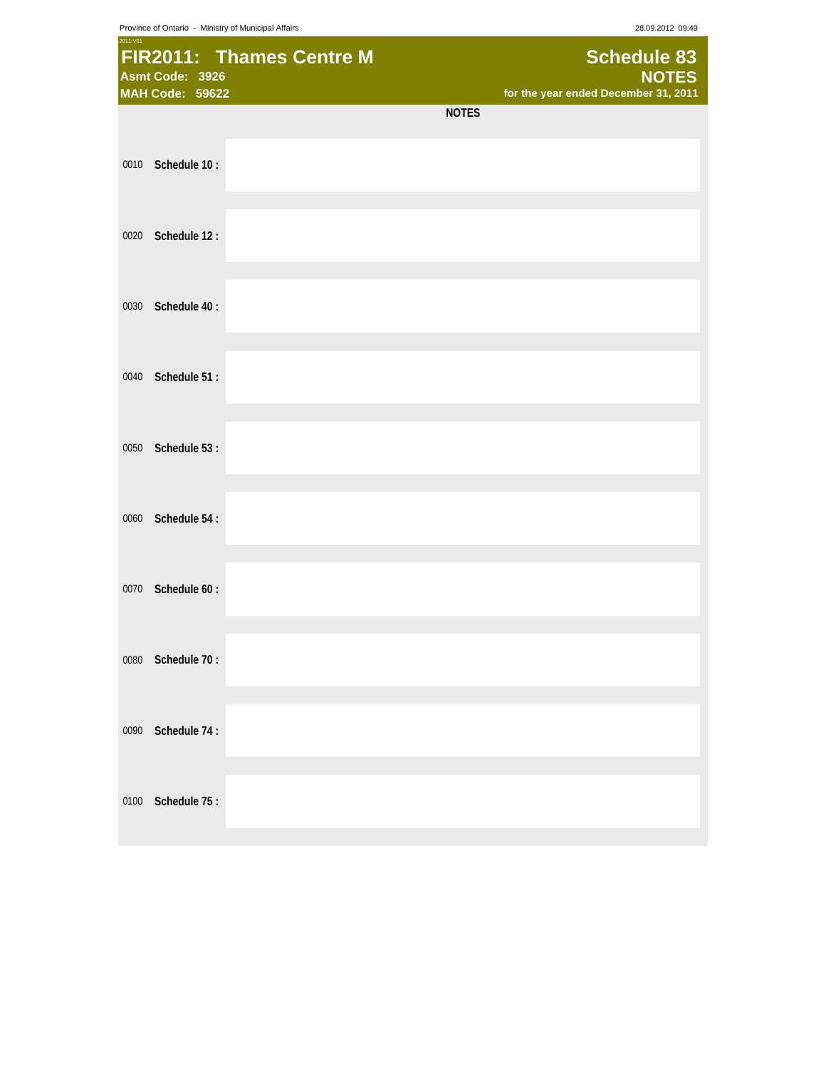# FIR2011: Thames Centre M

**Asmt Code: 3926**
**MAH Code: 59622**

## Schedule 83
## NOTES
**for the year ended December 31, 2011**

**NOTES**

| | | |
|---|---|---|
| 0010 | **Schedule 10 :** | |
| 0020 | **Schedule 12 :** | |
| 0030 | **Schedule 40 :** | |
| 0040 | **Schedule 51 :** | |
| 0050 | **Schedule 53 :** | |
| 0060 | **Schedule 54 :** | |
| 0070 | **Schedule 60 :** | |
| 0080 | **Schedule 70 :** | |
| 0090 | **Schedule 74 :** | |
| 0100 | **Schedule 75 :** | |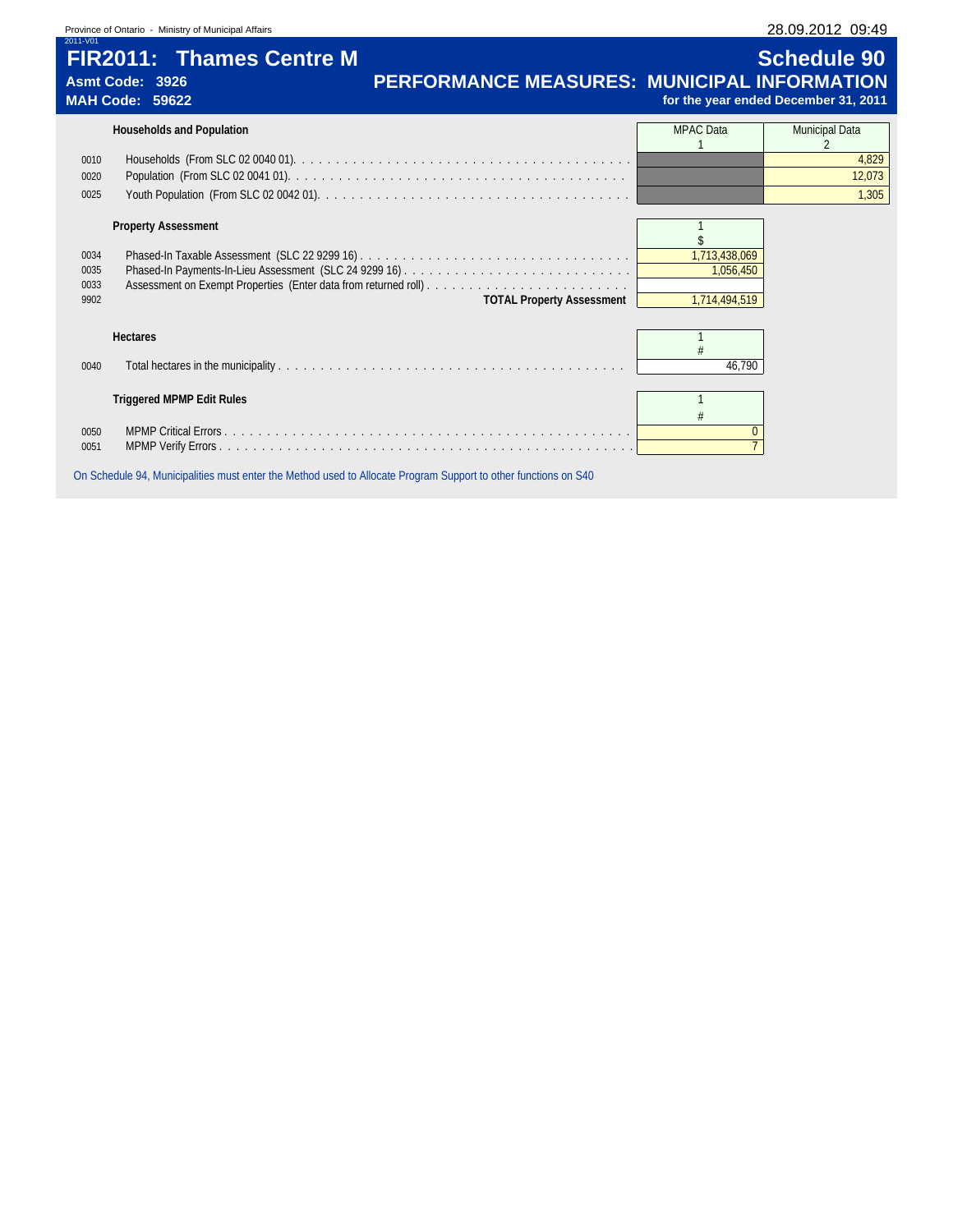Province of Ontario - Ministry of Municipal Affairs

2011-V01

# FIR2011: Thames Centre M

**Asmt Code: 3926**

**MAH Code: 59622**

# Schedule 90

## PERFORMANCE MEASURES: MUNICIPAL INFORMATION

**for the year ended December 31, 2011**

| | **Households and Population** | MPAC Data 1 | Municipal Data 2 |
|---|---|---|---|
| 0010 | Households (From SLC 02 0040 01) | | 4,829 |
| 0020 | Population (From SLC 02 0041 01) | | 12,073 |
| 0025 | Youth Population (From SLC 02 0042 01) | | 1,305 |

| | **Property Assessment** | 1 $ |
|---|---|---|
| 0034 | Phased-In Taxable Assessment (SLC 22 9299 16) | 1,713,438,069 |
| 0035 | Phased-In Payments-In-Lieu Assessment (SLC 24 9299 16) | 1,056,450 |
| 0033 | Assessment on Exempt Properties (Enter data from returned roll) | |
| 9902 | **TOTAL Property Assessment** | 1,714,494,519 |

| | **Hectares** | 1 # |
|---|---|---|
| 0040 | Total hectares in the municipality | 46,790 |

| | **Triggered MPMP Edit Rules** | 1 # |
|---|---|---|
| 0050 | MPMP Critical Errors | 0 |
| 0051 | MPMP Verify Errors | 7 |

On Schedule 94, Municipalities must enter the Method used to Allocate Program Support to other functions on S40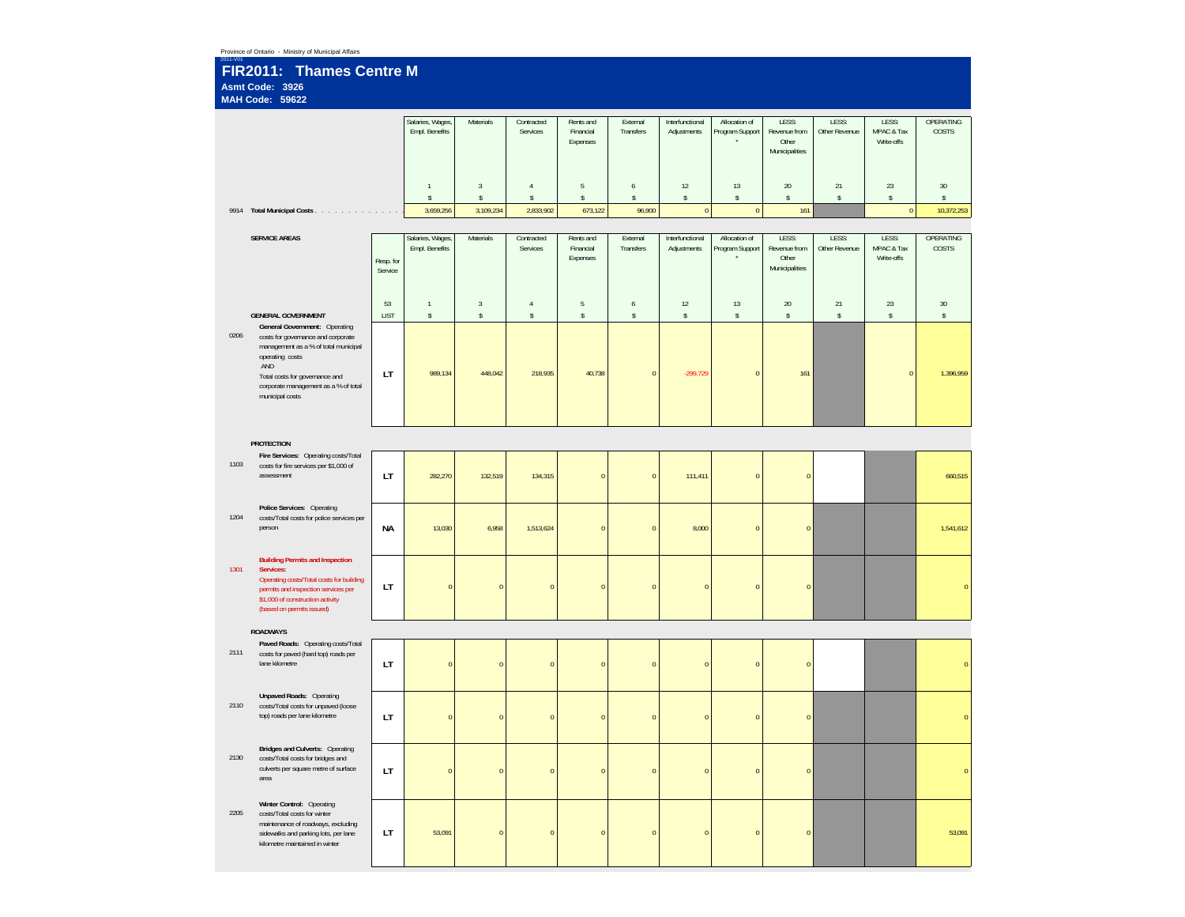Province of Ontario - Ministry of Municipal Affairs

2011-V01

# FIR2011: Thames Centre M

**Asmt Code: 3926**

**MAH Code: 59622**

| | | Salaries, Wages, Empl. Benefits | Materials | Contracted Services | Rents and Financial Expenses | External Transfers | Interfunctional Adjustments | Allocation of Program Support * | LESS: Revenue from Other Municipalities | LESS: Other Revenue | LESS: MPAC & Tax Write-offs | OPERATING COSTS |
|---|---|---|---|---|---|---|---|---|---|---|---|---|
| | | 1 | 3 | 4 | 5 | 6 | 12 | 13 | 20 | 21 | 23 | 30 |
| | | $ | $ | $ | $ | $ | $ | $ | $ | $ | $ | $ |
| 9914 | **Total Municipal Costs** | 3,659,256 | 3,109,234 | 2,833,902 | 673,122 | 96,900 | 0 | 0 | 161 | | 0 | 10,372,253 |

| | SERVICE AREAS | Resp. for Service | Salaries, Wages, Empl. Benefits | Materials | Contracted Services | Rents and Financial Expenses | External Transfers | Interfunctional Adjustments | Allocation of Program Support * | LESS: Revenue from Other Municipalities | LESS: Other Revenue | LESS: MPAC & Tax Write-offs | OPERATING COSTS |
|---|---|---|---|---|---|---|---|---|---|---|---|---|---|
| | | 53 | 1 | 3 | 4 | 5 | 6 | 12 | 13 | 20 | 21 | 23 | 30 |
| | **GENERAL GOVERNMENT** | LIST | $ | $ | $ | $ | $ | $ | $ | $ | $ | $ | $ |
| 0206 | **General Government:** Operating costs for governance and corporate management as a % of total municipal operating costs AND Total costs for governance and corporate management as a % of total municipal costs | LT | 989,134 | 448,042 | 218,935 | 40,738 | 0 | -299,729 | 0 | 161 | | 0 | 1,396,959 |
| | **PROTECTION** | | | | | | | | | | | | |
| 1103 | **Fire Services:** Operating costs/Total costs for fire services per $1,000 of assessment | LT | 282,270 | 132,519 | 134,315 | 0 | 0 | 111,411 | 0 | 0 | | | 660,515 |
| 1204 | **Police Services:** Operating costs/Total costs for police services per person | NA | 13,030 | 6,958 | 1,513,624 | 0 | 0 | 8,000 | 0 | 0 | | | 1,541,612 |
| 1301 | **Building Permits and Inspection Services:** Operating costs/Total costs for building permits and inspection services per $1,000 of construction activity (based on permits issued) | LT | 0 | 0 | 0 | 0 | 0 | 0 | 0 | 0 | | | 0 |
| | **ROADWAYS** | | | | | | | | | | | | |
| 2111 | **Paved Roads:** Operating costs/Total costs for paved (hard top) roads per lane kilometre | LT | 0 | 0 | 0 | 0 | 0 | 0 | 0 | 0 | | | 0 |
| 2110 | **Unpaved Roads:** Operating costs/Total costs for unpaved (loose top) roads per lane kilometre | LT | 0 | 0 | 0 | 0 | 0 | 0 | 0 | 0 | | | 0 |
| 2130 | **Bridges and Culverts:** Operating costs/Total costs for bridges and culverts per square metre of surface area | LT | 0 | 0 | 0 | 0 | 0 | 0 | 0 | 0 | | | 0 |
| 2205 | **Winter Control:** Operating costs/Total costs for winter maintenance of roadways, excluding sidewalks and parking lots, per lane kilometre maintained in winter | LT | 53,091 | 0 | 0 | 0 | 0 | 0 | 0 | 0 | | | 53,091 |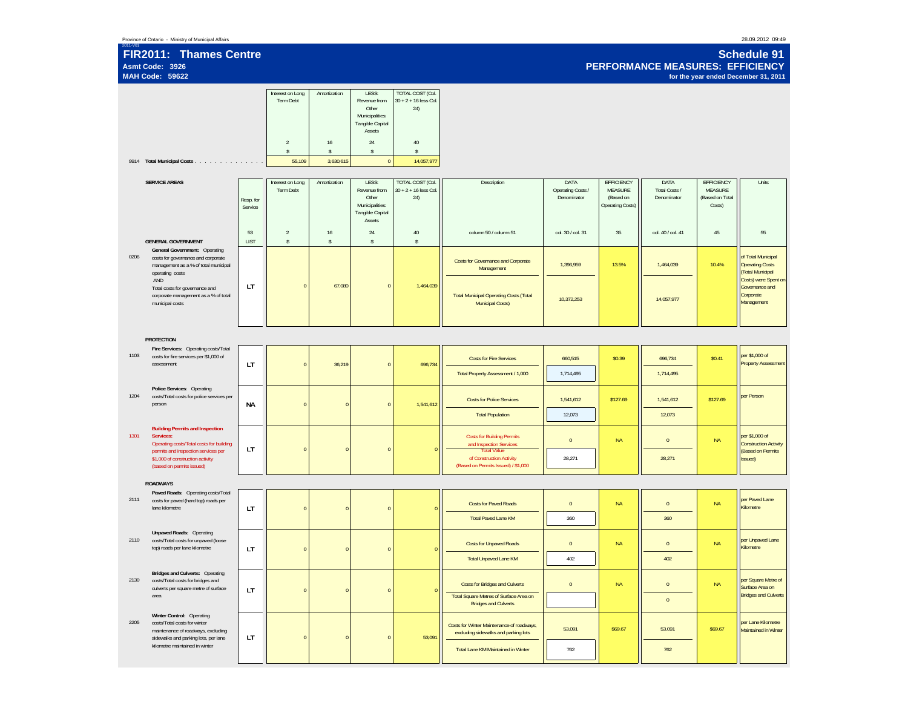Province of Ontario - Ministry of Municipal Affairs

2011-V01

# FIR2011: Thames Centre

**Asmt Code: 3926**
**MAH Code: 59622**

# Schedule 91
## PERFORMANCE MEASURES: EFFICIENCY
**for the year ended December 31, 2011**

| | | Interest on Long Term Debt | Amortization | LESS: Revenue from Other Municipalities: Tangible Capital Assets | TOTAL COST (Col. 30 + 2 + 16 less Col. 24) |
|---|---|---|---|---|---|
| | | 2 | 16 | 24 | 40 |
| | | $ | $ | $ | $ |
| 9914 | Total Municipal Costs | 55,109 | 3,630,615 | 0 | 14,057,977 |

| | SERVICE AREAS | Resp. for Service | Interest on Long Term Debt | Amortization | LESS: Revenue from Other Municipalities: Tangible Capital Assets | TOTAL COST (Col. 30 + 2 + 16 less Col. 24) | Description | DATA Operating Costs / Denominator | EFFICIENCY MEASURE (Based on Operating Costs) | DATA Total Costs / Denominator | EFFICIENCY MEASURE (Based on Total Costs) | Units |
|---|---|---|---|---|---|---|---|---|---|---|---|---|
| | | 53 | 2 | 16 | 24 | 40 | column 50 / column 51 | col. 30 / col. 31 | 35 | col. 40 / col. 41 | 45 | 55 |
| | **GENERAL GOVERNMENT** | LIST | $ | $ | $ | $ | | | | | | |
| 0206 | **General Government:** Operating costs for governance and corporate management as a % of total municipal operating costs AND Total costs for governance and corporate management as a % of total municipal costs | LT | 0 | 67,080 | 0 | 1,464,039 | Costs for Governance and Corporate Management | 1,396,959 | 13.5% | 1,464,039 | 10.4% | of Total Municipal Operating Costs (Total Municipal Costs) were Spent on Governance and Corporate Management |
| | | | | | | | Total Municipal Operating Costs (Total Municipal Costs) | 10,372,253 | | 14,057,977 | | |
| | **PROTECTION** | | | | | | | | | | | |
| 1103 | **Fire Services:** Operating costs/Total costs for fire services per $1,000 of assessment | LT | 0 | 36,219 | 0 | 696,734 | Costs for Fire Services | 660,515 | $0.39 | 696,734 | $0.41 | per $1,000 of Property Assessment |
| | | | | | | | Total Property Assessment / 1,000 | 1,714,495 | | 1,714,495 | | |
| 1204 | **Police Services:** Operating costs/Total costs for police services per person | NA | 0 | 0 | 0 | 1,541,612 | Costs for Police Services | 1,541,612 | $127.69 | 1,541,612 | $127.69 | per Person |
| | | | | | | | Total Population | 12,073 | | 12,073 | | |
| 1301 | **Building Permits and Inspection Services:** Operating costs/Total costs for building permits and inspection services per $1,000 of construction activity (based on permits issued) | LT | 0 | 0 | 0 | 0 | Costs for Building Permits and Inspection Services | 0 | NA | 0 | NA | per $1,000 of Construction Activity (Based on Permits Issued) |
| | | | | | | | Total Value of Construction Activity (Based on Permits Issued) / $1,000 | 28,271 | | 28,271 | | |
| | **ROADWAYS** | | | | | | | | | | | |
| 2111 | **Paved Roads:** Operating costs/Total costs for paved (hard top) roads per lane kilometre | LT | 0 | 0 | 0 | 0 | Costs for Paved Roads | 0 | NA | 0 | NA | per Paved Lane Kilometre |
| | | | | | | | Total Paved Lane KM | 360 | | 360 | | |
| 2110 | **Unpaved Roads:** Operating costs/Total costs for unpaved (loose top) roads per lane kilometre | LT | 0 | 0 | 0 | 0 | Costs for Unpaved Roads | 0 | NA | 0 | NA | per Unpaved Lane Kilometre |
| | | | | | | | Total Unpaved Lane KM | 402 | | 402 | | |
| 2130 | **Bridges and Culverts:** Operating costs/Total costs for bridges and culverts per square metre of surface area | LT | 0 | 0 | 0 | 0 | Costs for Bridges and Culverts | 0 | NA | 0 | NA | per Square Metre of Surface Area on Bridges and Culverts |
| | | | | | | | Total Square Metres of Surface Area on Bridges and Culverts | | | 0 | | |
| 2205 | **Winter Control:** Operating costs/Total costs for winter maintenance of roadways, excluding sidewalks and parking lots, per lane kilometre maintained in winter | LT | 0 | 0 | 0 | 53,091 | Costs for Winter Maintenance of roadways, excluding sidewalks and parking lots | 53,091 | $69.67 | 53,091 | $69.67 | per Lane Kilometre Maintained in Winter |
| | | | | | | | Total Lane KM Maintained in Winter | 762 | | 762 | | |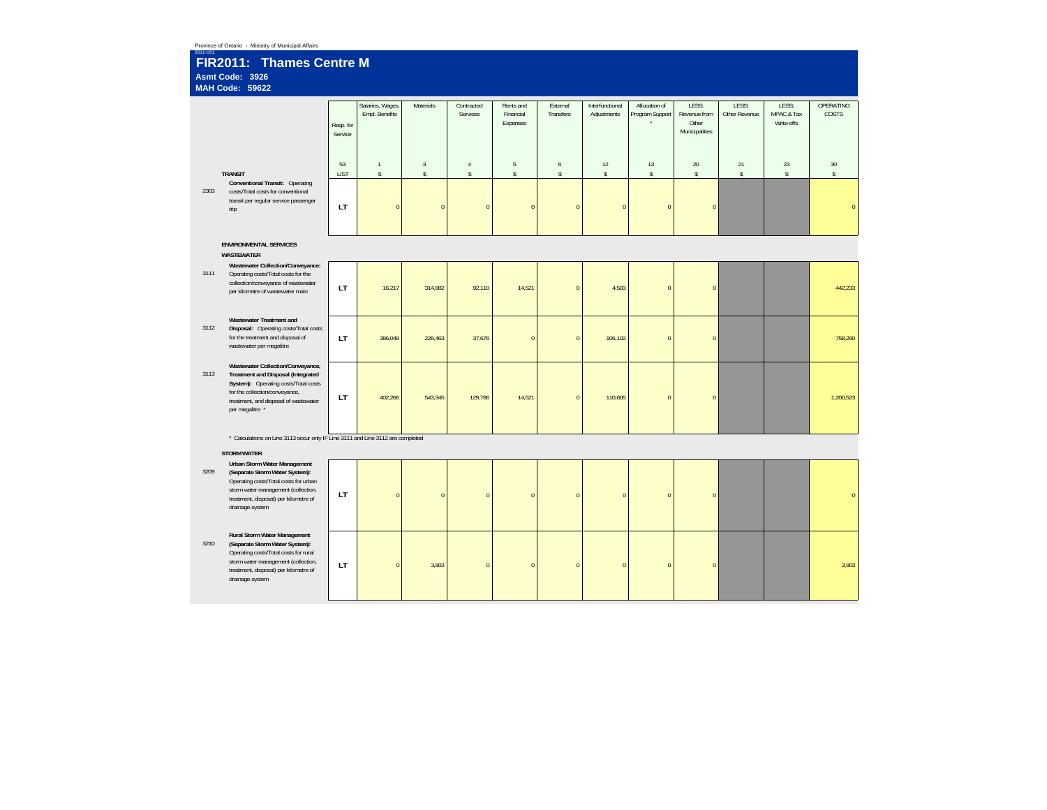Province of Ontario - Ministry of Municipal Affairs

2011-V01

# FIR2011: Thames Centre M

**Asmt Code: 3926**

**MAH Code: 59622**

| | | Resp. for Service | Salaries, Wages, Empl. Benefits | Materials | Contracted Services | Rents and Financial Expenses | External Transfers | Interfunctional Adjustments | Allocation of Program Support * | LESS: Revenue from Other Municipalities | LESS: Other Revenue | LESS: MPAC & Tax Write-offs | OPERATING COSTS |
|---|---|---|---|---|---|---|---|---|---|---|---|---|---|
| | | 53 | 1 | 3 | 4 | 5 | 6 | 12 | 13 | 20 | 21 | 23 | 30 |
| | **TRANSIT** | LIST | $ | $ | $ | $ | $ | $ | $ | $ | $ | $ | $ |
| 2303 | **Conventional Transit:** Operating costs/Total costs for conventional transit per regular service passenger trip | LT | 0 | 0 | 0 | 0 | 0 | 0 | 0 | 0 | | | 0 |
| | **ENVIRONMENTAL SERVICES** | | | | | | | | | | | | |
| | **WASTEWATER** | | | | | | | | | | | | |
| 3111 | **Wastewater Collection/Conveyance:** Operating costs/Total costs for the collection/conveyance of wastewater per kilometre of wastewater main | LT | 16,217 | 314,882 | 92,110 | 14,521 | 0 | 4,503 | 0 | 0 | | | 442,233 |
| 3112 | **Wastewater Treatment and Disposal:** Operating costs/Total costs for the treatment and disposal of wastewater per megalitre | LT | 386,049 | 228,463 | 37,676 | 0 | 0 | 106,102 | 0 | 0 | | | 758,290 |
| 3113 | **Wastewater Collection/Conveyance, Treatment and Disposal (Integrated System):** Operating costs/Total costs for the collection/conveyance, treatment, and disposal of wastewater per megalitre * | LT | 402,266 | 543,345 | 129,786 | 14,521 | 0 | 110,605 | 0 | 0 | | | 1,200,523 |

* Calculations on Line 3113 occur only IF Line 3111 and Line 3112 are completed

| | | Resp. for Service | Salaries, Wages, Empl. Benefits | Materials | Contracted Services | Rents and Financial Expenses | External Transfers | Interfunctional Adjustments | Allocation of Program Support * | LESS: Revenue from Other Municipalities | LESS: Other Revenue | LESS: MPAC & Tax Write-offs | OPERATING COSTS |
|---|---|---|---|---|---|---|---|---|---|---|---|---|---|
| | **STORMWATER** | | | | | | | | | | | | |
| 3209 | **Urban Storm Water Management (Separate Storm Water System):** Operating costs/Total costs for urban storm water management (collection, treatment, disposal) per kilometre of drainage system | LT | 0 | 0 | 0 | 0 | 0 | 0 | 0 | 0 | | | 0 |
| 3210 | **Rural Storm Water Management (Separate Storm Water System):** Operating costs/Total costs for rural storm water management (collection, treatment, disposal) per kilometre of drainage system | LT | 0 | 3,903 | 0 | 0 | 0 | 0 | 0 | 0 | | | 3,903 |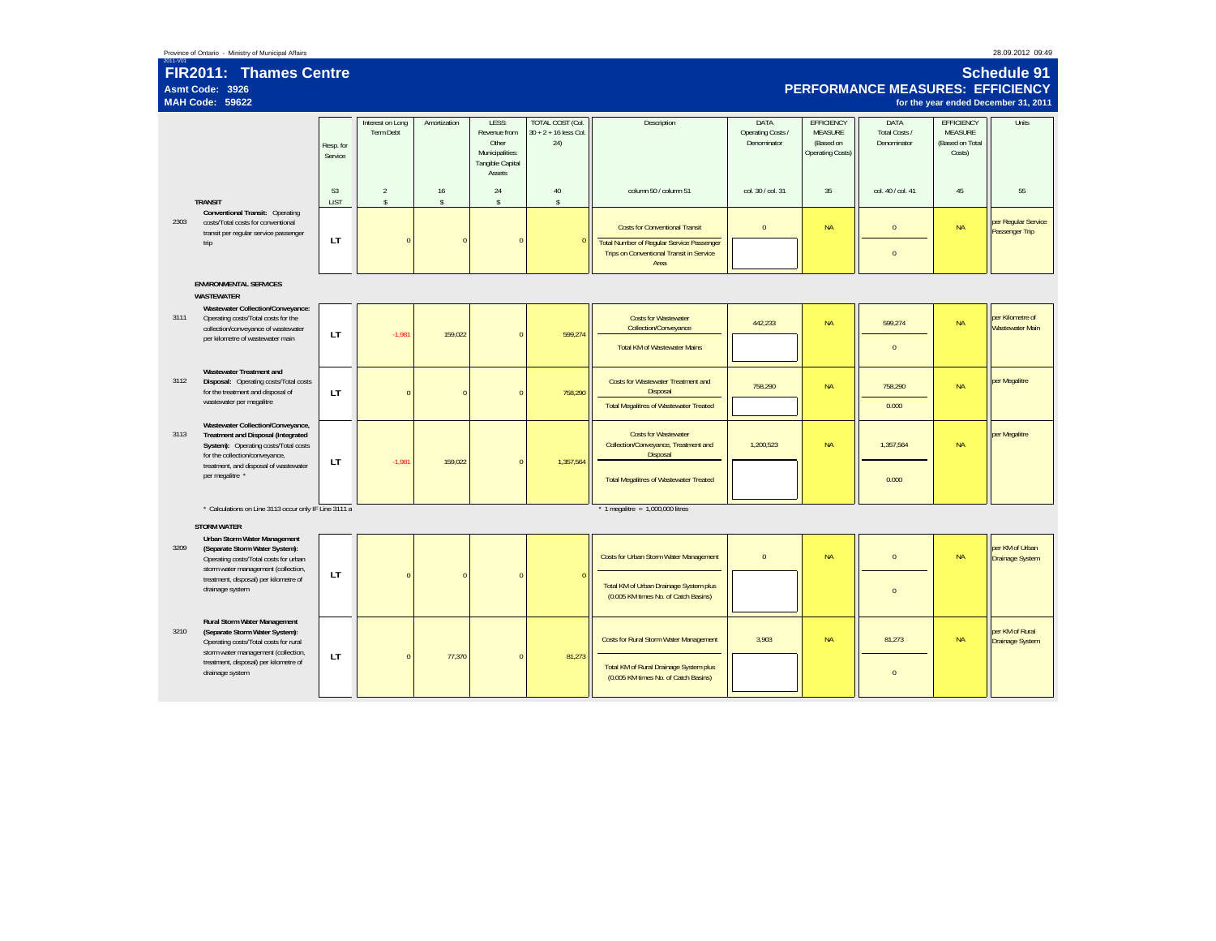Province of Ontario - Ministry of Municipal Affairs

2011-V01

# FIR2011: Thames Centre

**Asmt Code: 3926**

**MAH Code: 59622**

# Schedule 91

## PERFORMANCE MEASURES: EFFICIENCY

**for the year ended December 31, 2011**

| | | Resp. for Service | Interest on Long Term Debt | Amortization | LESS: Revenue from Other Municipalities: Tangible Capital Assets | TOTAL COST (Col. 30 + 2 + 16 less Col. 24) | Description | DATA Operating Costs / Denominator | EFFICIENCY MEASURE (Based on Operating Costs) | DATA Total Costs / Denominator | EFFICIENCY MEASURE (Based on Total Costs) | Units |
|---|---|---|---|---|---|---|---|---|---|---|---|---|
| | | 53 | 2 | 16 | 24 | 40 | column 50 / column 51 | col. 30 / col. 31 | 35 | col. 40 / col. 41 | 45 | 55 |
| | **TRANSIT** | LIST | $ | $ | $ | $ | | | | | | |
| 2303 | **Conventional Transit:** Operating costs/Total costs for conventional transit per regular service passenger trip | LT | 0 | 0 | 0 | 0 | Costs for Conventional Transit / Total Number of Regular Service Passenger Trips on Conventional Transit in Service Area | 0 / | NA | 0 / 0 | NA | per Regular Service Passenger Trip |
| | **ENVIRONMENTAL SERVICES** | | | | | | | | | | | |
| | **WASTEWATER** | | | | | | | | | | | |
| 3111 | **Wastewater Collection/Conveyance:** Operating costs/Total costs for the collection/conveyance of wastewater per kilometre of wastewater main | LT | -1,981 | 159,022 | 0 | 599,274 | Costs for Wastewater Collection/Conveyance / Total KM of Wastewater Mains | 442,233 / | NA | 599,274 / 0 | NA | per Kilometre of Wastewater Main |
| 3112 | **Wastewater Treatment and Disposal:** Operating costs/Total costs for the treatment and disposal of wastewater per megalitre | LT | 0 | 0 | 0 | 758,290 | Costs for Wastewater Treatment and Disposal / Total Megalitres of Wastewater Treated | 758,290 / | NA | 758,290 / 0.000 | NA | per Megalitre |
| 3113 | **Wastewater Collection/Conveyance, Treatment and Disposal (Integrated System):** Operating costs/Total costs for the collection/conveyance, treatment, and disposal of wastewater per megalitre * | LT | -1,981 | 159,022 | 0 | 1,357,564 | Costs for Wastewater Collection/Conveyance, Treatment and Disposal / Total Megalitres of Wastewater Treated | 1,200,523 / | NA | 1,357,564 / 0.000 | NA | per Megalitre |

\* Calculations on Line 3113 occur only IF Line 3111 a

\* 1 megalitre = 1,000,000 litres

| | | Resp. for Service | Interest on Long Term Debt | Amortization | LESS: Revenue from Other Municipalities: Tangible Capital Assets | TOTAL COST | Description | DATA Operating Costs / Denominator | EFFICIENCY MEASURE (Based on Operating Costs) | DATA Total Costs / Denominator | EFFICIENCY MEASURE (Based on Total Costs) | Units |
|---|---|---|---|---|---|---|---|---|---|---|---|---|
| | **STORM WATER** | | | | | | | | | | | |
| 3209 | **Urban Storm Water Management (Separate Storm Water System):** Operating costs/Total costs for urban storm water management (collection, treatment, disposal) per kilometre of drainage system | LT | 0 | 0 | 0 | 0 | Costs for Urban Storm Water Management / Total KM of Urban Drainage System plus (0.005 KM times No. of Catch Basins) | 0 / | NA | 0 / 0 | NA | per KM of Urban Drainage System |
| 3210 | **Rural Storm Water Management (Separate Storm Water System):** Operating costs/Total costs for rural storm water management (collection, treatment, disposal) per kilometre of drainage system | LT | 0 | 77,370 | 0 | 81,273 | Costs for Rural Storm Water Management / Total KM of Rural Drainage System plus (0.005 KM times No. of Catch Basins) | 3,903 / | NA | 81,273 / 0 | NA | per KM of Rural Drainage System |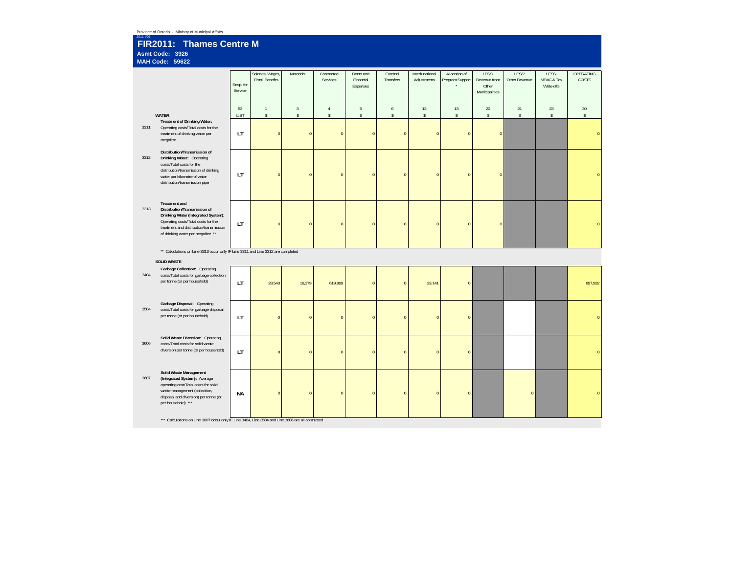Province of Ontario - Ministry of Municipal Affairs

2011-V01

# FIR2011: Thames Centre M

**Asmt Code: 3926**

**MAH Code: 59622**

| | | Resp. for Service | Salaries, Wages, Empl. Benefits | Materials | Contracted Services | Rents and Financial Expenses | External Transfers | Interfunctional Adjustments | Allocation of Program Support * | LESS: Revenue from Other Municipalities | LESS: Other Revenue | LESS: MPAC & Tax Write-offs | OPERATING COSTS |
|---|---|---|---|---|---|---|---|---|---|---|---|---|---|
| | | 53 | 1 | 3 | 4 | 5 | 6 | 12 | 13 | 20 | 21 | 23 | 30 |
| | **WATER** | LIST | $ | $ | $ | $ | $ | $ | $ | $ | $ | $ | $ |
| 3311 | **Treatment of Drinking Water:** Operating costs/Total costs for the treatment of drinking water per megalitre | **LT** | 0 | 0 | 0 | 0 | 0 | 0 | 0 | 0 | | | 0 |
| 3312 | **Distribution/Transmission of Drinking Water:** Operating costs/Total costs for the distribution/transmission of drinking water per kilometre of water distribution/transmission pipe | **LT** | 0 | 0 | 0 | 0 | 0 | 0 | 0 | 0 | | | 0 |
| 3313 | **Treatment and Distribution/Transmission of Drinking Water (Integrated System):** Operating costs/Total costs for the treatment and distribution/transmission of drinking water per megalitre ** | **LT** | 0 | 0 | 0 | 0 | 0 | 0 | 0 | 0 | | | 0 |

** Calculations on Line 3313 occur only IF Line 3311 and Line 3312 are completed

| | **SOLID WASTE** | Resp. for Service | Salaries, Wages, Empl. Benefits | Materials | Contracted Services | Rents and Financial Expenses | External Transfers | Interfunctional Adjustments | Allocation of Program Support * | LESS: Revenue from Other Municipalities | LESS: Other Revenue | LESS: MPAC & Tax Write-offs | OPERATING COSTS |
|---|---|---|---|---|---|---|---|---|---|---|---|---|---|
| 3404 | **Garbage Collection:** Operating costs/Total costs for garbage collection per tonne (or per household) | **LT** | 28,543 | 16,379 | 619,869 | 0 | 0 | 33,141 | 0 | | | | 697,932 |
| 3504 | **Garbage Disposal:** Operating costs/Total costs for garbage disposal per tonne (or per household) | **LT** | 0 | 0 | 0 | 0 | 0 | 0 | 0 | | | | 0 |
| 3606 | **Solid Waste Diversion:** Operating costs/Total costs for solid waste diversion per tonne (or per household) | **LT** | 0 | 0 | 0 | 0 | 0 | 0 | 0 | | | | 0 |
| 3607 | **Solid Waste Management (Integrated System):** Average operating cost/Total costs for solid waste management (collection, disposal and diversion) per tonne (or per household) *** | **NA** | 0 | 0 | 0 | 0 | 0 | 0 | 0 | | 0 | | 0 |

*** Calculations on Line 3607 occur only IF Line 3404, Line 3504 and Line 3606 are all completed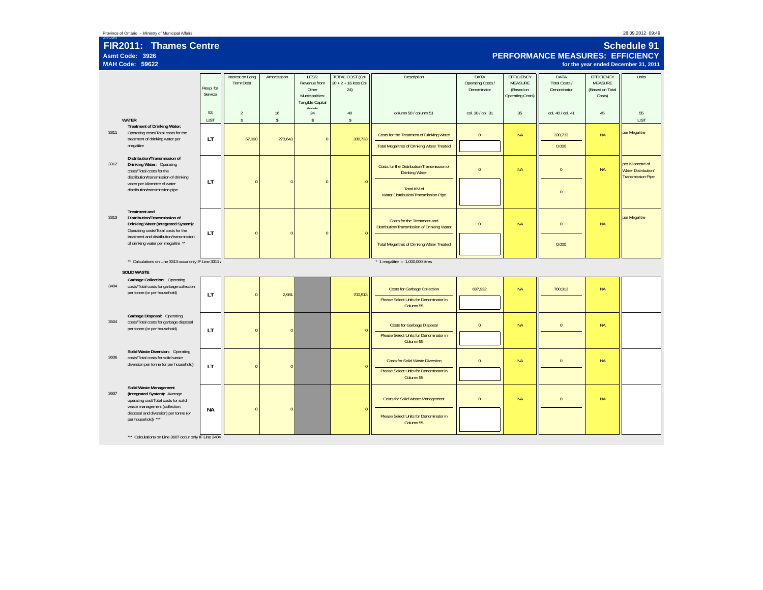Province of Ontario - Ministry of Municipal Affairs

2011-V01

# FIR2011: Thames Centre

**Asmt Code: 3926**
**MAH Code: 59622**

# Schedule 91
## PERFORMANCE MEASURES: EFFICIENCY
**for the year ended December 31, 2011**

| | | Resp. for Service | Interest on Long Term Debt | Amortization | LESS: Revenue from Other Municipalities: Tangible Capital Assets | TOTAL COST (Col. 30 + 2 + 16 less Col. 24) | Description | DATA Operating Costs / Denominator | EFFICIENCY MEASURE (Based on Operating Costs) | DATA Total Costs / Denominator | EFFICIENCY MEASURE (Based on Total Costs) | Units |
|---|---|---|---|---|---|---|---|---|---|---|---|---|
| | | 53 | 2 | 16 | 24 | 40 | column 50 / column 51 | col. 30 / col. 31 | 35 | col. 40 / col. 41 | 45 | 55 |
| | **WATER** | LIST | $ | $ | $ | $ | | | | | | LIST |
| 3311 | **Treatment of Drinking Water:** Operating costs/Total costs for the treatment of drinking water per megalitre | LT | 57,090 | 273,643 | 0 | 330,733 | Costs for the Treatment of Drinking Water / Total Megalitres of Drinking Water Treated | 0 / | NA | 330,733 / 0.000 | NA | per Megalitre |
| 3312 | **Distribution/Transmission of Drinking Water:** Operating costs/Total costs for the distribution/transmission of drinking water per kilometre of water distribution/transmission pipe | LT | 0 | 0 | 0 | 0 | Costs for the Distribution/Transmission of Drinking Water / Total KM of Water Distribution/Transmission Pipe | 0 / | NA | 0 / 0 | NA | per Kilometre of Water Distribution/ Transmission Pipe |
| 3313 | **Treatment and Distribution/Transmission of Drinking Water (Integrated System):** Operating costs/Total costs for the treatment and distribution/transmission of drinking water per megalitre ** | LT | 0 | 0 | 0 | 0 | Costs for the Treatment and Distribution/Transmission of Drinking Water / Total Megalitres of Drinking Water Treated | 0 / | NA | 0 / 0.000 | NA | per Megalitre |

** Calculations on Line 3313 occur only IF Line 3311 a

* 1 megalitre = 1,000,000 litres

| | | Resp. for Service | Interest on Long Term Debt | Amortization | LESS: Revenue from Other Municipalities: Tangible Capital Assets | TOTAL COST | Description | DATA Operating Costs / Denominator | EFFICIENCY MEASURE (Based on Operating Costs) | DATA Total Costs / Denominator | EFFICIENCY MEASURE (Based on Total Costs) | Units |
|---|---|---|---|---|---|---|---|---|---|---|---|---|
| | **SOLID WASTE** | | | | | | | | | | | |
| 3404 | **Garbage Collection:** Operating costs/Total costs for garbage collection per tonne (or per household) | LT | 0 | 2,981 | | 700,913 | Costs for Garbage Collection / Please Select Units for Denominator in Column 55 | 697,932 / | NA | 700,913 / | NA | |
| 3504 | **Garbage Disposal:** Operating costs/Total costs for garbage disposal per tonne (or per household) | LT | 0 | 0 | | 0 | Costs for Garbage Disposal / Please Select Units for Denominator in Column 55 | 0 / | NA | 0 / | NA | |
| 3606 | **Solid Waste Diversion:** Operating costs/Total costs for solid waste diversion per tonne (or per household) | LT | 0 | 0 | | 0 | Costs for Solid Waste Diversion / Please Select Units for Denominator in Column 55 | 0 / | NA | 0 / | NA | |
| 3607 | **Solid Waste Management (Integrated System):** Average operating cost/Total costs for solid waste management (collection, disposal and diversion) per tonne (or per household) *** | NA | 0 | 0 | | 0 | Costs for Solid Waste Management / Please Select Units for Denominator in Column 55 | 0 / | NA | 0 / | NA | |

*** Calculations on Line 3607 occur only IF Line 3404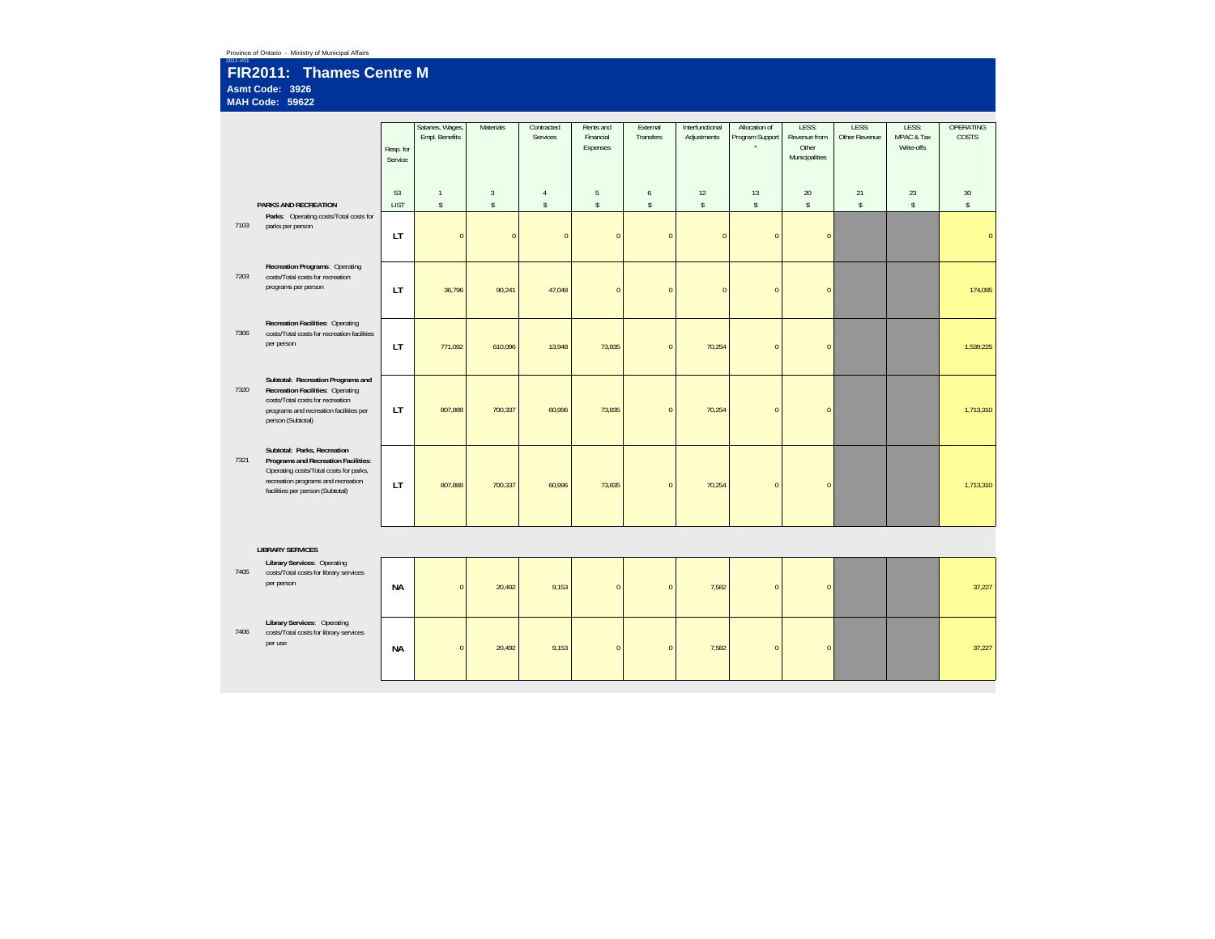Province of Ontario - Ministry of Municipal Affairs

2011-V01

# FIR2011: Thames Centre M

**Asmt Code: 3926**

**MAH Code: 59622**

| | | Resp. for Service | Salaries, Wages, Empl. Benefits | Materials | Contracted Services | Rents and Financial Expenses | External Transfers | Interfunctional Adjustments | Allocation of Program Support * | LESS: Revenue from Other Municipalities | LESS: Other Revenue | LESS: MPAC & Tax Write-offs | OPERATING COSTS |
|---|---|---|---|---|---|---|---|---|---|---|---|---|---|
| | | 53 | 1 | 3 | 4 | 5 | 6 | 12 | 13 | 20 | 21 | 23 | 30 |
| | **PARKS AND RECREATION** | LIST | $ | $ | $ | $ | $ | $ | $ | $ | $ | $ | $ |
| 7103 | **Parks**: Operating costs/Total costs for parks per person | LT | 0 | 0 | 0 | 0 | 0 | 0 | 0 | 0 | | | 0 |
| 7203 | **Recreation Programs**: Operating costs/Total costs for recreation programs per person | LT | 36,796 | 90,241 | 47,048 | 0 | 0 | 0 | 0 | 0 | | | 174,085 |
| 7306 | **Recreation Facilities**: Operating costs/Total costs for recreation facilities per person | LT | 771,092 | 610,096 | 13,948 | 73,835 | 0 | 70,254 | 0 | 0 | | | 1,539,225 |
| 7320 | **Subtotal: Recreation Programs and Recreation Facilities**: Operating costs/Total costs for recreation programs and recreation facilities per person (Subtotal) | LT | 807,888 | 700,337 | 60,996 | 73,835 | 0 | 70,254 | 0 | 0 | | | 1,713,310 |
| 7321 | **Subtotal: Parks, Recreation Programs and Recreation Facilities**: Operating costs/Total costs for parks, recreation programs and recreation facilities per person (Subtotal) | LT | 807,888 | 700,337 | 60,996 | 73,835 | 0 | 70,254 | 0 | 0 | | | 1,713,310 |
| | **LIBRARY SERVICES** | | | | | | | | | | | | |
| 7405 | **Library Services**: Operating costs/Total costs for library services per person | NA | 0 | 20,492 | 9,153 | 0 | 0 | 7,582 | 0 | 0 | | | 37,227 |
| 7406 | **Library Services**: Operating costs/Total costs for library services per use | NA | 0 | 20,492 | 9,153 | 0 | 0 | 7,582 | 0 | 0 | | | 37,227 |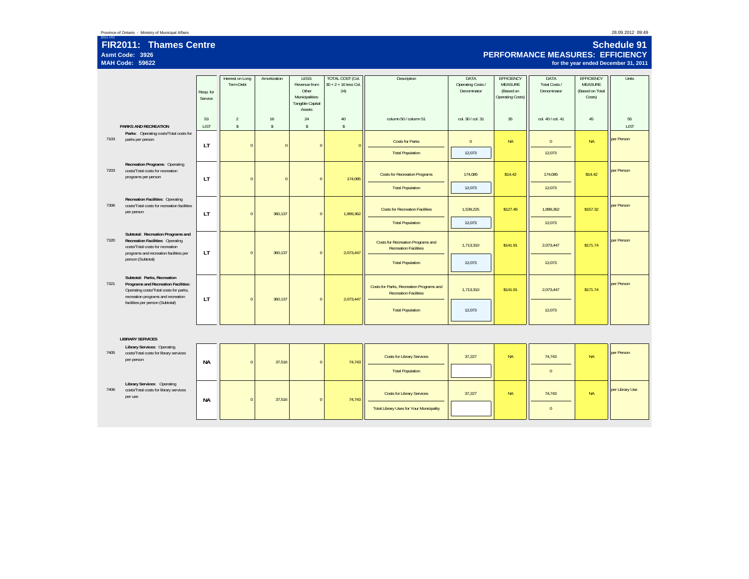# FIR2011: Thames Centre

**Asmt Code: 3926**
**MAH Code: 59622**

## Schedule 91
## PERFORMANCE MEASURES: EFFICIENCY
**for the year ended December 31, 2011**

| | | Resp. for Service | Interest on Long Term Debt | Amortization | LESS: Revenue from Other Municipalities: Tangible Capital Assets | TOTAL COST (Col. 30 + 2 + 16 less Col. 24) | Description | DATA Operating Costs / Denominator | EFFICIENCY MEASURE (Based on Operating Costs) | DATA Total Costs / Denominator | EFFICIENCY MEASURE (Based on Total Costs) | Units |
|---|---|---|---|---|---|---|---|---|---|---|---|---|
| | | 53 | 2 | 16 | 24 | 40 | column 50 / column 51 | col. 30 / col. 31 | 35 | col. 40 / col. 41 | 45 | 55 |
| | **PARKS AND RECREATION** | LIST | $ | $ | $ | $ | | | | | | LIST |
| 7103 | **Parks**: Operating costs/Total costs for parks per person | LT | 0 | 0 | 0 | 0 | Costs for Parks | 0 | NA | 0 | NA | per Person |
| | | | | | | | Total Population | 12,073 | | 12,073 | | |
| 7203 | **Recreation Programs**: Operating costs/Total costs for recreation programs per person | LT | 0 | 0 | 0 | 174,085 | Costs for Recreation Programs | 174,085 | $14.42 | 174,085 | $14.42 | per Person |
| | | | | | | | Total Population | 12,073 | | 12,073 | | |
| 7306 | **Recreation Facilities**: Operating costs/Total costs for recreation facilities per person | LT | 0 | 360,137 | 0 | 1,899,362 | Costs for Recreation Facilities | 1,539,225 | $127.49 | 1,899,362 | $157.32 | per Person |
| | | | | | | | Total Population | 12,073 | | 12,073 | | |
| 7320 | **Subtotal: Recreation Programs and Recreation Facilities**: Operating costs/Total costs for recreation programs and recreation facilities per person (Subtotal) | LT | 0 | 360,137 | 0 | 2,073,447 | Costs for Recreation Programs and Recreation Facilities | 1,713,310 | $141.91 | 2,073,447 | $171.74 | per Person |
| | | | | | | | Total Population | 12,073 | | 12,073 | | |
| 7321 | **Subtotal: Parks, Recreation Programs and Recreation Facilities**: Operating costs/Total costs for parks, recreation programs and recreation facilities per person (Subtotal) | LT | 0 | 360,137 | 0 | 2,073,447 | Costs for Parks, Recreation Programs and Recreation Facilities | 1,713,310 | $141.91 | 2,073,447 | $171.74 | per Person |
| | | | | | | | Total Population | 12,073 | | 12,073 | | |
| | **LIBRARY SERVICES** | | | | | | | | | | | |
| 7405 | **Library Services**: Operating costs/Total costs for library services per person | NA | 0 | 37,516 | 0 | 74,743 | Costs for Library Services | 37,227 | NA | 74,743 | NA | per Person |
| | | | | | | | Total Population | | | 0 | | |
| 7406 | **Library Services**: Operating costs/Total costs for library services per use | NA | 0 | 37,516 | 0 | 74,743 | Costs for Library Services | 37,227 | NA | 74,743 | NA | per Library Use |
| | | | | | | | Total Library Uses for Your Municipality | | | 0 | | |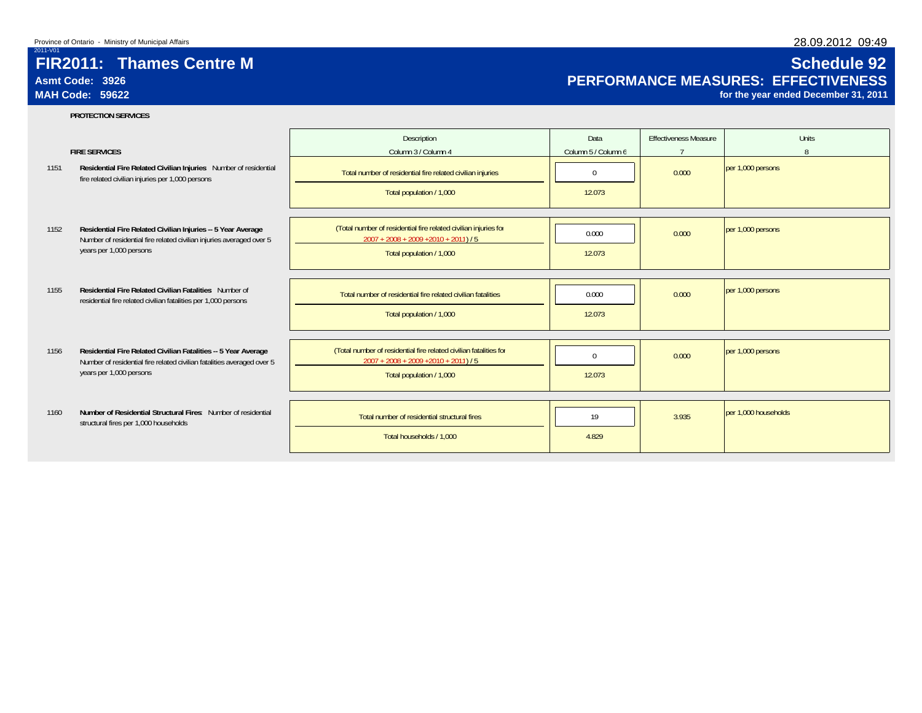Province of Ontario - Ministry of Municipal Affairs

2011-V01

# FIR2011: Thames Centre M

**Asmt Code: 3926**

**MAH Code: 59622**

# Schedule 92

## PERFORMANCE MEASURES: EFFECTIVENESS

**for the year ended December 31, 2011**

**PROTECTION SERVICES**

| | FIRE SERVICES | Description<br>Column 3 / Column 4 | Data<br>Column 5 / Column 6 | Effectiveness Measure<br>7 | Units<br>8 |
|---|---|---|---|---|---|
| 1151 | **Residential Fire Related Civilian Injuries** Number of residential fire related civilian injuries per 1,000 persons | Total number of residential fire related civilian injuries | 0 | 0.000 | per 1,000 persons |
| | | Total population / 1,000 | 12.073 | | |
| 1152 | **Residential Fire Related Civilian Injuries -- 5 Year Average** Number of residential fire related civilian injuries averaged over 5 years per 1,000 persons | (Total number of residential fire related civilian injuries for 2007 + 2008 + 2009 +2010 + 2011) / 5 | 0.000 | 0.000 | per 1,000 persons |
| | | Total population / 1,000 | 12.073 | | |
| 1155 | **Residential Fire Related Civilian Fatalities** Number of residential fire related civilian fatalities per 1,000 persons | Total number of residential fire related civilian fatalities | 0.000 | 0.000 | per 1,000 persons |
| | | Total population / 1,000 | 12.073 | | |
| 1156 | **Residential Fire Related Civilian Fatalities -- 5 Year Average** Number of residential fire related civilian fatalities averaged over 5 years per 1,000 persons | (Total number of residential fire related civilian fatalities for 2007 + 2008 + 2009 +2010 + 2011) / 5 | 0 | 0.000 | per 1,000 persons |
| | | Total population / 1,000 | 12.073 | | |
| 1160 | **Number of Residential Structural Fires** Number of residential structural fires per 1,000 households | Total number of residential structural fires | 19 | 3.935 | per 1,000 households |
| | | Total households / 1,000 | 4.829 | | |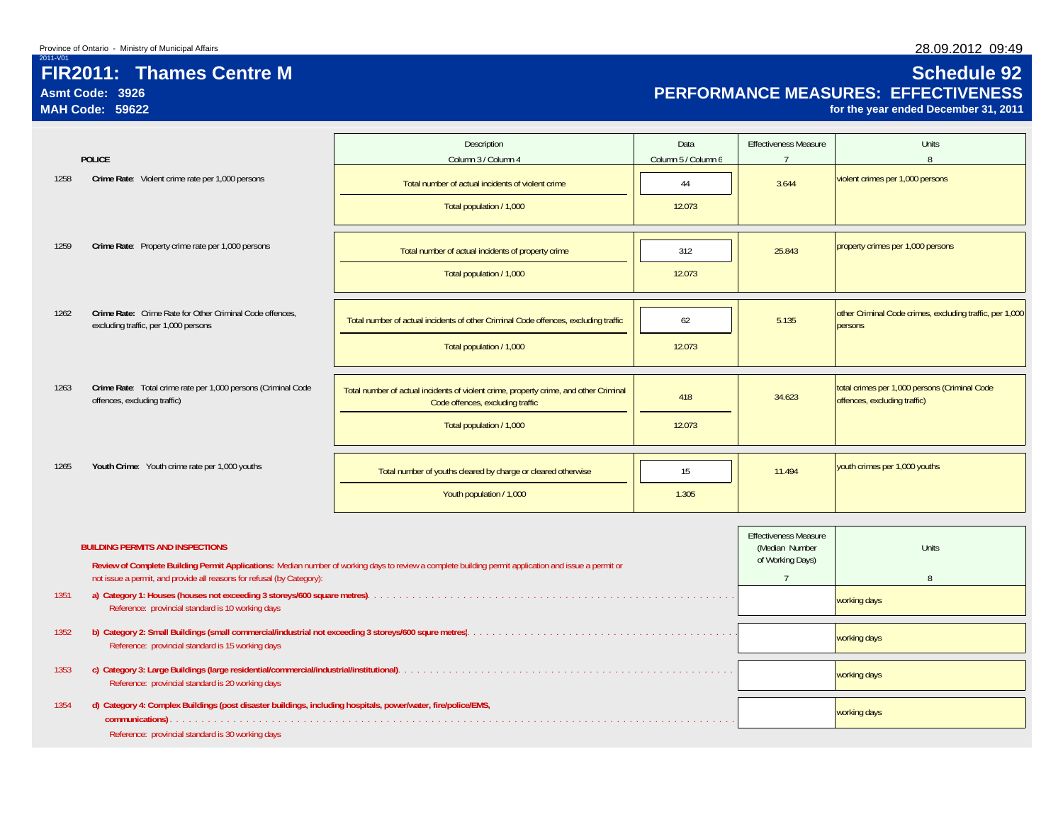Province of Ontario - Ministry of Municipal Affairs

2011-V01

# FIR2011: Thames Centre M

**Asmt Code: 3926**
**MAH Code: 59622**

## Schedule 92
## PERFORMANCE MEASURES: EFFECTIVENESS
**for the year ended December 31, 2011**

| | POLICE | Description<br>Column 3 / Column 4 | Data<br>Column 5 / Column 6 | Effectiveness Measure<br>7 | Units<br>8 |
|---|---|---|---|---|---|
| 1258 | **Crime Rate**: Violent crime rate per 1,000 persons | Total number of actual incidents of violent crime | 44 | 3.644 | violent crimes per 1,000 persons |
| | | Total population / 1,000 | 12.073 | | |
| 1259 | **Crime Rate**: Property crime rate per 1,000 persons | Total number of actual incidents of property crime | 312 | 25.843 | property crimes per 1,000 persons |
| | | Total population / 1,000 | 12.073 | | |
| 1262 | **Crime Rate:** Crime Rate for Other Criminal Code offences, excluding traffic, per 1,000 persons | Total number of actual incidents of other Criminal Code offences, excluding traffic | 62 | 5.135 | other Criminal Code crimes, excluding traffic, per 1,000 persons |
| | | Total population / 1,000 | 12.073 | | |
| 1263 | **Crime Rate**: Total crime rate per 1,000 persons (Criminal Code offences, excluding traffic) | Total number of actual incidents of violent crime, property crime, and other Criminal Code offences, excluding traffic | 418 | 34.623 | total crimes per 1,000 persons (Criminal Code offences, excluding traffic) |
| | | Total population / 1,000 | 12.073 | | |
| 1265 | **Youth Crime**: Youth crime rate per 1,000 youths | Total number of youths cleared by charge or cleared otherwise | 15 | 11.494 | youth crimes per 1,000 youths |
| | | Youth population / 1,000 | 1.305 | | |

**BUILDING PERMITS AND INSPECTIONS**

**Review of Complete Building Permit Applications:** Median number of working days to review a complete building permit application and issue a permit or not issue a permit, and provide all reasons for refusal (by Category):

| | | Effectiveness Measure (Median Number of Working Days)<br>7 | Units<br>8 |
|---|---|---|---|
| 1351 | **a) Category 1: Houses (houses not exceeding 3 storeys/600 square metres)**<br>Reference: provincial standard is 10 working days | | working days |
| 1352 | **b) Category 2: Small Buildings (small commercial/industrial not exceeding 3 storeys/600 squre metres)**<br>Reference: provincial standard is 15 working days | | working days |
| 1353 | **c) Category 3: Large Buildings (large residential/commercial/industrial/institutional)**<br>Reference: provincial standard is 20 working days | | working days |
| 1354 | **d) Category 4: Complex Buildings (post disaster buildings, including hospitals, power/water, fire/police/EMS, communications)**<br>Reference: provincial standard is 30 working days | | working days |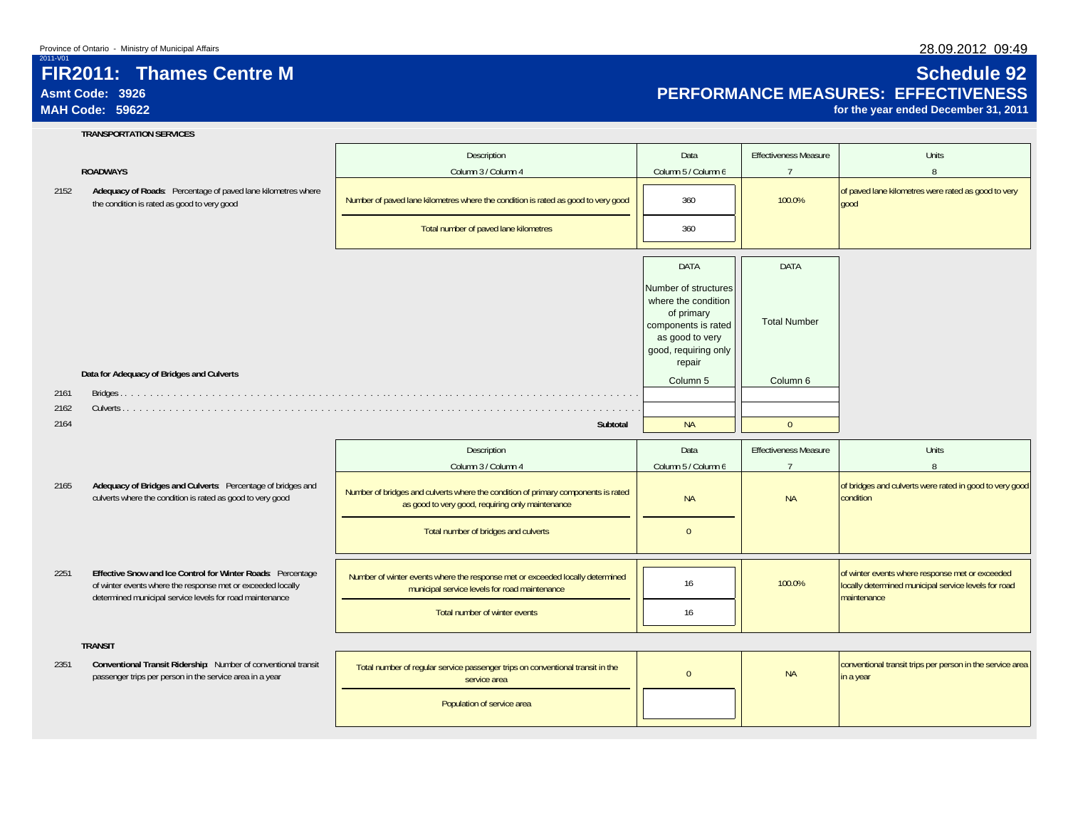Province of Ontario - Ministry of Municipal Affairs

2011-V01

# FIR2011: Thames Centre M

**Asmt Code: 3926**
**MAH Code: 59622**

## Schedule 92
## PERFORMANCE MEASURES: EFFECTIVENESS
**for the year ended December 31, 2011**

28.09.2012 09:49

### TRANSPORTATION SERVICES

#### ROADWAYS

| | | Description<br>Column 3 / Column 4 | Data<br>Column 5 / Column 6 | Effectiveness Measure<br>7 | Units<br>8 |
|---|---|---|---|---|---|
| 2152 | **Adequacy of Roads**: Percentage of paved lane kilometres where the condition is rated as good to very good | Number of paved lane kilometres where the condition is rated as good to very good | 360 | 100.0% | of paved lane kilometres were rated as good to very good |
| | | Total number of paved lane kilometres | 360 | | |

**Data for Adequacy of Bridges and Culverts**

| | | DATA<br>Number of structures where the condition of primary components is rated as good to very good, requiring only repair<br>Column 5 | DATA<br>Total Number<br>Column 6 |
|---|---|---|---|
| 2161 | Bridges | | |
| 2162 | Culverts | | |
| 2164 | **Subtotal** | NA | 0 |

| | | Description<br>Column 3 / Column 4 | Data<br>Column 5 / Column 6 | Effectiveness Measure<br>7 | Units<br>8 |
|---|---|---|---|---|---|
| 2165 | **Adequacy of Bridges and Culverts**: Percentage of bridges and culverts where the condition is rated as good to very good | Number of bridges and culverts where the condition of primary components is rated as good to very good, requiring only maintenance | NA | NA | of bridges and culverts were rated in good to very good condition |
| | | Total number of bridges and culverts | 0 | | |
| 2251 | **Effective Snow and Ice Control for Winter Roads**: Percentage of winter events where the response met or exceeded locally determined municipal service levels for road maintenance | Number of winter events where the response met or exceeded locally determined municipal service levels for road maintenance | 16 | 100.0% | of winter events where response met or exceeded locally determined municipal service levels for road maintenance |
| | | Total number of winter events | 16 | | |

#### TRANSIT

| | | Description | Data | Effectiveness Measure | Units |
|---|---|---|---|---|---|
| 2351 | **Conventional Transit Ridership**: Number of conventional transit passenger trips per person in the service area in a year | Total number of regular service passenger trips on conventional transit in the service area | 0 | NA | conventional transit trips per person in the service area in a year |
| | | Population of service area | | | |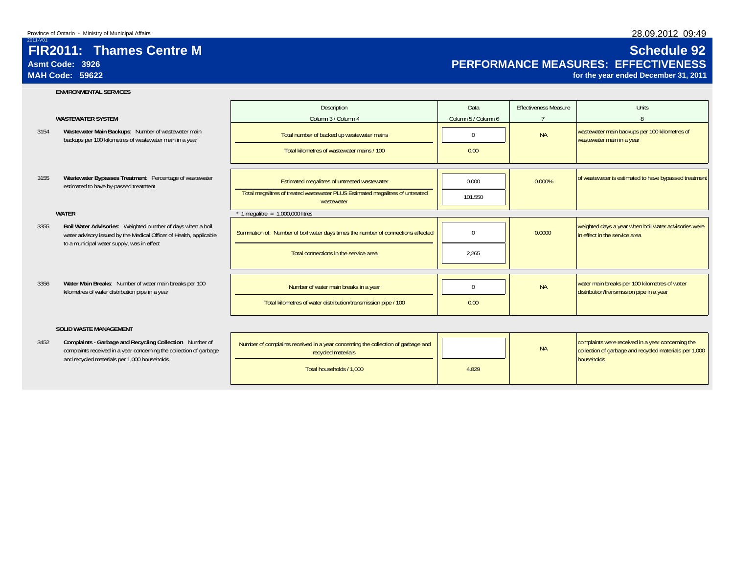Province of Ontario - Ministry of Municipal Affairs

28.09.2012 09:49

2011-V01

# FIR2011: Thames Centre M

**Asmt Code: 3926**

**MAH Code: 59622**

# Schedule 92

## PERFORMANCE MEASURES: EFFECTIVENESS

**for the year ended December 31, 2011**

### ENVIRONMENTAL SERVICES

| | | Description | Data | Effectiveness Measure | Units |
|---|---|---|---|---|---|
| | **WASTEWATER SYSTEM** | Column 3 / Column 4 | Column 5 / Column 6 | 7 | 8 |
| 3154 | **Wastewater Main Backups**: Number of wastewater main backups per 100 kilometres of wastewater main in a year | Total number of backed up wastewater mains | 0 | NA | wastewater main backups per 100 kilometres of wastewater main in a year |
| | | Total kilometres of wastewater mains / 100 | 0.00 | | |
| 3155 | **Wastewater Bypasses Treatment**: Percentage of wastewater estimated to have by-passed treatment | Estimated megalitres of untreated wastewater | 0.000 | 0.000% | of wastewater is estimated to have bypassed treatment |
| | | Total megalitres of treated wastewater PLUS Estimated megalitres of untreated wastewater | 101.550 | | |
| | **WATER** | * 1 megalitre = 1,000,000 litres | | | |
| 3355 | **Boil Water Advisories**: Weighted number of days when a boil water advisory issued by the Medical Officer of Health, applicable to a municipal water supply, was in effect | Summation of: Number of boil water days times the number of connections affected | 0 | 0.0000 | weighted days a year when boil water advisories were in effect in the service area |
| | | Total connections in the service area | 2,265 | | |
| 3356 | **Water Main Breaks**: Number of water main breaks per 100 kilometres of water distribution pipe in a year | Number of water main breaks in a year | 0 | NA | water main breaks per 100 kilometres of water distribution/transmission pipe in a year |
| | | Total kilometres of water distribution/transmission pipe / 100 | 0.00 | | |
| | **SOLID WASTE MANAGEMENT** | | | | |
| 3452 | **Complaints - Garbage and Recycling Collection**: Number of complaints received in a year concerning the collection of garbage and recycled materials per 1,000 households | Number of complaints received in a year concerning the collection of garbage and recycled materials | | NA | complaints were received in a year concerning the collection of garbage and recycled materials per 1,000 households |
| | | Total households / 1,000 | 4.829 | | |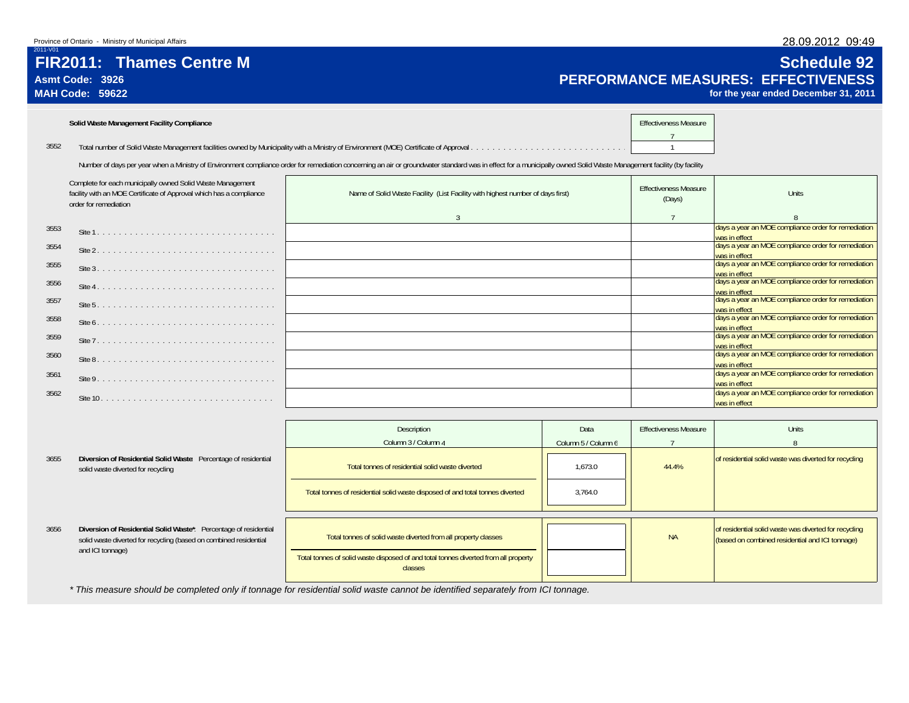Province of Ontario - Ministry of Municipal Affairs

2011-V01

# FIR2011: Thames Centre M

**Asmt Code: 3926**
**MAH Code: 59622**

## Schedule 92
## PERFORMANCE MEASURES: EFFECTIVENESS
**for the year ended December 31, 2011**

**Solid Waste Management Facility Compliance**

| | | Effectiveness Measure |
|---|---|---|
| | | 7 |
| 3552 | Total number of Solid Waste Management facilities owned by Municipality with a Ministry of Environment (MOE) Certificate of Approval | 1 |

Number of days per year when a Ministry of Environment compliance order for remediation concerning an air or groundwater standard was in effect for a municipally owned Solid Waste Management facility (by facility

| | Complete for each municipally owned Solid Waste Management facility with an MOE Certificate of Approval which has a compliance order for remediation | Name of Solid Waste Facility (List Facility with highest number of days first) | Effectiveness Measure (Days) | Units |
|---|---|---|---|---|
| | | 3 | 7 | 8 |
| 3553 | Site 1 | | | days a year an MOE compliance order for remediation was in effect |
| 3554 | Site 2 | | | days a year an MOE compliance order for remediation was in effect |
| 3555 | Site 3 | | | days a year an MOE compliance order for remediation was in effect |
| 3556 | Site 4 | | | days a year an MOE compliance order for remediation was in effect |
| 3557 | Site 5 | | | days a year an MOE compliance order for remediation was in effect |
| 3558 | Site 6 | | | days a year an MOE compliance order for remediation was in effect |
| 3559 | Site 7 | | | days a year an MOE compliance order for remediation was in effect |
| 3560 | Site 8 | | | days a year an MOE compliance order for remediation was in effect |
| 3561 | Site 9 | | | days a year an MOE compliance order for remediation was in effect |
| 3562 | Site 10 | | | days a year an MOE compliance order for remediation was in effect |

| | | Description | Data | Effectiveness Measure | Units |
|---|---|---|---|---|---|
| | | Column 3 / Column 4 | Column 5 / Column 6 | 7 | 8 |
| 3655 | **Diversion of Residential Solid Waste**: Percentage of residential solid waste diverted for recycling | Total tonnes of residential solid waste diverted | 1,673.0 | 44.4% | of residential solid waste was diverted for recycling |
| | | Total tonnes of residential solid waste disposed of and total tonnes diverted | 3,764.0 | | |
| 3656 | **Diversion of Residential Solid Waste***: Percentage of residential solid waste diverted for recycling (based on combined residential and ICI tonnage) | Total tonnes of solid waste diverted from all property classes | | NA | of residential solid waste was diverted for recycling (based on combined residential and ICI tonnage) |
| | | Total tonnes of solid waste disposed of and total tonnes diverted from all property classes | | | |

*\* This measure should be completed only if tonnage for residential solid waste cannot be identified separately from ICI tonnage.*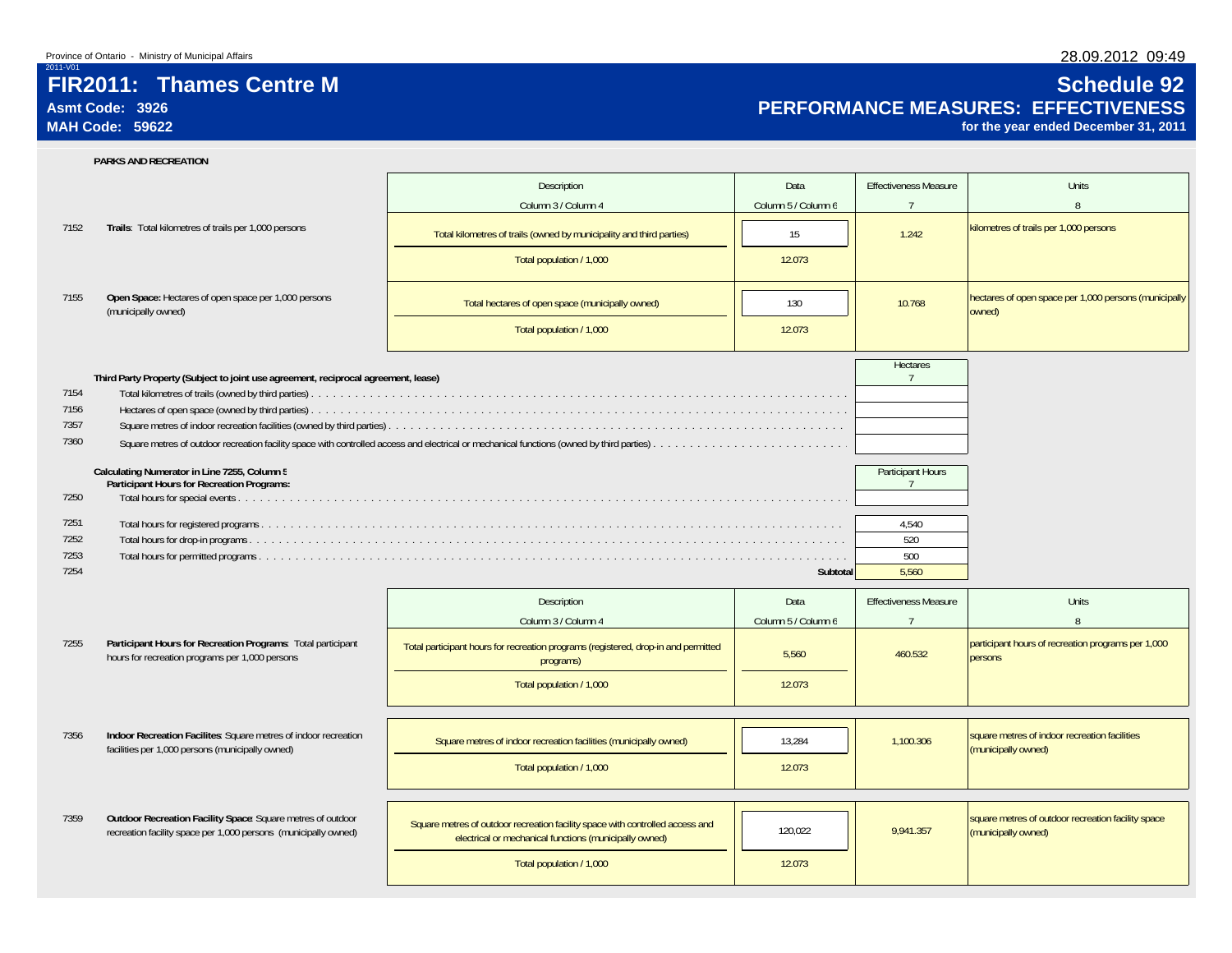Province of Ontario - Ministry of Municipal Affairs

2011-V01

# FIR2011: Thames Centre M

**Asmt Code: 3926**

**MAH Code: 59622**

# Schedule 92

## PERFORMANCE MEASURES: EFFECTIVENESS

**for the year ended December 31, 2011**

### PARKS AND RECREATION

| | | Description<br>Column 3 / Column 4 | Data<br>Column 5 / Column 6 | Effectiveness Measure<br>7 | Units<br>8 |
|---|---|---|---|---|---|
| 7152 | **Trails**: Total kilometres of trails per 1,000 persons | Total kilometres of trails (owned by municipality and third parties) | 15 | 1.242 | kilometres of trails per 1,000 persons |
| | | Total population / 1,000 | 12.073 | | |
| 7155 | **Open Space:** Hectares of open space per 1,000 persons (municipally owned) | Total hectares of open space (municipally owned) | 130 | 10.768 | hectares of open space per 1,000 persons (municipally owned) |
| | | Total population / 1,000 | 12.073 | | |

**Third Party Property (Subject to joint use agreement, reciprocal agreement, lease)**

| | | Hectares<br>7 |
|---|---|---|
| 7154 | Total kilometres of trails (owned by third parties) | |
| 7156 | Hectares of open space (owned by third parties) | |
| 7357 | Square metres of indoor recreation facilities (owned by third parties) | |
| 7360 | Square metres of outdoor recreation facility space with controlled access and electrical or mechanical functions (owned by third parties) | |

**Calculating Numerator in Line 7255, Column 5**
**Participant Hours for Recreation Programs:**

| | | Participant Hours<br>7 |
|---|---|---|
| 7250 | Total hours for special events | |
| 7251 | Total hours for registered programs | 4,540 |
| 7252 | Total hours for drop-in programs | 520 |
| 7253 | Total hours for permitted programs | 500 |
| 7254 | **Subtotal** | 5,560 |

| | | Description<br>Column 3 / Column 4 | Data<br>Column 5 / Column 6 | Effectiveness Measure<br>7 | Units<br>8 |
|---|---|---|---|---|---|
| 7255 | **Participant Hours for Recreation Programs**: Total participant hours for recreation programs per 1,000 persons | Total participant hours for recreation programs (registered, drop-in and permitted programs) | 5,560 | 460.532 | participant hours of recreation programs per 1,000 persons |
| | | Total population / 1,000 | 12.073 | | |
| 7356 | **Indoor Recreation Facilites**: Square metres of indoor recreation facilities per 1,000 persons (municipally owned) | Square metres of indoor recreation facilities (municipally owned) | 13,284 | 1,100.306 | square metres of indoor recreation facilities (municipally owned) |
| | | Total population / 1,000 | 12.073 | | |
| 7359 | **Outdoor Recreation Facility Space**: Square metres of outdoor recreation facility space per 1,000 persons (municipally owned) | Square metres of outdoor recreation facility space with controlled access and electrical or mechanical functions (municipally owned) | 120,022 | 9,941.357 | square metres of outdoor recreation facility space (municipally owned) |
| | | Total population / 1,000 | 12.073 | | |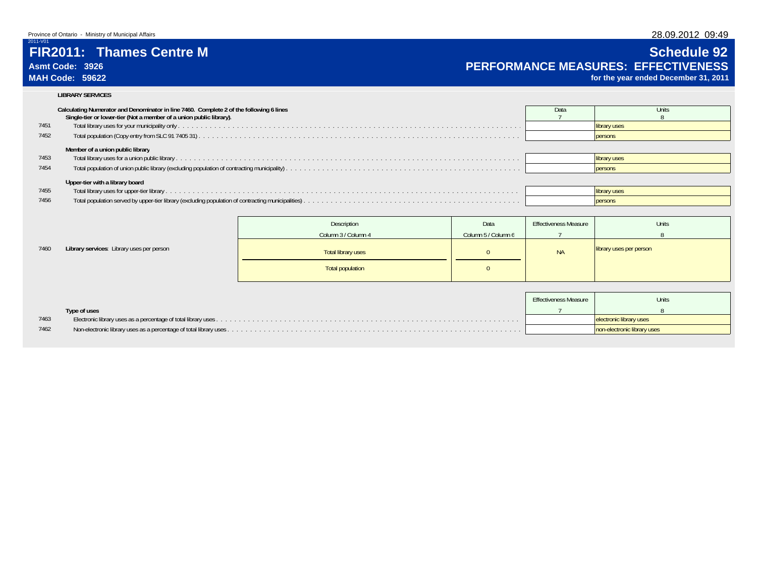Province of Ontario - Ministry of Municipal Affairs

2011-V01

# FIR2011: Thames Centre M

**Asmt Code: 3926**

**MAH Code: 59622**

# Schedule 92

## PERFORMANCE MEASURES: EFFECTIVENESS

**for the year ended December 31, 2011**

**LIBRARY SERVICES**

| Line | Calculating Numerator and Denominator in line 7460. Complete 2 of the following 6 lines | Data 7 | Units 8 |
|---|---|---|---|
| | **Single-tier or lower-tier (Not a member of a union public library).** | | |
| 7451 | Total library uses for your municipality only | | library uses |
| 7452 | Total population (Copy entry from SLC 91 7405 31) | | persons |
| | **Member of a union public library** | | |
| 7453 | Total library uses for a union public library | | library uses |
| 7454 | Total population of union public library (excluding population of contracting municipality) | | persons |
| | **Upper-tier with a library board** | | |
| 7455 | Total library uses for upper-tier library | | library uses |
| 7456 | Total population served by upper-tier library (excluding population of contracting municipalities) | | persons |

| Line | | Description Column 3 / Column 4 | Data Column 5 / Column 6 | Effectiveness Measure 7 | Units 8 |
|---|---|---|---|---|---|
| 7460 | **Library services**: Library uses per person | Total library uses / Total population | 0 / 0 | NA | library uses per person |

| Line | Type of uses | Effectiveness Measure 7 | Units 8 |
|---|---|---|---|
| 7463 | Electronic library uses as a percentage of total library uses | | electronic library uses |
| 7462 | Non-electronic library uses as a percentage of total library uses | | non-electronic library uses |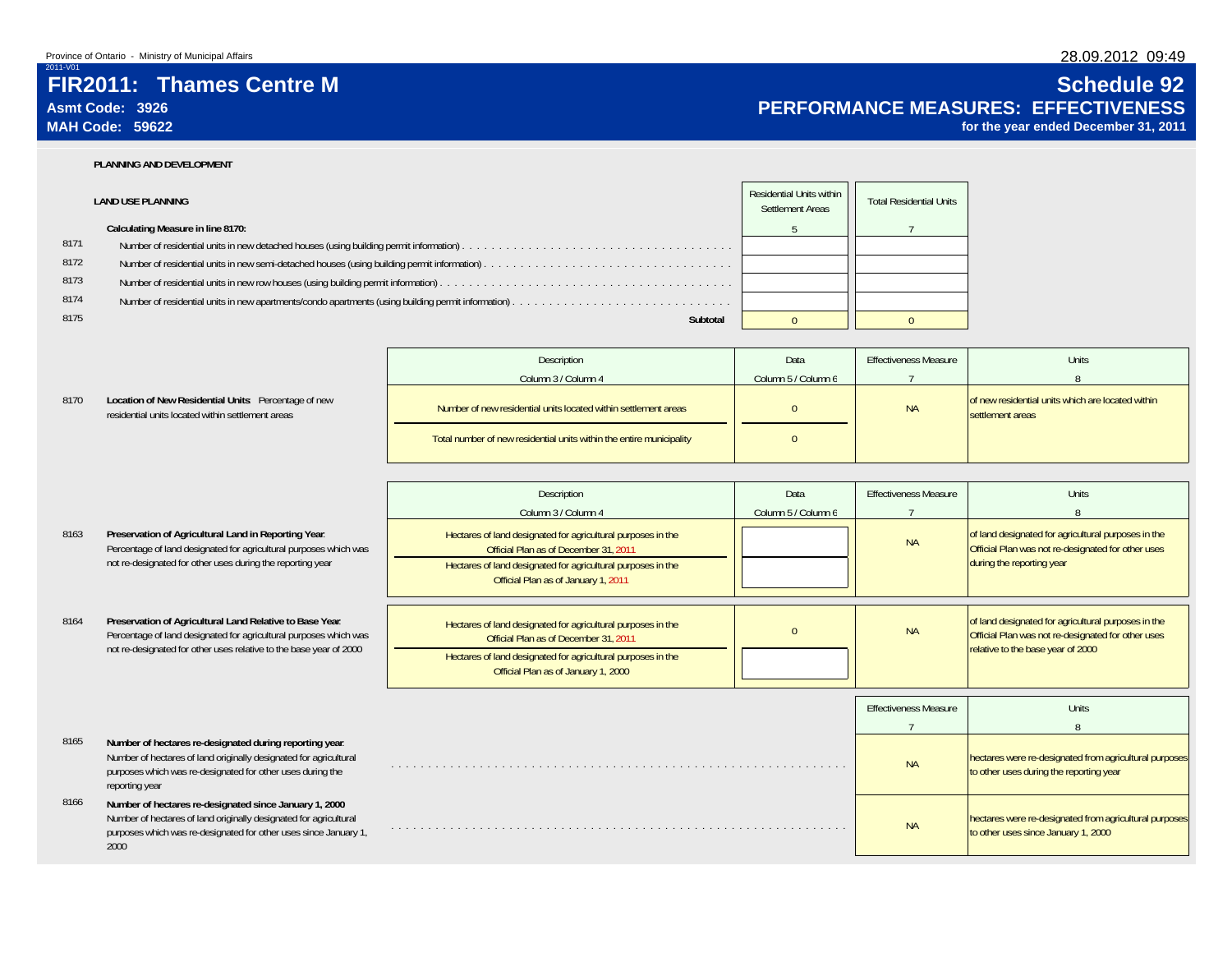Province of Ontario - Ministry of Municipal Affairs

2011-V01

# FIR2011: Thames Centre M

**Asmt Code: 3926**

**MAH Code: 59622**

28.09.2012 09:49

# Schedule 92

## PERFORMANCE MEASURES: EFFECTIVENESS

**for the year ended December 31, 2011**

### PLANNING AND DEVELOPMENT

#### LAND USE PLANNING

| | | Residential Units within Settlement Areas | Total Residential Units |
|---|---|---|---|
| | **Calculating Measure in line 8170:** | 5 | 7 |
| 8171 | Number of residential units in new detached houses (using building permit information) | | |
| 8172 | Number of residential units in new semi-detached houses (using building permit information) | | |
| 8173 | Number of residential units in new row houses (using building permit information) | | |
| 8174 | Number of residential units in new apartments/condo apartments (using building permit information) | | |
| 8175 | **Subtotal** | 0 | 0 |

| | | Description | Data | Effectiveness Measure | Units |
|---|---|---|---|---|---|
| | | Column 3 / Column 4 | Column 5 / Column 6 | 7 | 8 |
| 8170 | **Location of New Residential Units**: Percentage of new residential units located within settlement areas | Number of new residential units located within settlement areas | 0 | NA | of new residential units which are located within settlement areas |
| | | Total number of new residential units within the entire municipality | 0 | | |

| | | Description | Data | Effectiveness Measure | Units |
|---|---|---|---|---|---|
| | | Column 3 / Column 4 | Column 5 / Column 6 | 7 | 8 |
| 8163 | **Preservation of Agricultural Land in Reporting Year**: Percentage of land designated for agricultural purposes which was not re-designated for other uses during the reporting year | Hectares of land designated for agricultural purposes in the Official Plan as of December 31, 2011 | | NA | of land designated for agricultural purposes in the Official Plan was not re-designated for other uses during the reporting year |
| | | Hectares of land designated for agricultural purposes in the Official Plan as of January 1, 2011 | | | |
| 8164 | **Preservation of Agricultural Land Relative to Base Year**: Percentage of land designated for agricultural purposes which was not re-designated for other uses relative to the base year of 2000 | Hectares of land designated for agricultural purposes in the Official Plan as of December 31, 2011 | 0 | NA | of land designated for agricultural purposes in the Official Plan was not re-designated for other uses relative to the base year of 2000 |
| | | Hectares of land designated for agricultural purposes in the Official Plan as of January 1, 2000 | | | |

| | | Effectiveness Measure | Units |
|---|---|---|---|
| | | 7 | 8 |
| 8165 | **Number of hectares re-designated during reporting year**: Number of hectares of land originally designated for agricultural purposes which was re-designated for other uses during the reporting year | NA | hectares were re-designated from agricultural purposes to other uses during the reporting year |
| 8166 | **Number of hectares re-designated since January 1, 2000**: Number of hectares of land originally designated for agricultural purposes which was re-designated for other uses since January 1, 2000 | NA | hectares were re-designated from agricultural purposes to other uses since January 1, 2000 |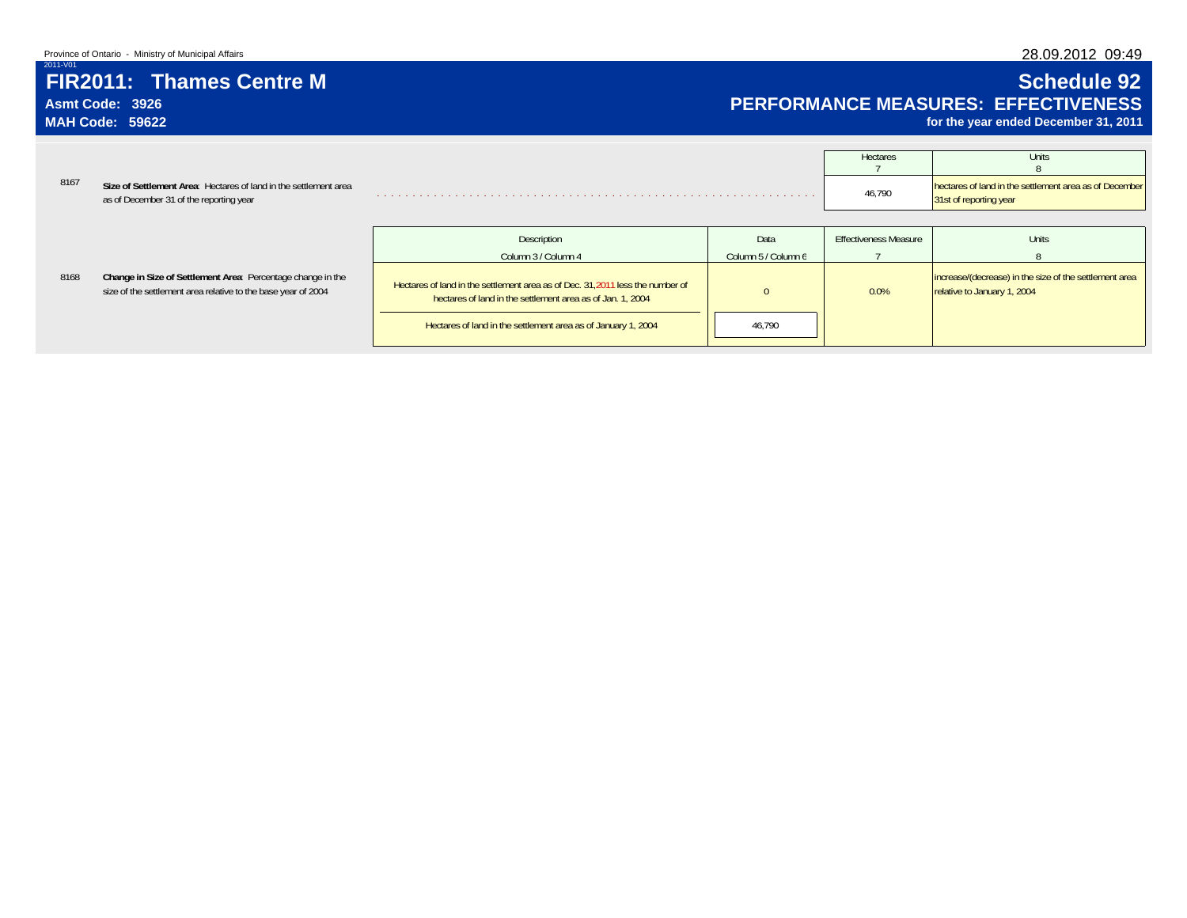Province of Ontario - Ministry of Municipal Affairs

2011-V01

# FIR2011: Thames Centre M

**Asmt Code: 3926**

**MAH Code: 59622**

28.09.2012 09:49

## Schedule 92

## PERFORMANCE MEASURES: EFFECTIVENESS

**for the year ended December 31, 2011**

| | | Hectares<br>7 | Units<br>8 |
|---|---|---|---|
| 8167 | **Size of Settlement Area**: Hectares of land in the settlement area as of December 31 of the reporting year | 46,790 | hectares of land in the settlement area as of December 31st of reporting year |

| | | Description<br>Column 3 / Column 4 | Data<br>Column 5 / Column 6 | Effectiveness Measure<br>7 | Units<br>8 |
|---|---|---|---|---|---|
| 8168 | **Change in Size of Settlement Area**: Percentage change in the size of the settlement area relative to the base year of 2004 | Hectares of land in the settlement area as of Dec. 31,2011 less the number of hectares of land in the settlement area as of Jan. 1, 2004 | 0 | 0.0% | increase/(decrease) in the size of the settlement area relative to January 1, 2004 |
| | | Hectares of land in the settlement area as of January 1, 2004 | 46,790 | | |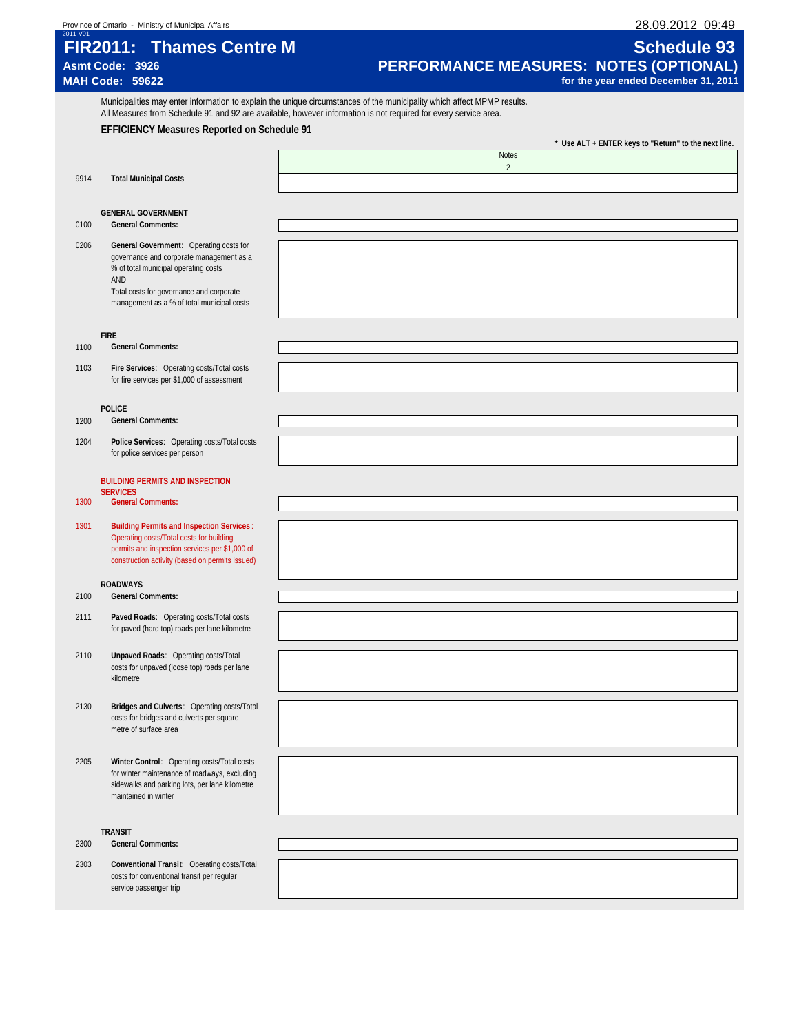Province of Ontario - Ministry of Municipal Affairs

2011-V01

# FIR2011: Thames Centre M

**Asmt Code: 3926**
**MAH Code: 59622**

## Schedule 93
## PERFORMANCE MEASURES: NOTES (OPTIONAL)
**for the year ended December 31, 2011**

Municipalities may enter information to explain the unique circumstances of the municipality which affect MPMP results.
All Measures from Schedule 91 and 92 are available, however information is not required for every service area.

### EFFICIENCY Measures Reported on Schedule 91

**\* Use ALT + ENTER keys to "Return" to the next line.**

| | | Notes |
|---|---|---|
| | | 2 |
| 9914 | **Total Municipal Costs** | |
| | **GENERAL GOVERNMENT** | |
| 0100 | **General Comments:** | |
| 0206 | **General Government**: Operating costs for governance and corporate management as a % of total municipal operating costs AND Total costs for governance and corporate management as a % of total municipal costs | |
| | **FIRE** | |
| 1100 | **General Comments:** | |
| 1103 | **Fire Services**: Operating costs/Total costs for fire services per $1,000 of assessment | |
| | **POLICE** | |
| 1200 | **General Comments:** | |
| 1204 | **Police Services**: Operating costs/Total costs for police services per person | |
| | **BUILDING PERMITS AND INSPECTION SERVICES** | |
| 1300 | **General Comments:** | |
| 1301 | **Building Permits and Inspection Services**: Operating costs/Total costs for building permits and inspection services per $1,000 of construction activity (based on permits issued) | |
| | **ROADWAYS** | |
| 2100 | **General Comments:** | |
| 2111 | **Paved Roads**: Operating costs/Total costs for paved (hard top) roads per lane kilometre | |
| 2110 | **Unpaved Roads**: Operating costs/Total costs for unpaved (loose top) roads per lane kilometre | |
| 2130 | **Bridges and Culverts**: Operating costs/Total costs for bridges and culverts per square metre of surface area | |
| 2205 | **Winter Control**: Operating costs/Total costs for winter maintenance of roadways, excluding sidewalks and parking lots, per lane kilometre maintained in winter | |
| | **TRANSIT** | |
| 2300 | **General Comments:** | |
| 2303 | **Conventional Transit**: Operating costs/Total costs for conventional transit per regular service passenger trip | |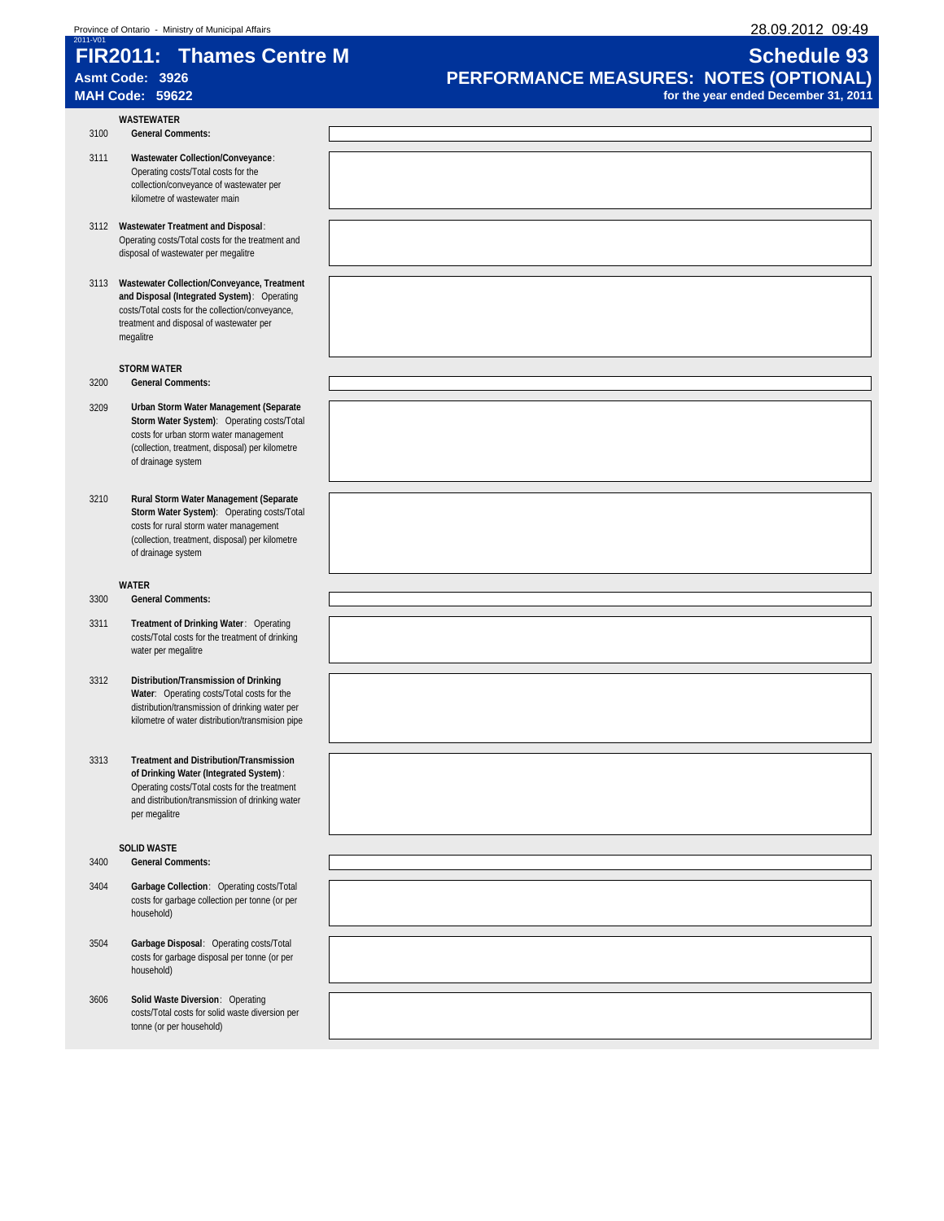Province of Ontario - Ministry of Municipal Affairs

28.09.2012 09:49

2011-V01

# FIR2011: Thames Centre M

**Asmt Code: 3926**
**MAH Code: 59622**

# Schedule 93

## PERFORMANCE MEASURES: NOTES (OPTIONAL)

**for the year ended December 31, 2011**

**WASTEWATER**

| Code | Description | Notes |
|---|---|---|
| 3100 | **General Comments:** | |
| 3111 | **Wastewater Collection/Conveyance**: Operating costs/Total costs for the collection/conveyance of wastewater per kilometre of wastewater main | |
| 3112 | **Wastewater Treatment and Disposal**: Operating costs/Total costs for the treatment and disposal of wastewater per megalitre | |
| 3113 | **Wastewater Collection/Conveyance, Treatment and Disposal (Integrated System)**: Operating costs/Total costs for the collection/conveyance, treatment and disposal of wastewater per megalitre | |

**STORM WATER**

| Code | Description | Notes |
|---|---|---|
| 3200 | **General Comments:** | |
| 3209 | **Urban Storm Water Management (Separate Storm Water System)**: Operating costs/Total costs for urban storm water management (collection, treatment, disposal) per kilometre of drainage system | |
| 3210 | **Rural Storm Water Management (Separate Storm Water System)**: Operating costs/Total costs for rural storm water management (collection, treatment, disposal) per kilometre of drainage system | |

**WATER**

| Code | Description | Notes |
|---|---|---|
| 3300 | **General Comments:** | |
| 3311 | **Treatment of Drinking Water**: Operating costs/Total costs for the treatment of drinking water per megalitre | |
| 3312 | **Distribution/Transmission of Drinking Water**: Operating costs/Total costs for the distribution/transmission of drinking water per kilometre of water distribution/transmision pipe | |
| 3313 | **Treatment and Distribution/Transmission of Drinking Water (Integrated System)**: Operating costs/Total costs for the treatment and distribution/transmission of drinking water per megalitre | |

**SOLID WASTE**

| Code | Description | Notes |
|---|---|---|
| 3400 | **General Comments:** | |
| 3404 | **Garbage Collection**: Operating costs/Total costs for garbage collection per tonne (or per household) | |
| 3504 | **Garbage Disposal**: Operating costs/Total costs for garbage disposal per tonne (or per household) | |
| 3606 | **Solid Waste Diversion**: Operating costs/Total costs for solid waste diversion per tonne (or per household) | |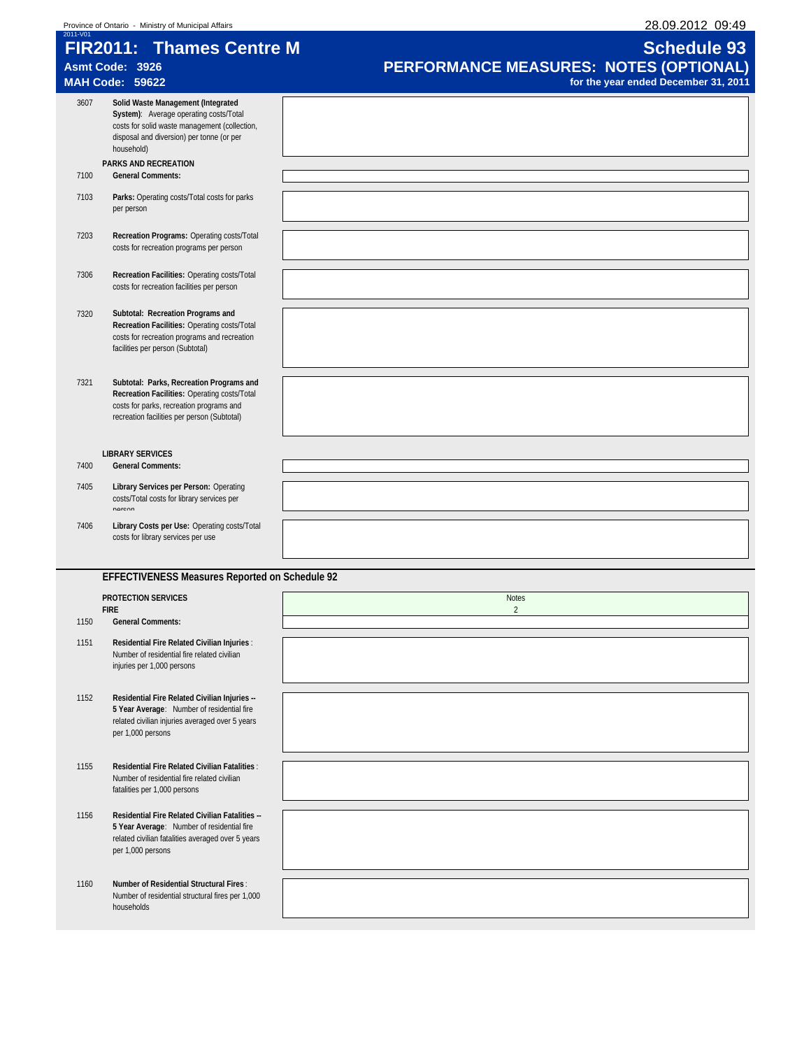Province of Ontario - Ministry of Municipal Affairs

2011-V01

# FIR2011: Thames Centre M

**Asmt Code: 3926**

**MAH Code: 59622**

# Schedule 93

## PERFORMANCE MEASURES: NOTES (OPTIONAL)

**for the year ended December 31, 2011**

| Line | Description | Notes |
|---|---|---|
| 3607 | **Solid Waste Management (Integrated System)**: Average operating costs/Total costs for solid waste management (collection, disposal and diversion) per tonne (or per household) | |
| | **PARKS AND RECREATION** | |
| 7100 | **General Comments:** | |
| 7103 | **Parks:** Operating costs/Total costs for parks per person | |
| 7203 | **Recreation Programs:** Operating costs/Total costs for recreation programs per person | |
| 7306 | **Recreation Facilities:** Operating costs/Total costs for recreation facilities per person | |
| 7320 | **Subtotal: Recreation Programs and Recreation Facilities:** Operating costs/Total costs for recreation programs and recreation facilities per person (Subtotal) | |
| 7321 | **Subtotal: Parks, Recreation Programs and Recreation Facilities:** Operating costs/Total costs for parks, recreation programs and recreation facilities per person (Subtotal) | |
| | **LIBRARY SERVICES** | |
| 7400 | **General Comments:** | |
| 7405 | **Library Services per Person:** Operating costs/Total costs for library services per person | |
| 7406 | **Library Costs per Use:** Operating costs/Total costs for library services per use | |

### EFFECTIVENESS Measures Reported on Schedule 92

| Line | Description | Notes<br>2 |
|---|---|---|
| | **PROTECTION SERVICES**<br>**FIRE** | |
| 1150 | **General Comments:** | |
| 1151 | **Residential Fire Related Civilian Injuries**: Number of residential fire related civilian injuries per 1,000 persons | |
| 1152 | **Residential Fire Related Civilian Injuries -- 5 Year Average**: Number of residential fire related civilian injuries averaged over 5 years per 1,000 persons | |
| 1155 | **Residential Fire Related Civilian Fatalities**: Number of residential fire related civilian fatalities per 1,000 persons | |
| 1156 | **Residential Fire Related Civilian Fatalities -- 5 Year Average**: Number of residential fire related civilian fatalities averaged over 5 years per 1,000 persons | |
| 1160 | **Number of Residential Structural Fires**: Number of residential structural fires per 1,000 households | |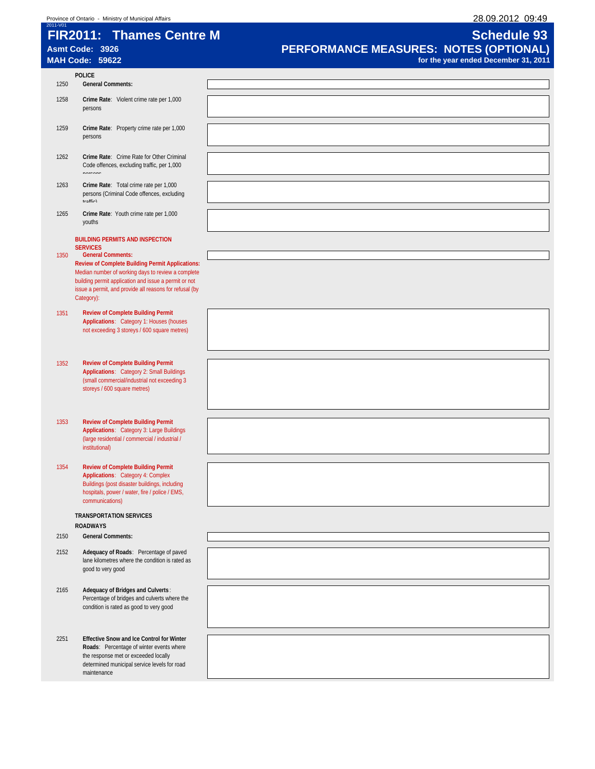Province of Ontario - Ministry of Municipal Affairs 28.09.2012 09:49

2011-V01

# FIR2011: Thames Centre M

**Asmt Code: 3926**
**MAH Code: 59622**

## Schedule 93
## PERFORMANCE MEASURES: NOTES (OPTIONAL)
**for the year ended December 31, 2011**

### POLICE

| Line | Description | Notes |
|---|---|---|
| 1250 | **General Comments:** | |
| 1258 | **Crime Rate**: Violent crime rate per 1,000 persons | |
| 1259 | **Crime Rate**: Property crime rate per 1,000 persons | |
| 1262 | **Crime Rate**: Crime Rate for Other Criminal Code offences, excluding traffic, per 1,000 persons | |
| 1263 | **Crime Rate**: Total crime rate per 1,000 persons (Criminal Code offences, excluding traffic) | |
| 1265 | **Crime Rate**: Youth crime rate per 1,000 youths | |

### BUILDING PERMITS AND INSPECTION SERVICES

| Line | Description | Notes |
|---|---|---|
| 1350 | **General Comments:** | |
| | **Review of Complete Building Permit Applications:** Median number of working days to review a complete building permit application and issue a permit or not issue a permit, and provide all reasons for refusal (by Category): | |
| 1351 | **Review of Complete Building Permit Applications**: Category 1: Houses (houses not exceeding 3 storeys / 600 square metres) | |
| 1352 | **Review of Complete Building Permit Applications**: Category 2: Small Buildings (small commercial/industrial not exceeding 3 storeys / 600 square metres) | |
| 1353 | **Review of Complete Building Permit Applications**: Category 3: Large Buildings (large residential / commercial / industrial / institutional) | |
| 1354 | **Review of Complete Building Permit Applications**: Category 4: Complex Buildings (post disaster buildings, including hospitals, power / water, fire / police / EMS, communications) | |

### TRANSPORTATION SERVICES

#### ROADWAYS

| Line | Description | Notes |
|---|---|---|
| 2150 | **General Comments:** | |
| 2152 | **Adequacy of Roads**: Percentage of paved lane kilometres where the condition is rated as good to very good | |
| 2165 | **Adequacy of Bridges and Culverts**: Percentage of bridges and culverts where the condition is rated as good to very good | |
| 2251 | **Effective Snow and Ice Control for Winter Roads**: Percentage of winter events where the response met or exceeded locally determined municipal service levels for road maintenance | |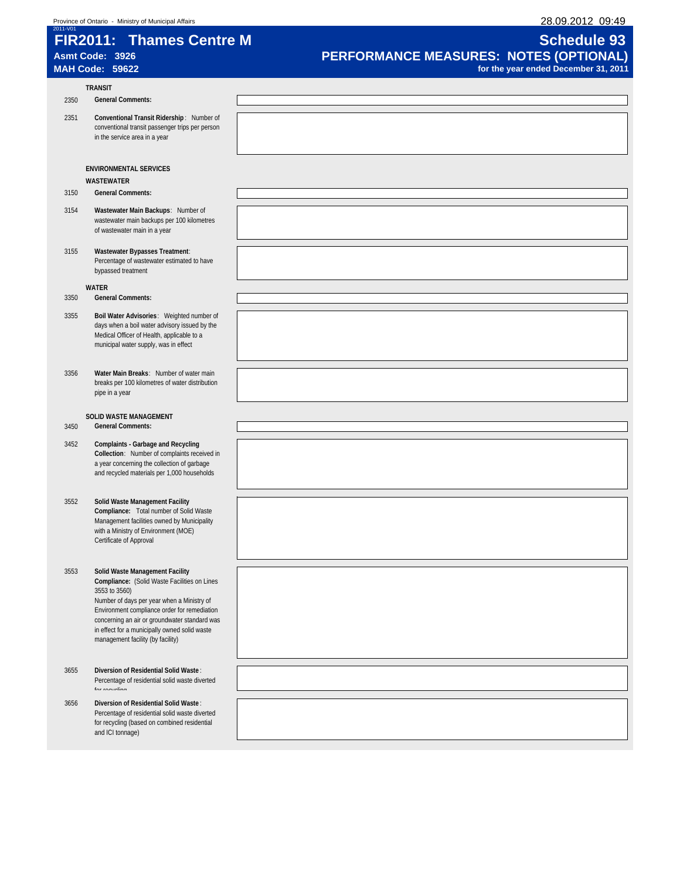Province of Ontario - Ministry of Municipal Affairs

2011-V01

# FIR2011: Thames Centre M

**Asmt Code: 3926**
**MAH Code: 59622**

# Schedule 93

## PERFORMANCE MEASURES: NOTES (OPTIONAL)

**for the year ended December 31, 2011**

### TRANSIT

| Line | Description | Notes |
|---|---|---|
| 2350 | **General Comments:** | |
| 2351 | **Conventional Transit Ridership**: Number of conventional transit passenger trips per person in the service area in a year | |

### ENVIRONMENTAL SERVICES

#### WASTEWATER

| Line | Description | Notes |
|---|---|---|
| 3150 | **General Comments:** | |
| 3154 | **Wastewater Main Backups**: Number of wastewater main backups per 100 kilometres of wastewater main in a year | |
| 3155 | **Wastewater Bypasses Treatment**: Percentage of wastewater estimated to have bypassed treatment | |

#### WATER

| Line | Description | Notes |
|---|---|---|
| 3350 | **General Comments:** | |
| 3355 | **Boil Water Advisories**: Weighted number of days when a boil water advisory issued by the Medical Officer of Health, applicable to a municipal water supply, was in effect | |
| 3356 | **Water Main Breaks**: Number of water main breaks per 100 kilometres of water distribution pipe in a year | |

#### SOLID WASTE MANAGEMENT

| Line | Description | Notes |
|---|---|---|
| 3450 | **General Comments:** | |
| 3452 | **Complaints - Garbage and Recycling Collection**: Number of complaints received in a year concerning the collection of garbage and recycled materials per 1,000 households | |
| 3552 | **Solid Waste Management Facility Compliance:** Total number of Solid Waste Management facilities owned by Municipality with a Ministry of Environment (MOE) Certificate of Approval | |
| 3553 | **Solid Waste Management Facility Compliance:** (Solid Waste Facilities on Lines 3553 to 3560) Number of days per year when a Ministry of Environment compliance order for remediation concerning an air or groundwater standard was in effect for a municipally owned solid waste management facility (by facility) | |
| 3655 | **Diversion of Residential Solid Waste**: Percentage of residential solid waste diverted for recycling | |
| 3656 | **Diversion of Residential Solid Waste**: Percentage of residential solid waste diverted for recycling (based on combined residential and ICI tonnage) | |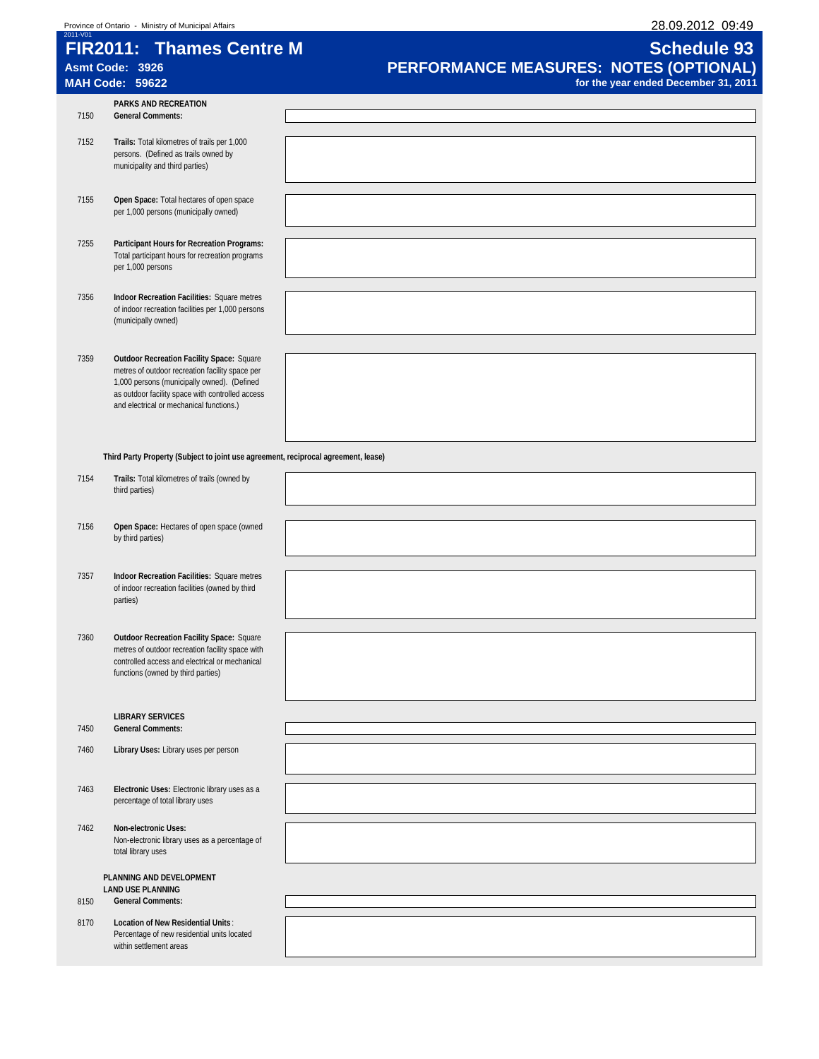Province of Ontario - Ministry of Municipal Affairs

2011-V01

# FIR2011: Thames Centre M

**Asmt Code: 3926**
**MAH Code: 59622**

## Schedule 93
## PERFORMANCE MEASURES: NOTES (OPTIONAL)
**for the year ended December 31, 2011**

### PARKS AND RECREATION

| Line | Description | Notes |
|---|---|---|
| 7150 | **General Comments:** | |
| 7152 | **Trails:** Total kilometres of trails per 1,000 persons. (Defined as trails owned by municipality and third parties) | |
| 7155 | **Open Space:** Total hectares of open space per 1,000 persons (municipally owned) | |
| 7255 | **Participant Hours for Recreation Programs:** Total participant hours for recreation programs per 1,000 persons | |
| 7356 | **Indoor Recreation Facilities:** Square metres of indoor recreation facilities per 1,000 persons (municipally owned) | |
| 7359 | **Outdoor Recreation Facility Space:** Square metres of outdoor recreation facility space per 1,000 persons (municipally owned). (Defined as outdoor facility space with controlled access and electrical or mechanical functions.) | |

**Third Party Property (Subject to joint use agreement, reciprocal agreement, lease)**

| Line | Description | Notes |
|---|---|---|
| 7154 | **Trails:** Total kilometres of trails (owned by third parties) | |
| 7156 | **Open Space:** Hectares of open space (owned by third parties) | |
| 7357 | **Indoor Recreation Facilities:** Square metres of indoor recreation facilities (owned by third parties) | |
| 7360 | **Outdoor Recreation Facility Space:** Square metres of outdoor recreation facility space with controlled access and electrical or mechanical functions (owned by third parties) | |

### LIBRARY SERVICES

| Line | Description | Notes |
|---|---|---|
| 7450 | **General Comments:** | |
| 7460 | **Library Uses:** Library uses per person | |
| 7463 | **Electronic Uses:** Electronic library uses as a percentage of total library uses | |
| 7462 | **Non-electronic Uses:** Non-electronic library uses as a percentage of total library uses | |

### PLANNING AND DEVELOPMENT
### LAND USE PLANNING

| Line | Description | Notes |
|---|---|---|
| 8150 | **General Comments:** | |
| 8170 | **Location of New Residential Units**: Percentage of new residential units located within settlement areas | |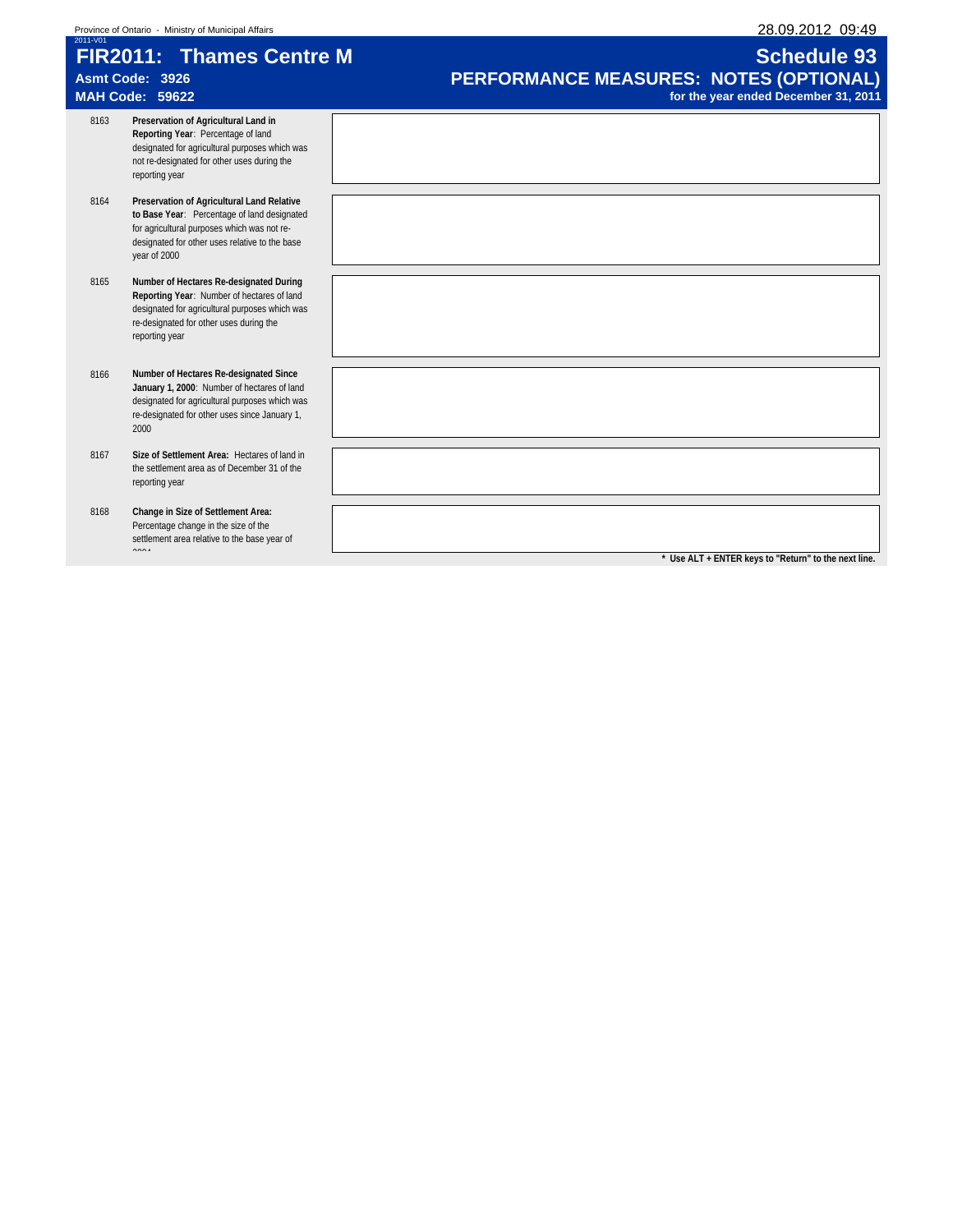Province of Ontario - Ministry of Municipal Affairs

2011-V01

# FIR2011: Thames Centre M

**Asmt Code: 3926**

**MAH Code: 59622**

# Schedule 93

## PERFORMANCE MEASURES: NOTES (OPTIONAL)

**for the year ended December 31, 2011**

| Line | Description | Notes |
|---|---|---|
| 8163 | **Preservation of Agricultural Land in Reporting Year**: Percentage of land designated for agricultural purposes which was not re-designated for other uses during the reporting year | |
| 8164 | **Preservation of Agricultural Land Relative to Base Year**: Percentage of land designated for agricultural purposes which was not re-designated for other uses relative to the base year of 2000 | |
| 8165 | **Number of Hectares Re-designated During Reporting Year**: Number of hectares of land designated for agricultural purposes which was re-designated for other uses during the reporting year | |
| 8166 | **Number of Hectares Re-designated Since January 1, 2000**: Number of hectares of land designated for agricultural purposes which was re-designated for other uses since January 1, 2000 | |
| 8167 | **Size of Settlement Area:** Hectares of land in the settlement area as of December 31 of the reporting year | |
| 8168 | **Change in Size of Settlement Area:** Percentage change in the size of the settlement area relative to the base year of 2004 | |

**\* Use ALT + ENTER keys to "Return" to the next line.**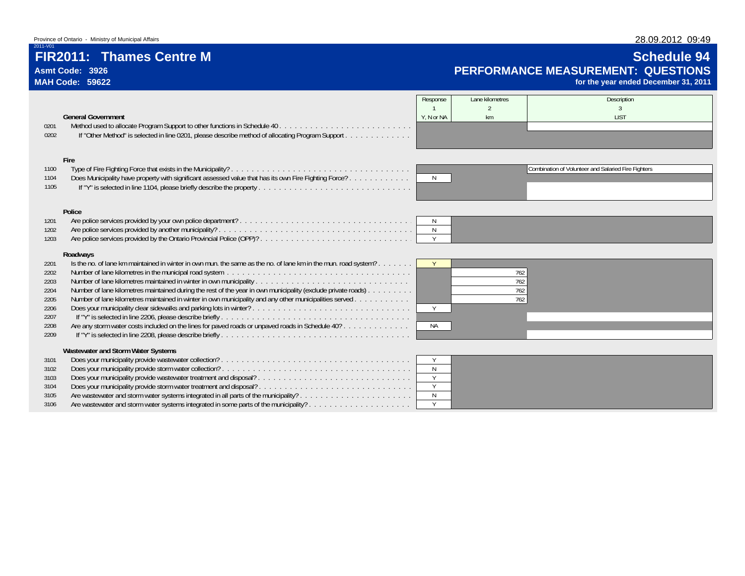Province of Ontario - Ministry of Municipal Affairs

2011-V01

# FIR2011: Thames Centre M

**Asmt Code: 3926**

**MAH Code: 59622**

## Schedule 94

## PERFORMANCE MEASUREMENT: QUESTIONS

**for the year ended December 31, 2011**

| Line | | Response<br>1<br>Y, N or NA | Lane kilometres<br>2<br>km | Description<br>3<br>LIST |
|---|---|---|---|---|
| | **General Government** | | | |
| 0201 | Method used to allocate Program Support to other functions in Schedule 40 . . . . . . . . . . . . . . . . . . . . . . . . . . | | | |
| 0202 | If "Other Method" is selected in line 0201, please describe method of allocating Program Support . . . . . . . . . . . . . | | | |
| | **Fire** | | | |
| 1100 | Type of Fire Fighting Force that exists in the Municipality? . . . . . . . . . . . . . . . . . . . . . . . . . . . . . . . . . . . . | | | Combination of Volunteer and Salaried Fire Fighters |
| 1104 | Does Municipality have property with significant assessed value that has its own Fire Fighting Force? . . . . . . . . . . . . | N | | |
| 1105 | If "Y" is selected in line 1104, please briefly describe the property . . . . . . . . . . . . . . . . . . . . . . . . . . . . . . | | | |
| | **Police** | | | |
| 1201 | Are police services provided by your own police department? . . . . . . . . . . . . . . . . . . . . . . . . . . . . . . . . . | N | | |
| 1202 | Are police services provided by another municipality? . . . . . . . . . . . . . . . . . . . . . . . . . . . . . . . . . . . . . | N | | |
| 1203 | Are police services provided by the Ontario Provincial Police (OPP)? . . . . . . . . . . . . . . . . . . . . . . . . . . . . . | Y | | |
| | **Roadways** | | | |
| 2201 | Is the no. of lane km maintained in winter in own mun. the same as the no. of lane km in the mun. road system? . . . . . . . | Y | | |
| 2202 | Number of lane kilometres in the municipal road system . . . . . . . . . . . . . . . . . . . . . . . . . . . . . . . . . . . . . | | 762 | |
| 2203 | Number of lane kilometres maintained in winter in own municipality . . . . . . . . . . . . . . . . . . . . . . . . . . . . . . | | 762 | |
| 2204 | Number of lane kilometres maintained during the rest of the year in own municipality (exclude private roads) . . . . . . . . . | | 762 | |
| 2205 | Number of lane kilometres maintained in winter in own municipality and any other municipalities served . . . . . . . . . . . | | 762 | |
| 2206 | Does your municipality clear sidewalks and parking lots in winter? . . . . . . . . . . . . . . . . . . . . . . . . . . . . . . . | Y | | |
| 2207 | If "Y" is selected in line 2206, please describe briefly . . . . . . . . . . . . . . . . . . . . . . . . . . . . . . . . . . . . . | | | |
| 2208 | Are any storm water costs included on the lines for paved roads or unpaved roads in Schedule 40? . . . . . . . . . . . . . | NA | | |
| 2209 | If "Y" is selected in line 2208, please describe briefly . . . . . . . . . . . . . . . . . . . . . . . . . . . . . . . . . . . . . | | | |
| | **Wastewater and Storm Water Systems** | | | |
| 3101 | Does your municipality provide wastewater collection? . . . . . . . . . . . . . . . . . . . . . . . . . . . . . . . . . . . . . | Y | | |
| 3102 | Does your municipality provide storm water collection? . . . . . . . . . . . . . . . . . . . . . . . . . . . . . . . . . . . . . | N | | |
| 3103 | Does your municipality provide wastewater treatment and disposal? . . . . . . . . . . . . . . . . . . . . . . . . . . . . . . | Y | | |
| 3104 | Does your municipality provide storm water treatment and disposal? . . . . . . . . . . . . . . . . . . . . . . . . . . . . . | Y | | |
| 3105 | Are wastewater and storm water systems integrated in all parts of the municipality? . . . . . . . . . . . . . . . . . . . . . . | N | | |
| 3106 | Are wastewater and storm water systems integrated in some parts of the municipality? . . . . . . . . . . . . . . . . . . . . | Y | | |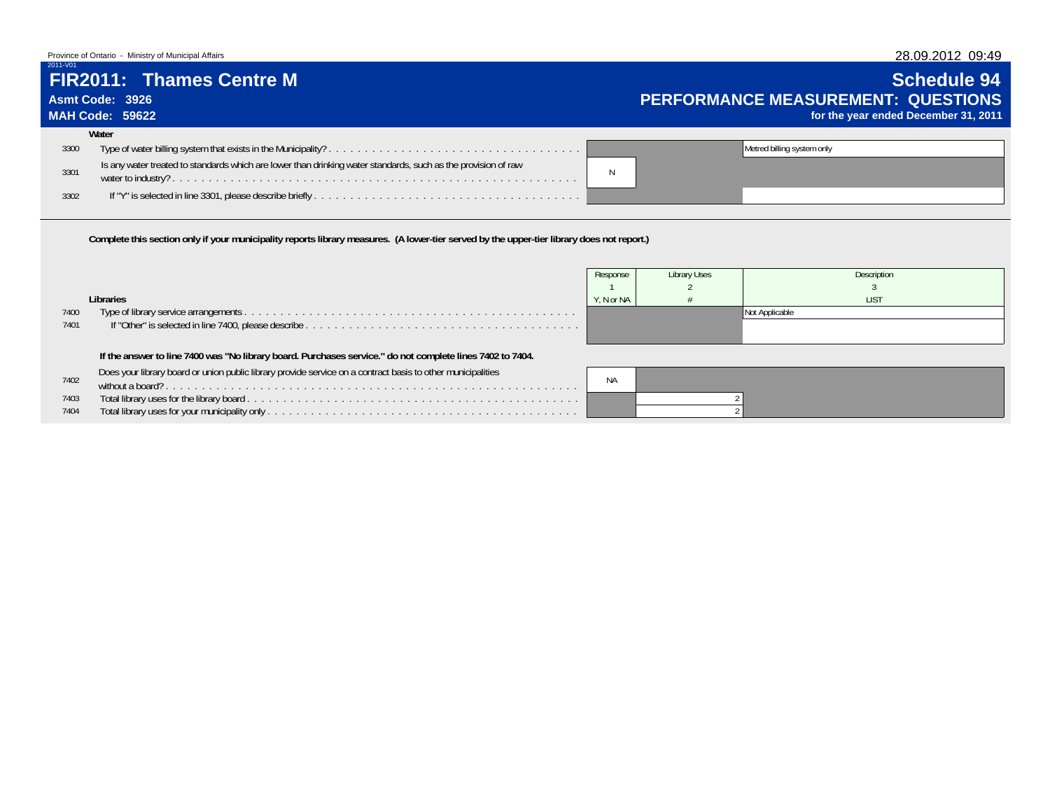# FIR2011: Thames Centre M

**Asmt Code: 3926**
**MAH Code: 59622**

## Schedule 94
## PERFORMANCE MEASUREMENT: QUESTIONS
**for the year ended December 31, 2011**

### Water

| Line | Question | Response | | Description |
|---|---|---|---|---|
| 3300 | Type of water billing system that exists in the Municipality? | | | Metred billing system only |
| 3301 | Is any water treated to standards which are lower than drinking water standards, such as the provision of raw water to industry? | N | | |
| 3302 | If "Y" is selected in line 3301, please describe briefly | | | |

**Complete this section only if your municipality reports library measures. (A lower-tier served by the upper-tier library does not report.)**

### Libraries

| Line | Question | Response | Library Uses | Description |
|---|---|---|---|---|
| | | 1 | 2 | 3 |
| | | Y, N or NA | # | LIST |
| 7400 | Type of library service arrangements | | | Not Applicable |
| 7401 | If "Other" is selected in line 7400, please describe | | | |

**If the answer to line 7400 was "No library board. Purchases service." do not complete lines 7402 to 7404.**

| Line | Question | Response | Library Uses | Description |
|---|---|---|---|---|
| 7402 | Does your library board or union public library provide service on a contract basis to other municipalities without a board? | NA | | |
| 7403 | Total library uses for the library board | | 2 | |
| 7404 | Total library uses for your municipality only | | 2 | |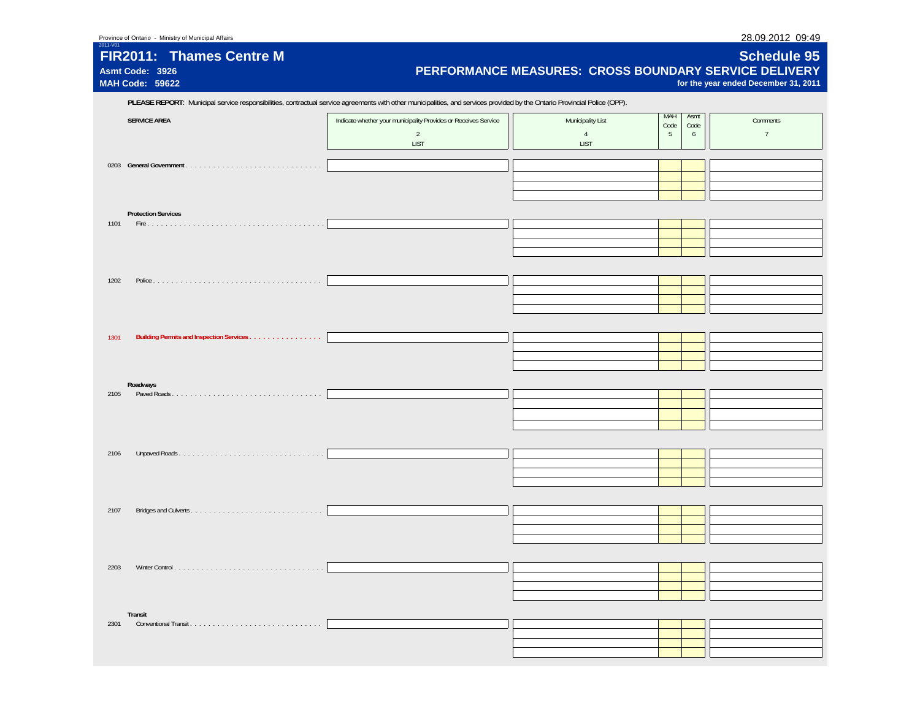Province of Ontario - Ministry of Municipal Affairs

2011-V01

# FIR2011: Thames Centre M

**Asmt Code: 3926**

**MAH Code: 59622**

# Schedule 95

## PERFORMANCE MEASURES: CROSS BOUNDARY SERVICE DELIVERY

**for the year ended December 31, 2011**

**PLEASE REPORT**: Municipal service responsibilities, contractual service agreements with other municipalities, and services provided by the Ontario Provincial Police (OPP).

| | SERVICE AREA | Indicate whether your municipality Provides or Receives Service | Municipality List | MAH Code | Asmt Code | Comments |
|---|---|---|---|---|---|---|
| | | 2 | 4 | 5 | 6 | 7 |
| | | LIST | LIST | | | |
| 0203 | **General Government** | | | | | |
| | **Protection Services** | | | | | |
| 1101 | Fire | | | | | |
| 1202 | Police | | | | | |
| 1301 | **Building Permits and Inspection Services** | | | | | |
| | **Roadways** | | | | | |
| 2105 | Paved Roads | | | | | |
| 2106 | Unpaved Roads | | | | | |
| 2107 | Bridges and Culverts | | | | | |
| 2203 | Winter Control | | | | | |
| | **Transit** | | | | | |
| 2301 | Conventional Transit | | | | | |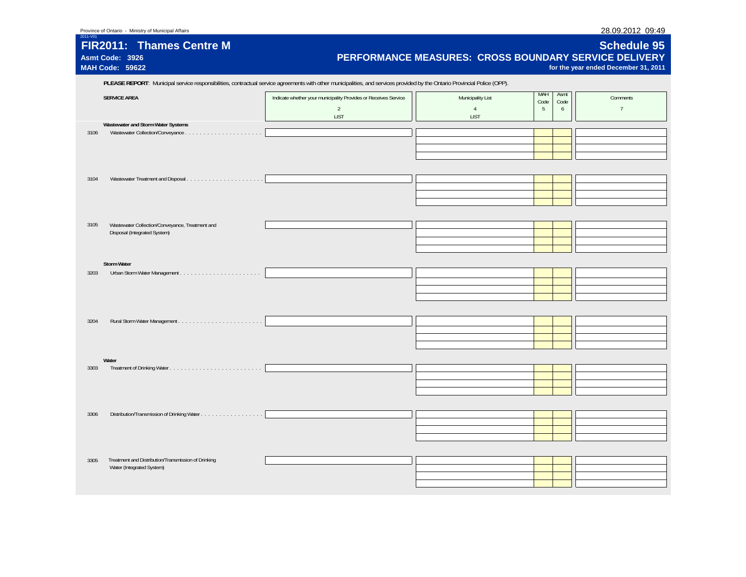Province of Ontario - Ministry of Municipal Affairs

2011-V01

# FIR2011: Thames Centre M

**Asmt Code: 3926**

**MAH Code: 59622**

# Schedule 95

## PERFORMANCE MEASURES: CROSS BOUNDARY SERVICE DELIVERY

**for the year ended December 31, 2011**

**PLEASE REPORT**: Municipal service responsibilities, contractual service agreements with other municipalities, and services provided by the Ontario Provincial Police (OPP).

| | SERVICE AREA | Indicate whether your municipality Provides or Receives Service | Municipality List | MAH Code | Asmt Code | Comments |
|---|---|---|---|---|---|---|
| | | 2 | 4 | 5 | 6 | 7 |
| | | LIST | LIST | | | |
| | **Wastewater and Storm Water Systems** | | | | | |
| 3106 | Wastewater Collection/Conveyance | | | | | |
| 3104 | Wastewater Treatment and Disposal | | | | | |
| 3105 | Wastewater Collection/Conveyance, Treatment and Disposal (Integrated System) | | | | | |
| | **Storm Water** | | | | | |
| 3203 | Urban Storm Water Management | | | | | |
| 3204 | Rural Storm Water Management | | | | | |
| | **Water** | | | | | |
| 3303 | Treatment of Drinking Water | | | | | |
| 3306 | Distribution/Transmission of Drinking Water | | | | | |
| 3305 | Treatment and Distribution/Transmission of Drinking Water (Integrated System) | | | | | |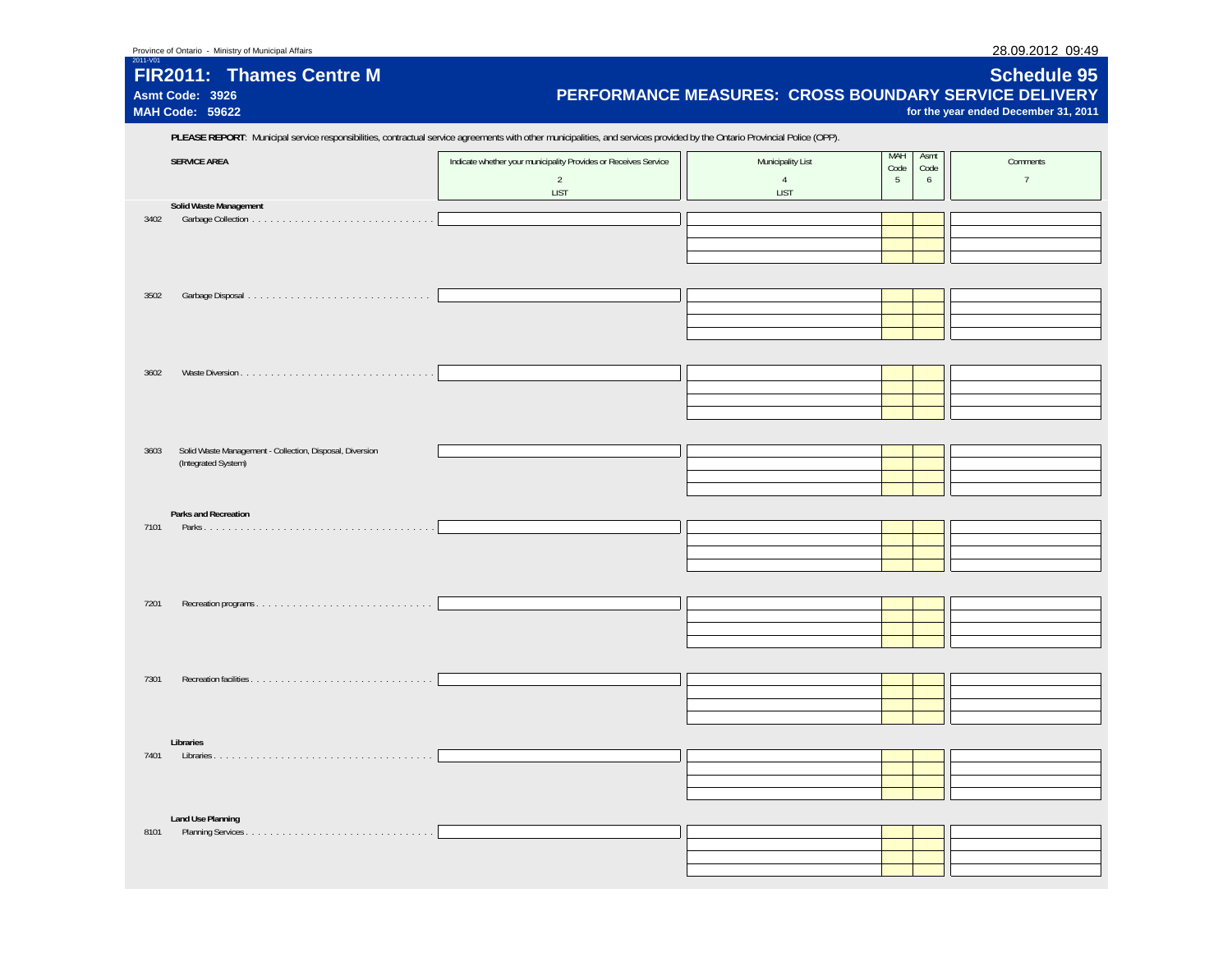Province of Ontario - Ministry of Municipal Affairs

28.09.2012 09:49

2011-V01

# FIR2011: Thames Centre M

**Asmt Code: 3926**

**MAH Code: 59622**

# Schedule 95

## PERFORMANCE MEASURES: CROSS BOUNDARY SERVICE DELIVERY

**for the year ended December 31, 2011**

**PLEASE REPORT**: Municipal service responsibilities, contractual service agreements with other municipalities, and services provided by the Ontario Provincial Police (OPP).

| | SERVICE AREA | Indicate whether your municipality Provides or Receives Service | Municipality List | MAH Code | Asmt Code | Comments |
|---|---|---|---|---|---|---|
| | | 2 | 4 | 5 | 6 | 7 |
| | | LIST | LIST | | | |
| | **Solid Waste Management** | | | | | |
| 3402 | Garbage Collection | | | | | |
| 3502 | Garbage Disposal | | | | | |
| 3602 | Waste Diversion | | | | | |
| 3603 | Solid Waste Management - Collection, Disposal, Diversion (Integrated System) | | | | | |
| | **Parks and Recreation** | | | | | |
| 7101 | Parks | | | | | |
| 7201 | Recreation programs | | | | | |
| 7301 | Recreation facilities | | | | | |
| | **Libraries** | | | | | |
| 7401 | Libraries | | | | | |
| | **Land Use Planning** | | | | | |
| 8101 | Planning Services | | | | | |